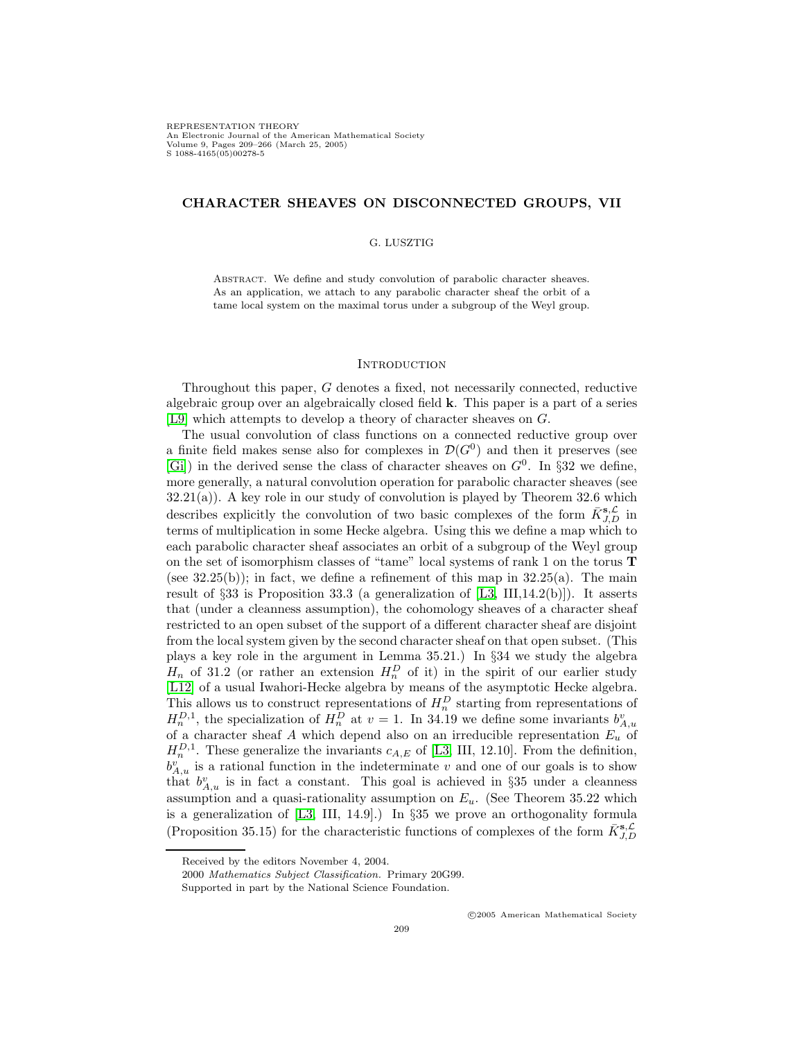# CHARACTER SHEAVES ON DISCONNECTED GROUPS, VII

G. LUSZTIG

Abstract. We define and study convolution of parabolic character sheaves. As an application, we attach to any parabolic character sheaf the orbit of a tame local system on the maximal torus under a subgroup of the Weyl group.

## Introduction

Throughout this paper, $G$ denotes a fixed, not necessarily connected, reductive algebraic group over an algebraically closed field $\mathbf{k}$. This paper is a part of a series [L9] which attempts to develop a theory of character sheaves on $G$.

The usual convolution of class functions on a connected reductive group over a finite field makes sense also for complexes in $\mathcal{D}(G^0)$ and then it preserves (see [Gi]) in the derived sense the class of character sheaves on $G^0$. In §32 we define, more generally, a natural convolution operation for parabolic character sheaves (see 32.21(a)). A key role in our study of convolution is played by Theorem 32.6 which describes explicitly the convolution of two basic complexes of the form $\bar{K}^{\mathbf{s},\mathcal{L}}_{J,D}$ in terms of multiplication in some Hecke algebra. Using this we define a map which to each parabolic character sheaf associates an orbit of a subgroup of the Weyl group on the set of isomorphism classes of "tame" local systems of rank 1 on the torus $\mathbf{T}$ (see 32.25(b)); in fact, we define a refinement of this map in 32.25(a). The main result of §33 is Proposition 33.3 (a generalization of [L3, III,14.2(b)]). It asserts that (under a cleanness assumption), the cohomology sheaves of a character sheaf restricted to an open subset of the support of a different character sheaf are disjoint from the local system given by the second character sheaf on that open subset. (This plays a key role in the argument in Lemma 35.21.) In §34 we study the algebra $H_n$ of 31.2 (or rather an extension $H^D_n$ of it) in the spirit of our earlier study [L12] of a usual Iwahori-Hecke algebra by means of the asymptotic Hecke algebra. This allows us to construct representations of $H^D_n$ starting from representations of $H^{D,1}_n$, the specialization of $H^D_n$ at $v = 1$. In 34.19 we define some invariants $b^v_{A,u}$ of a character sheaf $A$ which depend also on an irreducible representation $E_u$ of $H^{D,1}_n$. These generalize the invariants $c_{A,E}$ of [L3, III, 12.10]. From the definition, $b^v_{A,u}$ is a rational function in the indeterminate $v$ and one of our goals is to show that $b^v_{A,u}$ is in fact a constant. This goal is achieved in §35 under a cleanness assumption and a quasi-rationality assumption on $E_u$. (See Theorem 35.22 which is a generalization of [L3, III, 14.9].) In §35 we prove an orthogonality formula (Proposition 35.15) for the characteristic functions of complexes of the form $\bar{K}^{\mathbf{s},\mathcal{L}}_{J,D}$

---

Received by the editors November 4, 2004.

2000 *Mathematics Subject Classification.* Primary 20G99.

Supported in part by the National Science Foundation.

©2005 American Mathematical Society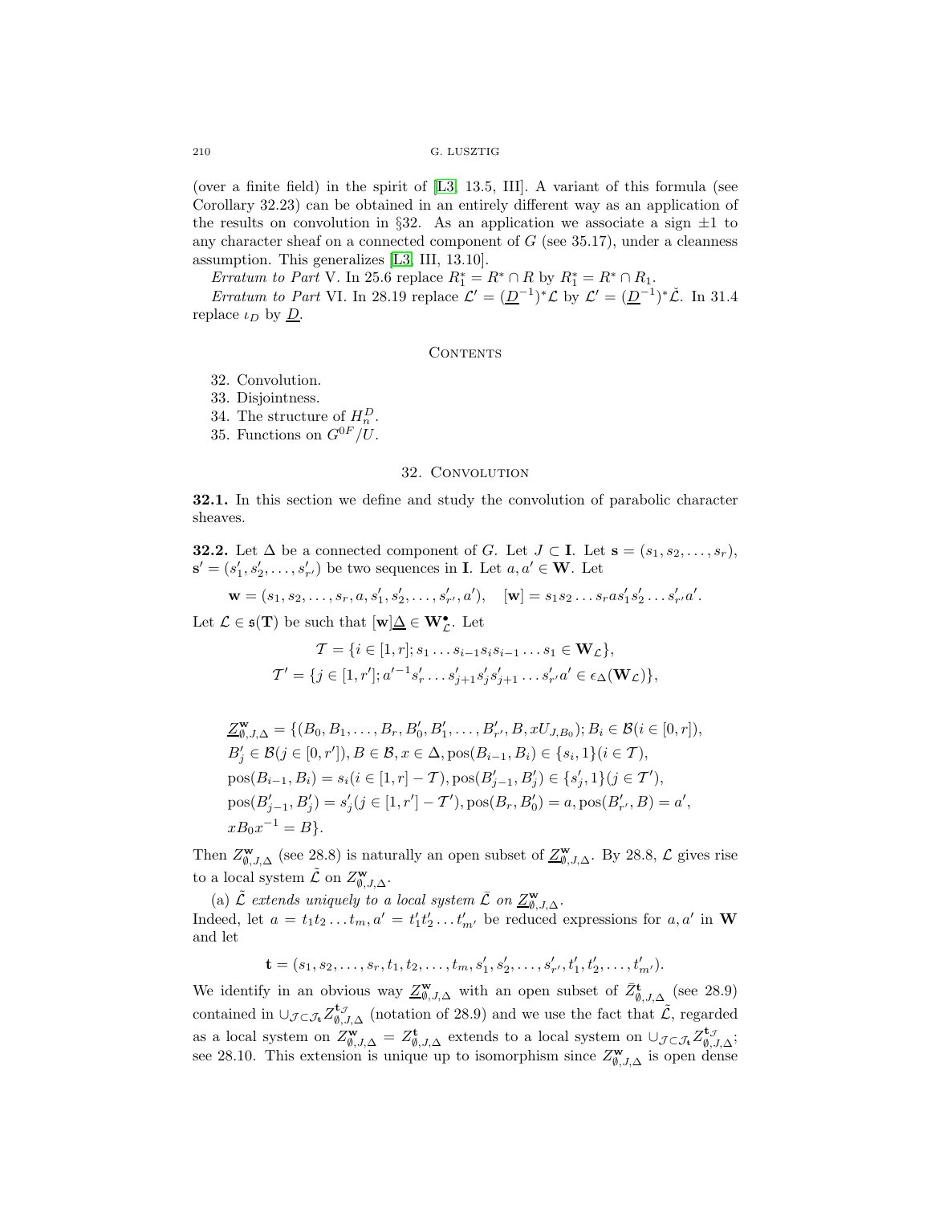(over a finite field) in the spirit of [L3, 13.5, III]. A variant of this formula (see Corollary 32.23) can be obtained in an entirely different way as an application of the results on convolution in §32. As an application we associate a sign $\pm 1$ to any character sheaf on a connected component of $G$ (see 35.17), under a cleanness assumption. This generalizes [L3, III, 13.10].

*Erratum to Part* V. In 25.6 replace $R_1^* = R^* \cap R$ by $R_1^* = R^* \cap R_1$.

*Erratum to Part* VI. In 28.19 replace $\mathcal{L}' = (\underline{D}^{-1})^*\mathcal{L}$ by $\mathcal{L}' = (\underline{D}^{-1})^*\check{\mathcal{L}}$. In 31.4 replace $\iota_D$ by $\underline{D}$.

## Contents

32. Convolution.
33. Disjointness.
34. The structure of $H_n^D$.
35. Functions on $G^{0F}/U$.

## 32. Convolution

**32.1.** In this section we define and study the convolution of parabolic character sheaves.

**32.2.** Let $\Delta$ be a connected component of $G$. Let $J \subset \mathbf{I}$. Let $\mathbf{s} = (s_1, s_2, \dots, s_r)$, $\mathbf{s}' = (s'_1, s'_2, \dots, s'_{r'})$ be two sequences in $\mathbf{I}$. Let $a, a' \in \mathbf{W}$. Let

$$\mathbf{w} = (s_1, s_2, \dots, s_r, a, s'_1, s'_2, \dots, s'_{r'}, a'), \quad [\mathbf{w}] = s_1 s_2 \dots s_r a s'_1 s'_2 \dots s'_{r'} a'.$$

Let $\mathcal{L} \in \mathfrak{s}(\mathbf{T})$ be such that $[\mathbf{w}]\underline{\Delta} \in \mathbf{W}^\bullet_{\mathcal{L}}$. Let

$$\mathcal{T} = \{i \in [1,r]; s_1 \dots s_{i-1} s_i s_{i-1} \dots s_1 \in \mathbf{W}_{\mathcal{L}}\},$$
$$\mathcal{T}' = \{j \in [1,r']; a'^{-1} s'_r \dots s'_{j+1} s'_j s'_{j+1} \dots s'_{r'} a' \in \epsilon_\Delta(\mathbf{W}_{\mathcal{L}})\},$$

$$\begin{aligned}
\underline{Z}^{\mathbf{w}}_{\emptyset,J,\Delta} = \{&(B_0, B_1, \dots, B_r, B'_0, B'_1, \dots, B'_{r'}, B, xU_{J,B_0}); B_i \in \mathcal{B}(i \in [0,r]),\\
&B'_j \in \mathcal{B}(j \in [0,r']), B \in \mathcal{B}, x \in \Delta, \mathrm{pos}(B_{i-1}, B_i) \in \{s_i, 1\}(i \in \mathcal{T}),\\
&\mathrm{pos}(B_{i-1}, B_i) = s_i(i \in [1,r] - \mathcal{T}), \mathrm{pos}(B'_{j-1}, B'_j) \in \{s'_j, 1\}(j \in \mathcal{T}'),\\
&\mathrm{pos}(B'_{j-1}, B'_j) = s'_j(j \in [1,r'] - \mathcal{T}'), \mathrm{pos}(B_r, B'_0) = a, \mathrm{pos}(B'_{r'}, B) = a',\\
&xB_0x^{-1} = B\}.
\end{aligned}$$

Then $Z^{\mathbf{w}}_{\emptyset,J,\Delta}$ (see 28.8) is naturally an open subset of $\underline{Z}^{\mathbf{w}}_{\emptyset,J,\Delta}$. By 28.8, $\mathcal{L}$ gives rise to a local system $\tilde{\mathcal{L}}$ on $Z^{\mathbf{w}}_{\emptyset,J,\Delta}$.

(a) *$\tilde{\mathcal{L}}$ extends uniquely to a local system $\bar{\mathcal{L}}$ on $\underline{Z}^{\mathbf{w}}_{\emptyset,J,\Delta}$.*

Indeed, let $a = t_1 t_2 \dots t_m, a' = t'_1 t'_2 \dots t'_{m'}$ be reduced expressions for $a, a'$ in $\mathbf{W}$ and let

$$\mathbf{t} = (s_1, s_2, \dots, s_r, t_1, t_2, \dots, t_m, s'_1, s'_2, \dots, s'_{r'}, t'_1, t'_2, \dots, t'_{m'}).$$

We identify in an obvious way $\underline{Z}^{\mathbf{w}}_{\emptyset,J,\Delta}$ with an open subset of $\bar{Z}^{\mathbf{t}}_{\emptyset,J,\Delta}$ (see 28.9) contained in $\cup_{\mathcal{J} \subset \mathcal{J}_{\mathbf{t}}} Z^{\mathbf{t}_{\mathcal{J}}}_{\emptyset,J,\Delta}$ (notation of 28.9) and we use the fact that $\tilde{\mathcal{L}}$, regarded as a local system on $Z^{\mathbf{w}}_{\emptyset,J,\Delta} = Z^{\mathbf{t}}_{\emptyset,J,\Delta}$ extends to a local system on $\cup_{\mathcal{J} \subset \mathcal{J}_{\mathbf{t}}} Z^{\mathbf{t}_{\mathcal{J}}}_{\emptyset,J,\Delta}$; see 28.10. This extension is unique up to isomorphism since $Z^{\mathbf{w}}_{\emptyset,J,\Delta}$ is open dense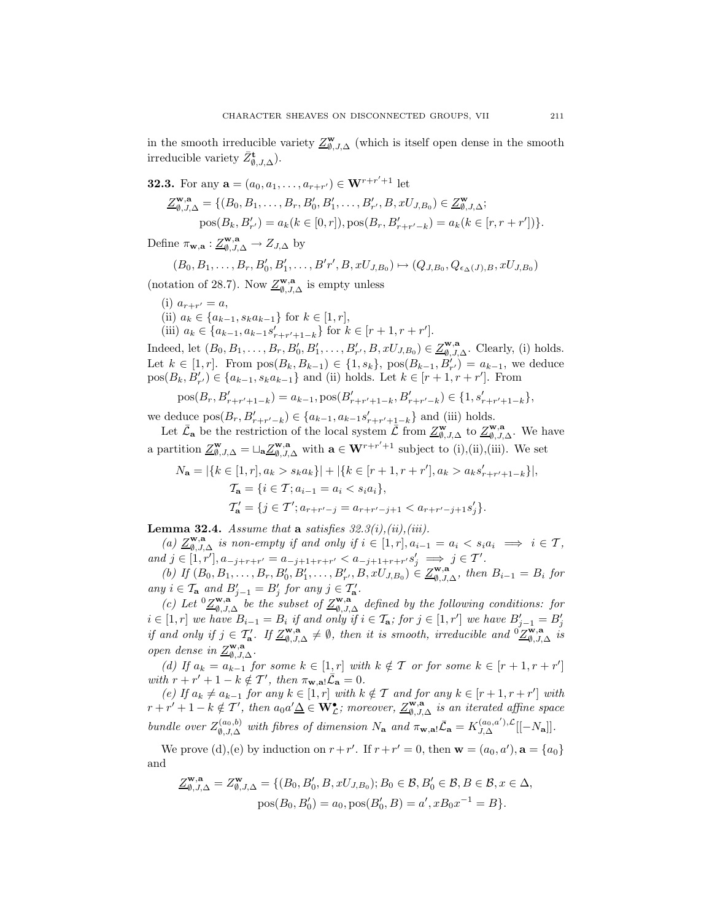in the smooth irreducible variety $\underline{Z}^{\mathbf{w}}_{\emptyset,J,\Delta}$ (which is itself open dense in the smooth irreducible variety $\bar{Z}^{\mathbf{t}}_{\emptyset,J,\Delta}$).

**32.3.** For any $\mathbf{a} = (a_0, a_1, \dots, a_{r+r'}) \in \mathbf{W}^{r+r'+1}$ let

$$\underline{Z}^{\mathbf{w},\mathbf{a}}_{\emptyset,J,\Delta} = \{(B_0, B_1, \dots, B_r, B'_0, B'_1, \dots, B'_{r'}, B, xU_{J,B_0}) \in \underline{Z}^{\mathbf{w}}_{\emptyset,J,\Delta};$$
$$\operatorname{pos}(B_k, B'_{r'}) = a_k (k \in [0,r]), \operatorname{pos}(B_r, B'_{r+r'-k}) = a_k (k \in [r, r+r'])\}.$$

Define $\pi_{\mathbf{w},\mathbf{a}} : \underline{Z}^{\mathbf{w},\mathbf{a}}_{\emptyset,J,\Delta} \to Z_{J,\Delta}$ by

$$(B_0, B_1, \dots, B_r, B'_0, B'_1, \dots, B'r', B, xU_{J,B_0}) \mapsto (Q_{J,B_0}, Q_{\epsilon_\Delta(J),B}, xU_{J,B_0})$$

(notation of 28.7). Now $\underline{Z}^{\mathbf{w},\mathbf{a}}_{\emptyset,J,\Delta}$ is empty unless

(i) $a_{r+r'} = a$,
(ii) $a_k \in \{a_{k-1}, s_k a_{k-1}\}$ for $k \in [1, r]$,
(iii) $a_k \in \{a_{k-1}, a_{k-1} s'_{r+r'+1-k}\}$ for $k \in [r+1, r+r']$.

Indeed, let $(B_0, B_1, \dots, B_r, B'_0, B'_1, \dots, B'_{r'}, B, xU_{J,B_0}) \in \underline{Z}^{\mathbf{w},\mathbf{a}}_{\emptyset,J,\Delta}$. Clearly, (i) holds. Let $k \in [1, r]$. From $\operatorname{pos}(B_k, B_{k-1}) \in \{1, s_k\}$, $\operatorname{pos}(B_{k-1}, B'_{r'}) = a_{k-1}$, we deduce $\operatorname{pos}(B_k, B'_{r'}) \in \{a_{k-1}, s_k a_{k-1}\}$ and (ii) holds. Let $k \in [r+1, r+r']$. From

$$\operatorname{pos}(B_r, B'_{r+r'+1-k}) = a_{k-1}, \operatorname{pos}(B'_{r+r'+1-k}, B'_{r+r'-k}) \in \{1, s'_{r+r'+1-k}\},$$

we deduce $\operatorname{pos}(B_r, B'_{r+r'-k}) \in \{a_{k-1}, a_{k-1} s'_{r+r'+1-k}\}$ and (iii) holds.

Let $\bar{\mathcal{L}}_{\mathbf{a}}$ be the restriction of the local system $\bar{\mathcal{L}}$ from $\underline{Z}^{\mathbf{w}}_{\emptyset,J,\Delta}$ to $\underline{Z}^{\mathbf{w},\mathbf{a}}_{\emptyset,J,\Delta}$. We have a partition $\underline{Z}^{\mathbf{w}}_{\emptyset,J,\Delta} = \sqcup_{\mathbf{a}} \underline{Z}^{\mathbf{w},\mathbf{a}}_{\emptyset,J,\Delta}$ with $\mathbf{a} \in \mathbf{W}^{r+r'+1}$ subject to (i),(ii),(iii). We set

$$N_{\mathbf{a}} = |\{k \in [1,r], a_k > s_k a_k\}| + |\{k \in [r+1, r+r'], a_k > a_k s'_{r+r'+1-k}\}|,$$
$$\mathcal{T}_{\mathbf{a}} = \{i \in \mathcal{T}; a_{i-1} = a_i < s_i a_i\},$$
$$\mathcal{T}'_{\mathbf{a}} = \{j \in \mathcal{T}'; a_{r+r'-j} = a_{r+r'-j+1} < a_{r+r'-j+1} s'_j\}.$$

**Lemma 32.4.** *Assume that* $\mathbf{a}$ *satisfies 32.3(i),(ii),(iii).*

*(a)* $\underline{Z}^{\mathbf{w},\mathbf{a}}_{\emptyset,J,\Delta}$ *is non-empty if and only if* $i \in [1, r], a_{i-1} = a_i < s_i a_i \implies i \in \mathcal{T}$, *and* $j \in [1, r'], a_{-j+r+r'} = a_{-j+1+r+r'} < a_{-j+1+r+r'} s'_j \implies j \in \mathcal{T}'$.

*(b) If* $(B_0, B_1, \dots, B_r, B'_0, B'_1, \dots, B'_{r'}, B, xU_{J,B_0}) \in \underline{Z}^{\mathbf{w},\mathbf{a}}_{\emptyset,J,\Delta}$, *then* $B_{i-1} = B_i$ *for any* $i \in \mathcal{T}_{\mathbf{a}}$ *and* $B'_{j-1} = B'_j$ *for any* $j \in \mathcal{T}'_{\mathbf{a}}$.

*(c) Let* ${}^0\underline{Z}^{\mathbf{w},\mathbf{a}}_{\emptyset,J,\Delta}$ *be the subset of* $\underline{Z}^{\mathbf{w},\mathbf{a}}_{\emptyset,J,\Delta}$ *defined by the following conditions: for* $i \in [1, r]$ *we have* $B_{i-1} = B_i$ *if and only if* $i \in \mathcal{T}_{\mathbf{a}}$; *for* $j \in [1, r']$ *we have* $B'_{j-1} = B'_j$ *if and only if* $j \in \mathcal{T}'_{\mathbf{a}}$. *If* $\underline{Z}^{\mathbf{w},\mathbf{a}}_{\emptyset,J,\Delta} \neq \emptyset$, *then it is smooth, irreducible and* ${}^0\underline{Z}^{\mathbf{w},\mathbf{a}}_{\emptyset,J,\Delta}$ *is open dense in* $\underline{Z}^{\mathbf{w},\mathbf{a}}_{\emptyset,J,\Delta}$.

*(d) If* $a_k = a_{k-1}$ *for some* $k \in [1, r]$ *with* $k \notin \mathcal{T}$ *or for some* $k \in [r+1, r+r']$ *with* $r+r'+1-k \notin \mathcal{T}'$, *then* $\pi_{\mathbf{w},\mathbf{a}!} \bar{\mathcal{L}}_{\mathbf{a}} = 0$.

*(e) If* $a_k \neq a_{k-1}$ *for any* $k \in [1, r]$ *with* $k \notin \mathcal{T}$ *and for any* $k \in [r+1, r+r']$ *with* $r+r'+1-k \notin \mathcal{T}'$, *then* $a_0 a' \underline{\Delta} \in \mathbf{W}^\bullet_{\mathcal{L}}$; *moreover,* $\underline{Z}^{\mathbf{w},\mathbf{a}}_{\emptyset,J,\Delta}$ *is an iterated affine space bundle over* $Z^{(a_0,b)}_{\emptyset,J,\Delta}$ *with fibres of dimension* $N_{\mathbf{a}}$ *and* $\pi_{\mathbf{w},\mathbf{a}!} \bar{\mathcal{L}}_{\mathbf{a}} = K^{(a_0,a'),\mathcal{L}}_{J,\Delta}[[-N_{\mathbf{a}}]]$.

We prove (d),(e) by induction on $r+r'$. If $r+r' = 0$, then $\mathbf{w} = (a_0, a'), \mathbf{a} = \{a_0\}$ and

$$\underline{Z}^{\mathbf{w},\mathbf{a}}_{\emptyset,J,\Delta} = Z^{\mathbf{w}}_{\emptyset,J,\Delta} = \{(B_0, B'_0, B, xU_{J,B_0}); B_0 \in \mathcal{B}, B'_0 \in \mathcal{B}, B \in \mathcal{B}, x \in \Delta,$$
$$\operatorname{pos}(B_0, B'_0) = a_0, \operatorname{pos}(B'_0, B) = a', xB_0x^{-1} = B\}.$$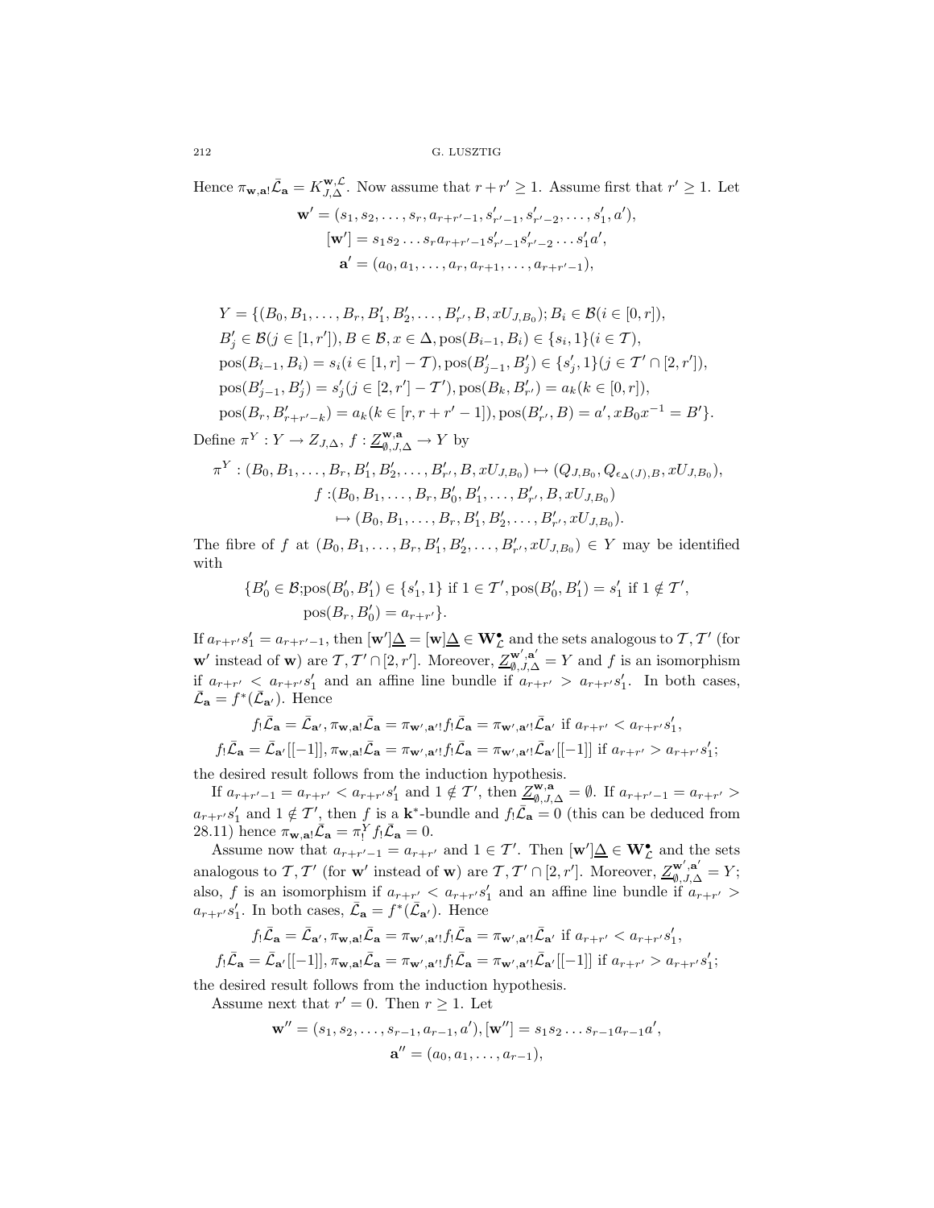Hence $\pi_{\mathbf{w},\mathbf{a}!}\bar{\mathcal{L}}_{\mathbf{a}} = K^{\mathbf{w},\mathcal{L}}_{J,\Delta}$. Now assume that $r + r' \geq 1$. Assume first that $r' \geq 1$. Let

$$\mathbf{w}' = (s_1, s_2, \ldots, s_r, a_{r+r'-1}, s'_{r'-1}, s'_{r'-2}, \ldots, s'_1, a'),$$
$$[\mathbf{w}'] = s_1 s_2 \ldots s_r a_{r+r'-1} s'_{r'-1} s'_{r'-2} \ldots s'_1 a',$$
$$\mathbf{a}' = (a_0, a_1, \ldots, a_r, a_{r+1}, \ldots, a_{r+r'-1}),$$

$$Y = \{(B_0, B_1, \ldots, B_r, B'_1, B'_2, \ldots, B'_{r'}, B, xU_{J,B_0}); B_i \in \mathcal{B}(i \in [0, r]),$$
$$B'_j \in \mathcal{B}(j \in [1, r']), B \in \mathcal{B}, x \in \Delta, \mathrm{pos}(B_{i-1}, B_i) \in \{s_i, 1\}(i \in \mathcal{T}),$$
$$\mathrm{pos}(B_{i-1}, B_i) = s_i(i \in [1, r] - \mathcal{T}), \mathrm{pos}(B'_{j-1}, B'_j) \in \{s'_j, 1\}(j \in \mathcal{T}' \cap [2, r']),$$
$$\mathrm{pos}(B'_{j-1}, B'_j) = s'_j(j \in [2, r'] - \mathcal{T}'), \mathrm{pos}(B_k, B'_{r'}) = a_k(k \in [0, r]),$$
$$\mathrm{pos}(B_r, B'_{r+r'-k}) = a_k(k \in [r, r + r' - 1]), \mathrm{pos}(B'_{r'}, B) = a', xB_0x^{-1} = B'\}.$$

Define $\pi^Y : Y \to Z_{J,\Delta}$, $f : \underline{Z}^{\mathbf{w},\mathbf{a}}_{\emptyset,J,\Delta} \to Y$ by

$$\pi^Y : (B_0, B_1, \ldots, B_r, B'_1, B'_2, \ldots, B'_{r'}, B, xU_{J,B_0}) \mapsto (Q_{J,B_0}, Q_{\epsilon_\Delta(J),B}, xU_{J,B_0}),$$
$$f : (B_0, B_1, \ldots, B_r, B'_0, B'_1, \ldots, B'_{r'}, B, xU_{J,B_0})$$
$$\mapsto (B_0, B_1, \ldots, B_r, B'_1, B'_2, \ldots, B'_{r'}, xU_{J,B_0}).$$

The fibre of $f$ at $(B_0, B_1, \ldots, B_r, B'_1, B'_2, \ldots, B'_{r'}, xU_{J,B_0}) \in Y$ may be identified with

$$\{B'_0 \in \mathcal{B}; \mathrm{pos}(B'_0, B'_1) \in \{s'_1, 1\} \text{ if } 1 \in \mathcal{T}', \mathrm{pos}(B'_0, B'_1) = s'_1 \text{ if } 1 \notin \mathcal{T}',$$
$$\mathrm{pos}(B_r, B'_0) = a_{r+r'}\}.$$

If $a_{r+r'}s'_1 = a_{r+r'-1}$, then $[\mathbf{w}']\underline{\Delta} = [\mathbf{w}]\underline{\Delta} \in \mathbf{W}^\bullet_{\mathcal{L}}$ and the sets analogous to $\mathcal{T}, \mathcal{T}'$ (for $\mathbf{w}'$ instead of $\mathbf{w}$) are $\mathcal{T}, \mathcal{T}' \cap [2, r']$. Moreover, $\underline{Z}^{\mathbf{w}',\mathbf{a}'}_{\emptyset,J,\Delta} = Y$ and $f$ is an isomorphism if $a_{r+r'} < a_{r+r'}s'_1$ and an affine line bundle if $a_{r+r'} > a_{r+r'}s'_1$. In both cases, $\bar{\mathcal{L}}_{\mathbf{a}} = f^*(\bar{\mathcal{L}}_{\mathbf{a}'})$. Hence

$$f_!\bar{\mathcal{L}}_{\mathbf{a}} = \bar{\mathcal{L}}_{\mathbf{a}'}, \pi_{\mathbf{w},\mathbf{a}!}\bar{\mathcal{L}}_{\mathbf{a}} = \pi_{\mathbf{w}',\mathbf{a}'!}f_!\bar{\mathcal{L}}_{\mathbf{a}} = \pi_{\mathbf{w}',\mathbf{a}'!}\bar{\mathcal{L}}_{\mathbf{a}'} \text{ if } a_{r+r'} < a_{r+r'}s'_1,$$
$$f_!\bar{\mathcal{L}}_{\mathbf{a}} = \bar{\mathcal{L}}_{\mathbf{a}'}[[-1]], \pi_{\mathbf{w},\mathbf{a}!}\bar{\mathcal{L}}_{\mathbf{a}} = \pi_{\mathbf{w}',\mathbf{a}'!}f_!\bar{\mathcal{L}}_{\mathbf{a}} = \pi_{\mathbf{w}',\mathbf{a}'!}\bar{\mathcal{L}}_{\mathbf{a}'}[[-1]] \text{ if } a_{r+r'} > a_{r+r'}s'_1;$$

the desired result follows from the induction hypothesis.

If $a_{r+r'-1} = a_{r+r'} < a_{r+r'}s'_1$ and $1 \notin \mathcal{T}'$, then $\underline{Z}^{\mathbf{w},\mathbf{a}}_{\emptyset,J,\Delta} = \emptyset$. If $a_{r+r'-1} = a_{r+r'} > a_{r+r'}s'_1$ and $1 \notin \mathcal{T}'$, then $f$ is a $\mathbf{k}^*$-bundle and $f_!\bar{\mathcal{L}}_{\mathbf{a}} = 0$ (this can be deduced from 28.11) hence $\pi_{\mathbf{w},\mathbf{a}!}\bar{\mathcal{L}}_{\mathbf{a}} = \pi^Y_! f_!\bar{\mathcal{L}}_{\mathbf{a}} = 0$.

Assume now that $a_{r+r'-1} = a_{r+r'}$ and $1 \in \mathcal{T}'$. Then $[\mathbf{w}']\underline{\Delta} \in \mathbf{W}^\bullet_{\mathcal{L}}$ and the sets analogous to $\mathcal{T}, \mathcal{T}'$ (for $\mathbf{w}'$ instead of $\mathbf{w}$) are $\mathcal{T}, \mathcal{T}' \cap [2, r']$. Moreover, $\underline{Z}^{\mathbf{w}',\mathbf{a}'}_{\emptyset,J,\Delta} = Y$; also, $f$ is an isomorphism if $a_{r+r'} < a_{r+r'}s'_1$ and an affine line bundle if $a_{r+r'} > a_{r+r'}s'_1$. In both cases, $\bar{\mathcal{L}}_{\mathbf{a}} = f^*(\bar{\mathcal{L}}_{\mathbf{a}'})$. Hence

$$f_!\bar{\mathcal{L}}_{\mathbf{a}} = \bar{\mathcal{L}}_{\mathbf{a}'}, \pi_{\mathbf{w},\mathbf{a}!}\bar{\mathcal{L}}_{\mathbf{a}} = \pi_{\mathbf{w}',\mathbf{a}'!}f_!\bar{\mathcal{L}}_{\mathbf{a}} = \pi_{\mathbf{w}',\mathbf{a}'!}\bar{\mathcal{L}}_{\mathbf{a}'} \text{ if } a_{r+r'} < a_{r+r'}s'_1,$$
$$f_!\bar{\mathcal{L}}_{\mathbf{a}} = \bar{\mathcal{L}}_{\mathbf{a}'}[[-1]], \pi_{\mathbf{w},\mathbf{a}!}\bar{\mathcal{L}}_{\mathbf{a}} = \pi_{\mathbf{w}',\mathbf{a}'!}f_!\bar{\mathcal{L}}_{\mathbf{a}} = \pi_{\mathbf{w}',\mathbf{a}'!}\bar{\mathcal{L}}_{\mathbf{a}'}[[-1]] \text{ if } a_{r+r'} > a_{r+r'}s'_1;$$

the desired result follows from the induction hypothesis.

Assume next that $r' = 0$. Then $r \geq 1$. Let

$$\mathbf{w}'' = (s_1, s_2, \ldots, s_{r-1}, a_{r-1}, a'), [\mathbf{w}''] = s_1 s_2 \ldots s_{r-1} a_{r-1} a',$$
$$\mathbf{a}'' = (a_0, a_1, \ldots, a_{r-1}),$$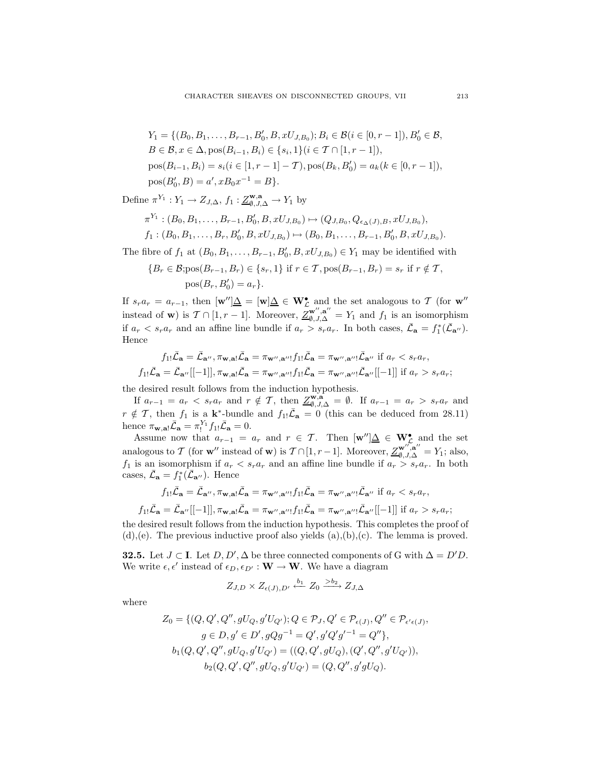$$
\begin{aligned}
Y_1 = \{&(B_0, B_1, \dots, B_{r-1}, B'_0, B, xU_{J,B_0}); B_i \in \mathcal{B} (i \in [0, r-1]), B'_0 \in \mathcal{B},\\
&B \in \mathcal{B}, x \in \Delta, \mathrm{pos}(B_{i-1}, B_i) \in \{s_i, 1\} (i \in \mathcal{T} \cap [1, r-1]),\\
&\mathrm{pos}(B_{i-1}, B_i) = s_i (i \in [1, r-1] - \mathcal{T}), \mathrm{pos}(B_k, B'_0) = a_k (k \in [0, r-1]),\\
&\mathrm{pos}(B'_0, B) = a', xB_0x^{-1} = B\}.
\end{aligned}
$$

Define $\pi^{Y_1} : Y_1 \to Z_{J,\Delta}$, $f_1 : \underline{Z}^{\mathbf{w},\mathbf{a}}_{\emptyset,J,\Delta} \to Y_1$ by

$$
\begin{aligned}
\pi^{Y_1} &: (B_0, B_1, \dots, B_{r-1}, B'_0, B, xU_{J,B_0}) \mapsto (Q_{J,B_0}, Q_{\epsilon_\Delta(J),B}, xU_{J,B_0}),\\
f_1 &: (B_0, B_1, \dots, B_r, B'_0, B, xU_{J,B_0}) \mapsto (B_0, B_1, \dots, B_{r-1}, B'_0, B, xU_{J,B_0}).
\end{aligned}
$$

The fibre of $f_1$ at $(B_0, B_1, \dots, B_{r-1}, B'_0, B, xU_{J,B_0}) \in Y_1$ may be identified with

$$
\begin{aligned}
\{B_r \in \mathcal{B}; &\mathrm{pos}(B_{r-1}, B_r) \in \{s_r, 1\} \text{ if } r \in \mathcal{T}, \mathrm{pos}(B_{r-1}, B_r) = s_r \text{ if } r \notin \mathcal{T},\\
&\mathrm{pos}(B_r, B'_0) = a_r\}.
\end{aligned}
$$

If $s_r a_r = a_{r-1}$, then $[\mathbf{w}'']\underline{\Delta} = [\mathbf{w}]\underline{\Delta} \in \mathbf{W}^\bullet_{\mathcal{L}}$ and the set analogous to $\mathcal{T}$ (for $\mathbf{w}''$ instead of $\mathbf{w}$) is $\mathcal{T} \cap [1, r-1]$. Moreover, $\underline{Z}^{\mathbf{w}'',\mathbf{a}''}_{\emptyset,J,\Delta} = Y_1$ and $f_1$ is an isomorphism if $a_r < s_r a_r$ and an affine line bundle if $a_r > s_r a_r$. In both cases, $\bar{\mathcal{L}}_{\mathbf{a}} = f_1^*(\bar{\mathcal{L}}_{\mathbf{a}''})$. Hence

$$
\begin{aligned}
f_{1!}\bar{\mathcal{L}}_{\mathbf{a}} = \bar{\mathcal{L}}_{\mathbf{a}''}, \pi_{\mathbf{w},\mathbf{a}!}\bar{\mathcal{L}}_{\mathbf{a}} = \pi_{\mathbf{w}'',\mathbf{a}''!} f_{1!}\bar{\mathcal{L}}_{\mathbf{a}} = \pi_{\mathbf{w}'',\mathbf{a}''!}\bar{\mathcal{L}}_{\mathbf{a}''} \text{ if } a_r < s_r a_r,\\
f_{1!}\bar{\mathcal{L}}_{\mathbf{a}} = \bar{\mathcal{L}}_{\mathbf{a}''}[[-1]], \pi_{\mathbf{w},\mathbf{a}!}\bar{\mathcal{L}}_{\mathbf{a}} = \pi_{\mathbf{w}'',\mathbf{a}''!} f_{1!}\bar{\mathcal{L}}_{\mathbf{a}} = \pi_{\mathbf{w}'',\mathbf{a}''!}\bar{\mathcal{L}}_{\mathbf{a}''}[[-1]] \text{ if } a_r > s_r a_r;
\end{aligned}
$$

the desired result follows from the induction hypothesis.

If $a_{r-1} = a_r < s_r a_r$ and $r \notin \mathcal{T}$, then $\underline{Z}^{\mathbf{w},\mathbf{a}}_{\emptyset,J,\Delta} = \emptyset$. If $a_{r-1} = a_r > s_r a_r$ and $r \notin \mathcal{T}$, then $f_1$ is a $\mathbf{k}^*$-bundle and $f_{1!}\bar{\mathcal{L}}_{\mathbf{a}} = 0$ (this can be deduced from 28.11) hence $\pi_{\mathbf{w},\mathbf{a}!}\bar{\mathcal{L}}_{\mathbf{a}} = \pi^{Y_1}_! f_{1!}\bar{\mathcal{L}}_{\mathbf{a}} = 0$.

Assume now that $a_{r-1} = a_r$ and $r \in \mathcal{T}$. Then $[\mathbf{w}'']\underline{\Delta} \in \mathbf{W}^\bullet_{\mathcal{L}}$ and the set analogous to $\mathcal{T}$ (for $\mathbf{w}''$ instead of $\mathbf{w}$) is $\mathcal{T} \cap [1, r-1]$. Moreover, $\underline{Z}^{\mathbf{w}'',\mathbf{a}''}_{\emptyset,J,\Delta} = Y_1$; also, $f_1$ is an isomorphism if $a_r < s_r a_r$ and an affine line bundle if $a_r > s_r a_r$. In both cases, $\bar{\mathcal{L}}_{\mathbf{a}} = f_1^*(\bar{\mathcal{L}}_{\mathbf{a}''})$. Hence

$$
\begin{aligned}
f_{1!}\bar{\mathcal{L}}_{\mathbf{a}} = \bar{\mathcal{L}}_{\mathbf{a}''}, \pi_{\mathbf{w},\mathbf{a}!}\bar{\mathcal{L}}_{\mathbf{a}} = \pi_{\mathbf{w}'',\mathbf{a}''!} f_{1!}\bar{\mathcal{L}}_{\mathbf{a}} = \pi_{\mathbf{w}'',\mathbf{a}''!}\bar{\mathcal{L}}_{\mathbf{a}''} \text{ if } a_r < s_r a_r,\\
f_{1!}\bar{\mathcal{L}}_{\mathbf{a}} = \bar{\mathcal{L}}_{\mathbf{a}''}[[-1]], \pi_{\mathbf{w},\mathbf{a}!}\bar{\mathcal{L}}_{\mathbf{a}} = \pi_{\mathbf{w}'',\mathbf{a}''!} f_{1!}\bar{\mathcal{L}}_{\mathbf{a}} = \pi_{\mathbf{w}'',\mathbf{a}''!}\bar{\mathcal{L}}_{\mathbf{a}''}[[-1]] \text{ if } a_r > s_r a_r;
\end{aligned}
$$

the desired result follows from the induction hypothesis. This completes the proof of (d),(e). The previous inductive proof also yields (a),(b),(c). The lemma is proved.

**32.5.** Let $J \subset \mathbf{I}$. Let $D, D', \Delta$ be three connected components of G with $\Delta = D'D$. We write $\epsilon, \epsilon'$ instead of $\epsilon_D, \epsilon_{D'} : \mathbf{W} \to \mathbf{W}$. We have a diagram

$$
Z_{J,D} \times Z_{\epsilon(J),D'} \xleftarrow{b_1} Z_0 \xrightarrow{>b_2} Z_{J,\Delta}
$$

where

$$
\begin{aligned}
Z_0 = \{&(Q, Q', Q'', gU_Q, g'U_{Q'}); Q \in \mathcal{P}_J, Q' \in \mathcal{P}_{\epsilon(J)}, Q'' \in \mathcal{P}_{\epsilon'\epsilon(J)},\\
&g \in D, g' \in D', gQg^{-1} = Q', g'Q'g'^{-1} = Q''\},\\
&b_1(Q, Q', Q'', gU_Q, g'U_{Q'}) = ((Q, Q', gU_Q), (Q', Q'', g'U_{Q'})),\\
&b_2(Q, Q', Q'', gU_Q, g'U_{Q'}) = (Q, Q'', g'gU_Q).
\end{aligned}
$$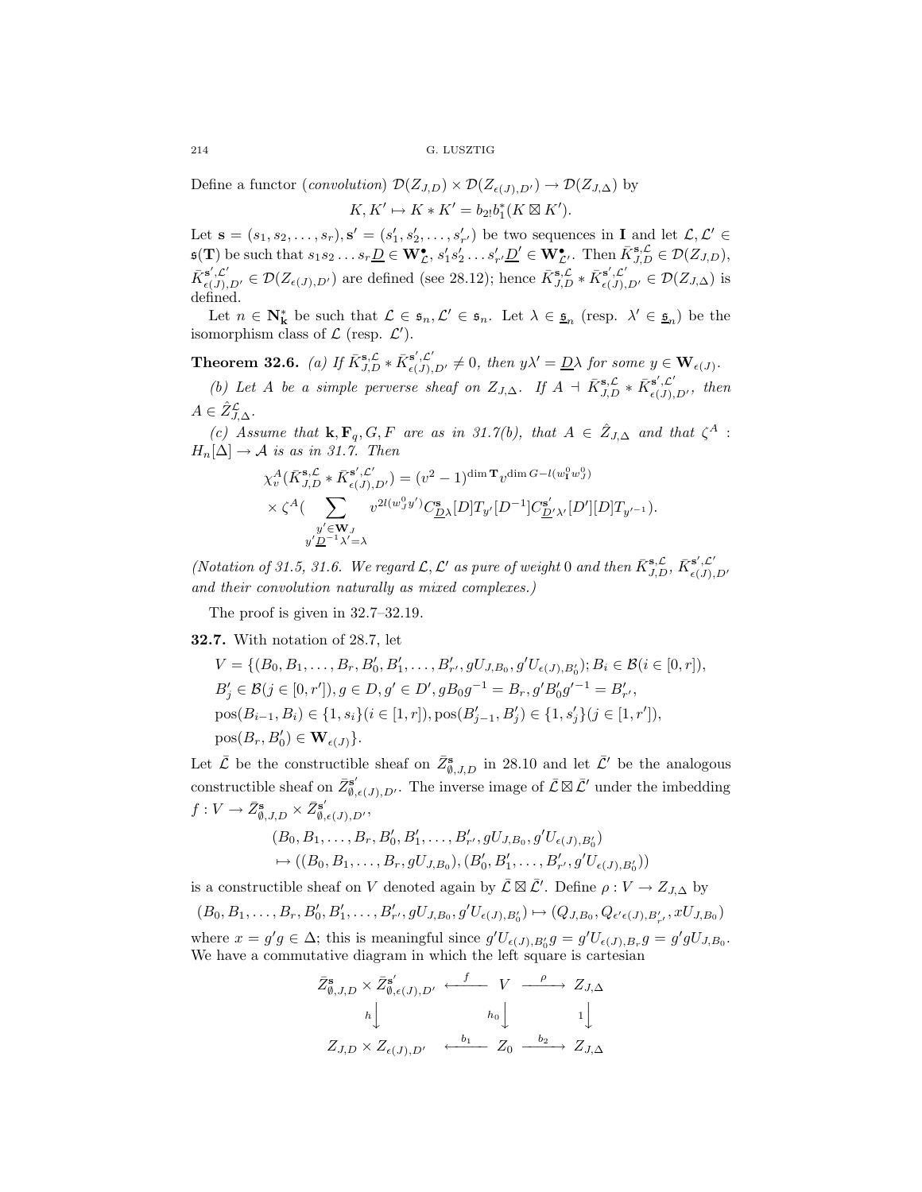Define a functor (*convolution*) $\mathcal{D}(Z_{J,D}) \times \mathcal{D}(Z_{\epsilon(J),D'}) \to \mathcal{D}(Z_{J,\Delta})$ by

$$K, K' \mapsto K * K' = b_{2!} b_1^*(K \boxtimes K').$$

Let $\mathbf{s} = (s_1, s_2, \dots, s_r), \mathbf{s}' = (s'_1, s'_2, \dots, s'_{r'})$ be two sequences in $\mathbf{I}$ and let $\mathcal{L}, \mathcal{L}' \in \mathfrak{s}(\mathbf{T})$ be such that $s_1 s_2 \dots s_r \underline{D} \in \mathbf{W}^\bullet_{\mathcal{L}}$, $s'_1 s'_2 \dots s'_{r'} \underline{D}' \in \mathbf{W}^\bullet_{\mathcal{L}'}$. Then $\bar{K}^{\mathbf{s},\mathcal{L}}_{J,D} \in \mathcal{D}(Z_{J,D})$, $\bar{K}^{\mathbf{s}',\mathcal{L}'}_{\epsilon(J),D'} \in \mathcal{D}(Z_{\epsilon(J),D'})$ are defined (see 28.12); hence $\bar{K}^{\mathbf{s},\mathcal{L}}_{J,D} * \bar{K}^{\mathbf{s}',\mathcal{L}'}_{\epsilon(J),D'} \in \mathcal{D}(Z_{J,\Delta})$ is defined.

Let $n \in \mathbf{N}^*_{\mathbf{k}}$ be such that $\mathcal{L} \in \mathfrak{s}_n, \mathcal{L}' \in \mathfrak{s}_n$. Let $\lambda \in \underline{\mathfrak{s}}_n$ (resp. $\lambda' \in \underline{\mathfrak{s}}_n$) be the isomorphism class of $\mathcal{L}$ (resp. $\mathcal{L}'$).

**Theorem 32.6.** *(a) If $\bar{K}^{\mathbf{s},\mathcal{L}}_{J,D} * \bar{K}^{\mathbf{s}',\mathcal{L}'}_{\epsilon(J),D'} \neq 0$, then $y\lambda' = \underline{D}\lambda$ for some $y \in \mathbf{W}_{\epsilon(J)}$.*

*(b) Let $A$ be a simple perverse sheaf on $Z_{J,\Delta}$. If $A \dashv \bar{K}^{\mathbf{s},\mathcal{L}}_{J,D} * \bar{K}^{\mathbf{s}',\mathcal{L}'}_{\epsilon(J),D'}$, then $A \in \hat{Z}^{\mathcal{L}}_{J,\Delta}$.*

*(c) Assume that $\mathbf{k}, \mathbf{F}_q, G, F$ are as in 31.7(b), that $A \in \hat{Z}_{J,\Delta}$ and that $\zeta^A : H_n[\Delta] \to \mathcal{A}$ is as in 31.7. Then*

$$\chi^A_v(\bar{K}^{\mathbf{s},\mathcal{L}}_{J,D} * \bar{K}^{\mathbf{s}',\mathcal{L}'}_{\epsilon(J),D'}) = (v^2-1)^{\dim \mathbf{T}} v^{\dim G - l(w^0_{\mathbf{I}} w^0_J)}$$
$$\times \zeta^A\Big(\sum_{\substack{y' \in \mathbf{W}_J \\ y' \underline{D}^{-1}\lambda' = \lambda}} v^{2l(w^0_J y')} C^{\mathbf{s}}_{\underline{D}\lambda}[D] T_{y'} [D^{-1}] C^{\mathbf{s}'}_{\underline{D}'\lambda'}[D'][D] T_{y'^{-1}}\Big).$$

*(Notation of 31.5, 31.6. We regard $\mathcal{L}, \mathcal{L}'$ as pure of weight 0 and then $\bar{K}^{\mathbf{s},\mathcal{L}}_{J,D}$, $\bar{K}^{\mathbf{s}',\mathcal{L}'}_{\epsilon(J),D'}$ and their convolution naturally as mixed complexes.)*

The proof is given in 32.7–32.19.

**32.7.** With notation of 28.7, let

$$V = \{(B_0, B_1, \dots, B_r, B'_0, B'_1, \dots, B'_{r'}, gU_{J,B_0}, g'U_{\epsilon(J),B'_0}); B_i \in \mathcal{B} (i \in [0,r]),$$
$$B'_j \in \mathcal{B} (j \in [0,r']), g \in D, g' \in D', gB_0g^{-1} = B_r, g'B'_0 g'^{-1} = B'_{r'},$$
$$\text{pos}(B_{i-1}, B_i) \in \{1, s_i\} (i \in [1,r]), \text{pos}(B'_{j-1}, B'_j) \in \{1, s'_j\} (j \in [1,r']),$$
$$\text{pos}(B_r, B'_0) \in \mathbf{W}_{\epsilon(J)}\}.$$

Let $\bar{\mathcal{L}}$ be the constructible sheaf on $\bar{Z}^{\mathbf{s}}_{\emptyset,J,D}$ in 28.10 and let $\bar{\mathcal{L}}'$ be the analogous constructible sheaf on $\bar{Z}^{\mathbf{s}'}_{\emptyset,\epsilon(J),D'}$. The inverse image of $\bar{\mathcal{L}} \boxtimes \bar{\mathcal{L}}'$ under the imbedding $f : V \to \bar{Z}^{\mathbf{s}}_{\emptyset,J,D} \times \bar{Z}^{\mathbf{s}'}_{\emptyset,\epsilon(J),D'}$,

$$(B_0, B_1, \dots, B_r, B'_0, B'_1, \dots, B'_{r'}, gU_{J,B_0}, g'U_{\epsilon(J),B'_0})$$
$$\mapsto ((B_0, B_1, \dots, B_r, gU_{J,B_0}), (B'_0, B'_1, \dots, B'_{r'}, g'U_{\epsilon(J),B'_0}))$$

is a constructible sheaf on $V$ denoted again by $\bar{\mathcal{L}} \boxtimes \bar{\mathcal{L}}'$. Define $\rho : V \to Z_{J,\Delta}$ by

$$(B_0, B_1, \dots, B_r, B'_0, B'_1, \dots, B'_{r'}, gU_{J,B_0}, g'U_{\epsilon(J),B'_0}) \mapsto (Q_{J,B_0}, Q_{\epsilon'\epsilon(J),B'_{r'}}, xU_{J,B_0})$$

where $x = g'g \in \Delta$; this is meaningful since $g'U_{\epsilon(J),B'_0} g = g'U_{\epsilon(J),B_r} g = g'gU_{J,B_0}$. We have a commutative diagram in which the left square is cartesian

$$\begin{array}{ccccc}
\bar{Z}^{\mathbf{s}}_{\emptyset,J,D} \times \bar{Z}^{\mathbf{s}'}_{\emptyset,\epsilon(J),D'} & \xleftarrow{f} & V & \xrightarrow{\rho} & Z_{J,\Delta} \\
\Big\downarrow h & & \Big\downarrow h_0 & & \Big\downarrow 1 \\
Z_{J,D} \times Z_{\epsilon(J),D'} & \xleftarrow{b_1} & Z_0 & \xrightarrow{b_2} & Z_{J,\Delta}
\end{array}$$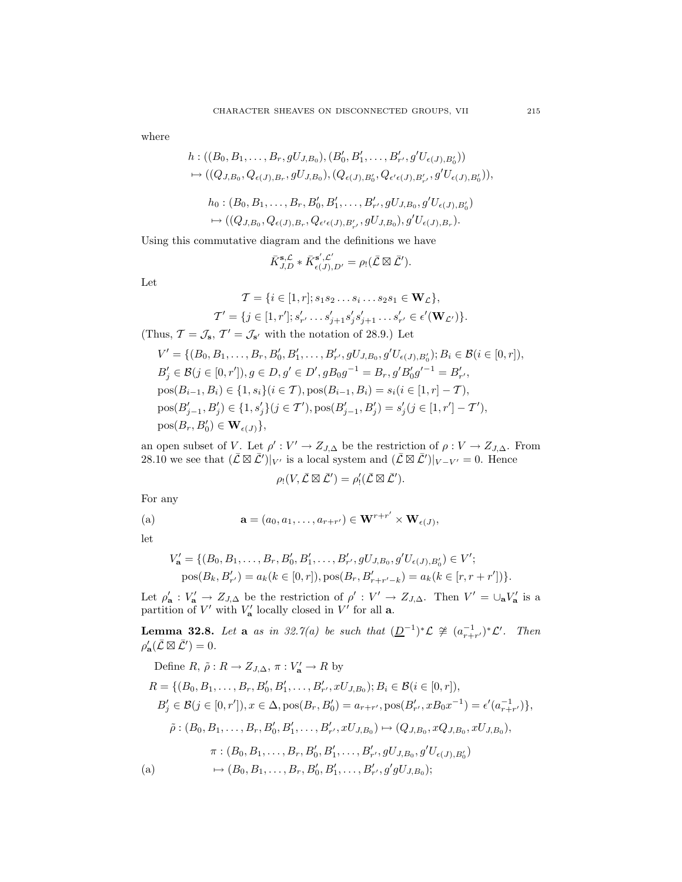where

$$h : ((B_0, B_1, \dots, B_r, gU_{J,B_0}), (B'_0, B'_1, \dots, B'_{r'}, g'U_{\epsilon(J),B'_0}))$$
$$\mapsto ((Q_{J,B_0}, Q_{\epsilon(J),B_r}, gU_{J,B_0}), (Q_{\epsilon(J),B'_0}, Q_{\epsilon'\epsilon(J),B'_{r'}}, g'U_{\epsilon(J),B'_0})),$$

$$h_0 : (B_0, B_1, \dots, B_r, B'_0, B'_1, \dots, B'_{r'}, gU_{J,B_0}, g'U_{\epsilon(J),B'_0})$$
$$\mapsto ((Q_{J,B_0}, Q_{\epsilon(J),B_r}, Q_{\epsilon'\epsilon(J),B'_{r'}}, gU_{J,B_0}), g'U_{\epsilon(J),B_r}).$$

Using this commutative diagram and the definitions we have

$$\bar{K}^{\mathbf{s},\mathcal{L}}_{J,D} * \bar{K}^{\mathbf{s}',\mathcal{L}'}_{\epsilon(J),D'} = \rho_!(\bar{\mathcal{L}} \boxtimes \bar{\mathcal{L}}').$$

Let

$$\mathcal{T} = \{i \in [1, r]; s_1 s_2 \dots s_i \dots s_2 s_1 \in \mathbf{W}_{\mathcal{L}}\},$$
$$\mathcal{T}' = \{j \in [1, r']; s'_{r'} \dots s'_{j+1} s'_j s'_{j+1} \dots s'_{r'} \in \epsilon'(\mathbf{W}_{\mathcal{L}'})\}.$$

(Thus, $\mathcal{T} = \mathcal{J}_{\mathbf{s}}$, $\mathcal{T}' = \mathcal{J}_{\mathbf{s}'}$ with the notation of 28.9.) Let

$$V' = \{(B_0, B_1, \dots, B_r, B'_0, B'_1, \dots, B'_{r'}, gU_{J,B_0}, g'U_{\epsilon(J),B'_0}); B_i \in \mathcal{B}(i \in [0, r]),$$
$$B'_j \in \mathcal{B}(j \in [0, r']), g \in D, g' \in D', gB_0g^{-1} = B_r, g'B'_0g'^{-1} = B'_{r'},$$
$$\text{pos}(B_{i-1}, B_i) \in \{1, s_i\}(i \in \mathcal{T}), \text{pos}(B_{i-1}, B_i) = s_i(i \in [1, r] - \mathcal{T}),$$
$$\text{pos}(B'_{j-1}, B'_j) \in \{1, s'_j\}(j \in \mathcal{T}'), \text{pos}(B'_{j-1}, B'_j) = s'_j(j \in [1, r'] - \mathcal{T}'),$$
$$\text{pos}(B_r, B'_0) \in \mathbf{W}_{\epsilon(J)}\},$$

an open subset of $V$. Let $\rho' : V' \to Z_{J,\Delta}$ be the restriction of $\rho : V \to Z_{J,\Delta}$. From 28.10 we see that $(\bar{\mathcal{L}} \boxtimes \bar{\mathcal{L}}')|_{V'}$ is a local system and $(\bar{\mathcal{L}} \boxtimes \bar{\mathcal{L}}')|_{V-V'} = 0$. Hence

$$\rho_!(V, \bar{\mathcal{L}} \boxtimes \bar{\mathcal{L}}') = \rho'_!(\bar{\mathcal{L}} \boxtimes \bar{\mathcal{L}}').$$

For any

(a) $$\mathbf{a} = (a_0, a_1, \dots, a_{r+r'}) \in \mathbf{W}^{r+r'} \times \mathbf{W}_{\epsilon(J)},$$

let

$$V'_{\mathbf{a}} = \{(B_0, B_1, \dots, B_r, B'_0, B'_1, \dots, B'_{r'}, gU_{J,B_0}, g'U_{\epsilon(J),B'_0}) \in V';$$
$$\text{pos}(B_k, B'_{r'}) = a_k(k \in [0, r]), \text{pos}(B_r, B'_{r+r'-k}) = a_k(k \in [r, r + r'])\}.$$

Let $\rho'_{\mathbf{a}} : V'_{\mathbf{a}} \to Z_{J,\Delta}$ be the restriction of $\rho' : V' \to Z_{J,\Delta}$. Then $V' = \cup_{\mathbf{a}} V'_{\mathbf{a}}$ is a partition of $V'$ with $V'_{\mathbf{a}}$ locally closed in $V'$ for all $\mathbf{a}$.

**Lemma 32.8.** *Let* $\mathbf{a}$ *as in 32.7(a) be such that* $(\underline{D}^{-1})^*\mathcal{L} \ncong (a_{r+r'}^{-1})^*\mathcal{L}'$. *Then* $\rho'_{\mathbf{a}}(\bar{\mathcal{L}} \boxtimes \bar{\mathcal{L}}') = 0$.

Define $R$, $\tilde{\rho} : R \to Z_{J,\Delta}$, $\pi : V'_{\mathbf{a}} \to R$ by

$$R = \{(B_0, B_1, \dots, B_r, B'_0, B'_1, \dots, B'_{r'}, xU_{J,B_0}); B_i \in \mathcal{B}(i \in [0, r]),$$
$$B'_j \in \mathcal{B}(j \in [0, r']), x \in \Delta, \text{pos}(B_r, B'_0) = a_{r+r'}, \text{pos}(B'_{r'}, xB_0x^{-1}) = \epsilon'(a_{r+r'}^{-1})\},$$

$$\tilde{\rho} : (B_0, B_1, \dots, B_r, B'_0, B'_1, \dots, B'_{r'}, xU_{J,B_0}) \mapsto (Q_{J,B_0}, xQ_{J,B_0}, xU_{J,B_0}),$$

$$\pi : (B_0, B_1, \dots, B_r, B'_0, B'_1, \dots, B'_{r'}, gU_{J,B_0}, g'U_{\epsilon(J),B'_0})$$
(a) $$\mapsto (B_0, B_1, \dots, B_r, B'_0, B'_1, \dots, B'_{r'}, g'gU_{J,B_0});$$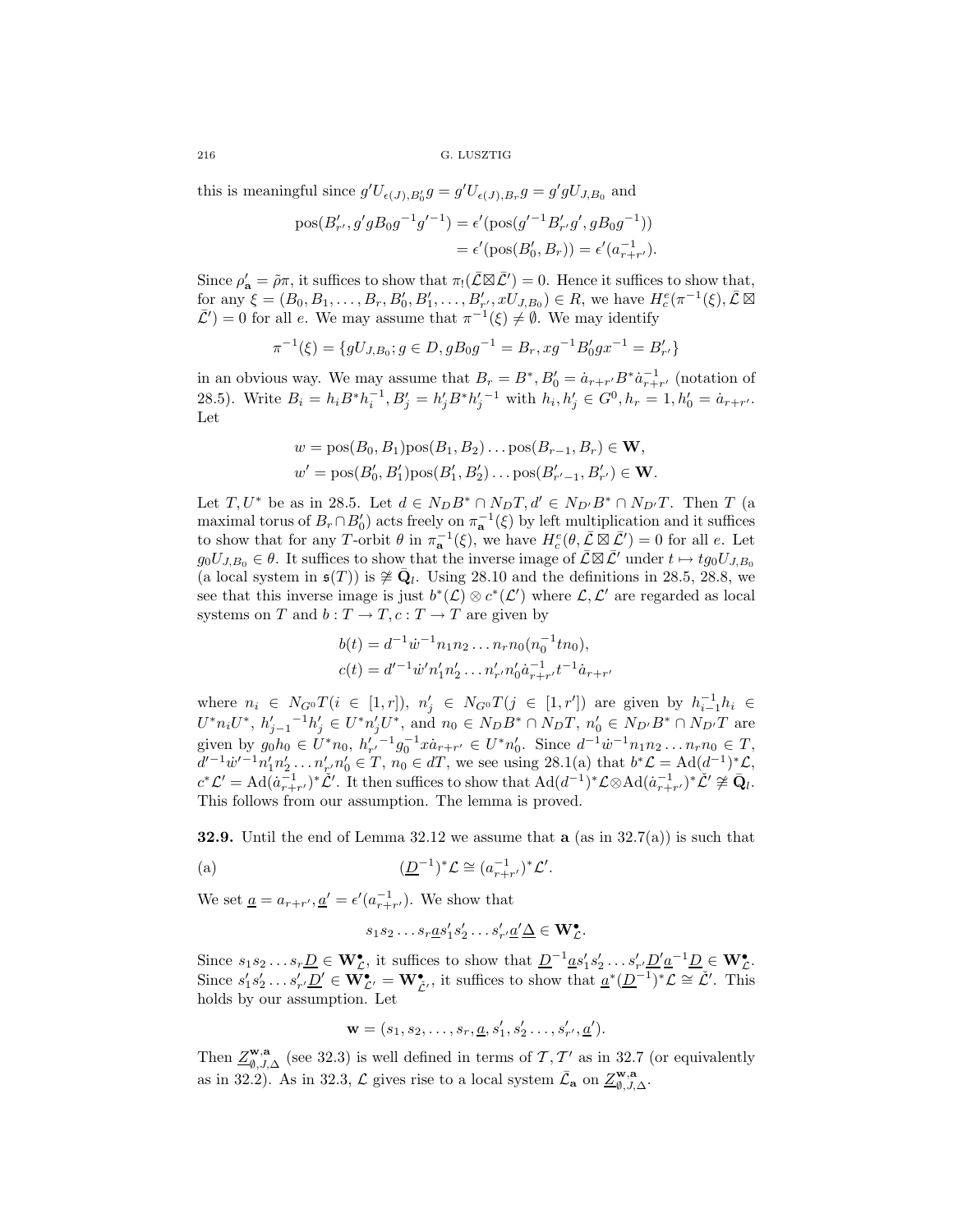this is meaningful since $g'U_{\epsilon(J),B'_0}g = g'U_{\epsilon(J),B_r}g = g'gU_{J,B_0}$ and

$$\begin{aligned}\text{pos}(B'_{r'}, g'gB_0g^{-1}g'^{-1}) &= \epsilon'(\text{pos}(g'^{-1}B'_{r'}g', gB_0g^{-1})) \\ &= \epsilon'(\text{pos}(B'_0, B_r)) = \epsilon'(a_{r+r'}^{-1}).\end{aligned}$$

Since $\rho'_{\mathbf{a}} = \tilde{\rho}\pi$, it suffices to show that $\pi_!(\bar{\mathcal{L}} \boxtimes \bar{\mathcal{L}}') = 0$. Hence it suffices to show that, for any $\xi = (B_0, B_1, \dots, B_r, B'_0, B'_1, \dots, B'_{r'}, xU_{J,B_0}) \in R$, we have $H^e_c(\pi^{-1}(\xi), \bar{\mathcal{L}} \boxtimes \bar{\mathcal{L}}') = 0$ for all $e$. We may assume that $\pi^{-1}(\xi) \neq \emptyset$. We may identify

$$\pi^{-1}(\xi) = \{gU_{J,B_0}; g \in D, gB_0g^{-1} = B_r, xg^{-1}B'_0gx^{-1} = B'_{r'}\}$$

in an obvious way. We may assume that $B_r = B^*, B'_0 = \dot{a}_{r+r'}B^*\dot{a}_{r+r'}^{-1}$ (notation of 28.5). Write $B_i = h_iB^*h_i^{-1}, B'_j = h'_jB^*h'^{-1}_j$ with $h_i, h'_j \in G^0, h_r = 1, h'_0 = \dot{a}_{r+r'}$. Let

$$\begin{aligned}w &= \text{pos}(B_0, B_1)\text{pos}(B_1, B_2)\dots\text{pos}(B_{r-1}, B_r) \in \mathbf{W}, \\ w' &= \text{pos}(B'_0, B'_1)\text{pos}(B'_1, B'_2)\dots\text{pos}(B'_{r'-1}, B'_{r'}) \in \mathbf{W}.\end{aligned}$$

Let $T, U^*$ be as in 28.5. Let $d \in N_DB^* \cap N_DT, d' \in N_{D'}B^* \cap N_{D'}T$. Then $T$ (a maximal torus of $B_r \cap B'_0$) acts freely on $\pi_{\mathbf{a}}^{-1}(\xi)$ by left multiplication and it suffices to show that for any $T$-orbit $\theta$ in $\pi_{\mathbf{a}}^{-1}(\xi)$, we have $H^e_c(\theta, \bar{\mathcal{L}} \boxtimes \bar{\mathcal{L}}') = 0$ for all $e$. Let $g_0U_{J,B_0} \in \theta$. It suffices to show that the inverse image of $\bar{\mathcal{L}} \boxtimes \bar{\mathcal{L}}'$ under $t \mapsto tg_0U_{J,B_0}$ (a local system in $\mathfrak{s}(T)$) is $\not\cong \bar{\mathbf{Q}}_l$. Using 28.10 and the definitions in 28.5, 28.8, we see that this inverse image is just $b^*(\mathcal{L}) \otimes c^*(\mathcal{L}')$ where $\mathcal{L}, \mathcal{L}'$ are regarded as local systems on $T$ and $b : T \to T, c : T \to T$ are given by

$$\begin{aligned}b(t) &= d^{-1}\dot{w}^{-1}n_1n_2\dots n_rn_0(n_0^{-1}tn_0), \\ c(t) &= d'^{-1}\dot{w}'n'_1n'_2\dots n'_{r'}n'_0\dot{a}_{r+r'}^{-1}t^{-1}\dot{a}_{r+r'}\end{aligned}$$

where $n_i \in N_{G^0}T(i \in [1, r])$, $n'_j \in N_{G^0}T(j \in [1, r'])$ are given by $h_{i-1}^{-1}h_i \in U^*n_iU^*$, $h'^{-1}_{j-1}h'_j \in U^*n'_jU^*$, and $n_0 \in N_DB^* \cap N_DT$, $n'_0 \in N_{D'}B^* \cap N_{D'}T$ are given by $g_0h_0 \in U^*n_0$, $h'^{-1}_{r'}g_0^{-1}x\dot{a}_{r+r'} \in U^*n'_0$. Since $d^{-1}\dot{w}^{-1}n_1n_2\dots n_rn_0 \in T$, $d'^{-1}\dot{w}'^{-1}n'_1n'_2\dots n'_{r'}n'_0 \in T$, $n_0 \in dT$, we see using 28.1(a) that $b^*\mathcal{L} = \text{Ad}(d^{-1})^*\mathcal{L}$, $c^*\mathcal{L}' = \text{Ad}(\dot{a}_{r+r'}^{-1})^*\check{\mathcal{L}}'$. It then suffices to show that $\text{Ad}(d^{-1})^*\mathcal{L} \otimes \text{Ad}(\dot{a}_{r+r'}^{-1})^*\check{\mathcal{L}}' \not\cong \bar{\mathbf{Q}}_l$. This follows from our assumption. The lemma is proved.

**32.9.** Until the end of Lemma 32.12 we assume that $\mathbf{a}$ (as in 32.7(a)) is such that

(a) $$(\underline{D}^{-1})^*\mathcal{L} \cong (a_{r+r'}^{-1})^*\mathcal{L}'.$$

We set $\underline{a} = a_{r+r'}, \underline{a}' = \epsilon'(a_{r+r'}^{-1})$. We show that

$$s_1s_2\dots s_r\underline{a}s'_1s'_2\dots s'_{r'}\underline{a}'\underline{\Delta} \in \mathbf{W}^\bullet_{\mathcal{L}}.$$

Since $s_1s_2\dots s_r\underline{D} \in \mathbf{W}^\bullet_{\mathcal{L}}$, it suffices to show that $\underline{D}^{-1}\underline{a}s'_1s'_2\dots s'_{r'}\underline{D}'\underline{a}^{-1}\underline{D} \in \mathbf{W}^\bullet_{\mathcal{L}}$. Since $s'_1s'_2\dots s'_{r'}\underline{D}' \in \mathbf{W}^\bullet_{\mathcal{L}'} = \mathbf{W}^\bullet_{\check{\mathcal{L}}'}$, it suffices to show that $\underline{a}^*(\underline{D}^{-1})^*\mathcal{L} \cong \check{\mathcal{L}}'$. This holds by our assumption. Let

$$\mathbf{w} = (s_1, s_2, \dots, s_r, \underline{a}, s'_1, s'_2\dots, s'_{r'}, \underline{a}').$$

Then $\underline{Z}^{\mathbf{w},\mathbf{a}}_{\emptyset,J,\Delta}$ (see 32.3) is well defined in terms of $\mathcal{T}, \mathcal{T}'$ as in 32.7 (or equivalently as in 32.2). As in 32.3, $\mathcal{L}$ gives rise to a local system $\bar{\mathcal{L}}_{\mathbf{a}}$ on $\underline{Z}^{\mathbf{w},\mathbf{a}}_{\emptyset,J,\Delta}$.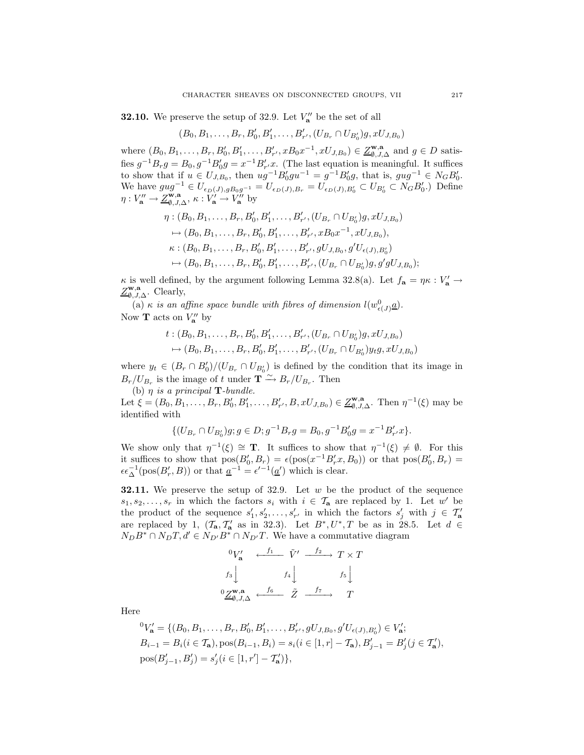**32.10.** We preserve the setup of 32.9. Let $V''_{\mathbf{a}}$ be the set of all

$$(B_0, B_1, \dots, B_r, B'_0, B'_1, \dots, B'_{r'}, (U_{B_r} \cap U_{B'_0})g, xU_{J,B_0})$$

where $(B_0, B_1, \dots, B_r, B'_0, B'_1, \dots, B'_{r'}, xB_0x^{-1}, xU_{J,B_0}) \in \underline{Z}^{\mathbf{w},\mathbf{a}}_{\emptyset,J,\Delta}$ and $g \in D$ satisfies $g^{-1}B_rg = B_0, g^{-1}B'_0g = x^{-1}B'_{r'}x$. (The last equation is meaningful. It suffices to show that if $u \in U_{J,B_0}$, then $ug^{-1}B'_0gu^{-1} = g^{-1}B'_0g$, that is, $gug^{-1} \in N_GB'_0$. We have $gug^{-1} \in U_{\epsilon_D(J),gB_0g^{-1}} = U_{\epsilon_D(J),B_r} = U_{\epsilon_D(J),B'_0} \subset U_{B'_0} \subset N_GB'_0$.) Define $\eta : V''_{\mathbf{a}} \to \underline{Z}^{\mathbf{w},\mathbf{a}}_{\emptyset,J,\Delta}$, $\kappa : V'_{\mathbf{a}} \to V''_{\mathbf{a}}$ by

$$\eta : (B_0, B_1, \dots, B_r, B'_0, B'_1, \dots, B'_{r'}, (U_{B_r} \cap U_{B'_0})g, xU_{J,B_0})$$
$$\mapsto (B_0, B_1, \dots, B_r, B'_0, B'_1, \dots, B'_{r'}, xB_0x^{-1}, xU_{J,B_0}),$$
$$\kappa : (B_0, B_1, \dots, B_r, B'_0, B'_1, \dots, B'_{r'}, gU_{J,B_0}, g'U_{\epsilon(J),B'_0})$$
$$\mapsto (B_0, B_1, \dots, B_r, B'_0, B'_1, \dots, B'_{r'}, (U_{B_r} \cap U_{B'_0})g, g'gU_{J,B_0});$$

$\kappa$ is well defined, by the argument following Lemma 32.8(a). Let $f_{\mathbf{a}} = \eta\kappa : V'_{\mathbf{a}} \to \underline{Z}^{\mathbf{w},\mathbf{a}}_{\emptyset,J,\Delta}$. Clearly,

(a) *$\kappa$ is an affine space bundle with fibres of dimension $l(w^0_{\epsilon(J)}\underline{a})$.*

Now $\mathbf{T}$ acts on $V''_{\mathbf{a}}$ by

$$t : (B_0, B_1, \dots, B_r, B'_0, B'_1, \dots, B'_{r'}, (U_{B_r} \cap U_{B'_0})g, xU_{J,B_0})$$
$$\mapsto (B_0, B_1, \dots, B_r, B'_0, B'_1, \dots, B'_{r'}, (U_{B_r} \cap U_{B'_0})y_tg, xU_{J,B_0})$$

where $y_t \in (B_r \cap B'_0)/(U_{B_r} \cap U_{B'_0})$ is defined by the condition that its image in $B_r/U_{B_r}$ is the image of $t$ under $\mathbf{T} \xrightarrow{\sim} B_r/U_{B_r}$. Then

(b) *$\eta$ is a principal $\mathbf{T}$-bundle.*

Let $\xi = (B_0, B_1, \dots, B_r, B'_0, B'_1, \dots, B'_{r'}, B, xU_{J,B_0}) \in \underline{Z}^{\mathbf{w},\mathbf{a}}_{\emptyset,J,\Delta}$. Then $\eta^{-1}(\xi)$ may be identified with

$$\{(U_{B_r} \cap U_{B'_0})g; g \in D; g^{-1}B_rg = B_0, g^{-1}B'_0g = x^{-1}B'_{r'}x\}.$$

We show only that $\eta^{-1}(\xi) \cong \mathbf{T}$. It suffices to show that $\eta^{-1}(\xi) \neq \emptyset$. For this it suffices to show that $\text{pos}(B'_0, B_r) = \epsilon(\text{pos}(x^{-1}B'_rx, B_0))$ or that $\text{pos}(B'_0, B_r) = \epsilon\epsilon_\Delta^{-1}(\text{pos}(B'_r, B))$ or that $\underline{a}^{-1} = \epsilon'^{-1}(\underline{a}')$ which is clear.

**32.11.** We preserve the setup of 32.9. Let $w$ be the product of the sequence $s_1, s_2, \dots, s_r$ in which the factors $s_i$ with $i \in \mathcal{T}_{\mathbf{a}}$ are replaced by 1. Let $w'$ be the product of the sequence $s'_1, s'_2, \dots, s'_{r'}$ in which the factors $s'_j$ with $j \in \mathcal{T}'_{\mathbf{a}}$ are replaced by 1, ($\mathcal{T}_{\mathbf{a}}, \mathcal{T}'_{\mathbf{a}}$ as in 32.3). Let $B^*, U^*, T$ be as in 28.5. Let $d \in N_DB^* \cap N_DT, d' \in N_{D'}B^* \cap N_{D'}T$. We have a commutative diagram

$$\begin{array}{ccccc}
{}^0V'_{\mathbf{a}} & \xleftarrow{f_1} & \tilde{V}' & \xrightarrow{f_2} & T \times T \\
{\scriptstyle f_3}\downarrow & & {\scriptstyle f_4}\downarrow & & {\scriptstyle f_5}\downarrow \\
{}^0\underline{Z}^{\mathbf{w},\mathbf{a}}_{\emptyset,J,\Delta} & \xleftarrow{f_6} & \tilde{Z} & \xrightarrow{f_7} & T
\end{array}$$

Here

$${}^0V'_{\mathbf{a}} = \{(B_0, B_1, \dots, B_r, B'_0, B'_1, \dots, B'_{r'}, gU_{J,B_0}, g'U_{\epsilon(J),B'_0}) \in V'_{\mathbf{a}};$$
$$B_{i-1} = B_i (i \in \mathcal{T}_{\mathbf{a}}), \text{pos}(B_{i-1}, B_i) = s_i (i \in [1, r] - \mathcal{T}_{\mathbf{a}}), B'_{j-1} = B'_j (j \in \mathcal{T}'_{\mathbf{a}}),$$
$$\text{pos}(B'_{j-1}, B'_j) = s'_j (i \in [1, r'] - \mathcal{T}'_{\mathbf{a}})\},$$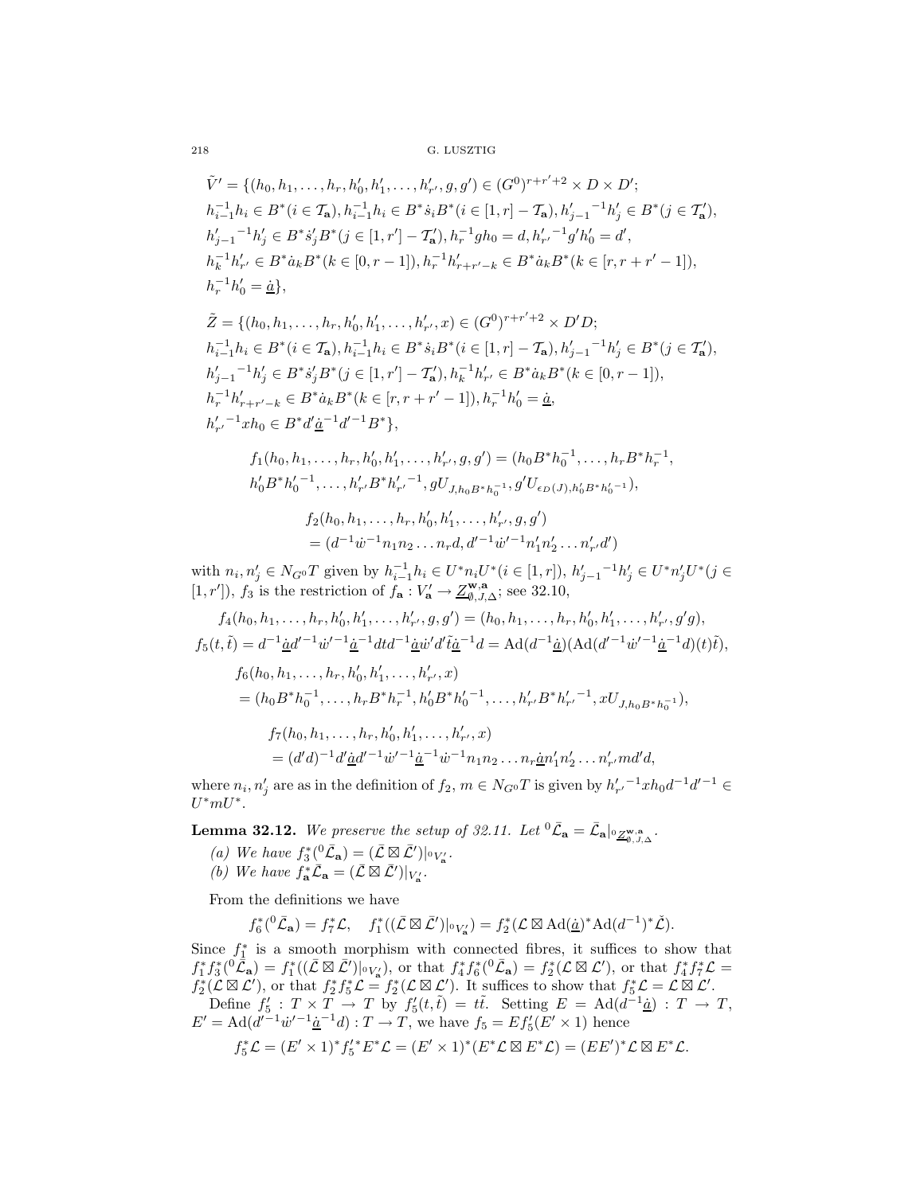$$\tilde{V}' = \{(h_0, h_1, \dots, h_r, h'_0, h'_1, \dots, h'_{r'}, g, g') \in (G^0)^{r+r'+2} \times D \times D';$$
$$h_{i-1}^{-1}h_i \in B^*(i \in \mathcal{T}_{\mathbf{a}}), h_{i-1}^{-1}h_i \in B^*\dot{s}_iB^*(i \in [1,r] - \mathcal{T}_{\mathbf{a}}), {h'_{j-1}}^{-1}h'_j \in B^*(j \in \mathcal{T}'_{\mathbf{a}}),$$
$${h'_{j-1}}^{-1}h'_j \in B^*\dot{s}'_jB^*(j \in [1,r'] - \mathcal{T}'_{\mathbf{a}}), h_r^{-1}gh_0 = d, {h'_{r'}}^{-1}g'h'_0 = d',$$
$$h_k^{-1}h'_{r'} \in B^*\dot{a}_kB^*(k \in [0, r-1]), h_r^{-1}h'_{r+r'-k} \in B^*\dot{a}_kB^*(k \in [r, r+r'-1]),$$
$$h_r^{-1}h'_0 = \underline{\dot{a}}\},$$

$$\tilde{Z} = \{(h_0, h_1, \dots, h_r, h'_0, h'_1, \dots, h'_{r'}, x) \in (G^0)^{r+r'+2} \times D'D;$$
$$h_{i-1}^{-1}h_i \in B^*(i \in \mathcal{T}_{\mathbf{a}}), h_{i-1}^{-1}h_i \in B^*\dot{s}_iB^*(i \in [1,r] - \mathcal{T}_{\mathbf{a}}), {h'_{j-1}}^{-1}h'_j \in B^*(j \in \mathcal{T}'_{\mathbf{a}}),$$
$${h'_{j-1}}^{-1}h'_j \in B^*\dot{s}'_jB^*(j \in [1,r'] - \mathcal{T}'_{\mathbf{a}}), h_k^{-1}h'_{r'} \in B^*\dot{a}_kB^*(k \in [0, r-1]),$$
$$h_r^{-1}h'_{r+r'-k} \in B^*\dot{a}_kB^*(k \in [r, r+r'-1]), h_r^{-1}h'_0 = \underline{\dot{a}},$$
$${h'_{r'}}^{-1}xh_0 \in B^*d'\underline{\dot{a}}^{-1}d'^{-1}B^*\},$$

$$f_1(h_0, h_1, \dots, h_r, h'_0, h'_1, \dots, h'_{r'}, g, g') = (h_0B^*h_0^{-1}, \dots, h_rB^*h_r^{-1},$$
$$h'_0B^*{h'_0}^{-1}, \dots, h'_{r'}B^*{h'_{r'}}^{-1}, gU_{J,h_0B^*h_0^{-1}}, g'U_{\epsilon_D(J),h'_0B^*{h'_0}^{-1}}),$$

$$f_2(h_0, h_1, \dots, h_r, h'_0, h'_1, \dots, h'_{r'}, g, g')$$
$$= (d^{-1}\dot{w}^{-1}n_1n_2 \dots n_rd, d'^{-1}\dot{w}'^{-1}n'_1n'_2 \dots n'_{r'}d')$$

with $n_i, n'_j \in N_{G^0}T$ given by $h_{i-1}^{-1}h_i \in U^*n_iU^*(i \in [1,r])$, ${h'_{j-1}}^{-1}h'_j \in U^*n'_jU^*(j \in [1,r'])$, $f_3$ is the restriction of $f_{\mathbf{a}} : V'_{\mathbf{a}} \to \underline{Z}^{\mathbf{w},\mathbf{a}}_{\emptyset,J,\Delta}$; see 32.10,

$$f_4(h_0, h_1, \dots, h_r, h'_0, h'_1, \dots, h'_{r'}, g, g') = (h_0, h_1, \dots, h_r, h'_0, h'_1, \dots, h'_{r'}, g'g),$$
$$f_5(t, \tilde{t}) = d^{-1}\underline{\dot{a}}d'^{-1}\dot{w}'^{-1}\underline{\dot{a}}^{-1}dtd^{-1}\underline{\dot{a}}\dot{w}'d'\tilde{t}\underline{\dot{a}}^{-1}d = \mathrm{Ad}(d^{-1}\underline{\dot{a}})(\mathrm{Ad}(d'^{-1}\dot{w}'^{-1}\underline{\dot{a}}^{-1}d)(t)\tilde{t}),$$
$$f_6(h_0, h_1, \dots, h_r, h'_0, h'_1, \dots, h'_{r'}, x)$$
$$= (h_0B^*h_0^{-1}, \dots, h_rB^*h_r^{-1}, h'_0B^*{h'_0}^{-1}, \dots, h'_{r'}B^*{h'_{r'}}^{-1}, xU_{J,h_0B^*h_0^{-1}}),$$

$$f_7(h_0, h_1, \dots, h_r, h'_0, h'_1, \dots, h'_{r'}, x)$$
$$= (d'd)^{-1}d'\underline{\dot{a}}d'^{-1}\dot{w}'^{-1}\underline{\dot{a}}^{-1}\dot{w}^{-1}n_1n_2 \dots n_r\underline{\dot{a}}n'_1n'_2 \dots n'_{r'}md'd,$$

where $n_i, n'_j$ are as in the definition of $f_2$, $m \in N_{G^0}T$ is given by ${h'_{r'}}^{-1}xh_0d^{-1}d'^{-1} \in U^*mU^*$.

**Lemma 32.12.** *We preserve the setup of 32.11. Let* ${}^0\bar{\mathcal{L}}_{\mathbf{a}} = \bar{\mathcal{L}}_{\mathbf{a}}|_{{}^0\underline{Z}^{\mathbf{w},\mathbf{a}}_{\emptyset,J,\Delta}}$.

(a) *We have* $f_3^*({}^0\bar{\mathcal{L}}_{\mathbf{a}}) = (\bar{\mathcal{L}} \boxtimes \bar{\mathcal{L}}')|_{{}^0V'_{\mathbf{a}}}$.

(b) *We have* $f_{\mathbf{a}}^*\bar{\mathcal{L}}_{\mathbf{a}} = (\bar{\mathcal{L}} \boxtimes \bar{\mathcal{L}}')|_{V'_{\mathbf{a}}}$.

From the definitions we have

$$f_6^*({}^0\bar{\mathcal{L}}_{\mathbf{a}}) = f_7^*\mathcal{L}, \quad f_1^*((\bar{\mathcal{L}} \boxtimes \bar{\mathcal{L}}')|_{{}^0V'_{\mathbf{a}}}) = f_2^*(\mathcal{L} \boxtimes \mathrm{Ad}(\underline{\dot{a}})^*\mathrm{Ad}(d^{-1})^*\check{\mathcal{L}}).$$

Since $f_1^*$ is a smooth morphism with connected fibres, it suffices to show that $f_1^*f_3^*({}^0\bar{\mathcal{L}}_{\mathbf{a}}) = f_1^*((\bar{\mathcal{L}} \boxtimes \bar{\mathcal{L}}')|_{{}^0V'_{\mathbf{a}}})$, or that $f_4^*f_6^*({}^0\bar{\mathcal{L}}_{\mathbf{a}}) = f_2^*(\mathcal{L} \boxtimes \mathcal{L}')$, or that $f_4^*f_7^*\mathcal{L} = f_2^*(\mathcal{L} \boxtimes \mathcal{L}')$, or that $f_2^*f_5^*\mathcal{L} = f_2^*(\mathcal{L} \boxtimes \mathcal{L}')$. It suffices to show that $f_5^*\mathcal{L} = \mathcal{L} \boxtimes \mathcal{L}'$.

Define $f'_5 : T \times T \to T$ by $f'_5(t, \tilde{t}) = t\tilde{t}$. Setting $E = \mathrm{Ad}(d^{-1}\underline{\dot{a}}) : T \to T$, $E' = \mathrm{Ad}(d'^{-1}\dot{w}'^{-1}\underline{\dot{a}}^{-1}d) : T \to T$, we have $f_5 = Ef'_5(E' \times 1)$ hence

$$f_5^*\mathcal{L} = (E' \times 1)^*{f'_5}^*E^*\mathcal{L} = (E' \times 1)^*(E^*\mathcal{L} \boxtimes E^*\mathcal{L}) = (EE')^*\mathcal{L} \boxtimes E^*\mathcal{L}.$$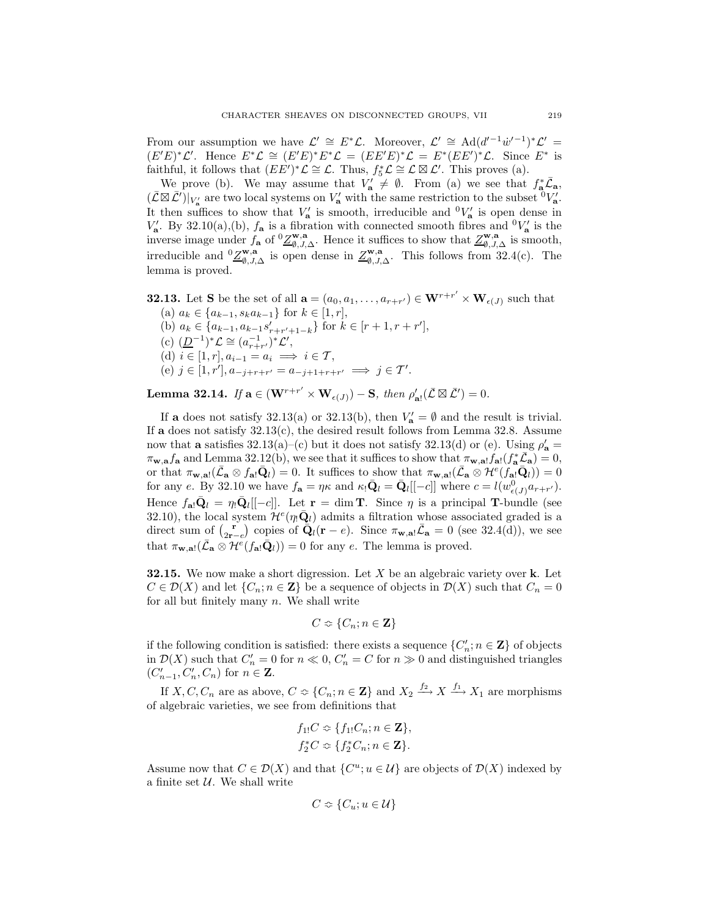From our assumption we have $\mathcal{L}' \cong E^*\mathcal{L}$. Moreover, $\mathcal{L}' \cong \mathrm{Ad}(d'^{-1}\dot{w}'^{-1})^*\mathcal{L}' = (E'E)^*\mathcal{L}'$. Hence $E^*\mathcal{L} \cong (E'E)^*E^*\mathcal{L} = (EE'E)^*\mathcal{L} = E^*(EE')^*\mathcal{L}$. Since $E^*$ is faithful, it follows that $(EE')^*\mathcal{L} \cong \mathcal{L}$. Thus, $f_5^*\mathcal{L} \cong \mathcal{L} \boxtimes \mathcal{L}'$. This proves (a).

We prove (b). We may assume that $V'_{\mathbf{a}} \neq \emptyset$. From (a) we see that $f_{\mathbf{a}}^*\bar{\mathcal{L}}_{\mathbf{a}}$, $(\bar{\mathcal{L}} \boxtimes \bar{\mathcal{L}}')|_{V'_{\mathbf{a}}}$ are two local systems on $V'_{\mathbf{a}}$ with the same restriction to the subset ${}^0V'_{\mathbf{a}}$. It then suffices to show that $V'_{\mathbf{a}}$ is smooth, irreducible and ${}^0V'_{\mathbf{a}}$ is open dense in $V'_{\mathbf{a}}$. By 32.10(a),(b), $f_{\mathbf{a}}$ is a fibration with connected smooth fibres and ${}^0V'_{\mathbf{a}}$ is the inverse image under $f_{\mathbf{a}}$ of ${}^0\underline{Z}^{\mathbf{w},\mathbf{a}}_{\emptyset,J,\Delta}$. Hence it suffices to show that $\underline{Z}^{\mathbf{w},\mathbf{a}}_{\emptyset,J,\Delta}$ is smooth, irreducible and ${}^0\underline{Z}^{\mathbf{w},\mathbf{a}}_{\emptyset,J,\Delta}$ is open dense in $\underline{Z}^{\mathbf{w},\mathbf{a}}_{\emptyset,J,\Delta}$. This follows from 32.4(c). The lemma is proved.

**32.13.** Let $\mathbf{S}$ be the set of all $\mathbf{a} = (a_0, a_1, \dots, a_{r+r'}) \in \mathbf{W}^{r+r'} \times \mathbf{W}_{\epsilon(J)}$ such that

(a) $a_k \in \{a_{k-1}, s_k a_{k-1}\}$ for $k \in [1, r]$,

(b) $a_k \in \{a_{k-1}, a_{k-1}s'_{r+r'+1-k}\}$ for $k \in [r+1, r+r']$,

(c) $(\underline{D}^{-1})^*\mathcal{L} \cong (a_{r+r'}^{-1})^*\mathcal{L}'$,

(d) $i \in [1, r], a_{i-1} = a_i \implies i \in \mathcal{T}$,

(e) $j \in [1, r'], a_{-j+r+r'} = a_{-j+1+r+r'} \implies j \in \mathcal{T}'$.

**Lemma 32.14.** *If* $\mathbf{a} \in (\mathbf{W}^{r+r'} \times \mathbf{W}_{\epsilon(J)}) - \mathbf{S}$, *then* $\rho'_{\mathbf{a}!}(\bar{\mathcal{L}} \boxtimes \bar{\mathcal{L}}') = 0$.

If $\mathbf{a}$ does not satisfy 32.13(a) or 32.13(b), then $V'_{\mathbf{a}} = \emptyset$ and the result is trivial. If $\mathbf{a}$ does not satisfy 32.13(c), the desired result follows from Lemma 32.8. Assume now that $\mathbf{a}$ satisfies 32.13(a)–(c) but it does not satisfy 32.13(d) or (e). Using $\rho'_{\mathbf{a}} = \pi_{\mathbf{w},\mathbf{a}} f_{\mathbf{a}}$ and Lemma 32.12(b), we see that it suffices to show that $\pi_{\mathbf{w},\mathbf{a}!} f_{\mathbf{a}!}(f_{\mathbf{a}}^*\bar{\mathcal{L}}_{\mathbf{a}}) = 0$, or that $\pi_{\mathbf{w},\mathbf{a}!}(\bar{\mathcal{L}}_{\mathbf{a}} \otimes f_{\mathbf{a}!}\bar{\mathbf{Q}}_l) = 0$. It suffices to show that $\pi_{\mathbf{w},\mathbf{a}!}(\bar{\mathcal{L}}_{\mathbf{a}} \otimes \mathcal{H}^e(f_{\mathbf{a}!}\bar{\mathbf{Q}}_l)) = 0$ for any $e$. By 32.10 we have $f_{\mathbf{a}} = \eta\kappa$ and $\kappa_!\bar{\mathbf{Q}}_l = \bar{\mathbf{Q}}_l[[-c]]$ where $c = l(w^0_{\epsilon(J)}a_{r+r'})$. Hence $f_{\mathbf{a}!}\bar{\mathbf{Q}}_l = \eta_!\bar{\mathbf{Q}}_l[[-c]]$. Let $\mathbf{r} = \dim \mathbf{T}$. Since $\eta$ is a principal $\mathbf{T}$-bundle (see 32.10), the local system $\mathcal{H}^e(\eta_!\bar{\mathbf{Q}}_l)$ admits a filtration whose associated graded is a direct sum of $\binom{\mathbf{r}}{2\mathbf{r}-e}$ copies of $\bar{\mathbf{Q}}_l(\mathbf{r} - e)$. Since $\pi_{\mathbf{w},\mathbf{a}!}\bar{\mathcal{L}}_{\mathbf{a}} = 0$ (see 32.4(d)), we see that $\pi_{\mathbf{w},\mathbf{a}!}(\bar{\mathcal{L}}_{\mathbf{a}} \otimes \mathcal{H}^e(f_{\mathbf{a}!}\bar{\mathbf{Q}}_l)) = 0$ for any $e$. The lemma is proved.

**32.15.** We now make a short digression. Let $X$ be an algebraic variety over $\mathbf{k}$. Let $C \in \mathcal{D}(X)$ and let $\{C_n; n \in \mathbf{Z}\}$ be a sequence of objects in $\mathcal{D}(X)$ such that $C_n = 0$ for all but finitely many $n$. We shall write

$$C \approx \{C_n; n \in \mathbf{Z}\}$$

if the following condition is satisfied: there exists a sequence $\{C'_n; n \in \mathbf{Z}\}$ of objects in $\mathcal{D}(X)$ such that $C'_n = 0$ for $n \ll 0$, $C'_n = C$ for $n \gg 0$ and distinguished triangles $(C'_{n-1}, C'_n, C_n)$ for $n \in \mathbf{Z}$.

If $X, C, C_n$ are as above, $C \approx \{C_n; n \in \mathbf{Z}\}$ and $X_2 \xrightarrow{f_2} X \xrightarrow{f_1} X_1$ are morphisms of algebraic varieties, we see from definitions that

$$f_{1!}C \approx \{f_{1!}C_n; n \in \mathbf{Z}\},$$
$$f_2^*C \approx \{f_2^*C_n; n \in \mathbf{Z}\}.$$

Assume now that $C \in \mathcal{D}(X)$ and that $\{C^u; u \in \mathcal{U}\}$ are objects of $\mathcal{D}(X)$ indexed by a finite set $\mathcal{U}$. We shall write

$$C \approx \{C_u; u \in \mathcal{U}\}$$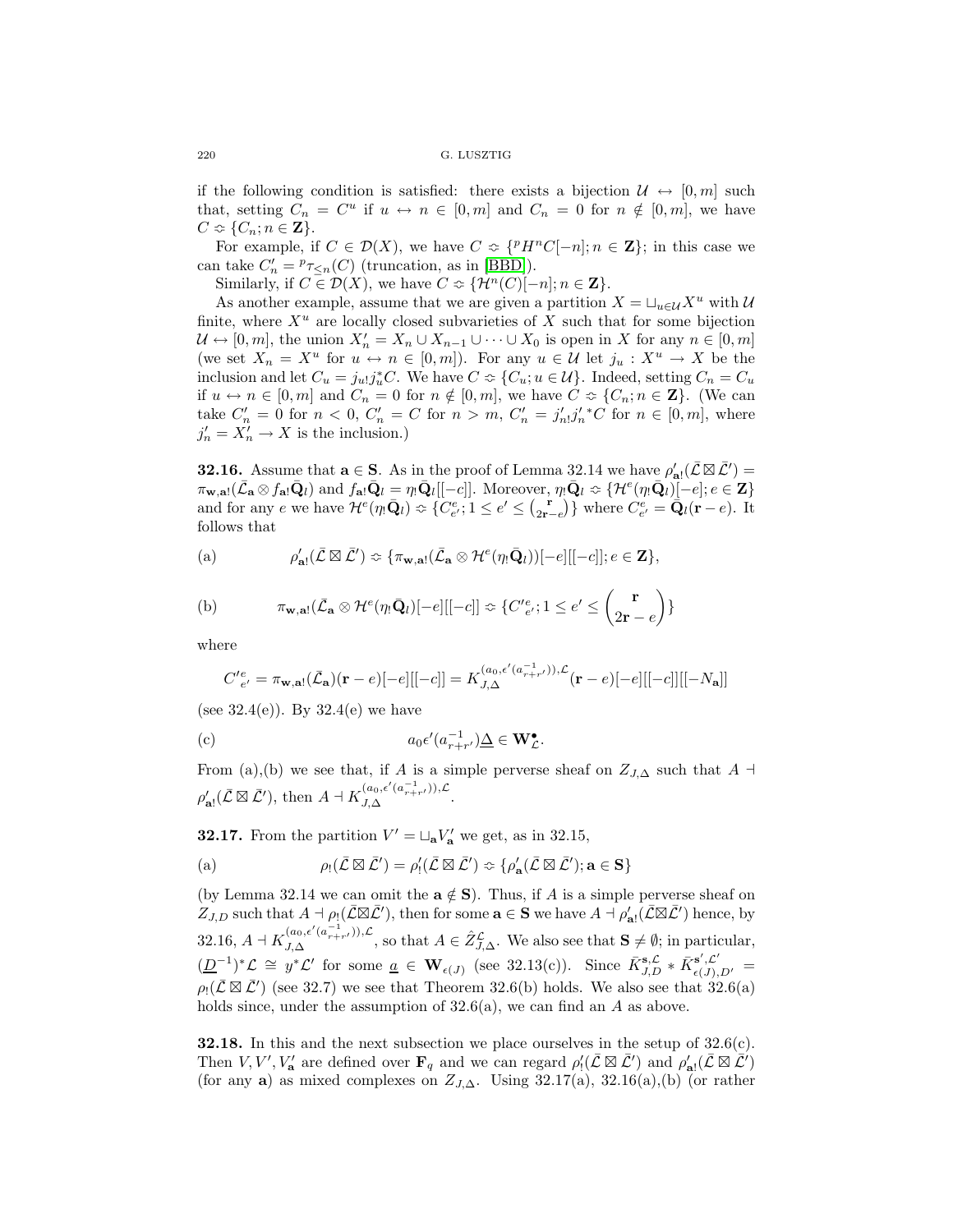if the following condition is satisfied: there exists a bijection $\mathcal{U} \leftrightarrow [0,m]$ such that, setting $C_n = C^u$ if $u \leftrightarrow n \in [0,m]$ and $C_n = 0$ for $n \notin [0,m]$, we have $C \approx \{C_n; n \in \mathbf{Z}\}$.

For example, if $C \in \mathcal{D}(X)$, we have $C \approx \{{}^pH^nC[-n]; n \in \mathbf{Z}\}$; in this case we can take $C'_n = {}^p\tau_{\le n}(C)$ (truncation, as in [BBD]).

Similarly, if $C \in \mathcal{D}(X)$, we have $C \approx \{\mathcal{H}^n(C)[-n]; n \in \mathbf{Z}\}$.

As another example, assume that we are given a partition $X = \sqcup_{u \in \mathcal{U}} X^u$ with $\mathcal{U}$ finite, where $X^u$ are locally closed subvarieties of $X$ such that for some bijection $\mathcal{U} \leftrightarrow [0,m]$, the union $X'_n = X_n \cup X_{n-1} \cup \dots \cup X_0$ is open in $X$ for any $n \in [0,m]$ (we set $X_n = X^u$ for $u \leftrightarrow n \in [0,m]$). For any $u \in \mathcal{U}$ let $j_u : X^u \to X$ be the inclusion and let $C_u = j_{u!}j_u^*C$. We have $C \approx \{C_u; u \in \mathcal{U}\}$. Indeed, setting $C_n = C_u$ if $u \leftrightarrow n \in [0,m]$ and $C_n = 0$ for $n \notin [0,m]$, we have $C \approx \{C_n; n \in \mathbf{Z}\}$. (We can take $C'_n = 0$ for $n < 0$, $C'_n = C$ for $n > m$, $C'_n = j'_{n!}j'^*_nC$ for $n \in [0,m]$, where $j'_n = X'_n \to X$ is the inclusion.)

**32.16.** Assume that $\mathbf{a} \in \mathbf{S}$. As in the proof of Lemma 32.14 we have $\rho'_{\mathbf{a}!}(\bar{\mathcal{L}} \boxtimes \bar{\mathcal{L}}') = \pi_{\mathbf{w},\mathbf{a}!}(\bar{\mathcal{L}}_{\mathbf{a}} \otimes f_{\mathbf{a}!}\bar{\mathbf{Q}}_l)$ and $f_{\mathbf{a}!}\bar{\mathbf{Q}}_l = \eta_!\bar{\mathbf{Q}}_l[[-c]]$. Moreover, $\eta_!\bar{\mathbf{Q}}_l \approx \{\mathcal{H}^e(\eta_!\bar{\mathbf{Q}}_l)[-e]; e \in \mathbf{Z}\}$ and for any $e$ we have $\mathcal{H}^e(\eta_!\bar{\mathbf{Q}}_l) \approx \{C^e_{e'}; 1 \le e' \le \binom{\mathbf{r}}{2\mathbf{r}-e}\}$ where $C^e_{e'} = \bar{\mathbf{Q}}_l(\mathbf{r}-e)$. It follows that

(a) $$\rho'_{\mathbf{a}!}(\bar{\mathcal{L}} \boxtimes \bar{\mathcal{L}}') \approx \{\pi_{\mathbf{w},\mathbf{a}!}(\bar{\mathcal{L}}_{\mathbf{a}} \otimes \mathcal{H}^e(\eta_!\bar{\mathbf{Q}}_l))[-e][[-c]]; e \in \mathbf{Z}\},$$

(b) $$\pi_{\mathbf{w},\mathbf{a}!}(\bar{\mathcal{L}}_{\mathbf{a}} \otimes \mathcal{H}^e(\eta_!\bar{\mathbf{Q}}_l)[-e][[-c]] \approx \{C'^e_{e'}; 1 \le e' \le \binom{\mathbf{r}}{2\mathbf{r}-e}\}$$

where

$$C'^e_{e'} = \pi_{\mathbf{w},\mathbf{a}!}(\bar{\mathcal{L}}_{\mathbf{a}})(\mathbf{r}-e)[-e][[-c]] = K^{(a_0,\epsilon'(a^{-1}_{r+r'})),\mathcal{L}}_{J,\Delta}(\mathbf{r}-e)[-e][[-c]][[-N_{\mathbf{a}}]]$$

(see 32.4(e)). By 32.4(e) we have

(c) $$a_0\epsilon'(a^{-1}_{r+r'})\underline{\Delta} \in \mathbf{W}^\bullet_{\mathcal{L}}.$$

From (a),(b) we see that, if $A$ is a simple perverse sheaf on $Z_{J,\Delta}$ such that $A \dashv \rho'_{\mathbf{a}!}(\bar{\mathcal{L}} \boxtimes \bar{\mathcal{L}}')$, then $A \dashv K^{(a_0,\epsilon'(a^{-1}_{r+r'})),\mathcal{L}}_{J,\Delta}$.

**32.17.** From the partition $V' = \sqcup_{\mathbf{a}} V'_{\mathbf{a}}$ we get, as in 32.15,

(a) $$\rho_!(\bar{\mathcal{L}} \boxtimes \bar{\mathcal{L}}') = \rho'_!(\bar{\mathcal{L}} \boxtimes \bar{\mathcal{L}}') \approx \{\rho'_{\mathbf{a}}(\bar{\mathcal{L}} \boxtimes \bar{\mathcal{L}}'); \mathbf{a} \in \mathbf{S}\}$$

(by Lemma 32.14 we can omit the $\mathbf{a} \notin \mathbf{S}$). Thus, if $A$ is a simple perverse sheaf on $Z_{J,D}$ such that $A \dashv \rho_!(\bar{\mathcal{L}} \boxtimes \bar{\mathcal{L}}')$, then for some $\mathbf{a} \in \mathbf{S}$ we have $A \dashv \rho'_{\mathbf{a}!}(\bar{\mathcal{L}} \boxtimes \bar{\mathcal{L}}')$ hence, by 32.16, $A \dashv K^{(a_0,\epsilon'(a^{-1}_{r+r'})),\mathcal{L}}_{J,\Delta}$, so that $A \in \hat{Z}^{\mathcal{L}}_{J,\Delta}$. We also see that $\mathbf{S} \ne \emptyset$; in particular, $(\underline{D}^{-1})^*\mathcal{L} \cong y^*\mathcal{L}'$ for some $\underline{a} \in \mathbf{W}_{\epsilon(J)}$ (see 32.13(c)). Since $\bar{K}^{\mathbf{s},\mathcal{L}}_{J,D} * \bar{K}^{\mathbf{s}',\mathcal{L}'}_{\epsilon(J),D'} = \rho_!(\bar{\mathcal{L}} \boxtimes \bar{\mathcal{L}}')$ (see 32.7) we see that Theorem 32.6(b) holds. We also see that 32.6(a) holds since, under the assumption of 32.6(a), we can find an $A$ as above.

**32.18.** In this and the next subsection we place ourselves in the setup of 32.6(c). Then $V, V', V'_{\mathbf{a}}$ are defined over $\mathbf{F}_q$ and we can regard $\rho'_!(\bar{\mathcal{L}} \boxtimes \bar{\mathcal{L}}')$ and $\rho'_{\mathbf{a}!}(\bar{\mathcal{L}} \boxtimes \bar{\mathcal{L}}')$ (for any $\mathbf{a}$) as mixed complexes on $Z_{J,\Delta}$. Using 32.17(a), 32.16(a),(b) (or rather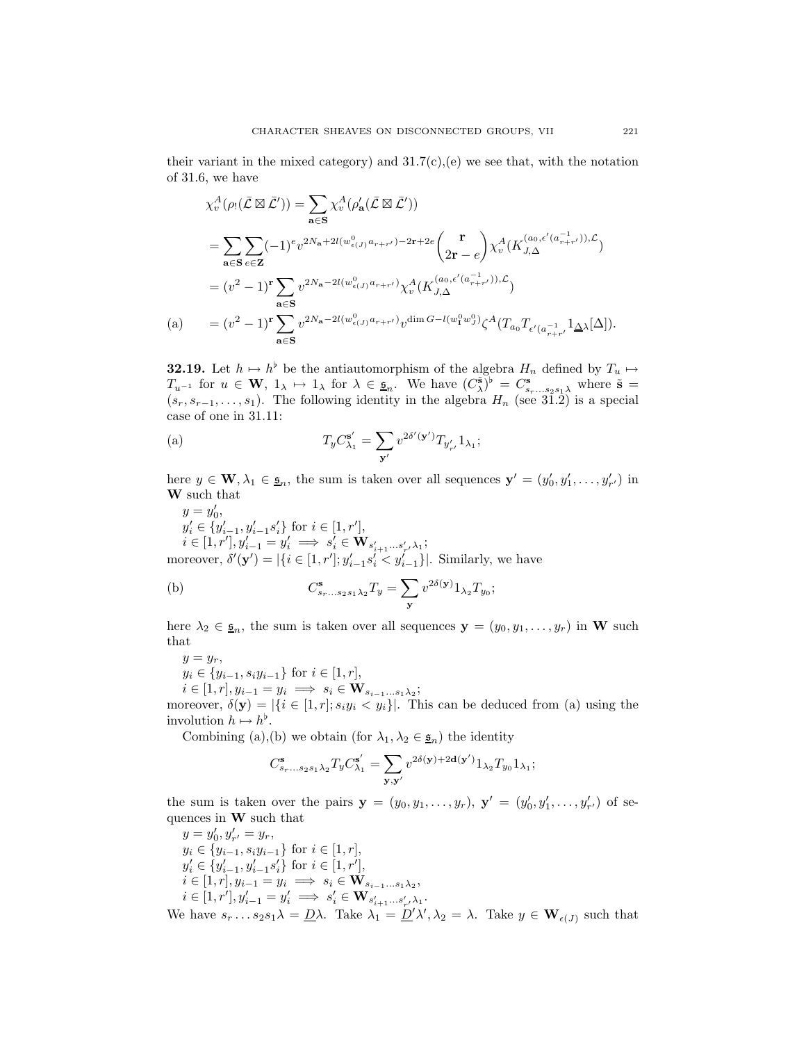their variant in the mixed category) and 31.7(c),(e) we see that, with the notation of 31.6, we have

$$
\begin{aligned}
&\chi_v^A(\rho_!(\bar{\mathcal{L}} \boxtimes \bar{\mathcal{L}}')) = \sum_{\mathbf{a}\in\mathbf{S}} \chi_v^A(\rho'_{\mathbf{a}}(\bar{\mathcal{L}} \boxtimes \bar{\mathcal{L}}')) \\
&= \sum_{\mathbf{a}\in\mathbf{S}} \sum_{e\in\mathbf{Z}} (-1)^e v^{2N_{\mathbf{a}}+2l(w^0_{\epsilon(J)}a_{r+r'})-2\mathbf{r}+2e} \binom{\mathbf{r}}{2\mathbf{r}-e} \chi_v^A(K_{J,\Delta}^{(a_0,\epsilon'(a_{r+r'}^{-1})),\mathcal{L}}) \\
&= (v^2-1)^{\mathbf{r}} \sum_{\mathbf{a}\in\mathbf{S}} v^{2N_{\mathbf{a}}-2l(w^0_{\epsilon(J)}a_{r+r'})} \chi_v^A(K_{J,\Delta}^{(a_0,\epsilon'(a_{r+r'}^{-1})),\mathcal{L}}) \\
\text{(a)}\quad &= (v^2-1)^{\mathbf{r}} \sum_{\mathbf{a}\in\mathbf{S}} v^{2N_{\mathbf{a}}-2l(w^0_{\epsilon(J)}a_{r+r'})} v^{\dim G - l(w^0_{\mathbf{I}}w^0_J)} \zeta^A(T_{a_0}T_{\epsilon'(a_{r+r'}^{-1})}1_{\underline{\Delta}\lambda}[\Delta]).
\end{aligned}
$$

**32.19.** Let $h \mapsto h^\flat$ be the antiautomorphism of the algebra $H_n$ defined by $T_u \mapsto T_{u^{-1}}$ for $u \in \mathbf{W}$, $1_\lambda \mapsto 1_\lambda$ for $\lambda \in \underline{\mathfrak{s}}_n$. We have $(C_\lambda^{\tilde{\mathbf{s}}})^\flat = C^{\mathbf{s}}_{s_r\dots s_2 s_1\lambda}$ where $\tilde{\mathbf{s}} = (s_r, s_{r-1}, \dots, s_1)$. The following identity in the algebra $H_n$ (see 31.2) is a special case of one in 31.11:

$$
\text{(a)}\qquad T_y C_{\lambda_1}^{\mathbf{s}'} = \sum_{\mathbf{y}'} v^{2\delta'(\mathbf{y}')} T_{y'_{r'}} 1_{\lambda_1};
$$

here $y \in \mathbf{W}, \lambda_1 \in \underline{\mathfrak{s}}_n$, the sum is taken over all sequences $\mathbf{y}' = (y'_0, y'_1, \dots, y'_{r'})$ in $\mathbf{W}$ such that

$y = y'_0$,
$y'_i \in \{y'_{i-1}, y'_{i-1}s'_i\}$ for $i \in [1, r']$,
$i \in [1, r'], y'_{i-1} = y'_i \implies s'_i \in \mathbf{W}_{s'_{i+1}\dots s'_{r'}\lambda_1}$;
moreover, $\delta'(\mathbf{y}') = |\{i \in [1, r']; y'_{i-1}s'_i < y'_{i-1}\}|$. Similarly, we have

$$
\text{(b)}\qquad C^{\mathbf{s}}_{s_r\dots s_2 s_1\lambda_2} T_y = \sum_{\mathbf{y}} v^{2\delta(\mathbf{y})} 1_{\lambda_2} T_{y_0};
$$

here $\lambda_2 \in \underline{\mathfrak{s}}_n$, the sum is taken over all sequences $\mathbf{y} = (y_0, y_1, \dots, y_r)$ in $\mathbf{W}$ such that

$y = y_r$,
$y_i \in \{y_{i-1}, s_i y_{i-1}\}$ for $i \in [1, r]$,
$i \in [1, r], y_{i-1} = y_i \implies s_i \in \mathbf{W}_{s_{i-1}\dots s_1\lambda_2}$;
moreover, $\delta(\mathbf{y}) = |\{i \in [1, r]; s_i y_i < y_i\}|$. This can be deduced from (a) using the involution $h \mapsto h^\flat$.

Combining (a),(b) we obtain (for $\lambda_1, \lambda_2 \in \underline{\mathfrak{s}}_n$) the identity

$$
C^{\mathbf{s}}_{s_r\dots s_2 s_1\lambda_2} T_y C^{\mathbf{s}'}_{\lambda_1} = \sum_{\mathbf{y},\mathbf{y}'} v^{2\delta(\mathbf{y})+2\mathbf{d}(\mathbf{y}')} 1_{\lambda_2} T_{y_0} 1_{\lambda_1};
$$

the sum is taken over the pairs $\mathbf{y} = (y_0, y_1, \dots, y_r)$, $\mathbf{y}' = (y'_0, y'_1, \dots, y'_{r'})$ of sequences in $\mathbf{W}$ such that

$y = y'_0, y'_{r'} = y_r$,
$y_i \in \{y_{i-1}, s_i y_{i-1}\}$ for $i \in [1, r]$,
$y'_i \in \{y'_{i-1}, y'_{i-1}s'_i\}$ for $i \in [1, r']$,
$i \in [1, r], y_{i-1} = y_i \implies s_i \in \mathbf{W}_{s_{i-1}\dots s_1\lambda_2}$,
$i \in [1, r'], y'_{i-1} = y'_i \implies s'_i \in \mathbf{W}_{s'_{i+1}\dots s'_{r'}\lambda_1}$.
We have $s_r \dots s_2 s_1 \lambda = \underline{D}\lambda$. Take $\lambda_1 = \underline{D}'\lambda', \lambda_2 = \lambda$. Take $y \in \mathbf{W}_{\epsilon(J)}$ such that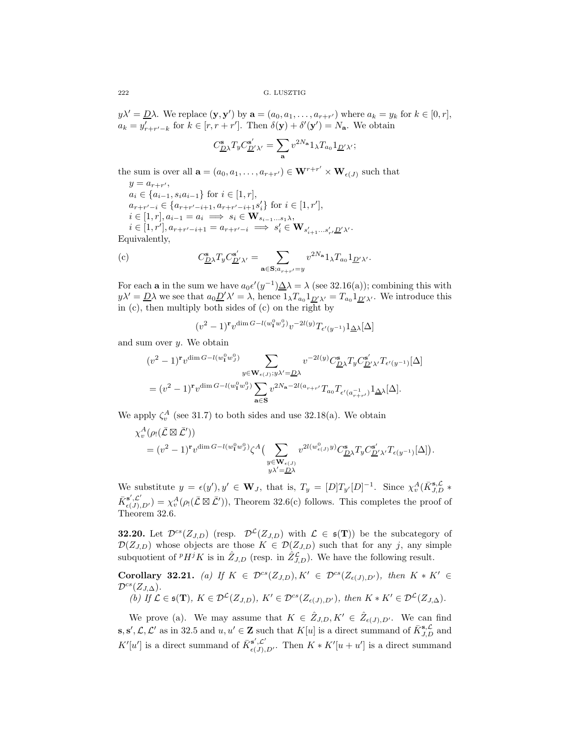$y\lambda' = \underline{D}\lambda$. We replace $(\mathbf{y}, \mathbf{y}')$ by $\mathbf{a} = (a_0, a_1, \dots, a_{r+r'})$ where $a_k = y_k$ for $k \in [0, r]$, $a_k = y'_{r+r'-k}$ for $k \in [r, r+r']$. Then $\delta(\mathbf{y}) + \delta'(\mathbf{y}') = N_{\mathbf{a}}$. We obtain

$$C^{\mathbf{s}}_{\underline{D}\lambda} T_y C^{\mathbf{s}'}_{\underline{D}'\lambda'} = \sum_{\mathbf{a}} v^{2N_{\mathbf{a}}} 1_\lambda T_{a_0} 1_{\underline{D}'\lambda'};$$

the sum is over all $\mathbf{a} = (a_0, a_1, \dots, a_{r+r'}) \in \mathbf{W}^{r+r'} \times \mathbf{W}_{\epsilon(J)}$ such that

$y = a_{r+r'}$,
$a_i \in \{a_{i-1}, s_i a_{i-1}\}$ for $i \in [1, r]$,
$a_{r+r'-i} \in \{a_{r+r'-i+1}, a_{r+r'-i+1} s'_i\}$ for $i \in [1, r']$,
$i \in [1, r], a_{i-1} = a_i \implies s_i \in \mathbf{W}_{s_{i-1} \dots s_1 \lambda}$,
$i \in [1, r'], a_{r+r'-i+1} = a_{r+r'-i} \implies s'_i \in \mathbf{W}_{s'_{i+1} \dots s'_{r'} \underline{D}'\lambda'}$.

Equivalently,

$$\text{(c)} \qquad C^{\mathbf{s}}_{\underline{D}\lambda} T_y C^{\mathbf{s}'}_{\underline{D}'\lambda'} = \sum_{\mathbf{a} \in \mathbf{S}; a_{r+r'} = y} v^{2N_{\mathbf{a}}} 1_\lambda T_{a_0} 1_{\underline{D}'\lambda'}.$$

For each $\mathbf{a}$ in the sum we have $a_0 \epsilon'(y^{-1}) \underline{\Delta}\lambda = \lambda$ (see 32.16(a)); combining this with $y\lambda' = \underline{D}\lambda$ we see that $a_0 \underline{D}'\lambda' = \lambda$, hence $1_\lambda T_{a_0} 1_{\underline{D}'\lambda'} = T_{a_0} 1_{\underline{D}'\lambda'}$. We introduce this in (c), then multiply both sides of (c) on the right by

$$(v^2 - 1)^{\mathbf{r}} v^{\dim G - l(w^0_{\mathbf{I}} w^0_J)} v^{-2l(y)} T_{\epsilon'(y^{-1})} 1_{\underline{\Delta}\lambda} [\Delta]$$

and sum over $y$. We obtain

$$\begin{aligned}
&(v^2 - 1)^{\mathbf{r}} v^{\dim G - l(w^0_{\mathbf{I}} w^0_J)} \sum_{y \in \mathbf{W}_{\epsilon(J)}; y\lambda' = \underline{D}\lambda} v^{-2l(y)} C^{\mathbf{s}}_{\underline{D}\lambda} T_y C^{\mathbf{s}'}_{\underline{D}'\lambda'} T_{\epsilon'(y^{-1})} [\Delta] \\
&= (v^2 - 1)^{\mathbf{r}} v^{\dim G - l(w^0_{\mathbf{I}} w^0_J)} \sum_{\mathbf{a} \in \mathbf{S}} v^{2N_{\mathbf{a}} - 2l(a_{r+r'})} T_{a_0} T_{\epsilon'(a^{-1}_{r+r'})} 1_{\underline{\Delta}\lambda} [\Delta].
\end{aligned}$$

We apply $\zeta^A_v$ (see 31.7) to both sides and use 32.18(a). We obtain

$$\begin{aligned}
&\chi^A_v(\rho_!(\bar{\mathcal{L}} \boxtimes \bar{\mathcal{L}}')) \\
&= (v^2 - 1)^{\mathbf{r}} v^{\dim G - l(w^0_{\mathbf{I}} w^0_J)} \zeta^A \Big( \sum_{\substack{y \in \mathbf{W}_{\epsilon(J)} \\ y\lambda' = \underline{D}\lambda}} v^{2l(w^0_{\epsilon(J)} y)} C^{\mathbf{s}}_{\underline{D}\lambda} T_y C^{\mathbf{s}'}_{\underline{D}'\lambda'} T_{\epsilon(y^{-1})} [\Delta] \Big).
\end{aligned}$$

We substitute $y = \epsilon(y'), y' \in \mathbf{W}_J$, that is, $T_y = [D] T_{y'} [D]^{-1}$. Since $\chi^A_v(\bar{K}^{\mathbf{s}, \mathcal{L}}_{J,D} * \bar{K}^{\mathbf{s}', \mathcal{L}'}_{\epsilon(J), D'}) = \chi^A_v(\rho_!(\bar{\mathcal{L}} \boxtimes \bar{\mathcal{L}}'))$, Theorem 32.6(c) follows. This completes the proof of Theorem 32.6.

**32.20.** Let $\mathcal{D}^{cs}(Z_{J,D})$ (resp. $\mathcal{D}^{\mathcal{L}}(Z_{J,D})$ with $\mathcal{L} \in \mathfrak{s}(\mathbf{T})$) be the subcategory of $\mathcal{D}(Z_{J,D})$ whose objects are those $K \in \mathcal{D}(Z_{J,D})$ such that for any $j$, any simple subquotient of ${}^p H^j K$ is in $\hat{Z}_{J,D}$ (resp. in $\hat{Z}^{\mathcal{L}}_{J,D}$). We have the following result.

**Corollary 32.21.** *(a) If $K \in \mathcal{D}^{cs}(Z_{J,D}), K' \in \mathcal{D}^{cs}(Z_{\epsilon(J),D'})$, then $K * K' \in \mathcal{D}^{cs}(Z_{J,\Delta})$.*

*(b) If $\mathcal{L} \in \mathfrak{s}(\mathbf{T})$, $K \in \mathcal{D}^{\mathcal{L}}(Z_{J,D})$, $K' \in \mathcal{D}^{cs}(Z_{\epsilon(J),D'})$, then $K * K' \in \mathcal{D}^{\mathcal{L}}(Z_{J,\Delta})$.*

We prove (a). We may assume that $K \in \hat{Z}_{J,D}, K' \in \hat{Z}_{\epsilon(J),D'}$. We can find $\mathbf{s}, \mathbf{s}', \mathcal{L}, \mathcal{L}'$ as in 32.5 and $u, u' \in \mathbf{Z}$ such that $K[u]$ is a direct summand of $\bar{K}^{\mathbf{s}, \mathcal{L}}_{J,D}$ and $K'[u']$ is a direct summand of $\bar{K}^{\mathbf{s}', \mathcal{L}'}_{\epsilon(J),D'}$. Then $K * K'[u + u']$ is a direct summand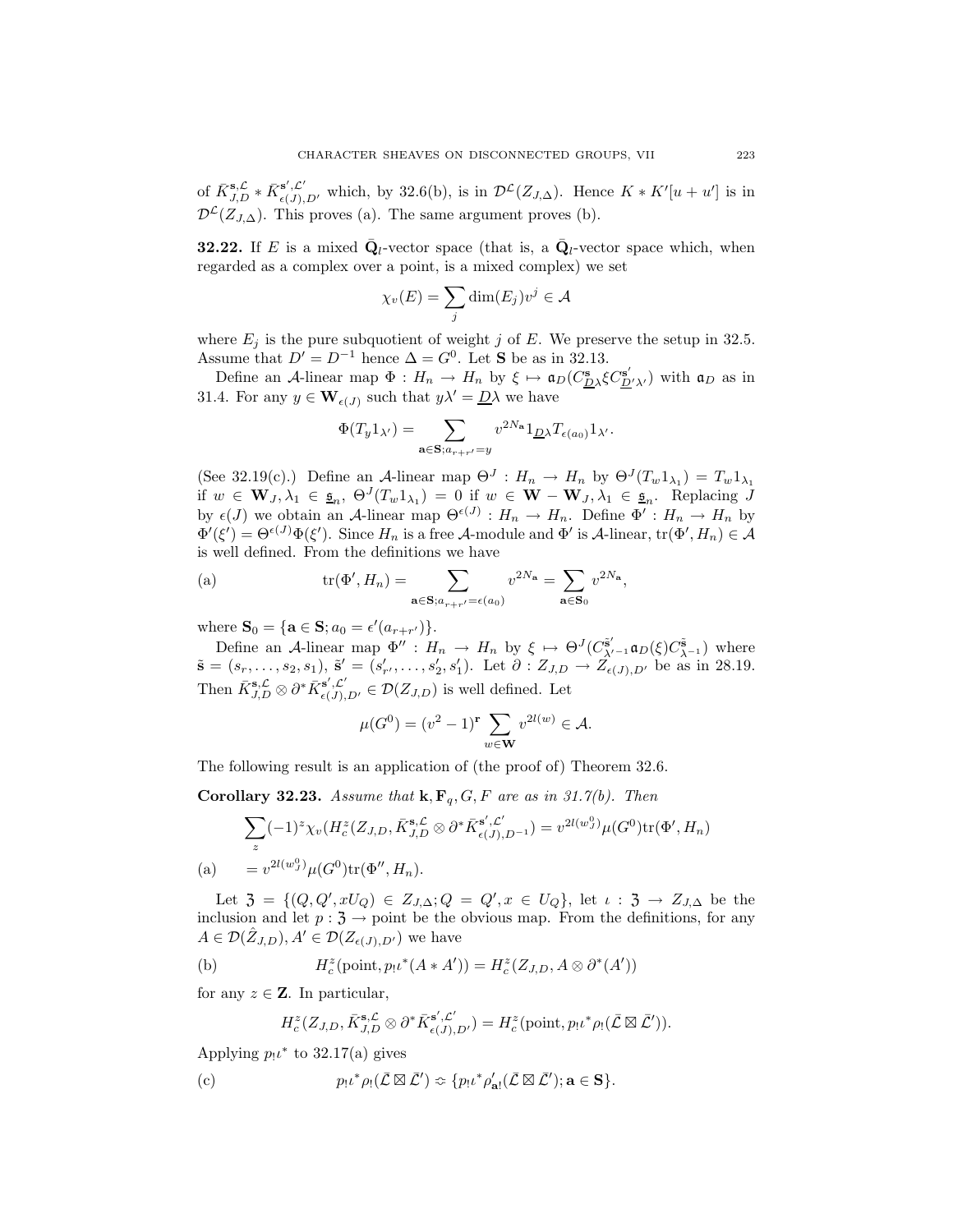of $\bar{K}^{\mathbf{s},\mathcal{L}}_{J,D} * \bar{K}^{\mathbf{s}',\mathcal{L}'}_{\epsilon(J),D'}$ which, by 32.6(b), is in $\mathcal{D}^{\mathcal{L}}(Z_{J,\Delta})$. Hence $K * K'[u+u']$ is in $\mathcal{D}^{\mathcal{L}}(Z_{J,\Delta})$. This proves (a). The same argument proves (b).

**32.22.** If $E$ is a mixed $\bar{\mathbf{Q}}_l$-vector space (that is, a $\bar{\mathbf{Q}}_l$-vector space which, when regarded as a complex over a point, is a mixed complex) we set

$$\chi_v(E) = \sum_j \dim(E_j) v^j \in \mathcal{A}$$

where $E_j$ is the pure subquotient of weight $j$ of $E$. We preserve the setup in 32.5. Assume that $D' = D^{-1}$ hence $\Delta = G^0$. Let $\mathbf{S}$ be as in 32.13.

Define an $\mathcal{A}$-linear map $\Phi : H_n \to H_n$ by $\xi \mapsto \mathfrak{a}_D(C^{\mathbf{s}}_{\underline{D}\lambda} \xi C^{\mathbf{s}'}_{\underline{D}'\lambda'})$ with $\mathfrak{a}_D$ as in 31.4. For any $y \in \mathbf{W}_{\epsilon(J)}$ such that $y\lambda' = \underline{D}\lambda$ we have

$$\Phi(T_y 1_{\lambda'}) = \sum_{\mathbf{a} \in \mathbf{S}; a_{r+r'} = y} v^{2N_{\mathbf{a}}} 1_{\underline{D}\lambda} T_{\epsilon(a_0)} 1_{\lambda'}.$$

(See 32.19(c).) Define an $\mathcal{A}$-linear map $\Theta^J : H_n \to H_n$ by $\Theta^J(T_w 1_{\lambda_1}) = T_w 1_{\lambda_1}$ if $w \in \mathbf{W}_J, \lambda_1 \in \underline{\mathfrak{s}}_n$, $\Theta^J(T_w 1_{\lambda_1}) = 0$ if $w \in \mathbf{W} - \mathbf{W}_J, \lambda_1 \in \underline{\mathfrak{s}}_n$. Replacing $J$ by $\epsilon(J)$ we obtain an $\mathcal{A}$-linear map $\Theta^{\epsilon(J)} : H_n \to H_n$. Define $\Phi' : H_n \to H_n$ by $\Phi'(\xi') = \Theta^{\epsilon(J)}\Phi(\xi')$. Since $H_n$ is a free $\mathcal{A}$-module and $\Phi'$ is $\mathcal{A}$-linear, $\mathrm{tr}(\Phi', H_n) \in \mathcal{A}$ is well defined. From the definitions we have

$$\mathrm{tr}(\Phi', H_n) = \sum_{\mathbf{a} \in \mathbf{S}; a_{r+r'} = \epsilon(a_0)} v^{2N_{\mathbf{a}}} = \sum_{\mathbf{a} \in \mathbf{S}_0} v^{2N_{\mathbf{a}}}, \tag{a}$$

where $\mathbf{S}_0 = \{\mathbf{a} \in \mathbf{S}; a_0 = \epsilon'(a_{r+r'})\}$.

Define an $\mathcal{A}$-linear map $\Phi'' : H_n \to H_n$ by $\xi \mapsto \Theta^J(C^{\tilde{\mathbf{s}}'}_{\lambda'^{-1}} \mathfrak{a}_D(\xi) C^{\tilde{\mathbf{s}}}_{\lambda^{-1}})$ where $\tilde{\mathbf{s}} = (s_r, \dots, s_2, s_1)$, $\tilde{\mathbf{s}}' = (s'_{r'}, \dots, s'_2, s'_1)$. Let $\partial : Z_{J,D} \to Z_{\epsilon(J),D'}$ be as in 28.19. Then $\bar{K}^{\mathbf{s},\mathcal{L}}_{J,D} \otimes \partial^* \bar{K}^{\mathbf{s}',\mathcal{L}'}_{\epsilon(J),D'} \in \mathcal{D}(Z_{J,D})$ is well defined. Let

$$\mu(G^0) = (v^2-1)^{\mathbf{r}} \sum_{w \in \mathbf{W}} v^{2l(w)} \in \mathcal{A}.$$

The following result is an application of (the proof of) Theorem 32.6.

**Corollary 32.23.** *Assume that $\mathbf{k}, \mathbf{F}_q, G, F$ are as in 31.7(b). Then*

$$\sum_z (-1)^z \chi_v(H^z_c(Z_{J,D}, \bar{K}^{\mathbf{s},\mathcal{L}}_{J,D} \otimes \partial^* \bar{K}^{\mathbf{s}',\mathcal{L}'}_{\epsilon(J),D^{-1}}) = v^{2l(w^0_J)} \mu(G^0) \mathrm{tr}(\Phi', H_n)$$

$$= v^{2l(w^0_J)} \mu(G^0) \mathrm{tr}(\Phi'', H_n). \tag{a}$$

Let $\mathfrak{Z} = \{(Q, Q', xU_Q) \in Z_{J,\Delta}; Q = Q', x \in U_Q\}$, let $\iota : \mathfrak{Z} \to Z_{J,\Delta}$ be the inclusion and let $p : \mathfrak{Z} \to$ point be the obvious map. From the definitions, for any $A \in \mathcal{D}(\hat{Z}_{J,D}), A' \in \mathcal{D}(Z_{\epsilon(J),D'})$ we have

$$H^z_c(\text{point}, p_!\iota^*(A * A')) = H^z_c(Z_{J,D}, A \otimes \partial^*(A')) \tag{b}$$

for any $z \in \mathbf{Z}$. In particular,

$$H^z_c(Z_{J,D}, \bar{K}^{\mathbf{s},\mathcal{L}}_{J,D} \otimes \partial^* \bar{K}^{\mathbf{s}',\mathcal{L}'}_{\epsilon(J),D'}) = H^z_c(\text{point}, p_!\iota^*\rho_!(\bar{\mathcal{L}} \boxtimes \bar{\mathcal{L}}')).$$

Applying $p_!\iota^*$ to 32.17(a) gives

$$p_!\iota^*\rho_!(\bar{\mathcal{L}} \boxtimes \bar{\mathcal{L}}') \approx \{p_!\iota^*\rho'_{\mathbf{a}!}(\bar{\mathcal{L}} \boxtimes \bar{\mathcal{L}}'); \mathbf{a} \in \mathbf{S}\}. \tag{c}$$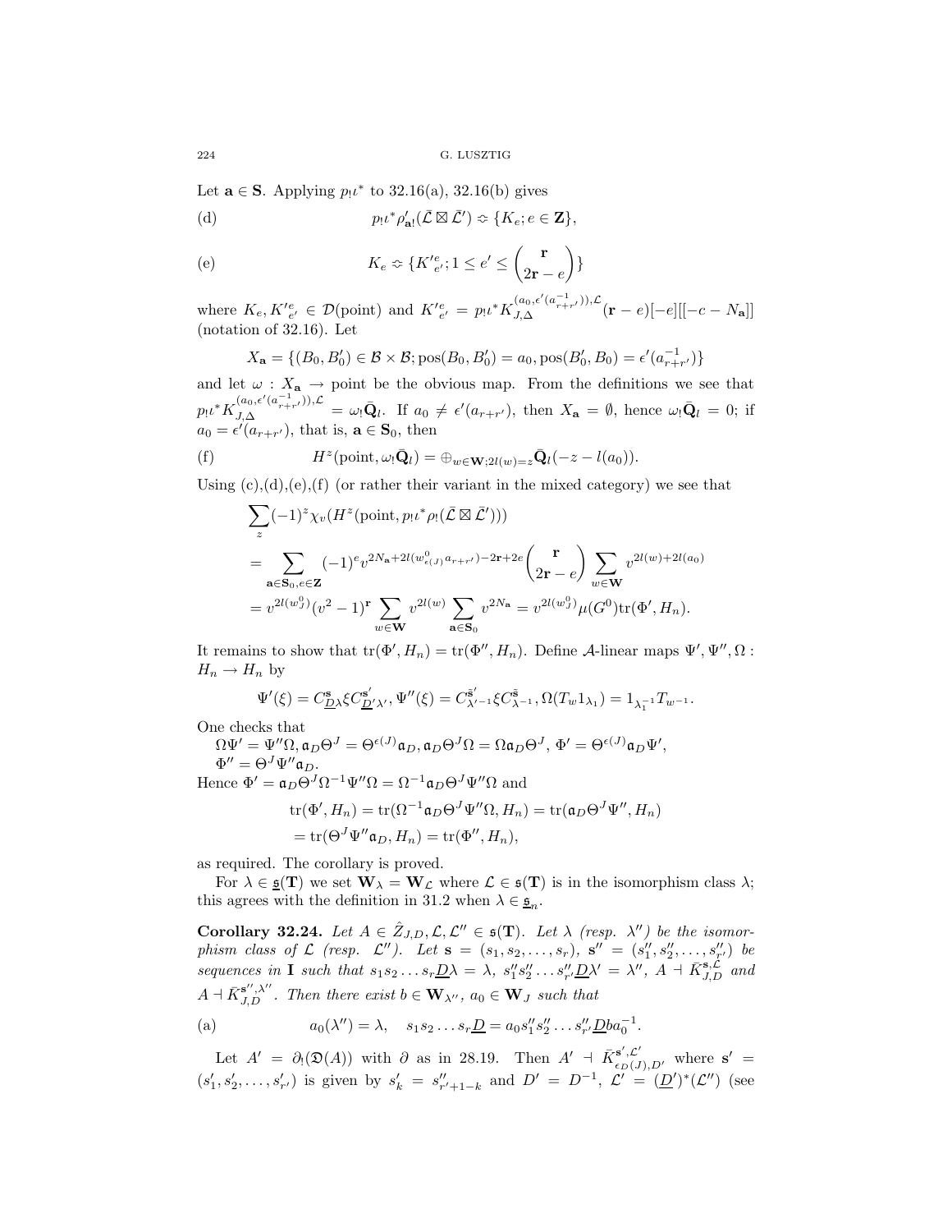Let $\mathbf{a} \in \mathbf{S}$. Applying $p_! \iota^*$ to 32.16(a), 32.16(b) gives

(d) $$p_! \iota^* \rho'_{\mathbf{a}!}(\bar{\mathcal{L}} \boxtimes \bar{\mathcal{L}}') \approx \{K_e; e \in \mathbf{Z}\},$$

(e) $$K_e \approx \{K'^e_{e'}; 1 \le e' \le \binom{\mathbf{r}}{2\mathbf{r}-e}\}$$

where $K_e, K'^e_{e'} \in \mathcal{D}(\text{point})$ and $K'^e_{e'} = p_! \iota^* K_{J,\Delta}^{(a_0, \epsilon'(a_{r+r'}^{-1})), \mathcal{L}}(\mathbf{r}-e)[-e][[-c-N_{\mathbf{a}}]]$ (notation of 32.16). Let

$$X_{\mathbf{a}} = \{(B_0, B_0') \in \mathcal{B} \times \mathcal{B}; \text{pos}(B_0, B_0') = a_0, \text{pos}(B_0', B_0) = \epsilon'(a_{r+r'}^{-1})\}$$

and let $\omega : X_{\mathbf{a}} \to \text{point}$ be the obvious map. From the definitions we see that $p_! \iota^* K_{J,\Delta}^{(a_0, \epsilon'(a_{r+r'}^{-1})), \mathcal{L}} = \omega_! \bar{\mathbf{Q}}_l$. If $a_0 \neq \epsilon'(a_{r+r'})$, then $X_{\mathbf{a}} = \emptyset$, hence $\omega_! \bar{\mathbf{Q}}_l = 0$; if $a_0 = \epsilon'(a_{r+r'})$, that is, $\mathbf{a} \in \mathbf{S}_0$, then

(f) $$H^z(\text{point}, \omega_! \bar{\mathbf{Q}}_l) = \oplus_{w \in \mathbf{W}; 2l(w) = z} \bar{\mathbf{Q}}_l(-z - l(a_0)).$$

Using (c),(d),(e),(f) (or rather their variant in the mixed category) we see that

$$\begin{aligned}
&\sum_z (-1)^z \chi_v(H^z(\text{point}, p_! \iota^* \rho_!(\bar{\mathcal{L}} \boxtimes \bar{\mathcal{L}}'))) \\
&= \sum_{\mathbf{a} \in \mathbf{S}_0, e \in \mathbf{Z}} (-1)^e v^{2N_{\mathbf{a}} + 2l(w^0_{\epsilon(J)} a_{r+r'}) - 2\mathbf{r} + 2e} \binom{\mathbf{r}}{2\mathbf{r}-e} \sum_{w \in \mathbf{W}} v^{2l(w) + 2l(a_0)} \\
&= v^{2l(w^0_J)} (v^2 - 1)^{\mathbf{r}} \sum_{w \in \mathbf{W}} v^{2l(w)} \sum_{\mathbf{a} \in \mathbf{S}_0} v^{2N_{\mathbf{a}}} = v^{2l(w^0_J)} \mu(G^0) \text{tr}(\Phi', H_n).
\end{aligned}$$

It remains to show that $\text{tr}(\Phi', H_n) = \text{tr}(\Phi'', H_n)$. Define $\mathcal{A}$-linear maps $\Psi', \Psi'', \Omega : H_n \to H_n$ by

$$\Psi'(\xi) = C^{\mathbf{s}}_{\underline{D}\lambda} \xi C^{\mathbf{s}'}_{\underline{D}'\lambda'}, \Psi''(\xi) = C^{\tilde{\mathbf{s}}'}_{\lambda'^{-1}} \xi C^{\tilde{\mathbf{s}}}_{\lambda^{-1}}, \Omega(T_w 1_{\lambda_1}) = 1_{\lambda_1^{-1}} T_{w^{-1}}.$$

One checks that
$\Omega \Psi' = \Psi'' \Omega, \mathfrak{a}_D \Theta^J = \Theta^{\epsilon(J)} \mathfrak{a}_D, \mathfrak{a}_D \Theta^J \Omega = \Omega \mathfrak{a}_D \Theta^J$, $\Phi' = \Theta^{\epsilon(J)} \mathfrak{a}_D \Psi'$, $\Phi'' = \Theta^J \Psi'' \mathfrak{a}_D$.
Hence $\Phi' = \mathfrak{a}_D \Theta^J \Omega^{-1} \Psi'' \Omega = \Omega^{-1} \mathfrak{a}_D \Theta^J \Psi'' \Omega$ and

$$\begin{aligned}
\text{tr}(\Phi', H_n) &= \text{tr}(\Omega^{-1} \mathfrak{a}_D \Theta^J \Psi'' \Omega, H_n) = \text{tr}(\mathfrak{a}_D \Theta^J \Psi'', H_n) \\
&= \text{tr}(\Theta^J \Psi'' \mathfrak{a}_D, H_n) = \text{tr}(\Phi'', H_n),
\end{aligned}$$

as required. The corollary is proved.

For $\lambda \in \underline{\mathfrak{s}}(\mathbf{T})$ we set $\mathbf{W}_\lambda = \mathbf{W}_{\mathcal{L}}$ where $\mathcal{L} \in \mathfrak{s}(\mathbf{T})$ is in the isomorphism class $\lambda$; this agrees with the definition in 31.2 when $\lambda \in \underline{\mathfrak{s}}_n$.

**Corollary 32.24.** *Let $A \in \hat{Z}_{J,D}, \mathcal{L}, \mathcal{L}'' \in \mathfrak{s}(\mathbf{T})$. Let $\lambda$ (resp. $\lambda''$) be the isomorphism class of $\mathcal{L}$ (resp. $\mathcal{L}''$). Let $\mathbf{s} = (s_1, s_2, \dots, s_r)$, $\mathbf{s}'' = (s''_1, s''_2, \dots, s''_{r'})$ be sequences in $\mathbf{I}$ such that $s_1 s_2 \dots s_r \underline{D} \lambda = \lambda$, $s''_1 s''_2 \dots s''_{r'} \underline{D} \lambda' = \lambda''$, $A \dashv \bar{K}^{\mathbf{s}, \mathcal{L}}_{J,D}$ and $A \dashv \bar{K}^{\mathbf{s}'', \lambda''}_{J,D}$. Then there exist $b \in \mathbf{W}_{\lambda''}$, $a_0 \in \mathbf{W}_J$ such that*

(a) $$a_0(\lambda'') = \lambda, \quad s_1 s_2 \dots s_r \underline{D} = a_0 s''_1 s''_2 \dots s''_{r'} \underline{D} b a_0^{-1}.$$

Let $A' = \partial_!(\mathfrak{D}(A))$ with $\partial$ as in 28.19. Then $A' \dashv \bar{K}^{\mathbf{s}', \mathcal{L}'}_{\epsilon_D(J), D'}$ where $\mathbf{s}' = (s'_1, s'_2, \dots, s'_{r'})$ is given by $s'_k = s''_{r'+1-k}$ and $D' = D^{-1}$, $\mathcal{L}' = (\underline{D}')^*(\mathcal{L}'')$ (see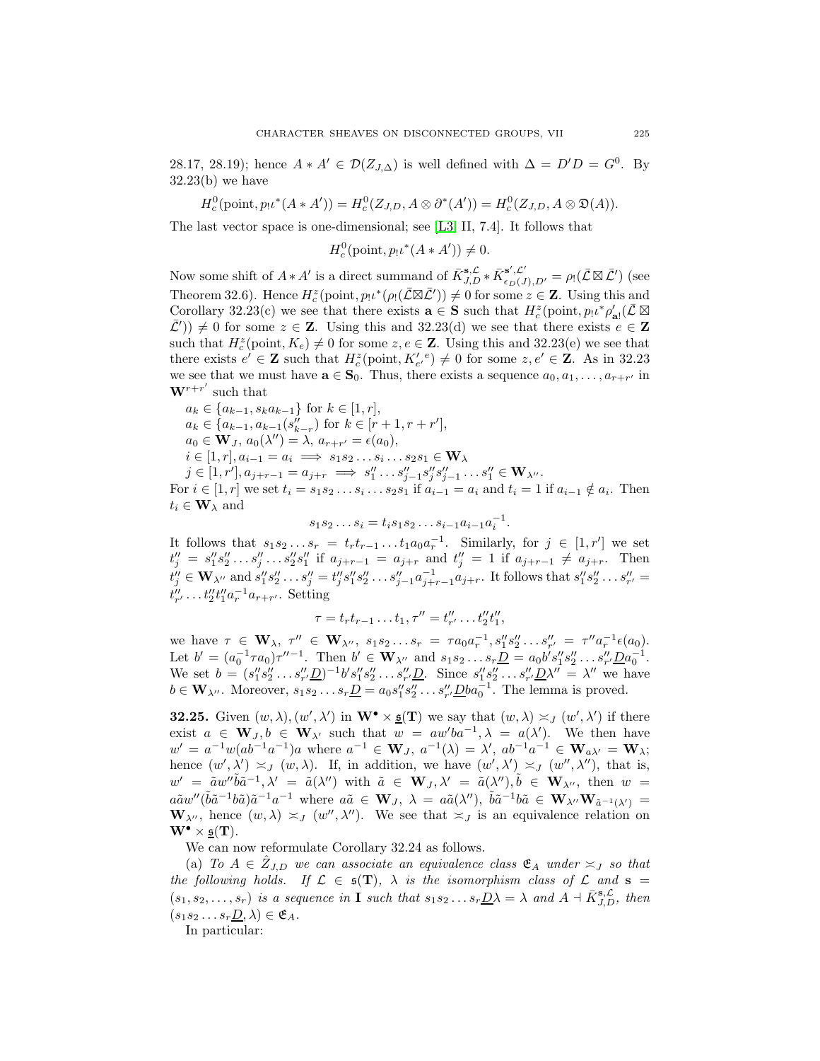28.17, 28.19); hence $A * A' \in \mathcal{D}(Z_{J,\Delta})$ is well defined with $\Delta = D'D = G^0$. By 32.23(b) we have

$$H_c^0(\text{point}, p_!\iota^*(A * A')) = H_c^0(Z_{J,D}, A \otimes \partial^*(A')) = H_c^0(Z_{J,D}, A \otimes \mathfrak{D}(A)).$$

The last vector space is one-dimensional; see [L3, II, 7.4]. It follows that

$$H_c^0(\text{point}, p_!\iota^*(A * A')) \neq 0.$$

Now some shift of $A * A'$ is a direct summand of $\bar{K}_{J,D}^{\mathbf{s},\mathcal{L}} * \bar{K}_{\epsilon_D(J),D'}^{\mathbf{s}',\mathcal{L}'} = \rho_!(\bar{\mathcal{L}} \boxtimes \bar{\mathcal{L}}')$ (see Theorem 32.6). Hence $H_c^z(\text{point}, p_!\iota^*(\rho_!(\bar{\mathcal{L}} \boxtimes \bar{\mathcal{L}}')) \neq 0$ for some $z \in \mathbf{Z}$. Using this and Corollary 32.23(c) we see that there exists $\mathbf{a} \in \mathbf{S}$ such that $H_c^z(\text{point}, p_!\iota^*\rho'_{\mathbf{a}!}(\bar{\mathcal{L}} \boxtimes \bar{\mathcal{L}}')) \neq 0$ for some $z \in \mathbf{Z}$. Using this and 32.23(d) we see that there exists $e \in \mathbf{Z}$ such that $H_c^z(\text{point}, K_e) \neq 0$ for some $z, e \in \mathbf{Z}$. Using this and 32.23(e) we see that there exists $e' \in \mathbf{Z}$ such that $H_c^z(\text{point}, K'_{e'}{}^e) \neq 0$ for some $z, e' \in \mathbf{Z}$. As in 32.23 we see that we must have $\mathbf{a} \in \mathbf{S}_0$. Thus, there exists a sequence $a_0, a_1, \dots, a_{r+r'}$ in $\mathbf{W}^{r+r'}$ such that

$a_k \in \{a_{k-1}, s_k a_{k-1}\}$ for $k \in [1, r]$,
$a_k \in \{a_{k-1}, a_{k-1}(s''_{k-r})$ for $k \in [r+1, r+r']$,
$a_0 \in \mathbf{W}_J$, $a_0(\lambda'') = \lambda$, $a_{r+r'} = \epsilon(a_0)$,
$i \in [1, r], a_{i-1} = a_i \implies s_1 s_2 \dots s_i \dots s_2 s_1 \in \mathbf{W}_\lambda$
$j \in [1, r'], a_{j+r-1} = a_{j+r} \implies s''_1 \dots s''_{j-1} s''_j s''_{j-1} \dots s''_1 \in \mathbf{W}_{\lambda''}$.

For $i \in [1, r]$ we set $t_i = s_1 s_2 \dots s_i \dots s_2 s_1$ if $a_{i-1} = a_i$ and $t_i = 1$ if $a_{i-1} \notin a_i$. Then $t_i \in \mathbf{W}_\lambda$ and

$$s_1 s_2 \dots s_i = t_i s_1 s_2 \dots s_{i-1} a_{i-1} a_i^{-1}.$$

It follows that $s_1 s_2 \dots s_r = t_r t_{r-1} \dots t_1 a_0 a_r^{-1}$. Similarly, for $j \in [1, r']$ we set $t''_j = s''_1 s''_2 \dots s''_j \dots s''_2 s''_1$ if $a_{j+r-1} = a_{j+r}$ and $t''_j = 1$ if $a_{j+r-1} \neq a_{j+r}$. Then $t''_j \in \mathbf{W}_{\lambda''}$ and $s''_1 s''_2 \dots s''_j = t''_j s''_1 s''_2 \dots s''_{j-1} a_{j+r-1}^{-1} a_{j+r}$. It follows that $s''_1 s''_2 \dots s''_{r'} = t''_{r'} \dots t''_2 t''_1 a_r^{-1} a_{r+r'}$. Setting

$$\tau = t_r t_{r-1} \dots t_1, \tau'' = t''_{r'} \dots t''_2 t''_1,$$

we have $\tau \in \mathbf{W}_\lambda$, $\tau'' \in \mathbf{W}_{\lambda''}$, $s_1 s_2 \dots s_r = \tau a_0 a_r^{-1}, s''_1 s''_2 \dots s''_{r'} = \tau'' a_r^{-1} \epsilon(a_0)$. Let $b' = (a_0^{-1} \tau a_0) \tau''^{-1}$. Then $b' \in \mathbf{W}_{\lambda''}$ and $s_1 s_2 \dots s_r \underline{D} = a_0 b' s''_1 s''_2 \dots s''_{r'} \underline{D} a_0^{-1}$. We set $b = (s''_1 s''_2 \dots s''_{r'} \underline{D})^{-1} b' s''_1 s''_2 \dots s''_{r'} \underline{D}$. Since $s''_1 s''_2 \dots s''_{r'} \underline{D} \lambda'' = \lambda''$ we have $b \in \mathbf{W}_{\lambda''}$. Moreover, $s_1 s_2 \dots s_r \underline{D} = a_0 s''_1 s''_2 \dots s''_{r'} \underline{D} b a_0^{-1}$. The lemma is proved.

**32.25.** Given $(w, \lambda), (w', \lambda')$ in $\mathbf{W}^\bullet \times \underline{\mathfrak{s}}(\mathbf{T})$ we say that $(w, \lambda) \asymp_J (w', \lambda')$ if there exist $a \in \mathbf{W}_J, b \in \mathbf{W}_{\lambda'}$ such that $w = a w' b a^{-1}, \lambda = a(\lambda')$. We then have $w' = a^{-1} w (a b^{-1} a^{-1}) a$ where $a^{-1} \in \mathbf{W}_J$, $a^{-1}(\lambda) = \lambda'$, $a b^{-1} a^{-1} \in \mathbf{W}_{a\lambda'} = \mathbf{W}_\lambda$; hence $(w', \lambda') \asymp_J (w, \lambda)$. If, in addition, we have $(w', \lambda') \asymp_J (w'', \lambda'')$, that is, $w' = \tilde{a} w'' \tilde{b} \tilde{a}^{-1}, \lambda' = \tilde{a}(\lambda'')$ with $\tilde{a} \in \mathbf{W}_J, \lambda' = \tilde{a}(\lambda''), \tilde{b} \in \mathbf{W}_{\lambda''}$, then $w = a\tilde{a} w'' (\tilde{b} \tilde{a}^{-1} b \tilde{a}) \tilde{a}^{-1} a^{-1}$ where $a\tilde{a} \in \mathbf{W}_J$, $\lambda = a\tilde{a}(\lambda'')$, $\tilde{b} \tilde{a}^{-1} b \tilde{a} \in \mathbf{W}_{\lambda''} \mathbf{W}_{\tilde{a}^{-1}(\lambda')} = \mathbf{W}_{\lambda''}$, hence $(w, \lambda) \asymp_J (w'', \lambda'')$. We see that $\asymp_J$ is an equivalence relation on $\mathbf{W}^\bullet \times \underline{\mathfrak{s}}(\mathbf{T})$.

We can now reformulate Corollary 32.24 as follows.

(a) *To $A \in \hat{Z}_{J,D}$ we can associate an equivalence class $\mathfrak{E}_A$ under $\asymp_J$ so that the following holds. If $\mathcal{L} \in \mathfrak{s}(\mathbf{T})$, $\lambda$ is the isomorphism class of $\mathcal{L}$ and $\mathbf{s} = (s_1, s_2, \dots, s_r)$ is a sequence in $\mathbf{I}$ such that $s_1 s_2 \dots s_r \underline{D} \lambda = \lambda$ and $A \dashv \bar{K}_{J,D}^{\mathbf{s},\mathcal{L}}$, then $(s_1 s_2 \dots s_r \underline{D}, \lambda) \in \mathfrak{E}_A$.*

In particular: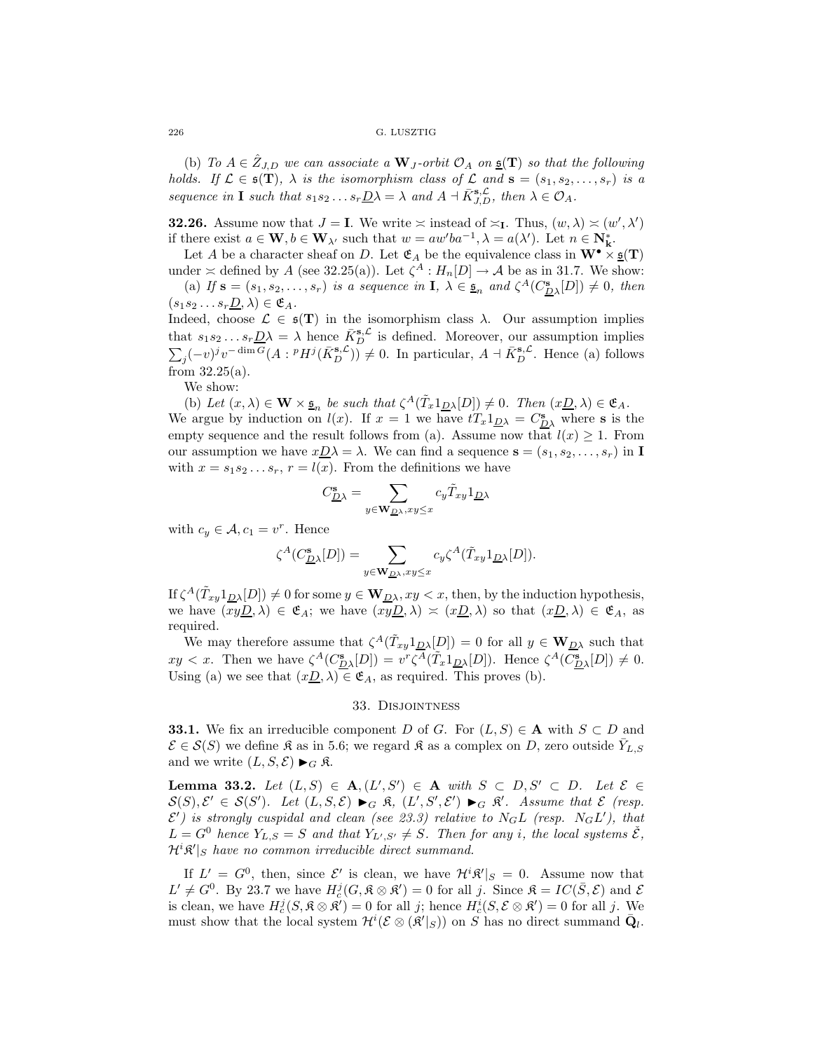(b) *To $A \in \hat{Z}_{J,D}$ we can associate a $\mathbf{W}_J$-orbit $\mathcal{O}_A$ on $\underline{\mathfrak{s}}(\mathbf{T})$ so that the following holds. If $\mathcal{L} \in \mathfrak{s}(\mathbf{T})$, $\lambda$ is the isomorphism class of $\mathcal{L}$ and $\mathbf{s} = (s_1, s_2, \ldots, s_r)$ is a sequence in $\mathbf{I}$ such that $s_1 s_2 \ldots s_r \underline{D}\lambda = \lambda$ and $A \dashv \bar{K}^{\mathbf{s},\mathcal{L}}_{J,D}$, then $\lambda \in \mathcal{O}_A$.*

**32.26.** Assume now that $J = \mathbf{I}$. We write $\asymp$ instead of $\asymp_{\mathbf{I}}$. Thus, $(w, \lambda) \asymp (w', \lambda')$ if there exist $a \in \mathbf{W}, b \in \mathbf{W}_{\lambda'}$ such that $w = aw'ba^{-1}, \lambda = a(\lambda')$. Let $n \in \mathbf{N}^*_{\mathbf{k}}$.

Let $A$ be a character sheaf on $D$. Let $\mathfrak{E}_A$ be the equivalence class in $\mathbf{W}^\bullet \times \underline{\mathfrak{s}}(\mathbf{T})$ under $\asymp$ defined by $A$ (see 32.25(a)). Let $\zeta^A : H_n[D] \to \mathcal{A}$ be as in 31.7. We show:

(a) *If $\mathbf{s} = (s_1, s_2, \ldots, s_r)$ is a sequence in $\mathbf{I}$, $\lambda \in \underline{\mathfrak{s}}_n$ and $\zeta^A(C^{\mathbf{s}}_{\underline{D}\lambda}[D]) \neq 0$, then $(s_1 s_2 \ldots s_r \underline{D}, \lambda) \in \mathfrak{E}_A$.*

Indeed, choose $\mathcal{L} \in \mathfrak{s}(\mathbf{T})$ in the isomorphism class $\lambda$. Our assumption implies that $s_1 s_2 \ldots s_r \underline{D}\lambda = \lambda$ hence $\bar{K}^{\mathbf{s},\mathcal{L}}_D$ is defined. Moreover, our assumption implies $\sum_j (-v)^j v^{-\dim G}(A : {}^p H^j(\bar{K}^{\mathbf{s},\mathcal{L}}_D)) \neq 0$. In particular, $A \dashv \bar{K}^{\mathbf{s},\mathcal{L}}_D$. Hence (a) follows from 32.25(a).

We show:

(b) *Let $(x, \lambda) \in \mathbf{W} \times \underline{\mathfrak{s}}_n$ be such that $\zeta^A(\tilde{T}_x 1_{\underline{D}\lambda}[D]) \neq 0$. Then $(x\underline{D}, \lambda) \in \mathfrak{E}_A$.*

We argue by induction on $l(x)$. If $x = 1$ we have $tT_x 1_{\underline{D}\lambda} = C^{\mathbf{s}}_{\underline{D}\lambda}$ where $\mathbf{s}$ is the empty sequence and the result follows from (a). Assume now that $l(x) \geq 1$. From our assumption we have $x\underline{D}\lambda = \lambda$. We can find a sequence $\mathbf{s} = (s_1, s_2, \ldots, s_r)$ in $\mathbf{I}$ with $x = s_1 s_2 \ldots s_r$, $r = l(x)$. From the definitions we have

$$C^{\mathbf{s}}_{\underline{D}\lambda} = \sum_{y \in \mathbf{W}_{\underline{D}\lambda}, xy \leq x} c_y \tilde{T}_{xy} 1_{\underline{D}\lambda}$$

with $c_y \in \mathcal{A}, c_1 = v^r$. Hence

$$\zeta^A(C^{\mathbf{s}}_{\underline{D}\lambda}[D]) = \sum_{y \in \mathbf{W}_{\underline{D}\lambda}, xy \leq x} c_y \zeta^A(\tilde{T}_{xy} 1_{\underline{D}\lambda}[D]).$$

If $\zeta^A(\tilde{T}_{xy} 1_{\underline{D}\lambda}[D]) \neq 0$ for some $y \in \mathbf{W}_{\underline{D}\lambda}, xy < x$, then, by the induction hypothesis, we have $(xy\underline{D}, \lambda) \in \mathfrak{E}_A$; we have $(xy\underline{D}, \lambda) \asymp (x\underline{D}, \lambda)$ so that $(x\underline{D}, \lambda) \in \mathfrak{E}_A$, as required.

We may therefore assume that $\zeta^A(\tilde{T}_{xy} 1_{\underline{D}\lambda}[D]) = 0$ for all $y \in \mathbf{W}_{\underline{D}\lambda}$ such that $xy < x$. Then we have $\zeta^A(C^{\mathbf{s}}_{\underline{D}\lambda}[D]) = v^r \zeta^A(\tilde{T}_x 1_{\underline{D}\lambda}[D])$. Hence $\zeta^A(C^{\mathbf{s}}_{\underline{D}\lambda}[D]) \neq 0$. Using (a) we see that $(x\underline{D}, \lambda) \in \mathfrak{E}_A$, as required. This proves (b).

## 33. Disjointness

**33.1.** We fix an irreducible component $D$ of $G$. For $(L, S) \in \mathbf{A}$ with $S \subset D$ and $\mathcal{E} \in \mathcal{S}(S)$ we define $\mathfrak{K}$ as in 5.6; we regard $\mathfrak{K}$ as a complex on $D$, zero outside $\bar{Y}_{L,S}$ and we write $(L, S, \mathcal{E}) \blacktriangleright_G \mathfrak{K}$.

**Lemma 33.2.** *Let $(L, S) \in \mathbf{A}, (L', S') \in \mathbf{A}$ with $S \subset D, S' \subset D$. Let $\mathcal{E} \in \mathcal{S}(S), \mathcal{E}' \in \mathcal{S}(S')$. Let $(L, S, \mathcal{E}) \blacktriangleright_G \mathfrak{K}$, $(L', S', \mathcal{E}') \blacktriangleright_G \mathfrak{K}'$. Assume that $\mathcal{E}$ (resp. $\mathcal{E}'$) is strongly cuspidal and clean (see 23.3) relative to $N_G L$ (resp. $N_G L'$), that $L = G^0$ hence $Y_{L,S} = S$ and that $Y_{L',S'} \neq S$. Then for any $i$, the local systems $\check{\mathcal{E}}$, $\mathcal{H}^i \mathfrak{K}'|_S$ have no common irreducible direct summand.*

If $L' = G^0$, then, since $\mathcal{E}'$ is clean, we have $\mathcal{H}^i \mathfrak{K}'|_S = 0$. Assume now that $L' \neq G^0$. By 23.7 we have $H^j_c(G, \mathfrak{K} \otimes \mathfrak{K}') = 0$ for all $j$. Since $\mathfrak{K} = IC(\bar{S}, \mathcal{E})$ and $\mathcal{E}$ is clean, we have $H^j_c(S, \mathfrak{K} \otimes \mathfrak{K}') = 0$ for all $j$; hence $H^i_c(S, \mathcal{E} \otimes \mathfrak{K}') = 0$ for all $j$. We must show that the local system $\mathcal{H}^i(\mathcal{E} \otimes (\mathfrak{K}'|_S))$ on $S$ has no direct summand $\bar{\mathbf{Q}}_l$.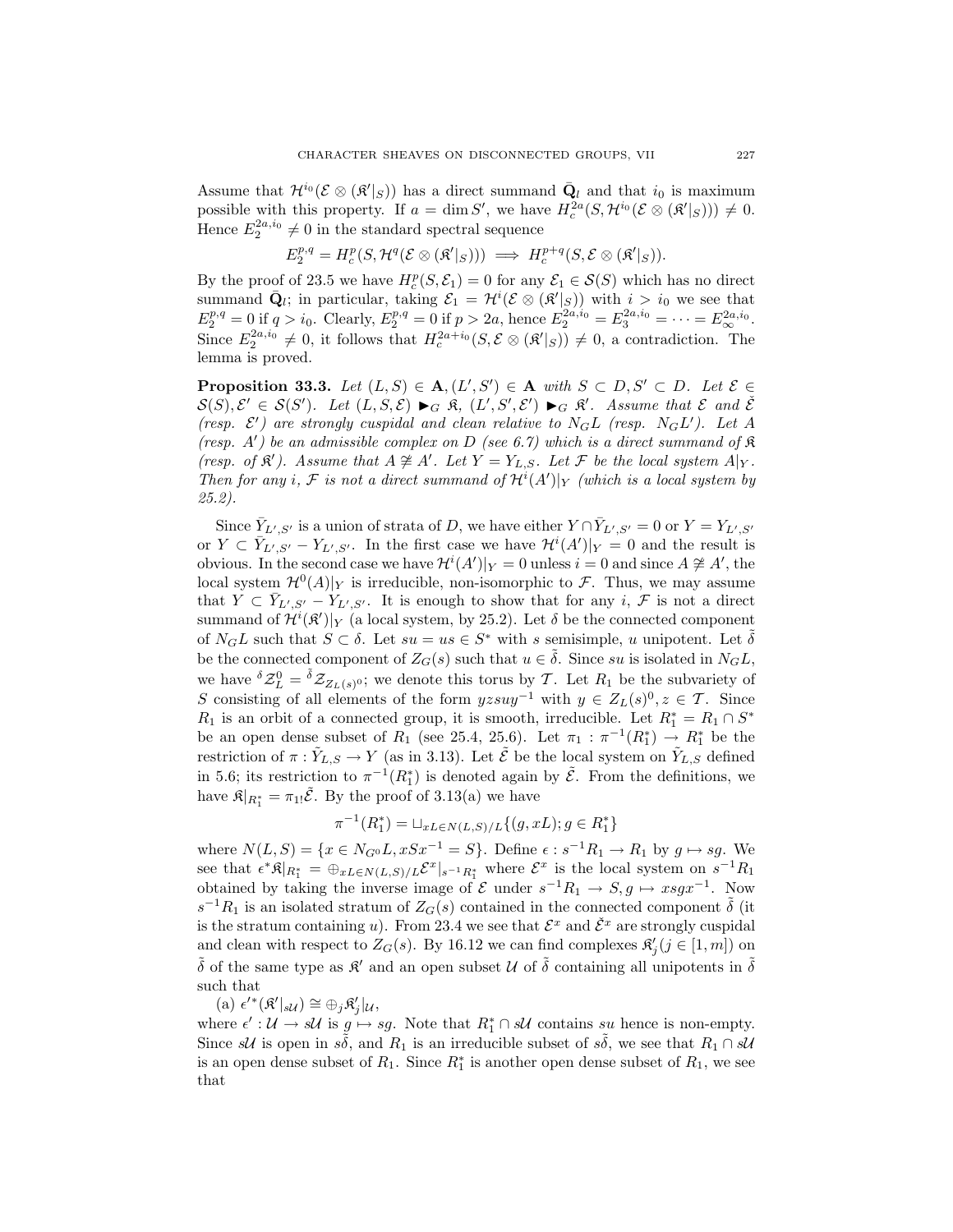Assume that $\mathcal{H}^{i_0}(\mathcal{E} \otimes (\mathfrak{K}'|_S))$ has a direct summand $\bar{\mathbf{Q}}_l$ and that $i_0$ is maximum possible with this property. If $a = \dim S'$, we have $H_c^{2a}(S, \mathcal{H}^{i_0}(\mathcal{E} \otimes (\mathfrak{K}'|_S))) \neq 0$. Hence $E_2^{2a,i_0} \neq 0$ in the standard spectral sequence

$$E_2^{p,q} = H_c^p(S, \mathcal{H}^q(\mathcal{E} \otimes (\mathfrak{K}'|_S))) \implies H_c^{p+q}(S, \mathcal{E} \otimes (\mathfrak{K}'|_S)).$$

By the proof of 23.5 we have $H_c^p(S, \mathcal{E}_1) = 0$ for any $\mathcal{E}_1 \in \mathcal{S}(S)$ which has no direct summand $\bar{\mathbf{Q}}_l$; in particular, taking $\mathcal{E}_1 = \mathcal{H}^i(\mathcal{E} \otimes (\mathfrak{K}'|_S))$ with $i > i_0$ we see that $E_2^{p,q} = 0$ if $q > i_0$. Clearly, $E_2^{p,q} = 0$ if $p > 2a$, hence $E_2^{2a,i_0} = E_3^{2a,i_0} = \cdots = E_\infty^{2a,i_0}$. Since $E_2^{2a,i_0} \neq 0$, it follows that $H_c^{2a+i_0}(S, \mathcal{E} \otimes (\mathfrak{K}'|_S)) \neq 0$, a contradiction. The lemma is proved.

**Proposition 33.3.** *Let $(L, S) \in \mathbf{A}, (L', S') \in \mathbf{A}$ with $S \subset D, S' \subset D$. Let $\mathcal{E} \in \mathcal{S}(S), \mathcal{E}' \in \mathcal{S}(S')$. Let $(L, S, \mathcal{E}) \blacktriangleright_G \mathfrak{K}$, $(L', S', \mathcal{E}') \blacktriangleright_G \mathfrak{K}'$. Assume that $\mathcal{E}$ and $\check{\mathcal{E}}$ (resp. $\mathcal{E}'$) are strongly cuspidal and clean relative to $N_G L$ (resp. $N_G L'$). Let $A$ (resp. $A'$) be an admissible complex on $D$ (see 6.7) which is a direct summand of $\mathfrak{K}$ (resp. of $\mathfrak{K}'$). Assume that $A \not\cong A'$. Let $Y = Y_{L,S}$. Let $\mathcal{F}$ be the local system $A|_Y$. Then for any $i$, $\mathcal{F}$ is not a direct summand of $\mathcal{H}^i(A')|_Y$ (which is a local system by 25.2).*

Since $\bar{Y}_{L',S'}$ is a union of strata of $D$, we have either $Y \cap \bar{Y}_{L',S'} = 0$ or $Y = Y_{L',S'}$ or $Y \subset \bar{Y}_{L',S'} - Y_{L',S'}$. In the first case we have $\mathcal{H}^i(A')|_Y = 0$ and the result is obvious. In the second case we have $\mathcal{H}^i(A')|_Y = 0$ unless $i = 0$ and since $A \not\cong A'$, the local system $\mathcal{H}^0(A)|_Y$ is irreducible, non-isomorphic to $\mathcal{F}$. Thus, we may assume that $Y \subset \bar{Y}_{L',S'} - Y_{L',S'}$. It is enough to show that for any $i$, $\mathcal{F}$ is not a direct summand of $\mathcal{H}^i(\mathfrak{K}')|_Y$ (a local system, by 25.2). Let $\delta$ be the connected component of $N_G L$ such that $S \subset \delta$. Let $su = us \in S^*$ with $s$ semisimple, $u$ unipotent. Let $\tilde{\delta}$ be the connected component of $Z_G(s)$ such that $u \in \tilde{\delta}$. Since $su$ is isolated in $N_G L$, we have ${}^\delta\mathcal{Z}_L^0 = {}^{\tilde{\delta}}\mathcal{Z}_{Z_L(s)^0}$; we denote this torus by $\mathcal{T}$. Let $R_1$ be the subvariety of $S$ consisting of all elements of the form $yzsuy^{-1}$ with $y \in Z_L(s)^0, z \in \mathcal{T}$. Since $R_1$ is an orbit of a connected group, it is smooth, irreducible. Let $R_1^* = R_1 \cap S^*$ be an open dense subset of $R_1$ (see 25.4, 25.6). Let $\pi_1 : \pi^{-1}(R_1^*) \to R_1^*$ be the restriction of $\pi : \tilde{Y}_{L,S} \to Y$ (as in 3.13). Let $\tilde{\mathcal{E}}$ be the local system on $\tilde{Y}_{L,S}$ defined in 5.6; its restriction to $\pi^{-1}(R_1^*)$ is denoted again by $\tilde{\mathcal{E}}$. From the definitions, we have $\mathfrak{K}|_{R_1^*} = \pi_{1!}\tilde{\mathcal{E}}$. By the proof of 3.13(a) we have

$$\pi^{-1}(R_1^*) = \sqcup_{xL \in N(L,S)/L}\{(g, xL); g \in R_1^*\}$$

where $N(L, S) = \{x \in N_{G^0}L, xSx^{-1} = S\}$. Define $\epsilon : s^{-1}R_1 \to R_1$ by $g \mapsto sg$. We see that $\epsilon^*\mathfrak{K}|_{R_1^*} = \oplus_{xL \in N(L,S)/L}\mathcal{E}^x|_{s^{-1}R_1^*}$ where $\mathcal{E}^x$ is the local system on $s^{-1}R_1$ obtained by taking the inverse image of $\mathcal{E}$ under $s^{-1}R_1 \to S, g \mapsto xsgx^{-1}$. Now $s^{-1}R_1$ is an isolated stratum of $Z_G(s)$ contained in the connected component $\tilde{\delta}$ (it is the stratum containing $u$). From 23.4 we see that $\mathcal{E}^x$ and $\check{\mathcal{E}}^x$ are strongly cuspidal and clean with respect to $Z_G(s)$. By 16.12 we can find complexes $\mathfrak{K}'_j (j \in [1, m])$ on $\tilde{\delta}$ of the same type as $\mathfrak{K}'$ and an open subset $\mathcal{U}$ of $\tilde{\delta}$ containing all unipotents in $\tilde{\delta}$ such that

(a) $\epsilon'^*(\mathfrak{K}'|_{s\mathcal{U}}) \cong \oplus_j \mathfrak{K}'_j|_{\mathcal{U}}$,

where $\epsilon' : \mathcal{U} \to s\mathcal{U}$ is $g \mapsto sg$. Note that $R_1^* \cap s\mathcal{U}$ contains $su$ hence is non-empty. Since $s\mathcal{U}$ is open in $s\tilde{\delta}$, and $R_1$ is an irreducible subset of $s\tilde{\delta}$, we see that $R_1 \cap s\mathcal{U}$ is an open dense subset of $R_1$. Since $R_1^*$ is another open dense subset of $R_1$, we see that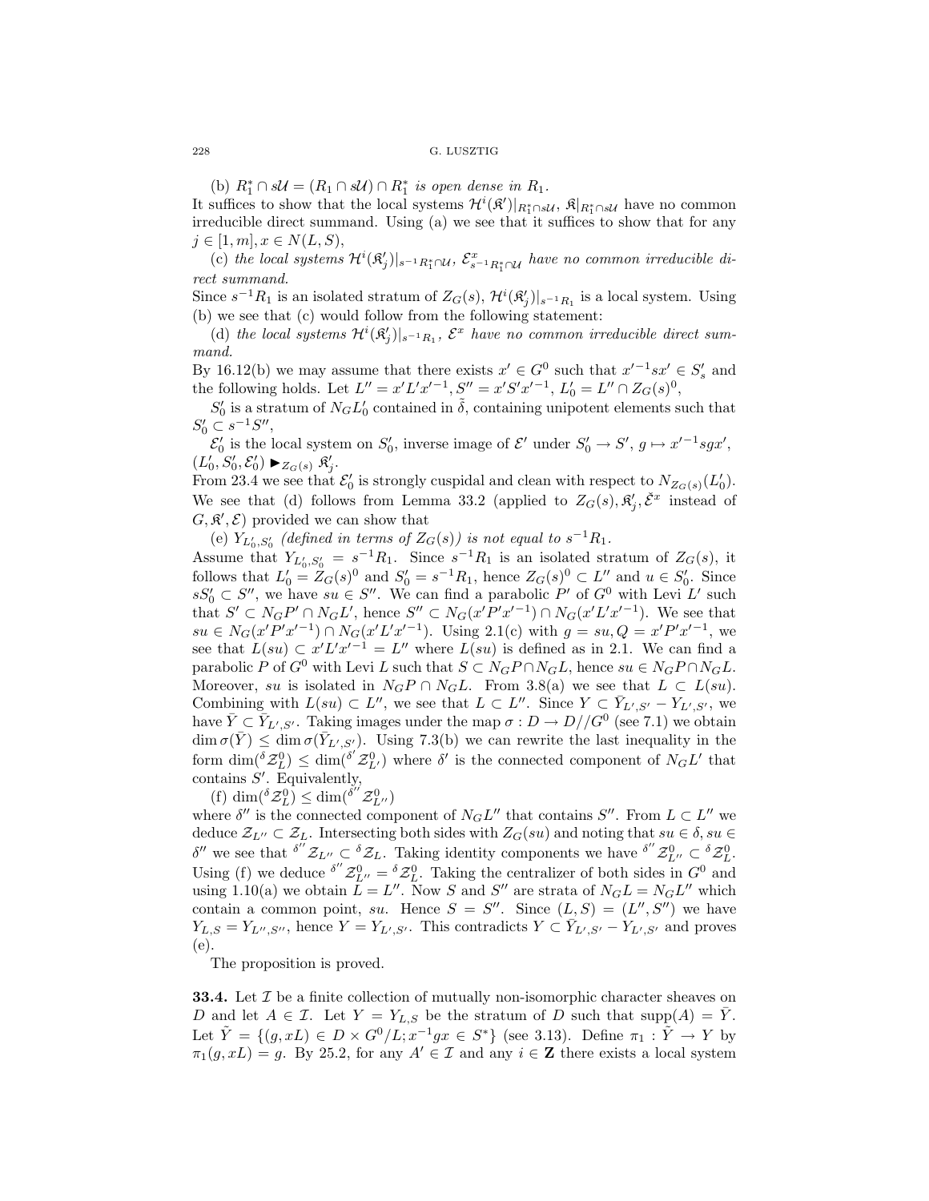(b) $R_1^* \cap s\mathcal{U} = (R_1 \cap s\mathcal{U}) \cap R_1^*$ *is open dense in* $R_1$.

It suffices to show that the local systems $\mathcal{H}^i(\mathfrak{K}')|_{R_1^* \cap s\mathcal{U}}$, $\mathfrak{K}|_{R_1^* \cap s\mathcal{U}}$ have no common irreducible direct summand. Using (a) we see that it suffices to show that for any $j \in [1, m], x \in N(L, S)$,

(c) *the local systems* $\mathcal{H}^i(\mathfrak{K}'_j)|_{s^{-1}R_1^* \cap \mathcal{U}}$, $\mathcal{E}^x_{s^{-1}R_1^* \cap \mathcal{U}}$ *have no common irreducible direct summand.*

Since $s^{-1}R_1$ is an isolated stratum of $Z_G(s)$, $\mathcal{H}^i(\mathfrak{K}'_j)|_{s^{-1}R_1}$ is a local system. Using (b) we see that (c) would follow from the following statement:

(d) *the local systems* $\mathcal{H}^i(\mathfrak{K}'_j)|_{s^{-1}R_1}$, $\mathcal{E}^x$ *have no common irreducible direct summand.*

By 16.12(b) we may assume that there exists $x' \in G^0$ such that $x'^{-1}sx' \in S'_s$ and the following holds. Let $L'' = x'L'x'^{-1}, S'' = x'S'x'^{-1}$, $L'_0 = L'' \cap Z_G(s)^0$,

$S'_0$ is a stratum of $N_G L'_0$ contained in $\tilde{\delta}$, containing unipotent elements such that $S'_0 \subset s^{-1}S''$,

$\mathcal{E}'_0$ is the local system on $S'_0$, inverse image of $\mathcal{E}'$ under $S'_0 \to S'$, $g \mapsto x'^{-1}sgx'$, $(L'_0, S'_0, \mathcal{E}'_0) \blacktriangleright_{Z_G(s)} \mathfrak{K}'_j$.

From 23.4 we see that $\mathcal{E}'_0$ is strongly cuspidal and clean with respect to $N_{Z_G(s)}(L'_0)$. We see that (d) follows from Lemma 33.2 (applied to $Z_G(s), \mathfrak{K}'_j, \tilde{\mathcal{E}}^x$ instead of $G, \mathfrak{K}', \mathcal{E}$) provided we can show that

(e) $Y_{L'_0, S'_0}$ *(defined in terms of* $Z_G(s)$*) is not equal to* $s^{-1}R_1$.

Assume that $Y_{L'_0, S'_0} = s^{-1}R_1$. Since $s^{-1}R_1$ is an isolated stratum of $Z_G(s)$, it follows that $L'_0 = Z_G(s)^0$ and $S'_0 = s^{-1}R_1$, hence $Z_G(s)^0 \subset L''$ and $u \in S'_0$. Since $sS'_0 \subset S''$, we have $su \in S''$. We can find a parabolic $P'$ of $G^0$ with Levi $L'$ such that $S' \subset N_G P' \cap N_G L'$, hence $S'' \subset N_G(x'P'x'^{-1}) \cap N_G(x'L'x'^{-1})$. We see that $su \in N_G(x'P'x'^{-1}) \cap N_G(x'L'x'^{-1})$. Using 2.1(c) with $g = su, Q = x'P'x'^{-1}$, we see that $L(su) \subset x'L'x'^{-1} = L''$ where $L(su)$ is defined as in 2.1. We can find a parabolic $P$ of $G^0$ with Levi $L$ such that $S \subset N_G P \cap N_G L$, hence $su \in N_G P \cap N_G L$. Moreover, $su$ is isolated in $N_G P \cap N_G L$. From 3.8(a) we see that $L \subset L(su)$. Combining with $L(su) \subset L''$, we see that $L \subset L''$. Since $Y \subset \bar{Y}_{L', S'} - Y_{L', S'}$, we have $\bar{Y} \subset \bar{Y}_{L', S'}$. Taking images under the map $\sigma : D \to D//G^0$ (see 7.1) we obtain $\dim \sigma(\bar{Y}) \le \dim \sigma(\bar{Y}_{L', S'})$. Using 7.3(b) we can rewrite the last inequality in the form $\dim({}^\delta\mathcal{Z}^0_L) \le \dim({}^{\delta'}\mathcal{Z}^0_{L'})$ where $\delta'$ is the connected component of $N_G L'$ that contains $S'$. Equivalently,

(f) $\dim({}^\delta\mathcal{Z}^0_L) \le \dim({}^{\delta''}\mathcal{Z}^0_{L''})$

where $\delta''$ is the connected component of $N_G L''$ that contains $S''$. From $L \subset L''$ we deduce $\mathcal{Z}_{L''} \subset \mathcal{Z}_L$. Intersecting both sides with $Z_G(su)$ and noting that $su \in \delta, su \in \delta''$ we see that ${}^{\delta''}\mathcal{Z}_{L''} \subset {}^\delta\mathcal{Z}_L$. Taking identity components we have ${}^{\delta''}\mathcal{Z}^0_{L''} \subset {}^\delta\mathcal{Z}^0_L$. Using (f) we deduce ${}^{\delta''}\mathcal{Z}^0_{L''} = {}^\delta\mathcal{Z}^0_L$. Taking the centralizer of both sides in $G^0$ and using 1.10(a) we obtain $L = L''$. Now $S$ and $S''$ are strata of $N_G L = N_G L''$ which contain a common point, $su$. Hence $S = S''$. Since $(L, S) = (L'', S'')$ we have $Y_{L,S} = Y_{L'', S''}$, hence $Y = Y_{L', S'}$. This contradicts $Y \subset \bar{Y}_{L', S'} - Y_{L', S'}$ and proves (e).

The proposition is proved.

**33.4.** Let $\mathcal{I}$ be a finite collection of mutually non-isomorphic character sheaves on $D$ and let $A \in \mathcal{I}$. Let $Y = Y_{L,S}$ be the stratum of $D$ such that $\mathrm{supp}(A) = \bar{Y}$. Let $\tilde{Y} = \{(g, xL) \in D \times G^0/L; x^{-1}gx \in S^*\}$ (see 3.13). Define $\pi_1 : \tilde{Y} \to Y$ by $\pi_1(g, xL) = g$. By 25.2, for any $A' \in \mathcal{I}$ and any $i \in \mathbf{Z}$ there exists a local system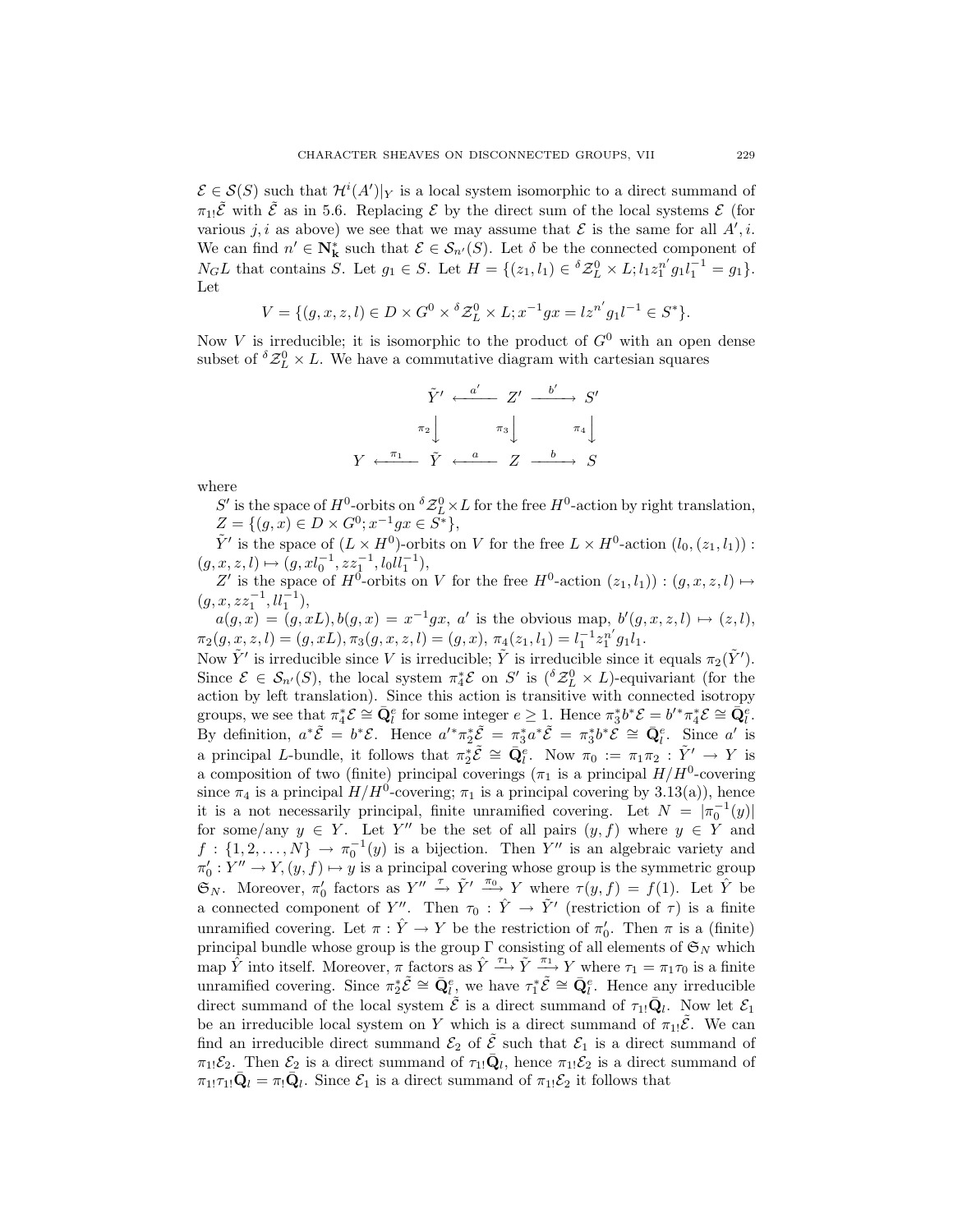$\mathcal{E} \in \mathcal{S}(S)$ such that $\mathcal{H}^i(A')|_Y$ is a local system isomorphic to a direct summand of $\pi_{1!}\tilde{\mathcal{E}}$ with $\tilde{\mathcal{E}}$ as in 5.6. Replacing $\mathcal{E}$ by the direct sum of the local systems $\mathcal{E}$ (for various $j, i$ as above) we see that we may assume that $\mathcal{E}$ is the same for all $A', i$. We can find $n' \in \mathbf{N}^*_{\mathbf{k}}$ such that $\mathcal{E} \in \mathcal{S}_{n'}(S)$. Let $\delta$ be the connected component of $N_G L$ that contains $S$. Let $g_1 \in S$. Let $H = \{(z_1, l_1) \in {}^\delta\mathcal{Z}^0_L \times L; l_1 z_1^{n'} g_1 l_1^{-1} = g_1\}$. Let

$$V = \{(g, x, z, l) \in D \times G^0 \times {}^\delta\mathcal{Z}^0_L \times L; x^{-1}gx = lz^{n'}g_1 l^{-1} \in S^*\}.$$

Now $V$ is irreducible; it is isomorphic to the product of $G^0$ with an open dense subset of ${}^\delta\mathcal{Z}^0_L \times L$. We have a commutative diagram with cartesian squares

$$\begin{array}{ccccccc}
 & & \tilde{Y}' & \xleftarrow{a'} & Z' & \xrightarrow{b'} & S' \\
 & & {\scriptstyle\pi_2}\downarrow & & {\scriptstyle\pi_3}\downarrow & & {\scriptstyle\pi_4}\downarrow \\
Y & \xleftarrow{\pi_1} & \tilde{Y} & \xleftarrow{a} & Z & \xrightarrow{b} & S
\end{array}$$

where

$S'$ is the space of $H^0$-orbits on ${}^\delta\mathcal{Z}^0_L \times L$ for the free $H^0$-action by right translation,

$Z = \{(g, x) \in D \times G^0; x^{-1}gx \in S^*\}$,

$\tilde{Y}'$ is the space of $(L \times H^0)$-orbits on $V$ for the free $L \times H^0$-action $(l_0, (z_1, l_1)) : (g, x, z, l) \mapsto (g, xl_0^{-1}, zz_1^{-1}, l_0 l l_1^{-1})$,

$Z'$ is the space of $H^0$-orbits on $V$ for the free $H^0$-action $(z_1, l_1)) : (g, x, z, l) \mapsto (g, x, zz_1^{-1}, ll_1^{-1})$,

$a(g, x) = (g, xL), b(g, x) = x^{-1}gx$, $a'$ is the obvious map, $b'(g, x, z, l) \mapsto (z, l)$, $\pi_2(g, x, z, l) = (g, xL), \pi_3(g, x, z, l) = (g, x)$, $\pi_4(z_1, l_1) = l_1^{-1} z_1^{n'} g_1 l_1$.

Now $\tilde{Y}'$ is irreducible since $V$ is irreducible; $\tilde{Y}$ is irreducible since it equals $\pi_2(\tilde{Y}')$. Since $\mathcal{E} \in \mathcal{S}_{n'}(S)$, the local system $\pi_4^*\mathcal{E}$ on $S'$ is $({}^\delta\mathcal{Z}^0_L \times L)$-equivariant (for the action by left translation). Since this action is transitive with connected isotropy groups, we see that $\pi_4^*\mathcal{E} \cong \bar{\mathbf{Q}}_l^e$ for some integer $e \geq 1$. Hence $\pi_3^* b^*\mathcal{E} = b'^*\pi_4^*\mathcal{E} \cong \bar{\mathbf{Q}}_l^e$. By definition, $a^*\tilde{\mathcal{E}} = b^*\mathcal{E}$. Hence $a'^*\pi_2^*\tilde{\mathcal{E}} = \pi_3^* a^*\tilde{\mathcal{E}} = \pi_3^* b^*\mathcal{E} \cong \bar{\mathbf{Q}}_l^e$. Since $a'$ is a principal $L$-bundle, it follows that $\pi_2^*\tilde{\mathcal{E}} \cong \bar{\mathbf{Q}}_l^e$. Now $\pi_0 := \pi_1\pi_2 : \tilde{Y}' \to Y$ is a composition of two (finite) principal coverings ($\pi_1$ is a principal $H/H^0$-covering since $\pi_4$ is a principal $H/H^0$-covering; $\pi_1$ is a principal covering by 3.13(a)), hence it is a not necessarily principal, finite unramified covering. Let $N = |\pi_0^{-1}(y)|$ for some/any $y \in Y$. Let $Y''$ be the set of all pairs $(y, f)$ where $y \in Y$ and $f : \{1, 2, \ldots, N\} \to \pi_0^{-1}(y)$ is a bijection. Then $Y''$ is an algebraic variety and $\pi_0' : Y'' \to Y, (y, f) \mapsto y$ is a principal covering whose group is the symmetric group $\mathfrak{S}_N$. Moreover, $\pi_0'$ factors as $Y'' \xrightarrow{\tau} \tilde{Y}' \xrightarrow{\pi_0} Y$ where $\tau(y, f) = f(1)$. Let $\hat{Y}$ be a connected component of $Y''$. Then $\tau_0 : \hat{Y} \to \tilde{Y}'$ (restriction of $\tau$) is a finite unramified covering. Let $\pi : \hat{Y} \to Y$ be the restriction of $\pi_0'$. Then $\pi$ is a (finite) principal bundle whose group is the group $\Gamma$ consisting of all elements of $\mathfrak{S}_N$ which map $\hat{Y}$ into itself. Moreover, $\pi$ factors as $\hat{Y} \xrightarrow{\tau_1} \tilde{Y} \xrightarrow{\pi_1} Y$ where $\tau_1 = \pi_1\tau_0$ is a finite unramified covering. Since $\pi_2^*\tilde{\mathcal{E}} \cong \bar{\mathbf{Q}}_l^e$, we have $\tau_1^*\tilde{\mathcal{E}} \cong \bar{\mathbf{Q}}_l^e$. Hence any irreducible direct summand of the local system $\tilde{\mathcal{E}}$ is a direct summand of $\tau_{1!}\bar{\mathbf{Q}}_l$. Now let $\mathcal{E}_1$ be an irreducible local system on $Y$ which is a direct summand of $\pi_{1!}\tilde{\mathcal{E}}$. We can find an irreducible direct summand $\mathcal{E}_2$ of $\tilde{\mathcal{E}}$ such that $\mathcal{E}_1$ is a direct summand of $\pi_{1!}\mathcal{E}_2$. Then $\mathcal{E}_2$ is a direct summand of $\tau_{1!}\bar{\mathbf{Q}}_l$, hence $\pi_{1!}\mathcal{E}_2$ is a direct summand of $\pi_{1!}\tau_{1!}\bar{\mathbf{Q}}_l = \pi_!\bar{\mathbf{Q}}_l$. Since $\mathcal{E}_1$ is a direct summand of $\pi_{1!}\mathcal{E}_2$ it follows that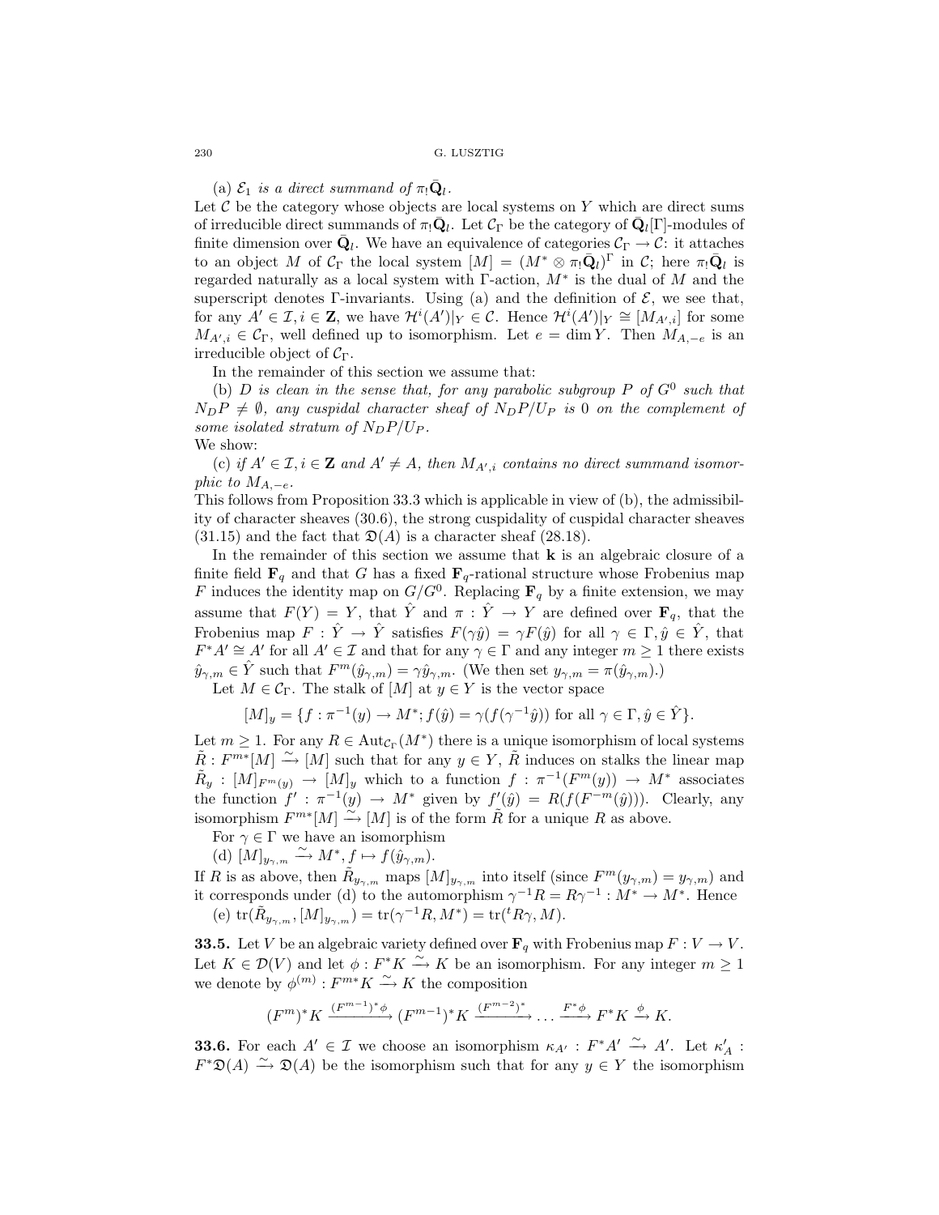(a) *$\mathcal{E}_1$ is a direct summand of $\pi_!\bar{\mathbf{Q}}_l$.*

Let $\mathcal{C}$ be the category whose objects are local systems on $Y$ which are direct sums of irreducible direct summands of $\pi_!\bar{\mathbf{Q}}_l$. Let $\mathcal{C}_\Gamma$ be the category of $\bar{\mathbf{Q}}_l[\Gamma]$-modules of finite dimension over $\bar{\mathbf{Q}}_l$. We have an equivalence of categories $\mathcal{C}_\Gamma \to \mathcal{C}$: it attaches to an object $M$ of $\mathcal{C}_\Gamma$ the local system $[M] = (M^* \otimes \pi_!\bar{\mathbf{Q}}_l)^\Gamma$ in $\mathcal{C}$; here $\pi_!\bar{\mathbf{Q}}_l$ is regarded naturally as a local system with $\Gamma$-action, $M^*$ is the dual of $M$ and the superscript denotes $\Gamma$-invariants. Using (a) and the definition of $\mathcal{E}$, we see that, for any $A' \in \mathcal{I}, i \in \mathbf{Z}$, we have $\mathcal{H}^i(A')|_Y \in \mathcal{C}$. Hence $\mathcal{H}^i(A')|_Y \cong [M_{A',i}]$ for some $M_{A',i} \in \mathcal{C}_\Gamma$, well defined up to isomorphism. Let $e = \dim Y$. Then $M_{A,-e}$ is an irreducible object of $\mathcal{C}_\Gamma$.

In the remainder of this section we assume that:

(b) *$D$ is clean in the sense that, for any parabolic subgroup $P$ of $G^0$ such that $N_D P \neq \emptyset$, any cuspidal character sheaf of $N_D P/U_P$ is $0$ on the complement of some isolated stratum of $N_D P/U_P$.*

We show:

(c) *if $A' \in \mathcal{I}, i \in \mathbf{Z}$ and $A' \neq A$, then $M_{A',i}$ contains no direct summand isomorphic to $M_{A,-e}$.*

This follows from Proposition 33.3 which is applicable in view of (b), the admissibility of character sheaves (30.6), the strong cuspidality of cuspidal character sheaves (31.15) and the fact that $\mathfrak{D}(A)$ is a character sheaf (28.18).

In the remainder of this section we assume that $\mathbf{k}$ is an algebraic closure of a finite field $\mathbf{F}_q$ and that $G$ has a fixed $\mathbf{F}_q$-rational structure whose Frobenius map $F$ induces the identity map on $G/G^0$. Replacing $\mathbf{F}_q$ by a finite extension, we may assume that $F(Y) = Y$, that $\hat{Y}$ and $\pi : \hat{Y} \to Y$ are defined over $\mathbf{F}_q$, that the Frobenius map $F : \hat{Y} \to \hat{Y}$ satisfies $F(\gamma\hat{y}) = \gamma F(\hat{y})$ for all $\gamma \in \Gamma, \hat{y} \in \hat{Y}$, that $F^*A' \cong A'$ for all $A' \in \mathcal{I}$ and that for any $\gamma \in \Gamma$ and any integer $m \geq 1$ there exists $\hat{y}_{\gamma,m} \in \hat{Y}$ such that $F^m(\hat{y}_{\gamma,m}) = \gamma\hat{y}_{\gamma,m}$. (We then set $y_{\gamma,m} = \pi(\hat{y}_{\gamma,m})$.)

Let $M \in \mathcal{C}_\Gamma$. The stalk of $[M]$ at $y \in Y$ is the vector space

$$[M]_y = \{f : \pi^{-1}(y) \to M^*; f(\hat{y}) = \gamma(f(\gamma^{-1}\hat{y})) \text{ for all } \gamma \in \Gamma, \hat{y} \in \hat{Y}\}.$$

Let $m \geq 1$. For any $R \in \mathrm{Aut}_{\mathcal{C}_\Gamma}(M^*)$ there is a unique isomorphism of local systems $\tilde{R} : F^{m*}[M] \xrightarrow{\sim} [M]$ such that for any $y \in Y$, $\tilde{R}$ induces on stalks the linear map $\tilde{R}_y : [M]_{F^m(y)} \to [M]_y$ which to a function $f : \pi^{-1}(F^m(y)) \to M^*$ associates the function $f' : \pi^{-1}(y) \to M^*$ given by $f'(\hat{y}) = R(f(F^{-m}(\hat{y})))$. Clearly, any isomorphism $F^{m*}[M] \xrightarrow{\sim} [M]$ is of the form $\tilde{R}$ for a unique $R$ as above.

For $\gamma \in \Gamma$ we have an isomorphism

(d) $[M]_{y_{\gamma,m}} \xrightarrow{\sim} M^*, f \mapsto f(\hat{y}_{\gamma,m})$.

If $R$ is as above, then $\tilde{R}_{y_{\gamma,m}}$ maps $[M]_{y_{\gamma,m}}$ into itself (since $F^m(y_{\gamma,m}) = y_{\gamma,m}$) and it corresponds under (d) to the automorphism $\gamma^{-1}R = R\gamma^{-1} : M^* \to M^*$. Hence

(e) $\mathrm{tr}(\tilde{R}_{y_{\gamma,m}}, [M]_{y_{\gamma,m}}) = \mathrm{tr}(\gamma^{-1}R, M^*) = \mathrm{tr}({}^tR\gamma, M)$.

**33.5.** Let $V$ be an algebraic variety defined over $\mathbf{F}_q$ with Frobenius map $F : V \to V$. Let $K \in \mathcal{D}(V)$ and let $\phi : F^*K \xrightarrow{\sim} K$ be an isomorphism. For any integer $m \geq 1$ we denote by $\phi^{(m)} : F^{m*}K \xrightarrow{\sim} K$ the composition

$$(F^m)^*K \xrightarrow{(F^{m-1})^*\phi} (F^{m-1})^*K \xrightarrow{(F^{m-2})^*} \dots \xrightarrow{F^*\phi} F^*K \xrightarrow{\phi} K.$$

**33.6.** For each $A' \in \mathcal{I}$ we choose an isomorphism $\kappa_{A'} : F^*A' \xrightarrow{\sim} A'$. Let $\kappa'_A : F^*\mathfrak{D}(A) \xrightarrow{\sim} \mathfrak{D}(A)$ be the isomorphism such that for any $y \in Y$ the isomorphism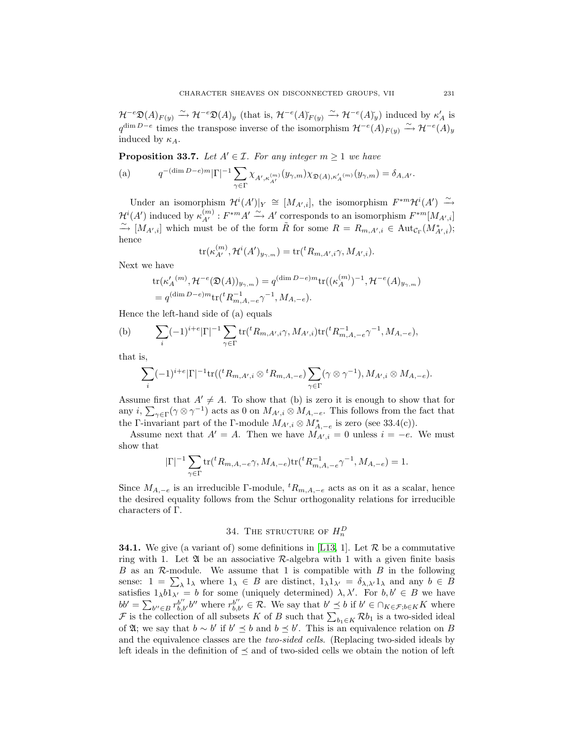$\mathcal{H}^{-e}\mathfrak{D}(A)_{F(y)} \xrightarrow{\sim} \mathcal{H}^{-e}\mathfrak{D}(A)_y$ (that is, $\mathcal{H}^{-e}(A)\check{}_{F(y)} \xrightarrow{\sim} \mathcal{H}^{-e}(A)\check{}_y$) induced by $\kappa'_A$ is $q^{\dim D - e}$ times the transpose inverse of the isomorphism $\mathcal{H}^{-e}(A)_{F(y)} \xrightarrow{\sim} \mathcal{H}^{-e}(A)_y$ induced by $\kappa_A$.

**Proposition 33.7.** *Let $A' \in \mathcal{I}$. For any integer $m \geq 1$ we have*

$$\text{(a)} \qquad q^{-(\dim D - e)m}|\Gamma|^{-1}\sum_{\gamma\in\Gamma}\chi_{A',\kappa_{A'}^{(m)}}(y_{\gamma,m})\chi_{\mathfrak{D}(A),\kappa'_A{}^{(m)}}(y_{\gamma,m}) = \delta_{A,A'}.$$

Under an isomorphism $\mathcal{H}^i(A')|_Y \cong [M_{A',i}]$, the isomorphism $F^{*m}\mathcal{H}^i(A') \xrightarrow{\sim} \mathcal{H}^i(A')$ induced by $\kappa_{A'}^{(m)} : F^{*m}A' \xrightarrow{\sim} A'$ corresponds to an isomorphism $F^{*m}[M_{A',i}] \xrightarrow{\sim} [M_{A',i}]$ which must be of the form $\tilde{R}$ for some $R = R_{m,A',i} \in \mathrm{Aut}_{\mathcal{C}_\Gamma}(M^*_{A',i})$; hence

$$\mathrm{tr}(\kappa_{A'}^{(m)}, \mathcal{H}^i(A')_{y_{\gamma,m}}) = \mathrm{tr}({}^tR_{m,A',i}\gamma, M_{A',i}).$$

Next we have

$$\begin{aligned}
&\mathrm{tr}(\kappa'_A{}^{(m)}, \mathcal{H}^{-e}(\mathfrak{D}(A))_{y_{\gamma,m}}) = q^{(\dim D - e)m}\mathrm{tr}((\kappa_A^{(m)})^{-1}, \mathcal{H}^{-e}(A)_{y_{\gamma,m}}) \\
&= q^{(\dim D-e)m}\mathrm{tr}({}^tR^{-1}_{m,A,-e}\gamma^{-1}, M_{A,-e}).
\end{aligned}$$

Hence the left-hand side of (a) equals

$$\text{(b)} \qquad \sum_i(-1)^{i+e}|\Gamma|^{-1}\sum_{\gamma\in\Gamma}\mathrm{tr}({}^tR_{m,A',i}\gamma, M_{A',i})\mathrm{tr}({}^tR^{-1}_{m,A,-e}\gamma^{-1}, M_{A,-e}),$$

that is,

$$\sum_i(-1)^{i+e}|\Gamma|^{-1}\mathrm{tr}(({}^tR_{m,A',i}\otimes {}^tR_{m,A,-e})\sum_{\gamma\in\Gamma}(\gamma\otimes\gamma^{-1}), M_{A',i}\otimes M_{A,-e}).$$

Assume first that $A' \neq A$. To show that (b) is zero it is enough to show that for any $i$, $\sum_{\gamma\in\Gamma}(\gamma\otimes\gamma^{-1})$ acts as 0 on $M_{A',i}\otimes M_{A,-e}$. This follows from the fact that the $\Gamma$-invariant part of the $\Gamma$-module $M_{A',i}\otimes M^*_{A,-e}$ is zero (see 33.4(c)).

Assume next that $A' = A$. Then we have $M_{A',i} = 0$ unless $i = -e$. We must show that

$$|\Gamma|^{-1}\sum_{\gamma\in\Gamma}\mathrm{tr}({}^tR_{m,A,-e}\gamma, M_{A,-e})\mathrm{tr}({}^tR^{-1}_{m,A,-e}\gamma^{-1}, M_{A,-e}) = 1.$$

Since $M_{A,-e}$ is an irreducible $\Gamma$-module, ${}^tR_{m,A,-e}$ acts as on it as a scalar, hence the desired equality follows from the Schur orthogonality relations for irreducible characters of $\Gamma$.

## 34. The structure of $H_n^D$

**34.1.** We give (a variant of) some definitions in [L13, 1]. Let $\mathcal{R}$ be a commutative ring with 1. Let $\mathfrak{A}$ be an associative $\mathcal{R}$-algebra with 1 with a given finite basis $B$ as an $\mathcal{R}$-module. We assume that 1 is compatible with $B$ in the following sense: $1 = \sum_\lambda 1_\lambda$ where $1_\lambda \in B$ are distinct, $1_\lambda 1_{\lambda'} = \delta_{\lambda,\lambda'}1_\lambda$ and any $b \in B$ satisfies $1_\lambda b 1_{\lambda'} = b$ for some (uniquely determined) $\lambda, \lambda'$. For $b, b' \in B$ we have $bb' = \sum_{b''\in B} r^{b''}_{b,b'}b''$ where $r^{b''}_{b,b'} \in \mathcal{R}$. We say that $b' \preceq b$ if $b' \in \cap_{K\in\mathcal{F}; b\in K}K$ where $\mathcal{F}$ is the collection of all subsets $K$ of $B$ such that $\sum_{b_1\in K}\mathcal{R}b_1$ is a two-sided ideal of $\mathfrak{A}$; we say that $b \sim b'$ if $b' \preceq b$ and $b \preceq b'$. This is an equivalence relation on $B$ and the equivalence classes are the *two-sided cells*. (Replacing two-sided ideals by left ideals in the definition of $\preceq$ and of two-sided cells we obtain the notion of left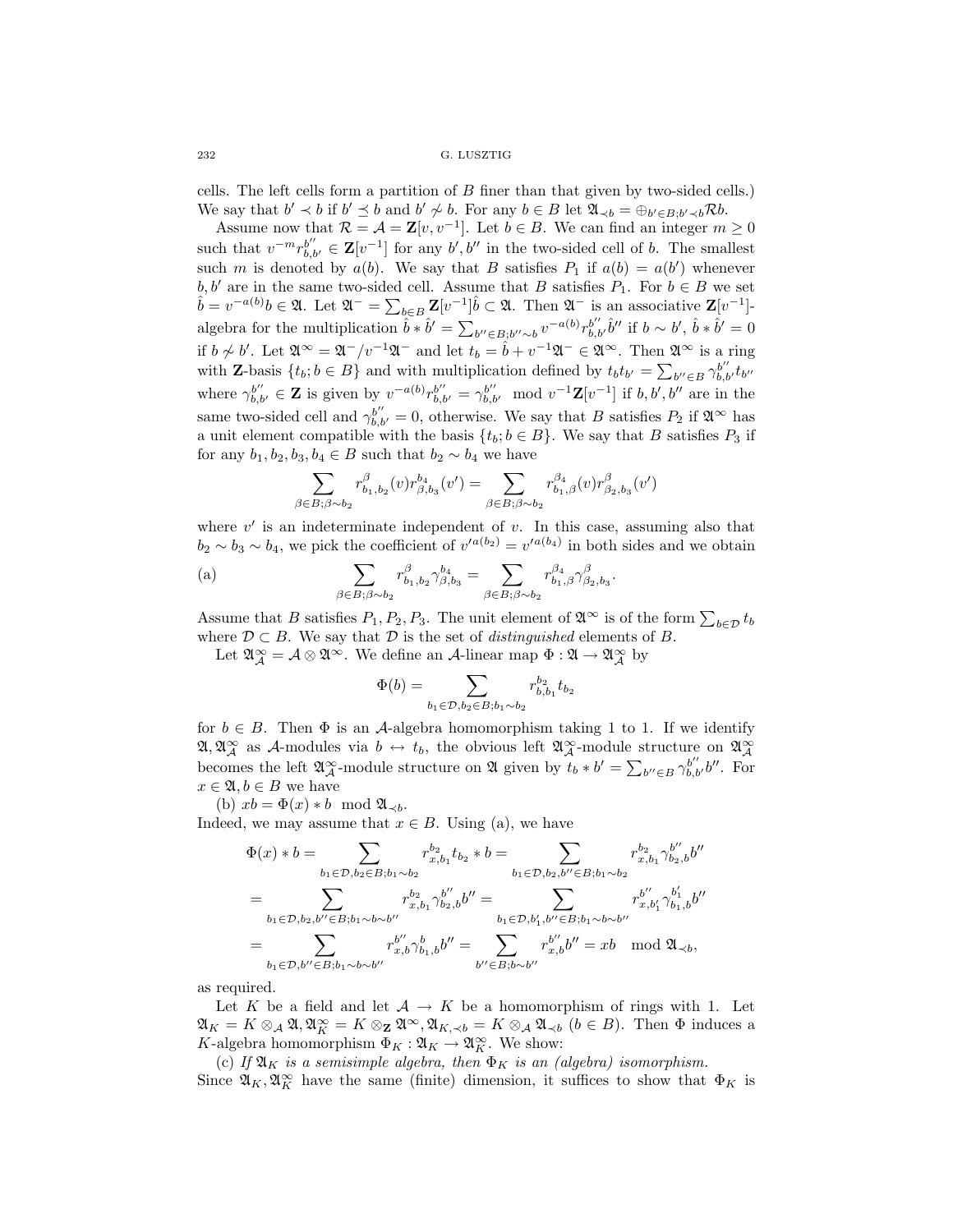cells. The left cells form a partition of $B$ finer than that given by two-sided cells.) We say that $b' \prec b$ if $b' \preceq b$ and $b' \not\sim b$. For any $b \in B$ let $\mathfrak{A}_{\prec b} = \oplus_{b' \in B; b' \prec b} \mathcal{R} b$.

Assume now that $\mathcal{R} = \mathcal{A} = \mathbf{Z}[v, v^{-1}]$. Let $b \in B$. We can find an integer $m \geq 0$ such that $v^{-m} r_{b,b'}^{b''} \in \mathbf{Z}[v^{-1}]$ for any $b', b''$ in the two-sided cell of $b$. The smallest such $m$ is denoted by $a(b)$. We say that $B$ satisfies $P_1$ if $a(b) = a(b')$ whenever $b, b'$ are in the same two-sided cell. Assume that $B$ satisfies $P_1$. For $b \in B$ we set $\hat{b} = v^{-a(b)} b \in \mathfrak{A}$. Let $\mathfrak{A}^- = \sum_{b \in B} \mathbf{Z}[v^{-1}]\hat{b} \subset \mathfrak{A}$. Then $\mathfrak{A}^-$ is an associative $\mathbf{Z}[v^{-1}]$-algebra for the multiplication $\hat{b} * \hat{b}' = \sum_{b'' \in B; b'' \sim b} v^{-a(b)} r_{b,b'}^{b''} \hat{b}''$ if $b \sim b'$, $\hat{b} * \hat{b}' = 0$ if $b \not\sim b'$. Let $\mathfrak{A}^\infty = \mathfrak{A}^- / v^{-1}\mathfrak{A}^-$ and let $t_b = \hat{b} + v^{-1}\mathfrak{A}^- \in \mathfrak{A}^\infty$. Then $\mathfrak{A}^\infty$ is a ring with $\mathbf{Z}$-basis $\{t_b; b \in B\}$ and with multiplication defined by $t_b t_{b'} = \sum_{b'' \in B} \gamma_{b,b'}^{b''} t_{b''}$ where $\gamma_{b,b'}^{b''} \in \mathbf{Z}$ is given by $v^{-a(b)} r_{b,b'}^{b''} = \gamma_{b,b'}^{b''} \mod v^{-1}\mathbf{Z}[v^{-1}]$ if $b, b', b''$ are in the same two-sided cell and $\gamma_{b,b'}^{b''} = 0$, otherwise. We say that $B$ satisfies $P_2$ if $\mathfrak{A}^\infty$ has a unit element compatible with the basis $\{t_b; b \in B\}$. We say that $B$ satisfies $P_3$ if for any $b_1, b_2, b_3, b_4 \in B$ such that $b_2 \sim b_4$ we have

$$\sum_{\beta \in B; \beta \sim b_2} r_{b_1,b_2}^{\beta}(v) r_{\beta,b_3}^{b_4}(v') = \sum_{\beta \in B; \beta \sim b_2} r_{b_1,\beta}^{\beta_4}(v) r_{\beta_2,b_3}^{\beta}(v')$$

where $v'$ is an indeterminate independent of $v$. In this case, assuming also that $b_2 \sim b_3 \sim b_4$, we pick the coefficient of $v'^{a(b_2)} = v'^{a(b_4)}$ in both sides and we obtain

(a)
$$\sum_{\beta \in B; \beta \sim b_2} r_{b_1,b_2}^{\beta} \gamma_{\beta,b_3}^{b_4} = \sum_{\beta \in B; \beta \sim b_2} r_{b_1,\beta}^{\beta_4} \gamma_{\beta_2,b_3}^{\beta}.$$

Assume that $B$ satisfies $P_1, P_2, P_3$. The unit element of $\mathfrak{A}^\infty$ is of the form $\sum_{b \in \mathcal{D}} t_b$ where $\mathcal{D} \subset B$. We say that $\mathcal{D}$ is the set of *distinguished* elements of $B$.

Let $\mathfrak{A}_{\mathcal{A}}^\infty = \mathcal{A} \otimes \mathfrak{A}^\infty$. We define an $\mathcal{A}$-linear map $\Phi : \mathfrak{A} \to \mathfrak{A}_{\mathcal{A}}^\infty$ by

$$\Phi(b) = \sum_{b_1 \in \mathcal{D}, b_2 \in B; b_1 \sim b_2} r_{b,b_1}^{b_2} t_{b_2}$$

for $b \in B$. Then $\Phi$ is an $\mathcal{A}$-algebra homomorphism taking 1 to 1. If we identify $\mathfrak{A}, \mathfrak{A}_{\mathcal{A}}^\infty$ as $\mathcal{A}$-modules via $b \leftrightarrow t_b$, the obvious left $\mathfrak{A}_{\mathcal{A}}^\infty$-module structure on $\mathfrak{A}_{\mathcal{A}}^\infty$ becomes the left $\mathfrak{A}_{\mathcal{A}}^\infty$-module structure on $\mathfrak{A}$ given by $t_b * b' = \sum_{b'' \in B} \gamma_{b,b'}^{b''} b''$. For $x \in \mathfrak{A}, b \in B$ we have

(b) $xb = \Phi(x) * b \mod \mathfrak{A}_{\prec b}$.

Indeed, we may assume that $x \in B$. Using (a), we have

$$\begin{aligned}
\Phi(x) * b &= \sum_{b_1 \in \mathcal{D}, b_2 \in B; b_1 \sim b_2} r_{x,b_1}^{b_2} t_{b_2} * b = \sum_{b_1 \in \mathcal{D}, b_2, b'' \in B; b_1 \sim b_2} r_{x,b_1}^{b_2} \gamma_{b_2,b}^{b''} b'' \\
&= \sum_{b_1 \in \mathcal{D}, b_2, b'' \in B; b_1 \sim b \sim b''} r_{x,b_1}^{b_2} \gamma_{b_2,b}^{b''} b'' = \sum_{b_1 \in \mathcal{D}, b_1', b'' \in B; b_1 \sim b \sim b''} r_{x,b_1'}^{b''} \gamma_{b_1,b}^{b_1'} b'' \\
&= \sum_{b_1 \in \mathcal{D}, b'' \in B; b_1 \sim b \sim b''} r_{x,b}^{b''} \gamma_{b_1,b}^{b} b'' = \sum_{b'' \in B; b \sim b''} r_{x,b}^{b''} b'' = xb \mod \mathfrak{A}_{\prec b},
\end{aligned}$$

as required.

Let $K$ be a field and let $\mathcal{A} \to K$ be a homomorphism of rings with 1. Let $\mathfrak{A}_K = K \otimes_{\mathcal{A}} \mathfrak{A}, \mathfrak{A}_K^\infty = K \otimes_{\mathbf{Z}} \mathfrak{A}^\infty, \mathfrak{A}_{K,\prec b} = K \otimes_{\mathcal{A}} \mathfrak{A}_{\prec b}$ $(b \in B)$. Then $\Phi$ induces a $K$-algebra homomorphism $\Phi_K : \mathfrak{A}_K \to \mathfrak{A}_K^\infty$. We show:

(c) *If $\mathfrak{A}_K$ is a semisimple algebra, then $\Phi_K$ is an (algebra) isomorphism.*

Since $\mathfrak{A}_K, \mathfrak{A}_K^\infty$ have the same (finite) dimension, it suffices to show that $\Phi_K$ is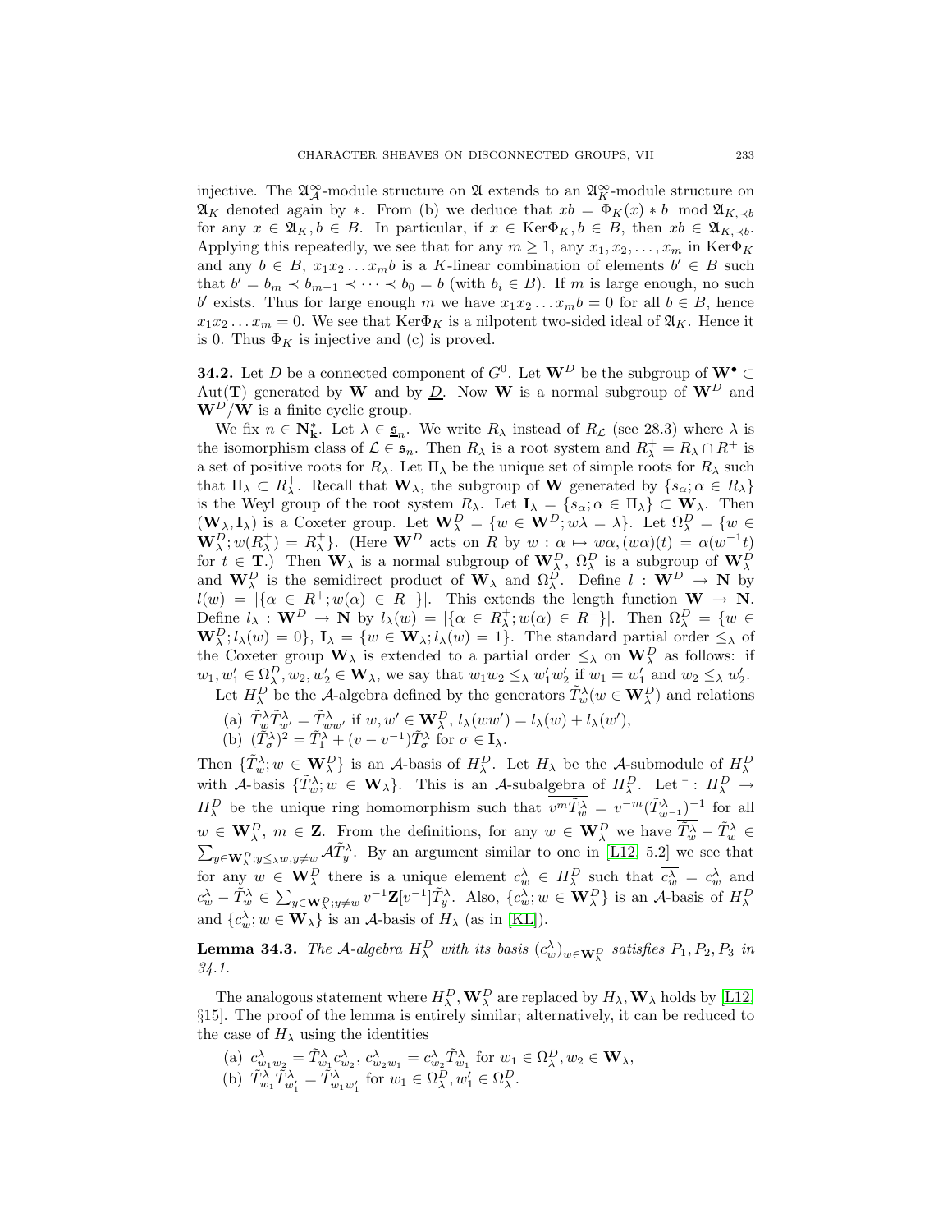injective. The $\mathfrak{A}^\infty_{\mathcal{A}}$-module structure on $\mathfrak{A}$ extends to an $\mathfrak{A}^\infty_K$-module structure on $\mathfrak{A}_K$ denoted again by $*$. From (b) we deduce that $xb = \Phi_K(x) * b \mod \mathfrak{A}_{K,\prec b}$ for any $x \in \mathfrak{A}_K, b \in B$. In particular, if $x \in \mathrm{Ker}\Phi_K, b \in B$, then $xb \in \mathfrak{A}_{K,\prec b}$. Applying this repeatedly, we see that for any $m \geq 1$, any $x_1, x_2, \dots, x_m$ in $\mathrm{Ker}\Phi_K$ and any $b \in B$, $x_1 x_2 \dots x_m b$ is a $K$-linear combination of elements $b' \in B$ such that $b' = b_m \prec b_{m-1} \prec \dots \prec b_0 = b$ (with $b_i \in B$). If $m$ is large enough, no such $b'$ exists. Thus for large enough $m$ we have $x_1 x_2 \dots x_m b = 0$ for all $b \in B$, hence $x_1 x_2 \dots x_m = 0$. We see that $\mathrm{Ker}\Phi_K$ is a nilpotent two-sided ideal of $\mathfrak{A}_K$. Hence it is 0. Thus $\Phi_K$ is injective and (c) is proved.

**34.2.** Let $D$ be a connected component of $G^0$. Let $\mathbf{W}^D$ be the subgroup of $\mathbf{W}^\bullet \subset \mathrm{Aut}(\mathbf{T})$ generated by $\mathbf{W}$ and by $\underline{D}$. Now $\mathbf{W}$ is a normal subgroup of $\mathbf{W}^D$ and $\mathbf{W}^D/\mathbf{W}$ is a finite cyclic group.

We fix $n \in \mathbf{N}^*_{\mathbf{k}}$. Let $\lambda \in \underline{\mathfrak{s}}_n$. We write $R_\lambda$ instead of $R_{\mathcal{L}}$ (see 28.3) where $\lambda$ is the isomorphism class of $\mathcal{L} \in \mathfrak{s}_n$. Then $R_\lambda$ is a root system and $R^+_\lambda = R_\lambda \cap R^+$ is a set of positive roots for $R_\lambda$. Let $\Pi_\lambda$ be the unique set of simple roots for $R_\lambda$ such that $\Pi_\lambda \subset R^+_\lambda$. Recall that $\mathbf{W}_\lambda$, the subgroup of $\mathbf{W}$ generated by $\{s_\alpha; \alpha \in R_\lambda\}$ is the Weyl group of the root system $R_\lambda$. Let $\mathbf{I}_\lambda = \{s_\alpha; \alpha \in \Pi_\lambda\} \subset \mathbf{W}_\lambda$. Then $(\mathbf{W}_\lambda, \mathbf{I}_\lambda)$ is a Coxeter group. Let $\mathbf{W}^D_\lambda = \{w \in \mathbf{W}^D; w\lambda = \lambda\}$. Let $\Omega^D_\lambda = \{w \in \mathbf{W}^D_\lambda; w(R^+_\lambda) = R^+_\lambda\}$. (Here $\mathbf{W}^D$ acts on $R$ by $w : \alpha \mapsto w\alpha, (w\alpha)(t) = \alpha(w^{-1}t)$ for $t \in \mathbf{T}$.) Then $\mathbf{W}_\lambda$ is a normal subgroup of $\mathbf{W}^D_\lambda$, $\Omega^D_\lambda$ is a subgroup of $\mathbf{W}^D_\lambda$ and $\mathbf{W}^D_\lambda$ is the semidirect product of $\mathbf{W}_\lambda$ and $\Omega^D_\lambda$. Define $l : \mathbf{W}^D \to \mathbf{N}$ by $l(w) = |\{\alpha \in R^+; w(\alpha) \in R^-\}|$. This extends the length function $\mathbf{W} \to \mathbf{N}$. Define $l_\lambda : \mathbf{W}^D \to \mathbf{N}$ by $l_\lambda(w) = |\{\alpha \in R^+_\lambda; w(\alpha) \in R^-\}|$. Then $\Omega^D_\lambda = \{w \in \mathbf{W}^D_\lambda; l_\lambda(w) = 0\}$, $\mathbf{I}_\lambda = \{w \in \mathbf{W}_\lambda; l_\lambda(w) = 1\}$. The standard partial order $\leq_\lambda$ of the Coxeter group $\mathbf{W}_\lambda$ is extended to a partial order $\leq_\lambda$ on $\mathbf{W}^D_\lambda$ as follows: if $w_1, w'_1 \in \Omega^D_\lambda, w_2, w'_2 \in \mathbf{W}_\lambda$, we say that $w_1 w_2 \leq_\lambda w'_1 w'_2$ if $w_1 = w'_1$ and $w_2 \leq_\lambda w'_2$.

Let $H^D_\lambda$ be the $\mathcal{A}$-algebra defined by the generators $\tilde{T}^\lambda_w (w \in \mathbf{W}^D_\lambda)$ and relations

(a) $\tilde{T}^\lambda_w \tilde{T}^\lambda_{w'} = \tilde{T}^\lambda_{ww'}$ if $w, w' \in \mathbf{W}^D_\lambda$, $l_\lambda(ww') = l_\lambda(w) + l_\lambda(w')$,

(b) $(\tilde{T}^\lambda_\sigma)^2 = \tilde{T}^\lambda_1 + (v - v^{-1})\tilde{T}^\lambda_\sigma$ for $\sigma \in \mathbf{I}_\lambda$.

Then $\{\tilde{T}^\lambda_w; w \in \mathbf{W}^D_\lambda\}$ is an $\mathcal{A}$-basis of $H^D_\lambda$. Let $H_\lambda$ be the $\mathcal{A}$-submodule of $H^D_\lambda$ with $\mathcal{A}$-basis $\{\tilde{T}^\lambda_w; w \in \mathbf{W}_\lambda\}$. This is an $\mathcal{A}$-subalgebra of $H^D_\lambda$. Let $\bar{\ } : H^D_\lambda \to H^D_\lambda$ be the unique ring homomorphism such that $\overline{v^m \tilde{T}^\lambda_w} = v^{-m}(\tilde{T}^\lambda_{w^{-1}})^{-1}$ for all $w \in \mathbf{W}^D_\lambda$, $m \in \mathbf{Z}$. From the definitions, for any $w \in \mathbf{W}^D_\lambda$ we have $\overline{\tilde{T}^\lambda_w} - \tilde{T}^\lambda_w \in \sum_{y \in \mathbf{W}^D_\lambda; y \leq_\lambda w, y \neq w} \mathcal{A}\tilde{T}^\lambda_y$. By an argument similar to one in [L12, 5.2] we see that for any $w \in \mathbf{W}^D_\lambda$ there is a unique element $c^\lambda_w \in H^D_\lambda$ such that $\overline{c^\lambda_w} = c^\lambda_w$ and $c^\lambda_w - \tilde{T}^\lambda_w \in \sum_{y \in \mathbf{W}^D_\lambda; y \neq w} v^{-1}\mathbf{Z}[v^{-1}]\tilde{T}^\lambda_y$. Also, $\{c^\lambda_w; w \in \mathbf{W}^D_\lambda\}$ is an $\mathcal{A}$-basis of $H^D_\lambda$ and $\{c^\lambda_w; w \in \mathbf{W}_\lambda\}$ is an $\mathcal{A}$-basis of $H_\lambda$ (as in [KL]).

**Lemma 34.3.** *The $\mathcal{A}$-algebra $H^D_\lambda$ with its basis $(c^\lambda_w)_{w \in \mathbf{W}^D_\lambda}$ satisfies $P_1, P_2, P_3$ in 34.1.*

The analogous statement where $H^D_\lambda, \mathbf{W}^D_\lambda$ are replaced by $H_\lambda, \mathbf{W}_\lambda$ holds by [L12, §15]. The proof of the lemma is entirely similar; alternatively, it can be reduced to the case of $H_\lambda$ using the identities

(a) $c^\lambda_{w_1 w_2} = \tilde{T}^\lambda_{w_1} c^\lambda_{w_2}$, $c^\lambda_{w_2 w_1} = c^\lambda_{w_2}\tilde{T}^\lambda_{w_1}$ for $w_1 \in \Omega^D_\lambda, w_2 \in \mathbf{W}_\lambda$,

(b) $\tilde{T}^\lambda_{w_1}\tilde{T}^\lambda_{w'_1} = \tilde{T}^\lambda_{w_1 w'_1}$ for $w_1 \in \Omega^D_\lambda, w'_1 \in \Omega^D_\lambda$.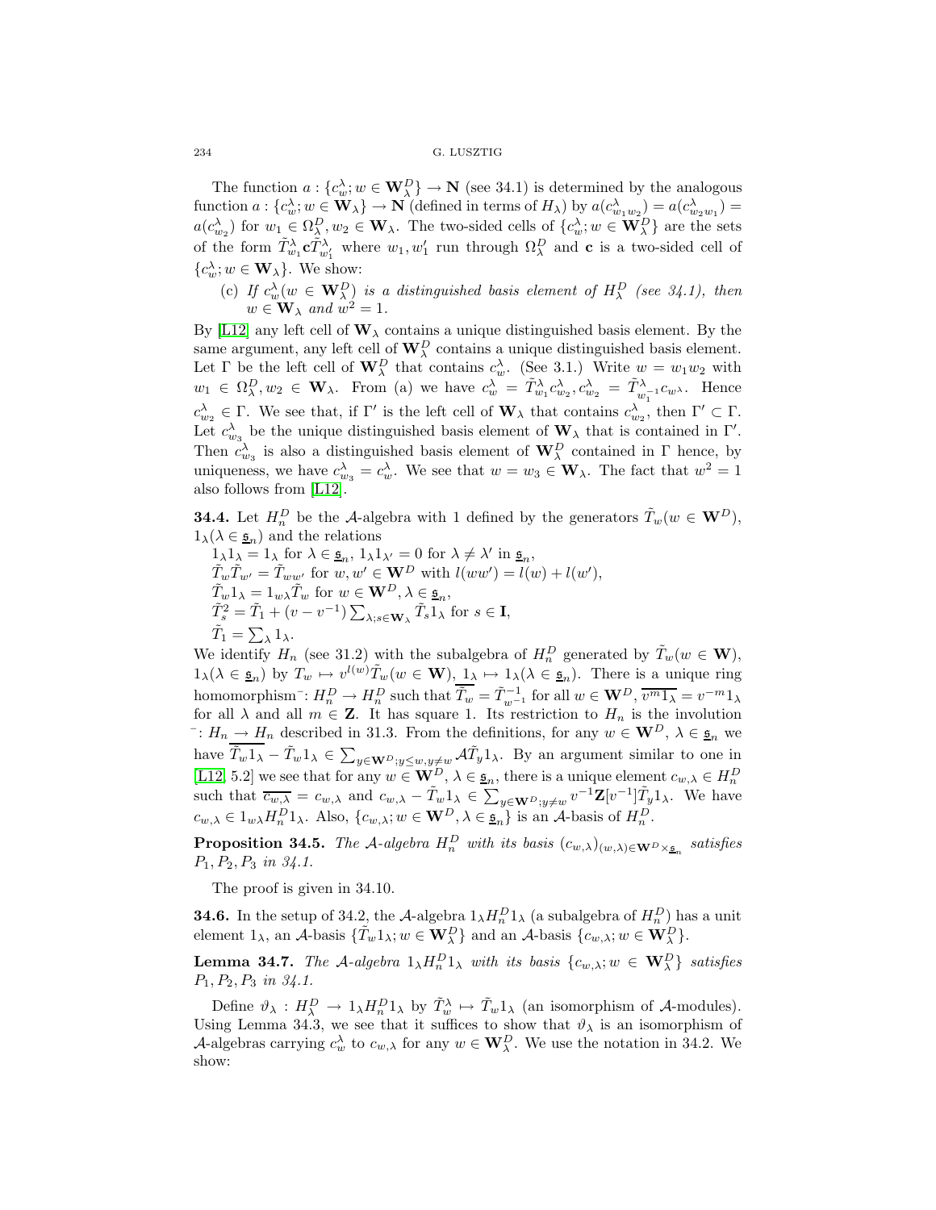The function $a : \{c_w^\lambda; w \in \mathbf{W}_\lambda^D\} \to \mathbf{N}$ (see 34.1) is determined by the analogous function $a : \{c_w^\lambda; w \in \mathbf{W}_\lambda\} \to \mathbf{N}$ (defined in terms of $H_\lambda$) by $a(c^\lambda_{w_1 w_2}) = a(c^\lambda_{w_2 w_1}) = a(c^\lambda_{w_2})$ for $w_1 \in \Omega_\lambda^D, w_2 \in \mathbf{W}_\lambda$. The two-sided cells of $\{c_w^\lambda; w \in \mathbf{W}_\lambda^D\}$ are the sets of the form $\tilde{T}^\lambda_{w_1} \mathbf{c} \tilde{T}^\lambda_{w_1'}$ where $w_1, w_1'$ run through $\Omega_\lambda^D$ and $\mathbf{c}$ is a two-sided cell of $\{c_w^\lambda; w \in \mathbf{W}_\lambda\}$. We show:

(c) *If $c_w^\lambda (w \in \mathbf{W}_\lambda^D)$ is a distinguished basis element of $H_\lambda^D$ (see 34.1), then $w \in \mathbf{W}_\lambda$ and $w^2 = 1$.*

By [L12] any left cell of $\mathbf{W}_\lambda$ contains a unique distinguished basis element. By the same argument, any left cell of $\mathbf{W}_\lambda^D$ contains a unique distinguished basis element. Let $\Gamma$ be the left cell of $\mathbf{W}_\lambda^D$ that contains $c_w^\lambda$. (See 3.1.) Write $w = w_1 w_2$ with $w_1 \in \Omega_\lambda^D, w_2 \in \mathbf{W}_\lambda$. From (a) we have $c_w^\lambda = \tilde{T}^\lambda_{w_1} c^\lambda_{w_2}, c^\lambda_{w_2} = \tilde{T}^\lambda_{w_1^{-1}} c_{w^\lambda}$. Hence $c^\lambda_{w_2} \in \Gamma$. We see that, if $\Gamma'$ is the left cell of $\mathbf{W}_\lambda$ that contains $c^\lambda_{w_2}$, then $\Gamma' \subset \Gamma$. Let $c^\lambda_{w_3}$ be the unique distinguished basis element of $\mathbf{W}_\lambda$ that is contained in $\Gamma'$. Then $c^\lambda_{w_3}$ is also a distinguished basis element of $\mathbf{W}_\lambda^D$ contained in $\Gamma$ hence, by uniqueness, we have $c^\lambda_{w_3} = c^\lambda_w$. We see that $w = w_3 \in \mathbf{W}_\lambda$. The fact that $w^2 = 1$ also follows from [L12].

**34.4.** Let $H_n^D$ be the $\mathcal{A}$-algebra with 1 defined by the generators $\tilde{T}_w (w \in \mathbf{W}^D)$, $1_\lambda (\lambda \in \underline{\mathfrak{s}}_n)$ and the relations

$1_\lambda 1_\lambda = 1_\lambda$ for $\lambda \in \underline{\mathfrak{s}}_n$, $1_\lambda 1_{\lambda'} = 0$ for $\lambda \neq \lambda'$ in $\underline{\mathfrak{s}}_n$,
$\tilde{T}_w \tilde{T}_{w'} = \tilde{T}_{ww'}$ for $w, w' \in \mathbf{W}^D$ with $l(ww') = l(w) + l(w')$,
$\tilde{T}_w 1_\lambda = 1_{w\lambda} \tilde{T}_w$ for $w \in \mathbf{W}^D, \lambda \in \underline{\mathfrak{s}}_n$,
$\tilde{T}_s^2 = \tilde{T}_1 + (v - v^{-1}) \sum_{\lambda; s \in \mathbf{W}_\lambda} \tilde{T}_s 1_\lambda$ for $s \in \mathbf{I}$,
$\tilde{T}_1 = \sum_\lambda 1_\lambda$.

We identify $H_n$ (see 31.2) with the subalgebra of $H_n^D$ generated by $\tilde{T}_w (w \in \mathbf{W})$, $1_\lambda (\lambda \in \underline{\mathfrak{s}}_n)$ by $T_w \mapsto v^{l(w)} \tilde{T}_w (w \in \mathbf{W})$, $1_\lambda \mapsto 1_\lambda (\lambda \in \underline{\mathfrak{s}}_n)$. There is a unique ring homomorphism$^-$: $H_n^D \to H_n^D$ such that $\overline{\tilde{T}_w} = \tilde{T}^{-1}_{w^{-1}}$ for all $w \in \mathbf{W}^D$, $\overline{v^m 1_\lambda} = v^{-m} 1_\lambda$ for all $\lambda$ and all $m \in \mathbf{Z}$. It has square 1. Its restriction to $H_n$ is the involution $^-: H_n \to H_n$ described in 31.3. From the definitions, for any $w \in \mathbf{W}^D$, $\lambda \in \underline{\mathfrak{s}}_n$ we have $\overline{\tilde{T}_w 1_\lambda} - \tilde{T}_w 1_\lambda \in \sum_{y \in \mathbf{W}^D; y \le w, y \neq w} \mathcal{A} \tilde{T}_y 1_\lambda$. By an argument similar to one in [L12, 5.2] we see that for any $w \in \mathbf{W}^D$, $\lambda \in \underline{\mathfrak{s}}_n$, there is a unique element $c_{w,\lambda} \in H_n^D$ such that $\overline{c_{w,\lambda}} = c_{w,\lambda}$ and $c_{w,\lambda} - \tilde{T}_w 1_\lambda \in \sum_{y \in \mathbf{W}^D; y \neq w} v^{-1} \mathbf{Z}[v^{-1}] \tilde{T}_y 1_\lambda$. We have $c_{w,\lambda} \in 1_{w\lambda} H_n^D 1_\lambda$. Also, $\{c_{w,\lambda}; w \in \mathbf{W}^D, \lambda \in \underline{\mathfrak{s}}_n\}$ is an $\mathcal{A}$-basis of $H_n^D$.

**Proposition 34.5.** *The $\mathcal{A}$-algebra $H_n^D$ with its basis $(c_{w,\lambda})_{(w,\lambda) \in \mathbf{W}^D \times \underline{\mathfrak{s}}_n}$ satisfies $P_1, P_2, P_3$ in 34.1.*

The proof is given in 34.10.

**34.6.** In the setup of 34.2, the $\mathcal{A}$-algebra $1_\lambda H_n^D 1_\lambda$ (a subalgebra of $H_n^D$) has a unit element $1_\lambda$, an $\mathcal{A}$-basis $\{\tilde{T}_w 1_\lambda; w \in \mathbf{W}_\lambda^D\}$ and an $\mathcal{A}$-basis $\{c_{w,\lambda}; w \in \mathbf{W}_\lambda^D\}$.

**Lemma 34.7.** *The $\mathcal{A}$-algebra $1_\lambda H_n^D 1_\lambda$ with its basis $\{c_{w,\lambda}; w \in \mathbf{W}_\lambda^D\}$ satisfies $P_1, P_2, P_3$ in 34.1.*

Define $\vartheta_\lambda : H_\lambda^D \to 1_\lambda H_n^D 1_\lambda$ by $\tilde{T}^\lambda_w \mapsto \tilde{T}_w 1_\lambda$ (an isomorphism of $\mathcal{A}$-modules). Using Lemma 34.3, we see that it suffices to show that $\vartheta_\lambda$ is an isomorphism of $\mathcal{A}$-algebras carrying $c_w^\lambda$ to $c_{w,\lambda}$ for any $w \in \mathbf{W}_\lambda^D$. We use the notation in 34.2. We show: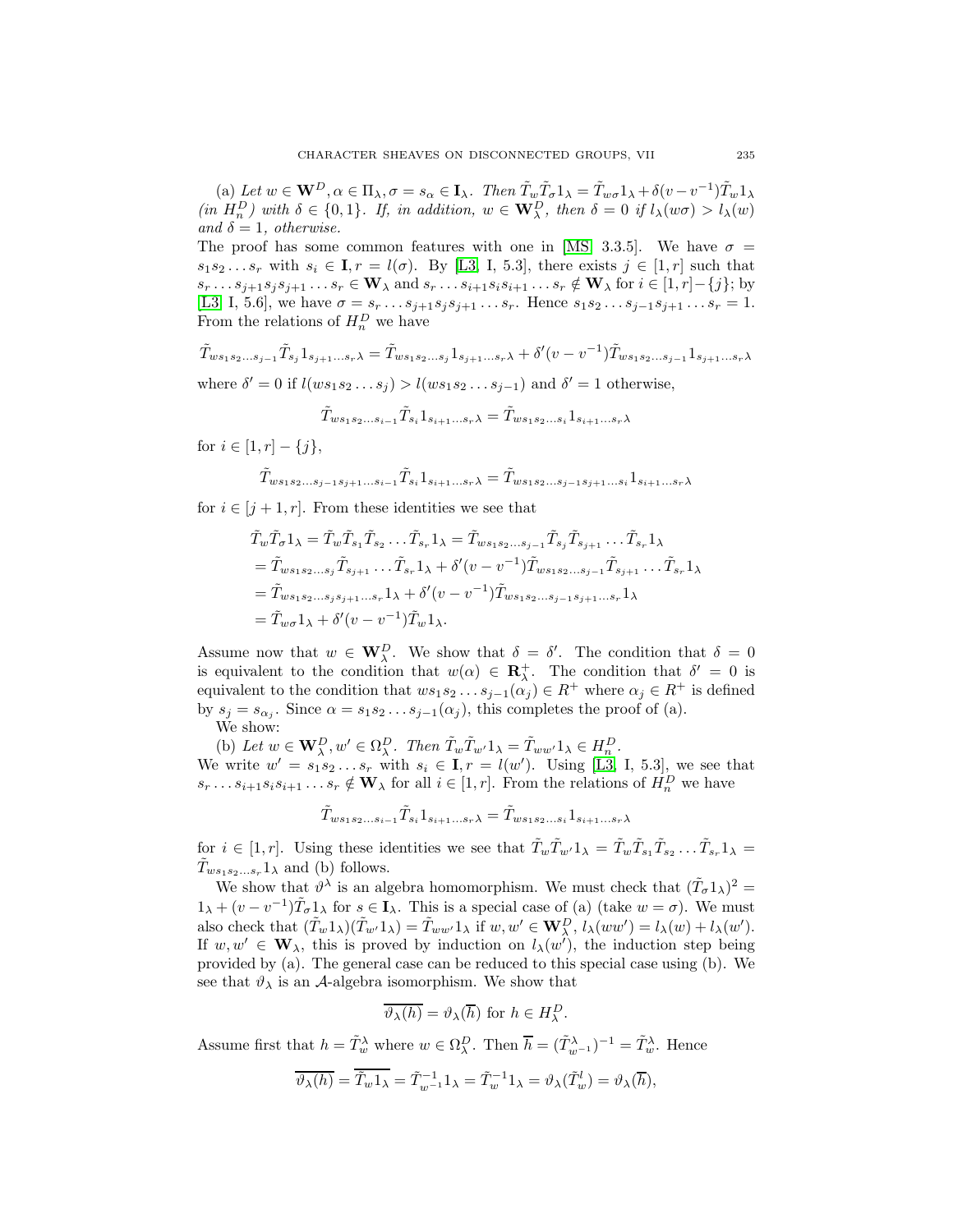(a) *Let $w \in \mathbf{W}^D, \alpha \in \Pi_\lambda, \sigma = s_\alpha \in \mathbf{I}_\lambda$. Then $\tilde{T}_w \tilde{T}_\sigma 1_\lambda = \tilde{T}_{w\sigma} 1_\lambda + \delta(v - v^{-1}) \tilde{T}_w 1_\lambda$ (in $H_n^D$) with $\delta \in \{0, 1\}$. If, in addition, $w \in \mathbf{W}_\lambda^D$, then $\delta = 0$ if $l_\lambda(w\sigma) > l_\lambda(w)$ and $\delta = 1$, otherwise.*

The proof has some common features with one in [MS, 3.3.5]. We have $\sigma = s_1 s_2 \dots s_r$ with $s_i \in \mathbf{I}, r = l(\sigma)$. By [L3, I, 5.3], there exists $j \in [1, r]$ such that $s_r \dots s_{j+1} s_j s_{j+1} \dots s_r \in \mathbf{W}_\lambda$ and $s_r \dots s_{i+1} s_i s_{i+1} \dots s_r \notin \mathbf{W}_\lambda$ for $i \in [1, r] - \{j\}$; by [L3, I, 5.6], we have $\sigma = s_r \dots s_{j+1} s_j s_{j+1} \dots s_r$. Hence $s_1 s_2 \dots s_{j-1} s_{j+1} \dots s_r = 1$. From the relations of $H_n^D$ we have

$$\tilde{T}_{ws_1 s_2 \dots s_{j-1}} \tilde{T}_{s_j} 1_{s_{j+1} \dots s_r \lambda} = \tilde{T}_{ws_1 s_2 \dots s_j} 1_{s_{j+1} \dots s_r \lambda} + \delta'(v - v^{-1}) \tilde{T}_{ws_1 s_2 \dots s_{j-1}} 1_{s_{j+1} \dots s_r \lambda}$$

where $\delta' = 0$ if $l(ws_1 s_2 \dots s_j) > l(ws_1 s_2 \dots s_{j-1})$ and $\delta' = 1$ otherwise,

$$\tilde{T}_{ws_1 s_2 \dots s_{i-1}} \tilde{T}_{s_i} 1_{s_{i+1} \dots s_r \lambda} = \tilde{T}_{ws_1 s_2 \dots s_i} 1_{s_{i+1} \dots s_r \lambda}$$

for $i \in [1, r] - \{j\}$,

$$\tilde{T}_{ws_1 s_2 \dots s_{j-1} s_{j+1} \dots s_{i-1}} \tilde{T}_{s_i} 1_{s_{i+1} \dots s_r \lambda} = \tilde{T}_{ws_1 s_2 \dots s_{j-1} s_{j+1} \dots s_i} 1_{s_{i+1} \dots s_r \lambda}$$

for $i \in [j+1, r]$. From these identities we see that

$$\begin{aligned}
\tilde{T}_w \tilde{T}_\sigma 1_\lambda &= \tilde{T}_w \tilde{T}_{s_1} \tilde{T}_{s_2} \dots \tilde{T}_{s_r} 1_\lambda = \tilde{T}_{ws_1 s_2 \dots s_{j-1}} \tilde{T}_{s_j} \tilde{T}_{s_{j+1}} \dots \tilde{T}_{s_r} 1_\lambda \\
&= \tilde{T}_{ws_1 s_2 \dots s_j} \tilde{T}_{s_{j+1}} \dots \tilde{T}_{s_r} 1_\lambda + \delta'(v - v^{-1}) \tilde{T}_{ws_1 s_2 \dots s_{j-1}} \tilde{T}_{s_{j+1}} \dots \tilde{T}_{s_r} 1_\lambda \\
&= \tilde{T}_{ws_1 s_2 \dots s_j s_{j+1} \dots s_r} 1_\lambda + \delta'(v - v^{-1}) \tilde{T}_{ws_1 s_2 \dots s_{j-1} s_{j+1} \dots s_r} 1_\lambda \\
&= \tilde{T}_{w\sigma} 1_\lambda + \delta'(v - v^{-1}) \tilde{T}_w 1_\lambda.
\end{aligned}$$

Assume now that $w \in \mathbf{W}_\lambda^D$. We show that $\delta = \delta'$. The condition that $\delta = 0$ is equivalent to the condition that $w(\alpha) \in \mathbf{R}_\lambda^+$. The condition that $\delta' = 0$ is equivalent to the condition that $ws_1 s_2 \dots s_{j-1}(\alpha_j) \in R^+$ where $\alpha_j \in R^+$ is defined by $s_j = s_{\alpha_j}$. Since $\alpha = s_1 s_2 \dots s_{j-1}(\alpha_j)$, this completes the proof of (a).

We show:

(b) *Let $w \in \mathbf{W}_\lambda^D, w' \in \Omega_\lambda^D$. Then $\tilde{T}_w \tilde{T}_{w'} 1_\lambda = \tilde{T}_{ww'} 1_\lambda \in H_n^D$.*

We write $w' = s_1 s_2 \dots s_r$ with $s_i \in \mathbf{I}, r = l(w')$. Using [L3, I, 5.3], we see that $s_r \dots s_{i+1} s_i s_{i+1} \dots s_r \notin \mathbf{W}_\lambda$ for all $i \in [1, r]$. From the relations of $H_n^D$ we have

$$\tilde{T}_{ws_1 s_2 \dots s_{i-1}} \tilde{T}_{s_i} 1_{s_{i+1} \dots s_r \lambda} = \tilde{T}_{ws_1 s_2 \dots s_i} 1_{s_{i+1} \dots s_r \lambda}$$

for $i \in [1, r]$. Using these identities we see that $\tilde{T}_w \tilde{T}_{w'} 1_\lambda = \tilde{T}_w \tilde{T}_{s_1} \tilde{T}_{s_2} \dots \tilde{T}_{s_r} 1_\lambda = \tilde{T}_{ws_1 s_2 \dots s_r} 1_\lambda$ and (b) follows.

We show that $\vartheta^\lambda$ is an algebra homomorphism. We must check that $(\tilde{T}_\sigma 1_\lambda)^2 = 1_\lambda + (v - v^{-1}) \tilde{T}_\sigma 1_\lambda$ for $s \in \mathbf{I}_\lambda$. This is a special case of (a) (take $w = \sigma$). We must also check that $(\tilde{T}_w 1_\lambda)(\tilde{T}_{w'} 1_\lambda) = \tilde{T}_{ww'} 1_\lambda$ if $w, w' \in \mathbf{W}_\lambda^D$, $l_\lambda(ww') = l_\lambda(w) + l_\lambda(w')$. If $w, w' \in \mathbf{W}_\lambda$, this is proved by induction on $l_\lambda(w')$, the induction step being provided by (a). The general case can be reduced to this special case using (b). We see that $\vartheta_\lambda$ is an $\mathcal{A}$-algebra isomorphism. We show that

$$\overline{\vartheta_\lambda(h)} = \vartheta_\lambda(\overline{h}) \text{ for } h \in H_\lambda^D.$$

Assume first that $h = \tilde{T}_w^\lambda$ where $w \in \Omega_\lambda^D$. Then $\overline{h} = (\tilde{T}_{w^{-1}}^\lambda)^{-1} = \tilde{T}_w^\lambda$. Hence

$$\overline{\vartheta_\lambda(h)} = \overline{\tilde{T}_w 1_\lambda} = \tilde{T}_{w^{-1}}^{-1} 1_\lambda = \tilde{T}_w^{-1} 1_\lambda = \vartheta_\lambda(\tilde{T}_w^l) = \vartheta_\lambda(\overline{h}),$$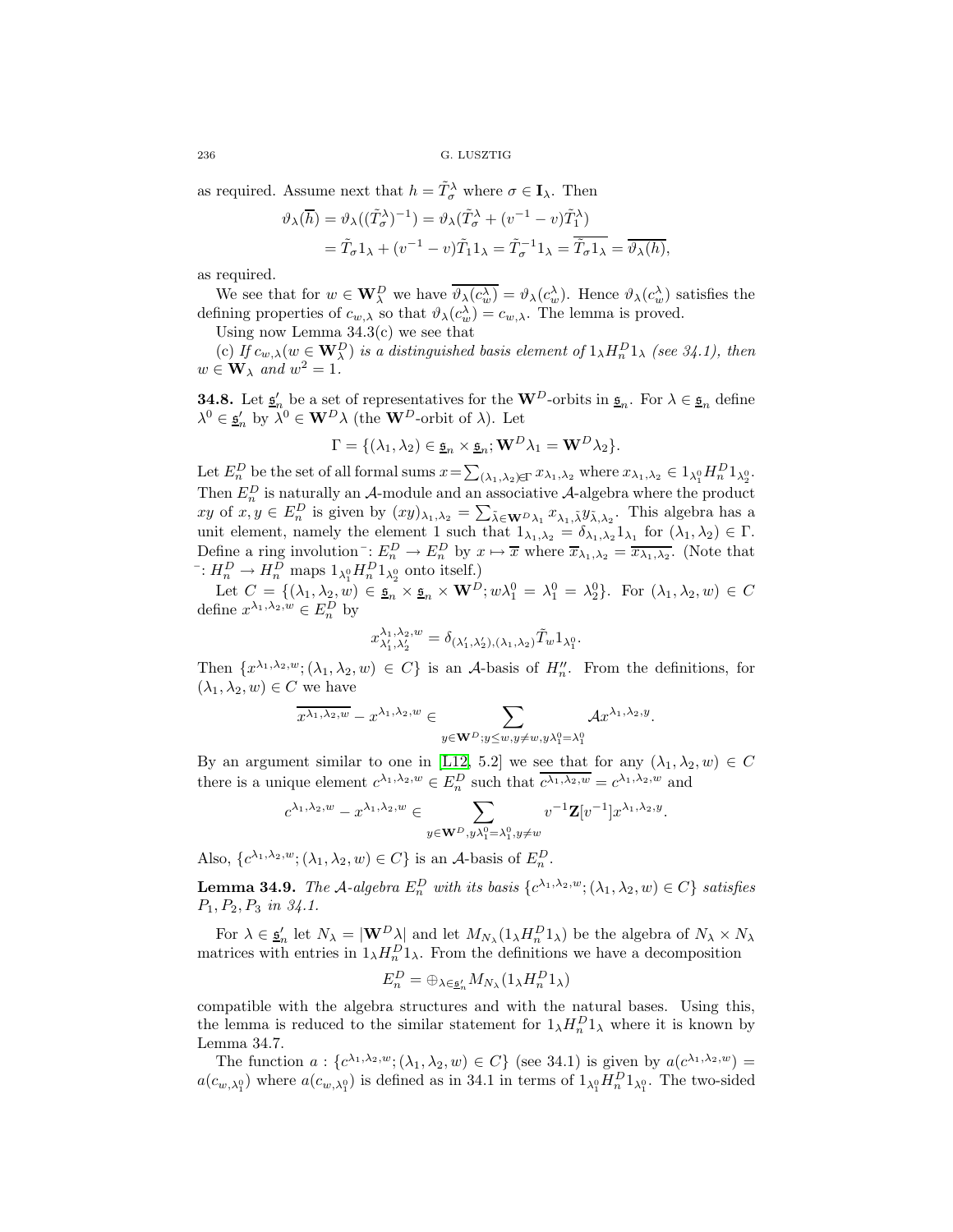as required. Assume next that $h = \tilde{T}^\lambda_\sigma$ where $\sigma \in \mathbf{I}_\lambda$. Then

$$\vartheta_\lambda(\overline{h}) = \vartheta_\lambda((\tilde{T}^\lambda_\sigma)^{-1}) = \vartheta_\lambda(\tilde{T}^\lambda_\sigma + (v^{-1} - v)\tilde{T}^\lambda_1)$$
$$= \tilde{T}_\sigma 1_\lambda + (v^{-1} - v)\tilde{T}_1 1_\lambda = \tilde{T}_\sigma^{-1} 1_\lambda = \overline{\tilde{T}_\sigma 1_\lambda} = \overline{\vartheta_\lambda(h)},$$

as required.

We see that for $w \in \mathbf{W}^D_\lambda$ we have $\overline{\vartheta_\lambda(c^\lambda_w)} = \vartheta_\lambda(c^\lambda_w)$. Hence $\vartheta_\lambda(c^\lambda_w)$ satisfies the defining properties of $c_{w,\lambda}$ so that $\vartheta_\lambda(c^\lambda_w) = c_{w,\lambda}$. The lemma is proved.

Using now Lemma 34.3(c) we see that

(c) *If $c_{w,\lambda}(w \in \mathbf{W}^D_\lambda)$ is a distinguished basis element of $1_\lambda H^D_n 1_\lambda$ (see 34.1), then $w \in \mathbf{W}_\lambda$ and $w^2 = 1$.*

**34.8.** Let $\underline{\mathfrak{s}}'_n$ be a set of representatives for the $\mathbf{W}^D$-orbits in $\underline{\mathfrak{s}}_n$. For $\lambda \in \underline{\mathfrak{s}}_n$ define $\lambda^0 \in \underline{\mathfrak{s}}'_n$ by $\lambda^0 \in \mathbf{W}^D\lambda$ (the $\mathbf{W}^D$-orbit of $\lambda$). Let

$$\Gamma = \{(\lambda_1, \lambda_2) \in \underline{\mathfrak{s}}_n \times \underline{\mathfrak{s}}_n; \mathbf{W}^D\lambda_1 = \mathbf{W}^D\lambda_2\}.$$

Let $E^D_n$ be the set of all formal sums $x = \sum_{(\lambda_1,\lambda_2)\in\Gamma} x_{\lambda_1,\lambda_2}$ where $x_{\lambda_1,\lambda_2} \in 1_{\lambda_1^0} H^D_n 1_{\lambda_2^0}$. Then $E^D_n$ is naturally an $\mathcal{A}$-module and an associative $\mathcal{A}$-algebra where the product $xy$ of $x, y \in E^D_n$ is given by $(xy)_{\lambda_1,\lambda_2} = \sum_{\tilde{\lambda}\in\mathbf{W}^D\lambda_1} x_{\lambda_1,\tilde{\lambda}} y_{\tilde{\lambda},\lambda_2}$. This algebra has a unit element, namely the element 1 such that $1_{\lambda_1,\lambda_2} = \delta_{\lambda_1,\lambda_2} 1_{\lambda_1}$ for $(\lambda_1, \lambda_2) \in \Gamma$. Define a ring involution $^-: E^D_n \to E^D_n$ by $x \mapsto \overline{x}$ where $\overline{x}_{\lambda_1,\lambda_2} = \overline{x_{\lambda_1,\lambda_2}}$. (Note that $^-: H^D_n \to H^D_n$ maps $1_{\lambda_1^0} H^D_n 1_{\lambda_2^0}$ onto itself.)

Let $C = \{(\lambda_1, \lambda_2, w) \in \underline{\mathfrak{s}}_n \times \underline{\mathfrak{s}}_n \times \mathbf{W}^D; w\lambda_1^0 = \lambda_1^0 = \lambda_2^0\}$. For $(\lambda_1, \lambda_2, w) \in C$ define $x^{\lambda_1,\lambda_2,w} \in E^D_n$ by

$$x^{\lambda_1,\lambda_2,w}_{\lambda'_1,\lambda'_2} = \delta_{(\lambda'_1,\lambda'_2),(\lambda_1,\lambda_2)} \tilde{T}_w 1_{\lambda_1^0}.$$

Then $\{x^{\lambda_1,\lambda_2,w}; (\lambda_1, \lambda_2, w) \in C\}$ is an $\mathcal{A}$-basis of $H''_n$. From the definitions, for $(\lambda_1, \lambda_2, w) \in C$ we have

$$\overline{x^{\lambda_1,\lambda_2,w}} - x^{\lambda_1,\lambda_2,w} \in \sum_{y\in\mathbf{W}^D; y\le w, y\ne w, y\lambda_1^0=\lambda_1^0} \mathcal{A}x^{\lambda_1,\lambda_2,y}.$$

By an argument similar to one in [L12, 5.2] we see that for any $(\lambda_1, \lambda_2, w) \in C$ there is a unique element $c^{\lambda_1,\lambda_2,w} \in E^D_n$ such that $\overline{c^{\lambda_1,\lambda_2,w}} = c^{\lambda_1,\lambda_2,w}$ and

$$c^{\lambda_1,\lambda_2,w} - x^{\lambda_1,\lambda_2,w} \in \sum_{y\in\mathbf{W}^D, y\lambda_1^0=\lambda_1^0, y\ne w} v^{-1}\mathbf{Z}[v^{-1}]x^{\lambda_1,\lambda_2,y}.$$

Also, $\{c^{\lambda_1,\lambda_2,w}; (\lambda_1, \lambda_2, w) \in C\}$ is an $\mathcal{A}$-basis of $E^D_n$.

**Lemma 34.9.** *The $\mathcal{A}$-algebra $E^D_n$ with its basis $\{c^{\lambda_1,\lambda_2,w}; (\lambda_1, \lambda_2, w) \in C\}$ satisfies $P_1, P_2, P_3$ in 34.1.*

For $\lambda \in \underline{\mathfrak{s}}'_n$ let $N_\lambda = |\mathbf{W}^D\lambda|$ and let $M_{N_\lambda}(1_\lambda H^D_n 1_\lambda)$ be the algebra of $N_\lambda \times N_\lambda$ matrices with entries in $1_\lambda H^D_n 1_\lambda$. From the definitions we have a decomposition

$$E^D_n = \oplus_{\lambda\in\underline{\mathfrak{s}}'_n} M_{N_\lambda}(1_\lambda H^D_n 1_\lambda)$$

compatible with the algebra structures and with the natural bases. Using this, the lemma is reduced to the similar statement for $1_\lambda H^D_n 1_\lambda$ where it is known by Lemma 34.7.

The function $a : \{c^{\lambda_1,\lambda_2,w}; (\lambda_1, \lambda_2, w) \in C\}$ (see 34.1) is given by $a(c^{\lambda_1,\lambda_2,w}) = a(c_{w,\lambda_1^0})$ where $a(c_{w,\lambda_1^0})$ is defined as in 34.1 in terms of $1_{\lambda_1^0} H^D_n 1_{\lambda_1^0}$. The two-sided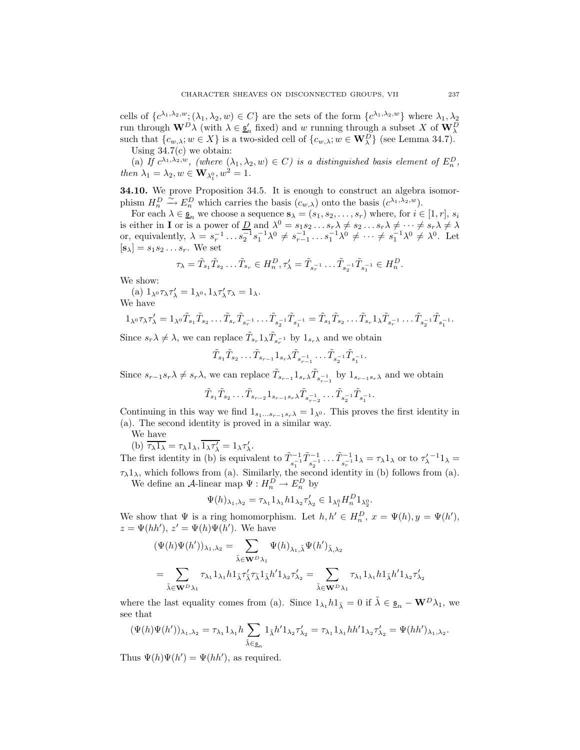cells of $\{c^{\lambda_1,\lambda_2,w};(\lambda_1,\lambda_2,w)\in C\}$ are the sets of the form $\{c^{\lambda_1,\lambda_2,w}\}$ where $\lambda_1,\lambda_2$ run through $\mathbf{W}^D\lambda$ (with $\lambda\in\underline{\mathfrak{s}}'_n$ fixed) and $w$ running through a subset $X$ of $\mathbf{W}^D_\lambda$ such that $\{c_{w,\lambda};w\in X\}$ is a two-sided cell of $\{c_{w,\lambda};w\in\mathbf{W}^D_\lambda\}$ (see Lemma 34.7).

Using 34.7(c) we obtain:

(a) *If $c^{\lambda_1,\lambda_2,w}$, (where $(\lambda_1,\lambda_2,w)\in C$) is a distinguished basis element of $E^D_n$, then $\lambda_1=\lambda_2, w\in\mathbf{W}_{\lambda_1^0}, w^2=1$.*

**34.10.** We prove Proposition 34.5. It is enough to construct an algebra isomorphism $H^D_n\xrightarrow{\sim}E^D_n$ which carries the basis $(c_{w,\lambda})$ onto the basis $(c^{\lambda_1,\lambda_2,w})$.

For each $\lambda\in\underline{\mathfrak{s}}_n$ we choose a sequence $\mathbf{s}_\lambda=(s_1,s_2,\dots,s_r)$ where, for $i\in[1,r]$, $s_i$ is either in $\mathbf{I}$ or is a power of $\underline{D}$ and $\lambda^0=s_1s_2\dots s_r\lambda\ne s_2\dots s_r\lambda\ne\dots\ne s_r\lambda\ne\lambda$ or, equivalently, $\lambda=s_r^{-1}\dots s_2^{-1}s_1^{-1}\lambda^0\ne s_{r-1}^{-1}\dots s_1^{-1}\lambda^0\ne\dots\ne s_1^{-1}\lambda^0\ne\lambda^0$. Let $[\mathbf{s}_\lambda]=s_1s_2\dots s_r$. We set

$$\tau_\lambda=\tilde T_{s_1}\tilde T_{s_2}\dots\tilde T_{s_r}\in H^D_n,\tau'_\lambda=\tilde T_{s_r^{-1}}\dots\tilde T_{s_2^{-1}}\tilde T_{s_1^{-1}}\in H^D_n.$$

We show:

(a) $1_{\lambda^0}\tau_\lambda\tau'_\lambda=1_{\lambda^0}, 1_\lambda\tau'_\lambda\tau_\lambda=1_\lambda$.

We have

$$1_{\lambda^0}\tau_\lambda\tau'_\lambda=1_{\lambda^0}\tilde T_{s_1}\tilde T_{s_2}\dots\tilde T_{s_r}\tilde T_{s_r^{-1}}\dots\tilde T_{s_2^{-1}}\tilde T_{s_1^{-1}}=\tilde T_{s_1}\tilde T_{s_2}\dots\tilde T_{s_r}1_\lambda\tilde T_{s_r^{-1}}\dots\tilde T_{s_2^{-1}}\tilde T_{s_1^{-1}}.$$

Since $s_r\lambda\ne\lambda$, we can replace $\tilde T_{s_r}1_\lambda\tilde T_{s_r^{-1}}$ by $1_{s_r\lambda}$ and we obtain

$$\tilde T_{s_1}\tilde T_{s_2}\dots\tilde T_{s_{r-1}}1_{s_r\lambda}\tilde T_{s_{r-1}^{-1}}\dots\tilde T_{s_2^{-1}}\tilde T_{s_1^{-1}}.$$

Since $s_{r-1}s_r\lambda\ne s_r\lambda$, we can replace $\tilde T_{s_{r-1}}1_{s_r\lambda}\tilde T_{s_{r-1}^{-1}}$ by $1_{s_{r-1}s_r\lambda}$ and we obtain

$$\tilde T_{s_1}\tilde T_{s_2}\dots\tilde T_{s_{r-2}}1_{s_{r-1}s_r\lambda}\tilde T_{s_{r-2}^{-1}}\dots\tilde T_{s_2^{-1}}\tilde T_{s_1^{-1}}.$$

Continuing in this way we find $1_{s_1\dots s_{r-1}s_r\lambda}=1_{\lambda^0}$. This proves the first identity in (a). The second identity is proved in a similar way.

We have

(b) $\overline{\tau_\lambda 1_\lambda}=\tau_\lambda 1_\lambda, \overline{1_\lambda\tau'_\lambda}=1_\lambda\tau'_\lambda$.

The first identity in (b) is equivalent to $\tilde T^{-1}_{s_1^{-1}}\tilde T^{-1}_{s_2^{-1}}\dots\tilde T^{-1}_{s_r^{-1}}1_\lambda=\tau_\lambda 1_\lambda$ or to $\tau_\lambda'^{-1}1_\lambda=\tau_\lambda 1_\lambda$, which follows from (a). Similarly, the second identity in (b) follows from (a).

We define an $\mathcal{A}$-linear map $\Psi:H^D_n\to E^D_n$ by

$$\Psi(h)_{\lambda_1,\lambda_2}=\tau_{\lambda_1}1_{\lambda_1}h1_{\lambda_2}\tau'_{\lambda_2}\in 1_{\lambda_1^0}H^D_n1_{\lambda_2^0}.$$

We show that $\Psi$ is a ring homomorphism. Let $h,h'\in H^D_n$, $x=\Psi(h),y=\Psi(h')$, $z=\Psi(hh')$, $z'=\Psi(h)\Psi(h')$. We have

$$(\Psi(h)\Psi(h'))_{\lambda_1,\lambda_2}=\sum_{\tilde\lambda\in\mathbf{W}^D\lambda_1}\Psi(h)_{\lambda_1,\tilde\lambda}\Psi(h')_{\tilde\lambda,\lambda_2}$$
$$=\sum_{\tilde\lambda\in\mathbf{W}^D\lambda_1}\tau_{\lambda_1}1_{\lambda_1}h1_{\tilde\lambda}\tau'_{\tilde\lambda}\tau_{\tilde\lambda}1_{\tilde\lambda}h'1_{\lambda_2}\tau'_{\lambda_2}=\sum_{\tilde\lambda\in\mathbf{W}^D\lambda_1}\tau_{\lambda_1}1_{\lambda_1}h1_{\tilde\lambda}h'1_{\lambda_2}\tau'_{\lambda_2}$$

where the last equality comes from (a). Since $1_{\lambda_1}h1_{\tilde\lambda}=0$ if $\tilde\lambda\in\underline{\mathfrak{s}}_n-\mathbf{W}^D\lambda_1$, we see that

$$(\Psi(h)\Psi(h'))_{\lambda_1,\lambda_2}=\tau_{\lambda_1}1_{\lambda_1}h\sum_{\tilde\lambda\in\underline{\mathfrak{s}}_n}1_{\tilde\lambda}h'1_{\lambda_2}\tau'_{\lambda_2}=\tau_{\lambda_1}1_{\lambda_1}hh'1_{\lambda_2}\tau'_{\lambda_2}=\Psi(hh')_{\lambda_1,\lambda_2}.$$

Thus $\Psi(h)\Psi(h')=\Psi(hh')$, as required.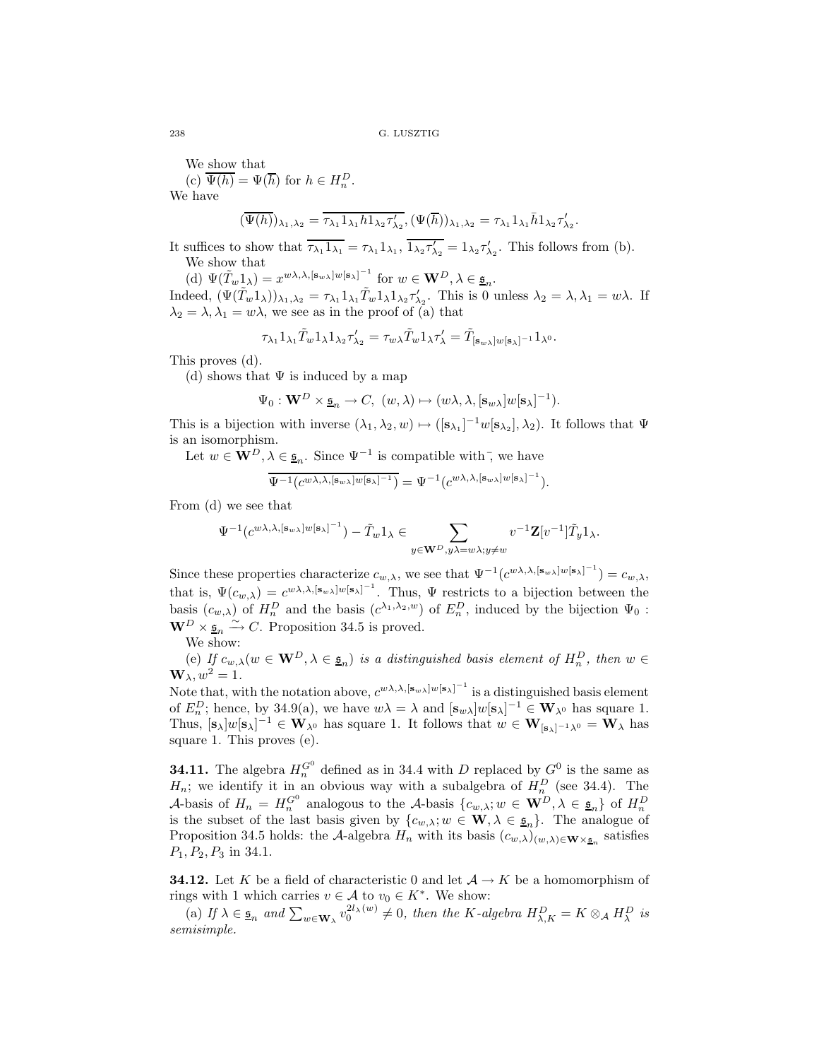We show that

(c) $\overline{\Psi(h)} = \Psi(\overline{h})$ for $h \in H_n^D$.

We have

$$(\overline{\Psi(h)})_{\lambda_1,\lambda_2} = \overline{\tau_{\lambda_1} 1_{\lambda_1} h 1_{\lambda_2} \tau'_{\lambda_2}}, (\Psi(\overline{h}))_{\lambda_1,\lambda_2} = \tau_{\lambda_1} 1_{\lambda_1} \bar{h} 1_{\lambda_2} \tau'_{\lambda_2}.$$

It suffices to show that $\overline{\tau_{\lambda_1} 1_{\lambda_1}} = \tau_{\lambda_1} 1_{\lambda_1}$, $\overline{1_{\lambda_2} \tau'_{\lambda_2}} = 1_{\lambda_2} \tau'_{\lambda_2}$. This follows from (b).

We show that

(d) $\Psi(\tilde{T}_w 1_\lambda) = x^{w\lambda,\lambda,[\mathbf{s}_{w\lambda}]w[\mathbf{s}_\lambda]^{-1}}$ for $w \in \mathbf{W}^D, \lambda \in \underline{\mathfrak{s}}_n$.

Indeed, $(\Psi(\tilde{T}_w 1_\lambda))_{\lambda_1,\lambda_2} = \tau_{\lambda_1} 1_{\lambda_1} \tilde{T}_w 1_\lambda 1_{\lambda_2} \tau'_{\lambda_2}$. This is 0 unless $\lambda_2 = \lambda, \lambda_1 = w\lambda$. If $\lambda_2 = \lambda, \lambda_1 = w\lambda$, we see as in the proof of (a) that

$$\tau_{\lambda_1} 1_{\lambda_1} \tilde{T}_w 1_\lambda 1_{\lambda_2} \tau'_{\lambda_2} = \tau_{w\lambda} \tilde{T}_w 1_\lambda \tau'_\lambda = \tilde{T}_{[\mathbf{s}_{w\lambda}]w[\mathbf{s}_\lambda]^{-1}} 1_{\lambda^0}.$$

This proves (d).

(d) shows that $\Psi$ is induced by a map

$$\Psi_0 : \mathbf{W}^D \times \underline{\mathfrak{s}}_n \to C, \ (w, \lambda) \mapsto (w\lambda, \lambda, [\mathbf{s}_{w\lambda}]w[\mathbf{s}_\lambda]^{-1}).$$

This is a bijection with inverse $(\lambda_1, \lambda_2, w) \mapsto ([\mathbf{s}_{\lambda_1}]^{-1} w [\mathbf{s}_{\lambda_2}], \lambda_2)$. It follows that $\Psi$ is an isomorphism.

Let $w \in \mathbf{W}^D, \lambda \in \underline{\mathfrak{s}}_n$. Since $\Psi^{-1}$ is compatible with $\bar{}$, we have

$$\overline{\Psi^{-1}(c^{w\lambda,\lambda,[\mathbf{s}_{w\lambda}]w[\mathbf{s}_\lambda]^{-1}})} = \Psi^{-1}(c^{w\lambda,\lambda,[\mathbf{s}_{w\lambda}]w[\mathbf{s}_\lambda]^{-1}}).$$

From (d) we see that

$$\Psi^{-1}(c^{w\lambda,\lambda,[\mathbf{s}_{w\lambda}]w[\mathbf{s}_\lambda]^{-1}}) - \tilde{T}_w 1_\lambda \in \sum_{y \in \mathbf{W}^D, y\lambda = w\lambda; y \neq w} v^{-1}\mathbf{Z}[v^{-1}]\tilde{T}_y 1_\lambda.$$

Since these properties characterize $c_{w,\lambda}$, we see that $\Psi^{-1}(c^{w\lambda,\lambda,[\mathbf{s}_{w\lambda}]w[\mathbf{s}_\lambda]^{-1}}) = c_{w,\lambda}$, that is, $\Psi(c_{w,\lambda}) = c^{w\lambda,\lambda,[\mathbf{s}_{w\lambda}]w[\mathbf{s}_\lambda]^{-1}}$. Thus, $\Psi$ restricts to a bijection between the basis $(c_{w,\lambda})$ of $H_n^D$ and the basis $(c^{\lambda_1,\lambda_2,w})$ of $E_n^D$, induced by the bijection $\Psi_0 : \mathbf{W}^D \times \underline{\mathfrak{s}}_n \xrightarrow{\sim} C$. Proposition 34.5 is proved.

We show:

(e) *If $c_{w,\lambda}(w \in \mathbf{W}^D, \lambda \in \underline{\mathfrak{s}}_n)$ is a distinguished basis element of $H_n^D$, then $w \in \mathbf{W}_\lambda, w^2 = 1$.*

Note that, with the notation above, $c^{w\lambda,\lambda,[\mathbf{s}_{w\lambda}]w[\mathbf{s}_\lambda]^{-1}}$ is a distinguished basis element of $E_n^D$; hence, by 34.9(a), we have $w\lambda = \lambda$ and $[\mathbf{s}_{w\lambda}]w[\mathbf{s}_\lambda]^{-1} \in \mathbf{W}_{\lambda^0}$ has square 1. Thus, $[\mathbf{s}_\lambda]w[\mathbf{s}_\lambda]^{-1} \in \mathbf{W}_{\lambda^0}$ has square 1. It follows that $w \in \mathbf{W}_{[\mathbf{s}_\lambda]^{-1}\lambda^0} = \mathbf{W}_\lambda$ has square 1. This proves (e).

**34.11.** The algebra $H_n^{G^0}$ defined as in 34.4 with $D$ replaced by $G^0$ is the same as $H_n$; we identify it in an obvious way with a subalgebra of $H_n^D$ (see 34.4). The $\mathcal{A}$-basis of $H_n = H_n^{G^0}$ analogous to the $\mathcal{A}$-basis $\{c_{w,\lambda}; w \in \mathbf{W}^D, \lambda \in \underline{\mathfrak{s}}_n\}$ of $H_n^D$ is the subset of the last basis given by $\{c_{w,\lambda}; w \in \mathbf{W}, \lambda \in \underline{\mathfrak{s}}_n\}$. The analogue of Proposition 34.5 holds: the $\mathcal{A}$-algebra $H_n$ with its basis $(c_{w,\lambda})_{(w,\lambda)\in\mathbf{W}\times\underline{\mathfrak{s}}_n}$ satisfies $P_1, P_2, P_3$ in 34.1.

**34.12.** Let $K$ be a field of characteristic 0 and let $\mathcal{A} \to K$ be a homomorphism of rings with 1 which carries $v \in \mathcal{A}$ to $v_0 \in K^*$. We show:

(a) *If $\lambda \in \underline{\mathfrak{s}}_n$ and $\sum_{w\in\mathbf{W}_\lambda} v_0^{2l_\lambda(w)} \neq 0$, then the $K$-algebra $H_{\lambda,K}^D = K \otimes_\mathcal{A} H_\lambda^D$ is semisimple.*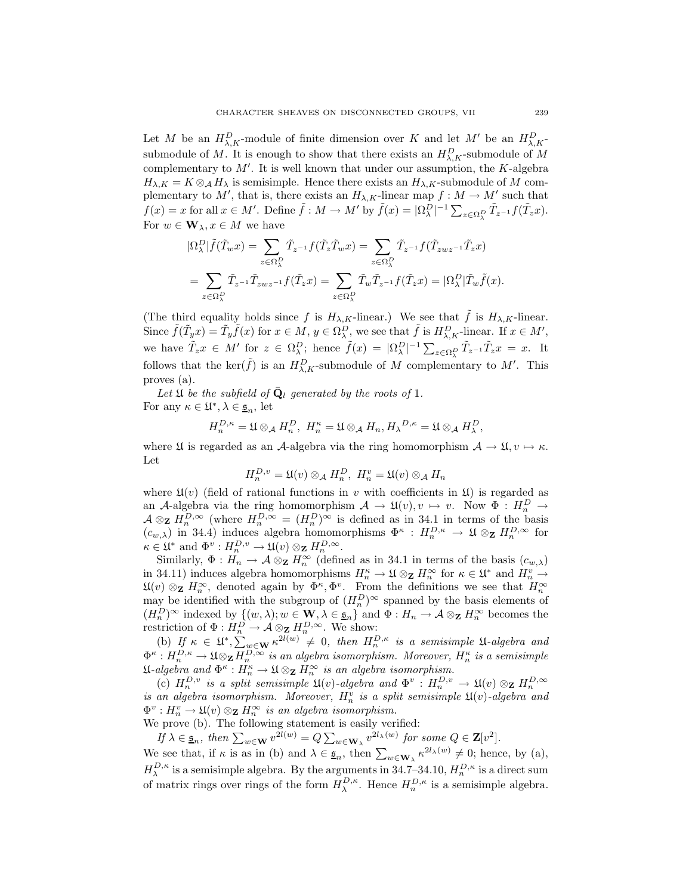Let $M$ be an $H^D_{\lambda,K}$-module of finite dimension over $K$ and let $M'$ be an $H^D_{\lambda,K}$-submodule of $M$. It is enough to show that there exists an $H^D_{\lambda,K}$-submodule of $M$ complementary to $M'$. It is well known that under our assumption, the $K$-algebra $H_{\lambda,K} = K \otimes_{\mathcal{A}} H_\lambda$ is semisimple. Hence there exists an $H_{\lambda,K}$-submodule of $M$ complementary to $M'$, that is, there exists an $H_{\lambda,K}$-linear map $f : M \to M'$ such that $f(x) = x$ for all $x \in M'$. Define $\tilde{f} : M \to M'$ by $\tilde{f}(x) = |\Omega^D_\lambda|^{-1} \sum_{z \in \Omega^D_\lambda} \tilde{T}_{z^{-1}} f(\tilde{T}_z x)$. For $w \in \mathbf{W}_\lambda, x \in M$ we have

$$|\Omega^D_\lambda| \tilde{f}(\tilde{T}_w x) = \sum_{z \in \Omega^D_\lambda} \tilde{T}_{z^{-1}} f(\tilde{T}_z \tilde{T}_w x) = \sum_{z \in \Omega^D_\lambda} \tilde{T}_{z^{-1}} f(\tilde{T}_{zwz^{-1}} \tilde{T}_z x)$$
$$= \sum_{z \in \Omega^D_\lambda} \tilde{T}_{z^{-1}} \tilde{T}_{zwz^{-1}} f(\tilde{T}_z x) = \sum_{z \in \Omega^D_\lambda} \tilde{T}_w \tilde{T}_{z^{-1}} f(\tilde{T}_z x) = |\Omega^D_\lambda| \tilde{T}_w \tilde{f}(x).$$

(The third equality holds since $f$ is $H_{\lambda,K}$-linear.) We see that $\tilde{f}$ is $H_{\lambda,K}$-linear. Since $\tilde{f}(\tilde{T}_y x) = \tilde{T}_y \tilde{f}(x)$ for $x \in M$, $y \in \Omega^D_\lambda$, we see that $\tilde{f}$ is $H^D_{\lambda,K}$-linear. If $x \in M'$, we have $\tilde{T}_z x \in M'$ for $z \in \Omega^D_\lambda$; hence $\tilde{f}(x) = |\Omega^D_\lambda|^{-1} \sum_{z \in \Omega^D_\lambda} \tilde{T}_{z^{-1}} \tilde{T}_z x = x$. It follows that the $\ker(\tilde{f})$ is an $H^D_{\lambda,K}$-submodule of $M$ complementary to $M'$. This proves (a).

*Let $\mathfrak{U}$ be the subfield of $\bar{\mathbf{Q}}_l$ generated by the roots of* 1.
For any $\kappa \in \mathfrak{U}^*, \lambda \in \underline{\mathfrak{s}}_n$, let

$$H_n^{D,\kappa} = \mathfrak{U} \otimes_{\mathcal{A}} H^D_n, \ H^\kappa_n = \mathfrak{U} \otimes_{\mathcal{A}} H_n, H_\lambda{}^{D,\kappa} = \mathfrak{U} \otimes_{\mathcal{A}} H^D_\lambda,$$

where $\mathfrak{U}$ is regarded as an $\mathcal{A}$-algebra via the ring homomorphism $\mathcal{A} \to \mathfrak{U}, v \mapsto \kappa$. Let

$$H_n^{D,v} = \mathfrak{U}(v) \otimes_{\mathcal{A}} H^D_n, \ H^v_n = \mathfrak{U}(v) \otimes_{\mathcal{A}} H_n$$

where $\mathfrak{U}(v)$ (field of rational functions in $v$ with coefficients in $\mathfrak{U}$) is regarded as an $\mathcal{A}$-algebra via the ring homomorphism $\mathcal{A} \to \mathfrak{U}(v), v \mapsto v$. Now $\Phi : H^D_n \to \mathcal{A} \otimes_{\mathbf{Z}} H_n^{D,\infty}$ (where $H_n^{D,\infty} = (H^D_n)^\infty$ is defined as in 34.1 in terms of the basis $(c_{w,\lambda})$ in 34.4) induces algebra homomorphisms $\Phi^\kappa : H_n^{D,\kappa} \to \mathfrak{U} \otimes_{\mathbf{Z}} H_n^{D,\infty}$ for $\kappa \in \mathfrak{U}^*$ and $\Phi^v : H_n^{D,v} \to \mathfrak{U}(v) \otimes_{\mathbf{Z}} H_n^{D,\infty}$.

Similarly, $\Phi : H_n \to \mathcal{A} \otimes_{\mathbf{Z}} H^\infty_n$ (defined as in 34.1 in terms of the basis $(c_{w,\lambda})$ in 34.11) induces algebra homomorphisms $H^\kappa_n \to \mathfrak{U} \otimes_{\mathbf{Z}} H^\infty_n$ for $\kappa \in \mathfrak{U}^*$ and $H^v_n \to \mathfrak{U}(v) \otimes_{\mathbf{Z}} H^\infty_n$, denoted again by $\Phi^\kappa, \Phi^v$. From the definitions we see that $H^\infty_n$ may be identified with the subgroup of $(H^D_n)^\infty$ spanned by the basis elements of $(H^D_n)^\infty$ indexed by $\{(w, \lambda); w \in \mathbf{W}, \lambda \in \underline{\mathfrak{s}}_n\}$ and $\Phi : H_n \to \mathcal{A} \otimes_{\mathbf{Z}} H^\infty_n$ becomes the restriction of $\Phi : H^D_n \to \mathcal{A} \otimes_{\mathbf{Z}} H_n^{D,\infty}$. We show:

(b) *If $\kappa \in \mathfrak{U}^*, \sum_{w \in \mathbf{W}} \kappa^{2l(w)} \neq 0$, then $H_n^{D,\kappa}$ is a semisimple $\mathfrak{U}$-algebra and $\Phi^\kappa : H_n^{D,\kappa} \to \mathfrak{U} \otimes_{\mathbf{Z}} H_n^{D,\infty}$ is an algebra isomorphism. Moreover, $H^\kappa_n$ is a semisimple $\mathfrak{U}$-algebra and $\Phi^\kappa : H^\kappa_n \to \mathfrak{U} \otimes_{\mathbf{Z}} H^\infty_n$ is an algebra isomorphism.*

(c) *$H_n^{D,v}$ is a split semisimple $\mathfrak{U}(v)$-algebra and $\Phi^v : H_n^{D,v} \to \mathfrak{U}(v) \otimes_{\mathbf{Z}} H_n^{D,\infty}$ is an algebra isomorphism. Moreover, $H^v_n$ is a split semisimple $\mathfrak{U}(v)$-algebra and $\Phi^v : H^v_n \to \mathfrak{U}(v) \otimes_{\mathbf{Z}} H^\infty_n$ is an algebra isomorphism.*

We prove (b). The following statement is easily verified:

*If $\lambda \in \underline{\mathfrak{s}}_n$, then $\sum_{w \in \mathbf{W}} v^{2l(w)} = Q \sum_{w \in \mathbf{W}_\lambda} v^{2l_\lambda(w)}$ for some $Q \in \mathbf{Z}[v^2]$.*

We see that, if $\kappa$ is as in (b) and $\lambda \in \underline{\mathfrak{s}}_n$, then $\sum_{w \in \mathbf{W}_\lambda} \kappa^{2l_\lambda(w)} \neq 0$; hence, by (a), $H_\lambda^{D,\kappa}$ is a semisimple algebra. By the arguments in 34.7–34.10, $H_n^{D,\kappa}$ is a direct sum of matrix rings over rings of the form $H_\lambda^{D,\kappa}$. Hence $H_n^{D,\kappa}$ is a semisimple algebra.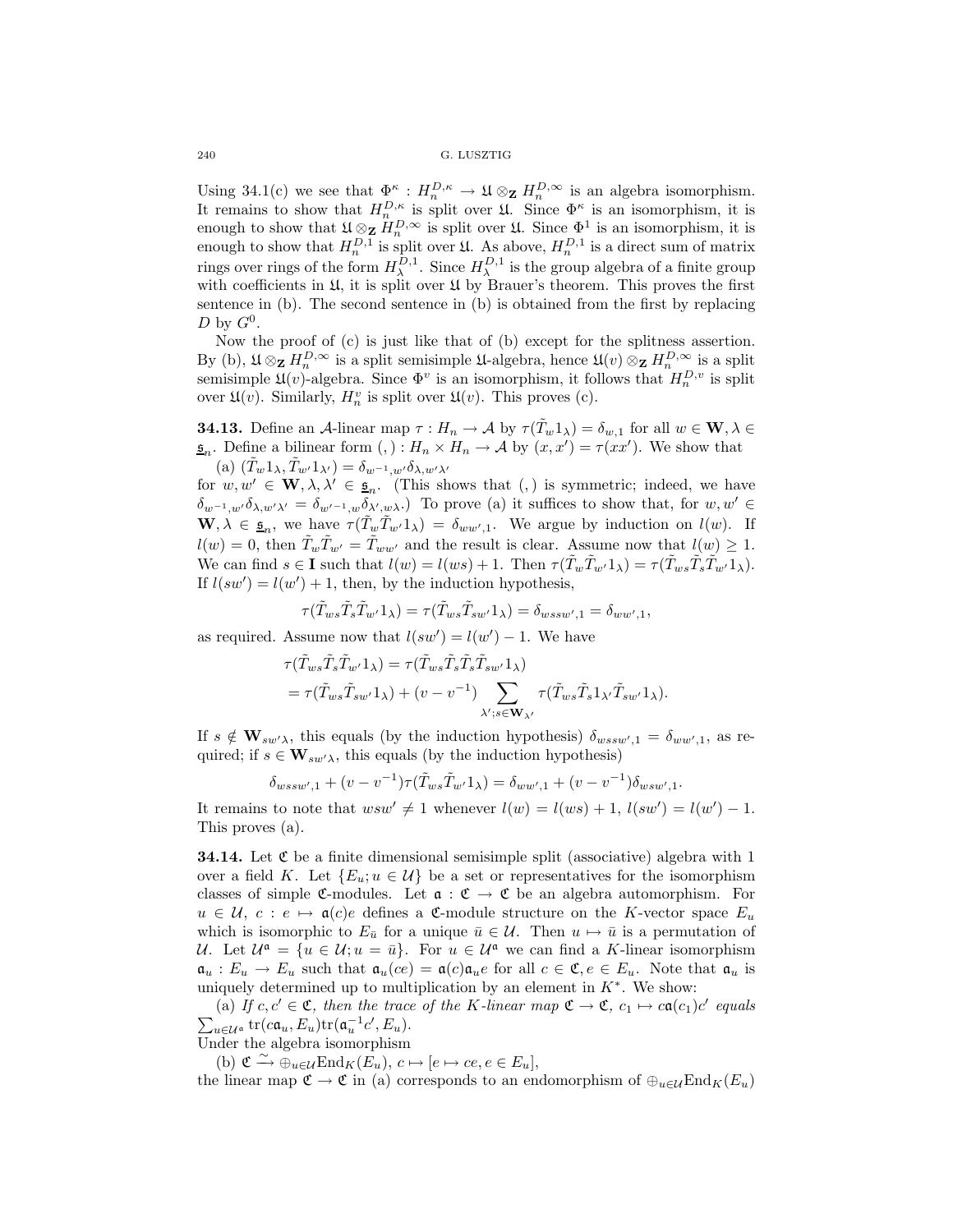Using 34.1(c) we see that $\Phi^\kappa : H_n^{D,\kappa} \to \mathfrak{U} \otimes_{\mathbf{Z}} H_n^{D,\infty}$ is an algebra isomorphism. It remains to show that $H_n^{D,\kappa}$ is split over $\mathfrak{U}$. Since $\Phi^\kappa$ is an isomorphism, it is enough to show that $\mathfrak{U} \otimes_{\mathbf{Z}} H_n^{D,\infty}$ is split over $\mathfrak{U}$. Since $\Phi^1$ is an isomorphism, it is enough to show that $H_n^{D,1}$ is split over $\mathfrak{U}$. As above, $H_n^{D,1}$ is a direct sum of matrix rings over rings of the form $H_\lambda^{D,1}$. Since $H_\lambda^{D,1}$ is the group algebra of a finite group with coefficients in $\mathfrak{U}$, it is split over $\mathfrak{U}$ by Brauer's theorem. This proves the first sentence in (b). The second sentence in (b) is obtained from the first by replacing $D$ by $G^0$.

Now the proof of (c) is just like that of (b) except for the splitness assertion. By (b), $\mathfrak{U} \otimes_{\mathbf{Z}} H_n^{D,\infty}$ is a split semisimple $\mathfrak{U}$-algebra, hence $\mathfrak{U}(v) \otimes_{\mathbf{Z}} H_n^{D,\infty}$ is a split semisimple $\mathfrak{U}(v)$-algebra. Since $\Phi^v$ is an isomorphism, it follows that $H_n^{D,v}$ is split over $\mathfrak{U}(v)$. Similarly, $H_n^v$ is split over $\mathfrak{U}(v)$. This proves (c).

**34.13.** Define an $\mathcal{A}$-linear map $\tau : H_n \to \mathcal{A}$ by $\tau(\tilde{T}_w 1_\lambda) = \delta_{w,1}$ for all $w \in \mathbf{W}, \lambda \in \underline{\mathfrak{s}}_n$. Define a bilinear form $(,) : H_n \times H_n \to \mathcal{A}$ by $(x, x') = \tau(xx')$. We show that

(a) $(\tilde{T}_w 1_\lambda, \tilde{T}_{w'} 1_{\lambda'}) = \delta_{w^{-1},w'}\delta_{\lambda,w'\lambda'}$

for $w, w' \in \mathbf{W}, \lambda, \lambda' \in \underline{\mathfrak{s}}_n$. (This shows that $(,)$ is symmetric; indeed, we have $\delta_{w^{-1},w'}\delta_{\lambda,w'\lambda'} = \delta_{w'^{-1},w}\delta_{\lambda',w\lambda}$.) To prove (a) it suffices to show that, for $w, w' \in \mathbf{W}, \lambda \in \underline{\mathfrak{s}}_n$, we have $\tau(\tilde{T}_w \tilde{T}_{w'} 1_\lambda) = \delta_{ww',1}$. We argue by induction on $l(w)$. If $l(w) = 0$, then $\tilde{T}_w \tilde{T}_{w'} = \tilde{T}_{ww'}$ and the result is clear. Assume now that $l(w) \geq 1$. We can find $s \in \mathbf{I}$ such that $l(w) = l(ws) + 1$. Then $\tau(\tilde{T}_w \tilde{T}_{w'} 1_\lambda) = \tau(\tilde{T}_{ws} \tilde{T}_s \tilde{T}_{w'} 1_\lambda)$. If $l(sw') = l(w') + 1$, then, by the induction hypothesis,

$$\tau(\tilde{T}_{ws} \tilde{T}_s \tilde{T}_{w'} 1_\lambda) = \tau(\tilde{T}_{ws} \tilde{T}_{sw'} 1_\lambda) = \delta_{wssw',1} = \delta_{ww',1},$$

as required. Assume now that $l(sw') = l(w') - 1$. We have

$$\begin{aligned}
&\tau(\tilde{T}_{ws} \tilde{T}_s \tilde{T}_{w'} 1_\lambda) = \tau(\tilde{T}_{ws} \tilde{T}_s \tilde{T}_s \tilde{T}_{sw'} 1_\lambda) \\
&= \tau(\tilde{T}_{ws} \tilde{T}_{sw'} 1_\lambda) + (v - v^{-1}) \sum_{\lambda'; s \in \mathbf{W}_{\lambda'}} \tau(\tilde{T}_{ws} \tilde{T}_s 1_{\lambda'} \tilde{T}_{sw'} 1_\lambda).
\end{aligned}$$

If $s \notin \mathbf{W}_{sw'\lambda}$, this equals (by the induction hypothesis) $\delta_{wssw',1} = \delta_{ww',1}$, as required; if $s \in \mathbf{W}_{sw'\lambda}$, this equals (by the induction hypothesis)

$$\delta_{wssw',1} + (v - v^{-1})\tau(\tilde{T}_{ws} \tilde{T}_{w'} 1_\lambda) = \delta_{ww',1} + (v - v^{-1})\delta_{wsw',1}.$$

It remains to note that $wsw' \neq 1$ whenever $l(w) = l(ws) + 1$, $l(sw') = l(w') - 1$. This proves (a).

**34.14.** Let $\mathfrak{C}$ be a finite dimensional semisimple split (associative) algebra with 1 over a field $K$. Let $\{E_u; u \in \mathcal{U}\}$ be a set or representatives for the isomorphism classes of simple $\mathfrak{C}$-modules. Let $\mathfrak{a} : \mathfrak{C} \to \mathfrak{C}$ be an algebra automorphism. For $u \in \mathcal{U}$, $c : e \mapsto \mathfrak{a}(c)e$ defines a $\mathfrak{C}$-module structure on the $K$-vector space $E_u$ which is isomorphic to $E_{\bar{u}}$ for a unique $\bar{u} \in \mathcal{U}$. Then $u \mapsto \bar{u}$ is a permutation of $\mathcal{U}$. Let $\mathcal{U}^{\mathfrak{a}} = \{u \in \mathcal{U}; u = \bar{u}\}$. For $u \in \mathcal{U}^{\mathfrak{a}}$ we can find a $K$-linear isomorphism $\mathfrak{a}_u : E_u \to E_u$ such that $\mathfrak{a}_u(ce) = \mathfrak{a}(c)\mathfrak{a}_u e$ for all $c \in \mathfrak{C}, e \in E_u$. Note that $\mathfrak{a}_u$ is uniquely determined up to multiplication by an element in $K^*$. We show:

(a) *If $c, c' \in \mathfrak{C}$, then the trace of the $K$-linear map $\mathfrak{C} \to \mathfrak{C}$, $c_1 \mapsto c\mathfrak{a}(c_1)c'$ equals $\sum_{u \in \mathcal{U}^{\mathfrak{a}}} \mathrm{tr}(c\mathfrak{a}_u, E_u)\mathrm{tr}(\mathfrak{a}_u^{-1}c', E_u)$.*

Under the algebra isomorphism

(b) $\mathfrak{C} \xrightarrow{\sim} \oplus_{u \in \mathcal{U}} \mathrm{End}_K(E_u)$, $c \mapsto [e \mapsto ce, e \in E_u]$,

the linear map $\mathfrak{C} \to \mathfrak{C}$ in (a) corresponds to an endomorphism of $\oplus_{u \in \mathcal{U}} \mathrm{End}_K(E_u)$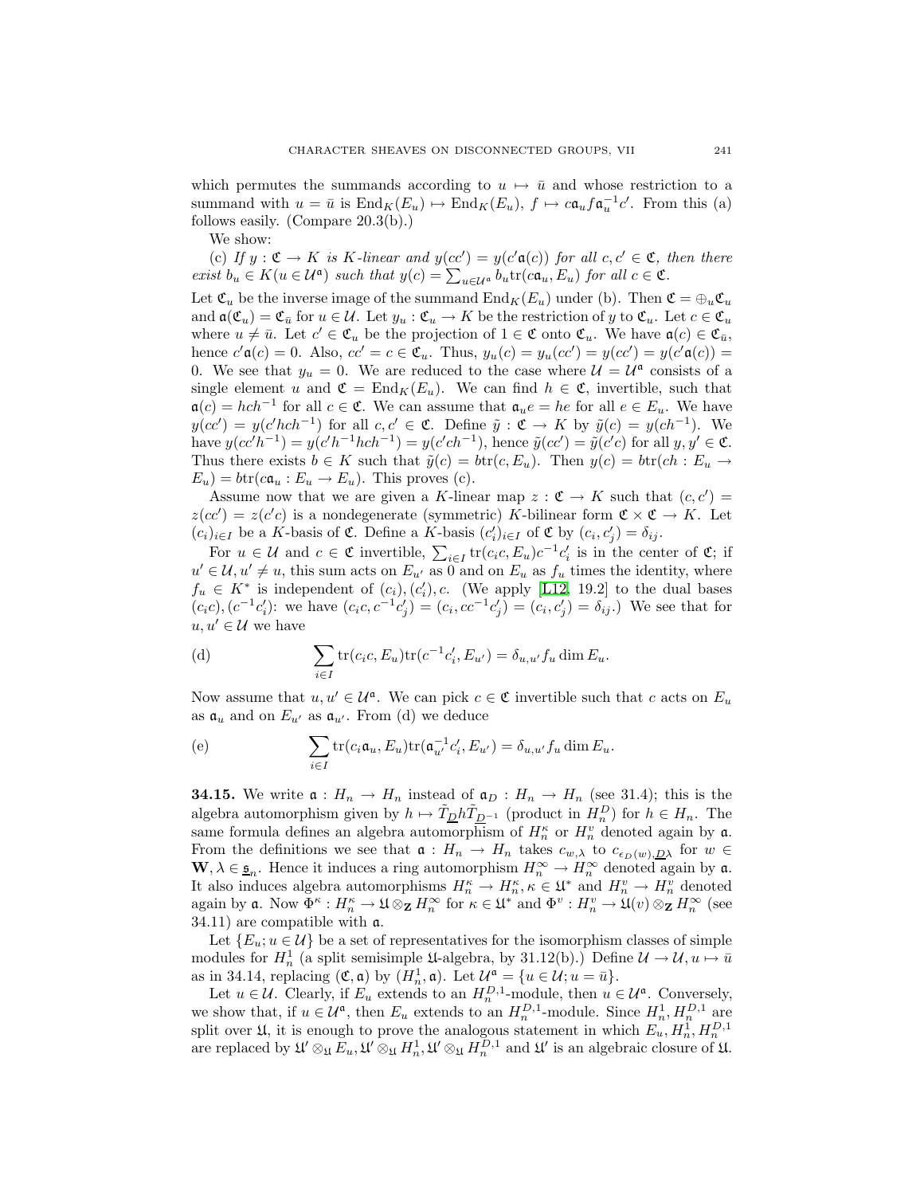which permutes the summands according to $u \mapsto \bar{u}$ and whose restriction to a summand with $u = \bar{u}$ is $\mathrm{End}_K(E_u) \mapsto \mathrm{End}_K(E_u)$, $f \mapsto c\mathfrak{a}_u f \mathfrak{a}_u^{-1} c'$. From this (a) follows easily. (Compare 20.3(b).)

We show:

(c) *If $y : \mathfrak{C} \to K$ is $K$-linear and $y(cc') = y(c'\mathfrak{a}(c))$ for all $c, c' \in \mathfrak{C}$, then there exist $b_u \in K (u \in \mathcal{U}^{\mathfrak{a}})$ such that $y(c) = \sum_{u \in \mathcal{U}^{\mathfrak{a}}} b_u \mathrm{tr}(c\mathfrak{a}_u, E_u)$ for all $c \in \mathfrak{C}$.*

Let $\mathfrak{C}_u$ be the inverse image of the summand $\mathrm{End}_K(E_u)$ under (b). Then $\mathfrak{C} = \oplus_u \mathfrak{C}_u$ and $\mathfrak{a}(\mathfrak{C}_u) = \mathfrak{C}_{\bar{u}}$ for $u \in \mathcal{U}$. Let $y_u : \mathfrak{C}_u \to K$ be the restriction of $y$ to $\mathfrak{C}_u$. Let $c \in \mathfrak{C}_u$ where $u \neq \bar{u}$. Let $c' \in \mathfrak{C}_u$ be the projection of $1 \in \mathfrak{C}$ onto $\mathfrak{C}_u$. We have $\mathfrak{a}(c) \in \mathfrak{C}_{\bar{u}}$, hence $c'\mathfrak{a}(c) = 0$. Also, $cc' = c \in \mathfrak{C}_u$. Thus, $y_u(c) = y_u(cc') = y(cc') = y(c'\mathfrak{a}(c)) = 0$. We see that $y_u = 0$. We are reduced to the case where $\mathcal{U} = \mathcal{U}^{\mathfrak{a}}$ consists of a single element $u$ and $\mathfrak{C} = \mathrm{End}_K(E_u)$. We can find $h \in \mathfrak{C}$, invertible, such that $\mathfrak{a}(c) = hch^{-1}$ for all $c \in \mathfrak{C}$. We can assume that $\mathfrak{a}_u e = he$ for all $e \in E_u$. We have $y(cc') = y(c'hch^{-1})$ for all $c, c' \in \mathfrak{C}$. Define $\tilde{y} : \mathfrak{C} \to K$ by $\tilde{y}(c) = y(ch^{-1})$. We have $y(cc'h^{-1}) = y(c'h^{-1}hch^{-1}) = y(c'ch^{-1})$, hence $\tilde{y}(cc') = \tilde{y}(c'c)$ for all $y, y' \in \mathfrak{C}$. Thus there exists $b \in K$ such that $\tilde{y}(c) = b\mathrm{tr}(c, E_u)$. Then $y(c) = b\mathrm{tr}(ch : E_u \to E_u) = b\mathrm{tr}(c\mathfrak{a}_u : E_u \to E_u)$. This proves (c).

Assume now that we are given a $K$-linear map $z : \mathfrak{C} \to K$ such that $(c, c') = z(cc') = z(c'c)$ is a nondegenerate (symmetric) $K$-bilinear form $\mathfrak{C} \times \mathfrak{C} \to K$. Let $(c_i)_{i \in I}$ be a $K$-basis of $\mathfrak{C}$. Define a $K$-basis $(c'_i)_{i \in I}$ of $\mathfrak{C}$ by $(c_i, c'_j) = \delta_{ij}$.

For $u \in \mathcal{U}$ and $c \in \mathfrak{C}$ invertible, $\sum_{i \in I} \mathrm{tr}(c_i c, E_u) c^{-1} c'_i$ is in the center of $\mathfrak{C}$; if $u' \in \mathcal{U}, u' \neq u$, this sum acts on $E_{u'}$ as 0 and on $E_u$ as $f_u$ times the identity, where $f_u \in K^*$ is independent of $(c_i), (c'_i), c$. (We apply [L12, 19.2] to the dual bases $(c_i c), (c^{-1} c'_i)$: we have $(c_i c, c^{-1} c'_j) = (c_i, cc^{-1} c'_j) = (c_i, c'_j) = \delta_{ij}$.) We see that for $u, u' \in \mathcal{U}$ we have

(d)
$$\sum_{i \in I} \mathrm{tr}(c_i c, E_u) \mathrm{tr}(c^{-1} c'_i, E_{u'}) = \delta_{u,u'} f_u \dim E_u.$$

Now assume that $u, u' \in \mathcal{U}^{\mathfrak{a}}$. We can pick $c \in \mathfrak{C}$ invertible such that $c$ acts on $E_u$ as $\mathfrak{a}_u$ and on $E_{u'}$ as $\mathfrak{a}_{u'}$. From (d) we deduce

(e)
$$\sum_{i \in I} \mathrm{tr}(c_i \mathfrak{a}_u, E_u) \mathrm{tr}(\mathfrak{a}_{u'}^{-1} c'_i, E_{u'}) = \delta_{u,u'} f_u \dim E_u.$$

**34.15.** We write $\mathfrak{a} : H_n \to H_n$ instead of $\mathfrak{a}_D : H_n \to H_n$ (see 31.4); this is the algebra automorphism given by $h \mapsto \tilde{T}_{\underline{D}} h \tilde{T}_{\underline{D}^{-1}}$ (product in $H_n^D$) for $h \in H_n$. The same formula defines an algebra automorphism of $H_n^\kappa$ or $H_n^v$ denoted again by $\mathfrak{a}$. From the definitions we see that $\mathfrak{a} : H_n \to H_n$ takes $c_{w,\lambda}$ to $c_{\epsilon_D(w), \underline{D}\lambda}$ for $w \in \mathbf{W}, \lambda \in \underline{\mathfrak{s}}_n$. Hence it induces a ring automorphism $H_n^\infty \to H_n^\infty$ denoted again by $\mathfrak{a}$. It also induces algebra automorphisms $H_n^\kappa \to H_n^\kappa, \kappa \in \mathfrak{U}^*$ and $H_n^v \to H_n^v$ denoted again by $\mathfrak{a}$. Now $\Phi^\kappa : H_n^\kappa \to \mathfrak{U} \otimes_{\mathbf{Z}} H_n^\infty$ for $\kappa \in \mathfrak{U}^*$ and $\Phi^v : H_n^v \to \mathfrak{U}(v) \otimes_{\mathbf{Z}} H_n^\infty$ (see 34.11) are compatible with $\mathfrak{a}$.

Let $\{E_u; u \in \mathcal{U}\}$ be a set of representatives for the isomorphism classes of simple modules for $H_n^1$ (a split semisimple $\mathfrak{U}$-algebra, by 31.12(b).) Define $\mathcal{U} \to \mathcal{U}, u \mapsto \bar{u}$ as in 34.14, replacing $(\mathfrak{C}, \mathfrak{a})$ by $(H_n^1, \mathfrak{a})$. Let $\mathcal{U}^{\mathfrak{a}} = \{u \in \mathcal{U}; u = \bar{u}\}$.

Let $u \in \mathcal{U}$. Clearly, if $E_u$ extends to an $H_n^{D,1}$-module, then $u \in \mathcal{U}^{\mathfrak{a}}$. Conversely, we show that, if $u \in \mathcal{U}^{\mathfrak{a}}$, then $E_u$ extends to an $H_n^{D,1}$-module. Since $H_n^1, H_n^{D,1}$ are split over $\mathfrak{U}$, it is enough to prove the analogous statement in which $E_u, H_n^1, H_n^{D,1}$ are replaced by $\mathfrak{U}' \otimes_{\mathfrak{U}} E_u, \mathfrak{U}' \otimes_{\mathfrak{U}} H_n^1, \mathfrak{U}' \otimes_{\mathfrak{U}} H_n^{D,1}$ and $\mathfrak{U}'$ is an algebraic closure of $\mathfrak{U}$.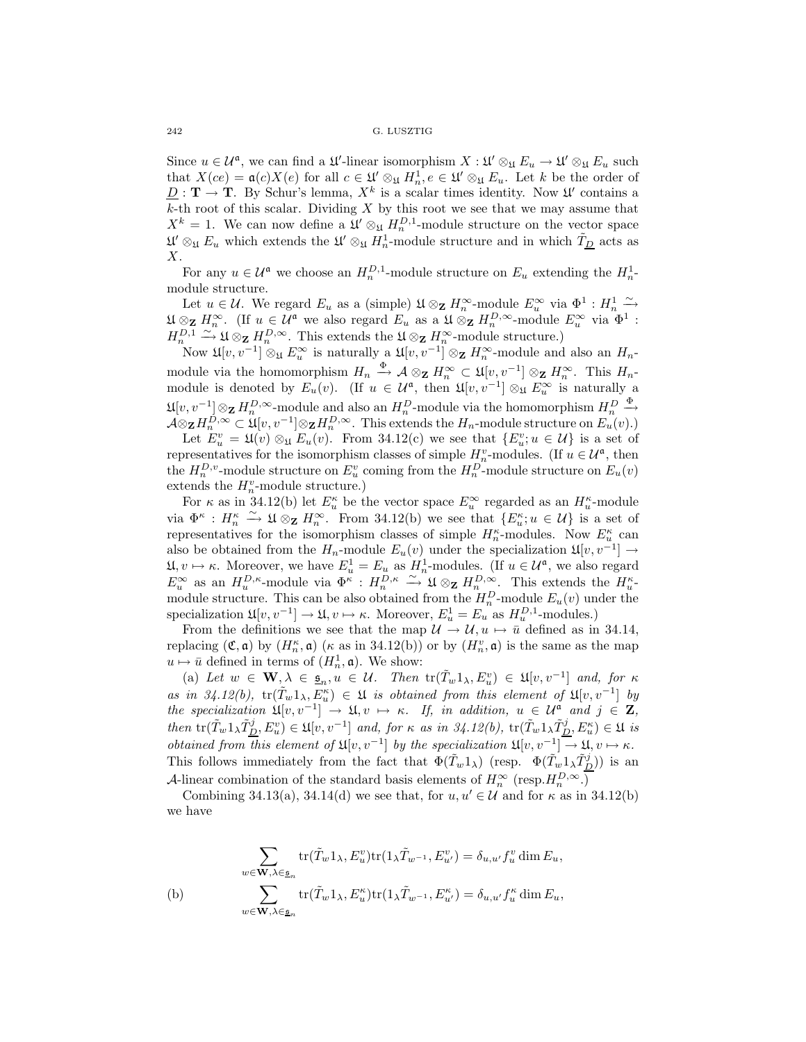Since $u \in \mathcal{U}^{\mathfrak{a}}$, we can find a $\mathfrak{U}'$-linear isomorphism $X : \mathfrak{U}' \otimes_{\mathfrak{U}} E_u \to \mathfrak{U}' \otimes_{\mathfrak{U}} E_u$ such that $X(ce) = \mathfrak{a}(c)X(e)$ for all $c \in \mathfrak{U}' \otimes_{\mathfrak{U}} H_n^1, e \in \mathfrak{U}' \otimes_{\mathfrak{U}} E_u$. Let $k$ be the order of $\underline{D} : \mathbf{T} \to \mathbf{T}$. By Schur's lemma, $X^k$ is a scalar times identity. Now $\mathfrak{U}'$ contains a $k$-th root of this scalar. Dividing $X$ by this root we see that we may assume that $X^k = 1$. We can now define a $\mathfrak{U}' \otimes_{\mathfrak{U}} H_n^{D,1}$-module structure on the vector space $\mathfrak{U}' \otimes_{\mathfrak{U}} E_u$ which extends the $\mathfrak{U}' \otimes_{\mathfrak{U}} H_n^1$-module structure and in which $\tilde{T}_{\underline{D}}$ acts as $X$.

For any $u \in \mathcal{U}^{\mathfrak{a}}$ we choose an $H_n^{D,1}$-module structure on $E_u$ extending the $H_n^1$-module structure.

Let $u \in \mathcal{U}$. We regard $E_u$ as a (simple) $\mathfrak{U} \otimes_{\mathbf{Z}} H_n^\infty$-module $E_u^\infty$ via $\Phi^1 : H_n^1 \xrightarrow{\sim} \mathfrak{U} \otimes_{\mathbf{Z}} H_n^\infty$. (If $u \in \mathcal{U}^{\mathfrak{a}}$ we also regard $E_u$ as a $\mathfrak{U} \otimes_{\mathbf{Z}} H_n^{D,\infty}$-module $E_u^\infty$ via $\Phi^1 : H_n^{D,1} \xrightarrow{\sim} \mathfrak{U} \otimes_{\mathbf{Z}} H_n^{D,\infty}$. This extends the $\mathfrak{U} \otimes_{\mathbf{Z}} H_n^\infty$-module structure.)

Now $\mathfrak{U}[v, v^{-1}] \otimes_{\mathfrak{U}} E_u^\infty$ is naturally a $\mathfrak{U}[v, v^{-1}] \otimes_{\mathbf{Z}} H_n^\infty$-module and also an $H_n$-module via the homomorphism $H_n \xrightarrow{\Phi} \mathcal{A} \otimes_{\mathbf{Z}} H_n^\infty \subset \mathfrak{U}[v, v^{-1}] \otimes_{\mathbf{Z}} H_n^\infty$. This $H_n$-module is denoted by $E_u(v)$. (If $u \in \mathcal{U}^{\mathfrak{a}}$, then $\mathfrak{U}[v, v^{-1}] \otimes_{\mathfrak{U}} E_u^\infty$ is naturally a $\mathfrak{U}[v, v^{-1}] \otimes_{\mathbf{Z}} H_n^{D,\infty}$-module and also an $H_n^D$-module via the homomorphism $H_n^D \xrightarrow{\Phi} \mathcal{A} \otimes_{\mathbf{Z}} H_n^{D,\infty} \subset \mathfrak{U}[v, v^{-1}] \otimes_{\mathbf{Z}} H_n^{D,\infty}$. This extends the $H_n$-module structure on $E_u(v)$.)

Let $E_u^v = \mathfrak{U}(v) \otimes_{\mathfrak{U}} E_u(v)$. From 34.12(c) we see that $\{E_u^v; u \in \mathcal{U}\}$ is a set of representatives for the isomorphism classes of simple $H_n^v$-modules. (If $u \in \mathcal{U}^{\mathfrak{a}}$, then the $H_n^{D,v}$-module structure on $E_u^v$ coming from the $H_n^D$-module structure on $E_u(v)$ extends the $H_n^v$-module structure.)

For $\kappa$ as in 34.12(b) let $E_u^\kappa$ be the vector space $E_u^\infty$ regarded as an $H_u^\kappa$-module via $\Phi^\kappa : H_n^\kappa \xrightarrow{\sim} \mathfrak{U} \otimes_{\mathbf{Z}} H_n^\infty$. From 34.12(b) we see that $\{E_u^\kappa; u \in \mathcal{U}\}$ is a set of representatives for the isomorphism classes of simple $H_n^\kappa$-modules. Now $E_u^\kappa$ can also be obtained from the $H_n$-module $E_u(v)$ under the specialization $\mathfrak{U}[v, v^{-1}] \to \mathfrak{U}, v \mapsto \kappa$. Moreover, we have $E_u^1 = E_u$ as $H_n^1$-modules. (If $u \in \mathcal{U}^{\mathfrak{a}}$, we also regard $E_u^\infty$ as an $H_u^{D,\kappa}$-module via $\Phi^\kappa : H_n^{D,\kappa} \xrightarrow{\sim} \mathfrak{U} \otimes_{\mathbf{Z}} H_n^{D,\infty}$. This extends the $H_u^\kappa$-module structure. This can be also obtained from the $H_n^D$-module $E_u(v)$ under the specialization $\mathfrak{U}[v, v^{-1}] \to \mathfrak{U}, v \mapsto \kappa$. Moreover, $E_u^1 = E_u$ as $H_u^{D,1}$-modules.)

From the definitions we see that the map $\mathcal{U} \to \mathcal{U}, u \mapsto \bar{u}$ defined as in 34.14, replacing $(\mathfrak{C}, \mathfrak{a})$ by $(H_n^\kappa, \mathfrak{a})$ ($\kappa$ as in 34.12(b)) or by $(H_n^v, \mathfrak{a})$ is the same as the map $u \mapsto \bar{u}$ defined in terms of $(H_n^1, \mathfrak{a})$. We show:

(a) *Let $w \in \mathbf{W}, \lambda \in \underline{\mathfrak{s}}_n, u \in \mathcal{U}$. Then $\mathrm{tr}(\tilde{T}_w 1_\lambda, E_u^v) \in \mathfrak{U}[v, v^{-1}]$ and, for $\kappa$ as in 34.12(b), $\mathrm{tr}(\tilde{T}_w 1_\lambda, E_u^\kappa) \in \mathfrak{U}$ is obtained from this element of $\mathfrak{U}[v, v^{-1}]$ by the specialization $\mathfrak{U}[v, v^{-1}] \to \mathfrak{U}, v \mapsto \kappa$. If, in addition, $u \in \mathcal{U}^{\mathfrak{a}}$ and $j \in \mathbf{Z}$, then $\mathrm{tr}(\tilde{T}_w 1_\lambda \tilde{T}_{\underline{D}}^j, E_u^v) \in \mathfrak{U}[v, v^{-1}]$ and, for $\kappa$ as in 34.12(b), $\mathrm{tr}(\tilde{T}_w 1_\lambda \tilde{T}_{\underline{D}}^j, E_u^\kappa) \in \mathfrak{U}$ is obtained from this element of $\mathfrak{U}[v, v^{-1}]$ by the specialization $\mathfrak{U}[v, v^{-1}] \to \mathfrak{U}, v \mapsto \kappa$.*

This follows immediately from the fact that $\Phi(\tilde{T}_w 1_\lambda)$ (resp. $\Phi(\tilde{T}_w 1_\lambda \tilde{T}_{\underline{D}}^j)$) is an $\mathcal{A}$-linear combination of the standard basis elements of $H_n^\infty$ (resp.$H_n^{D,\infty}$.)

Combining 34.13(a), 34.14(d) we see that, for $u, u' \in \mathcal{U}$ and for $\kappa$ as in 34.12(b) we have

(b)
$$\sum_{w \in \mathbf{W}, \lambda \in \underline{\mathfrak{s}}_n} \mathrm{tr}(\tilde{T}_w 1_\lambda, E_u^v) \mathrm{tr}(1_\lambda \tilde{T}_{w^{-1}}, E_{u'}^v) = \delta_{u,u'} f_u^v \dim E_u,$$
$$\sum_{w \in \mathbf{W}, \lambda \in \underline{\mathfrak{s}}_n} \mathrm{tr}(\tilde{T}_w 1_\lambda, E_u^\kappa) \mathrm{tr}(1_\lambda \tilde{T}_{w^{-1}}, E_{u'}^\kappa) = \delta_{u,u'} f_u^\kappa \dim E_u,$$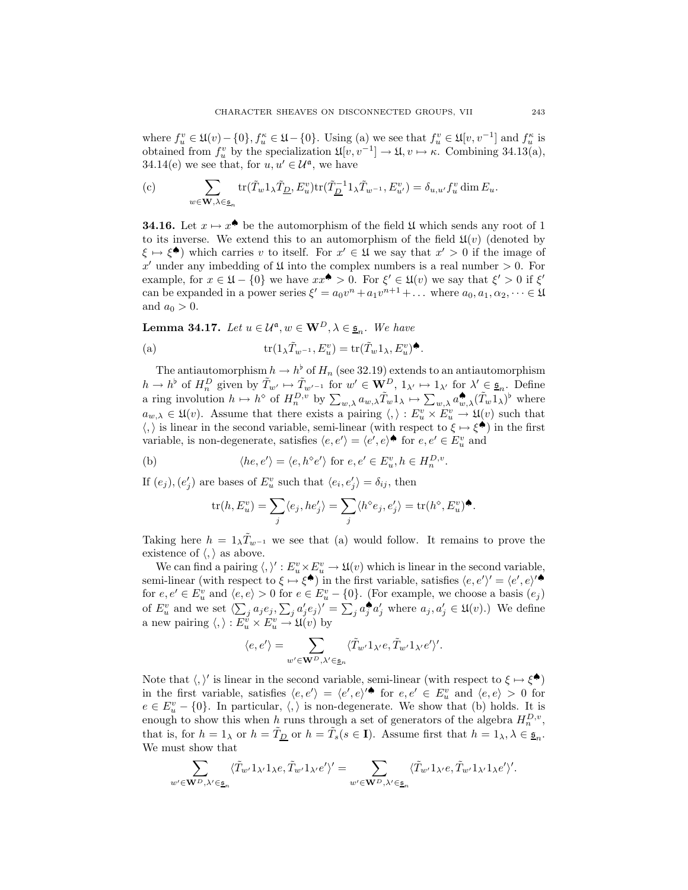where $f_u^v \in \mathfrak{U}(v) - \{0\}$, $f_u^\kappa \in \mathfrak{U} - \{0\}$. Using (a) we see that $f_u^v \in \mathfrak{U}[v, v^{-1}]$ and $f_u^\kappa$ is obtained from $f_u^v$ by the specialization $\mathfrak{U}[v, v^{-1}] \to \mathfrak{U}, v \mapsto \kappa$. Combining 34.13(a), 34.14(e) we see that, for $u, u' \in \mathcal{U}^\mathfrak{a}$, we have

(c) $$\sum_{w \in \mathbf{W}, \lambda \in \underline{\mathfrak{s}}_n} \mathrm{tr}(\tilde{T}_w 1_\lambda \tilde{T}_{\underline{D}}, E_u^v) \mathrm{tr}(\tilde{T}_{\underline{D}}^{-1} 1_\lambda \tilde{T}_{w^{-1}}, E_{u'}^v) = \delta_{u,u'} f_u^v \dim E_u.$$

**34.16.** Let $x \mapsto x^\spadesuit$ be the automorphism of the field $\mathfrak{U}$ which sends any root of 1 to its inverse. We extend this to an automorphism of the field $\mathfrak{U}(v)$ (denoted by $\xi \mapsto \xi^\spadesuit$) which carries $v$ to itself. For $x' \in \mathfrak{U}$ we say that $x' > 0$ if the image of $x'$ under any imbedding of $\mathfrak{U}$ into the complex numbers is a real number $> 0$. For example, for $x \in \mathfrak{U} - \{0\}$ we have $xx^\spadesuit > 0$. For $\xi' \in \mathfrak{U}(v)$ we say that $\xi' > 0$ if $\xi'$ can be expanded in a power series $\xi' = a_0 v^n + a_1 v^{n+1} + \dots$ where $a_0, a_1, \alpha_2, \dots \in \mathfrak{U}$ and $a_0 > 0$.

**Lemma 34.17.** *Let $u \in \mathcal{U}^\mathfrak{a}, w \in \mathbf{W}^D, \lambda \in \underline{\mathfrak{s}}_n$. We have*

(a) $$\mathrm{tr}(1_\lambda \tilde{T}_{w^{-1}}, E_u^v) = \mathrm{tr}(\tilde{T}_w 1_\lambda, E_u^v)^\spadesuit.$$

The antiautomorphism $h \to h^\flat$ of $H_n$ (see 32.19) extends to an antiautomorphism $h \to h^\flat$ of $H_n^D$ given by $\tilde{T}_{w'} \mapsto \tilde{T}_{w'^{-1}}$ for $w' \in \mathbf{W}^D$, $1_{\lambda'} \mapsto 1_{\lambda'}$ for $\lambda' \in \underline{\mathfrak{s}}_n$. Define a ring involution $h \mapsto h^\diamond$ of $H_n^{D,v}$ by $\sum_{w,\lambda} a_{w,\lambda} \tilde{T}_w 1_\lambda \mapsto \sum_{w,\lambda} a_{w,\lambda}^\spadesuit (\tilde{T}_w 1_\lambda)^\flat$ where $a_{w,\lambda} \in \mathfrak{U}(v)$. Assume that there exists a pairing $\langle , \rangle : E_u^v \times E_u^v \to \mathfrak{U}(v)$ such that $\langle , \rangle$ is linear in the second variable, semi-linear (with respect to $\xi \mapsto \xi^\spadesuit$) in the first variable, is non-degenerate, satisfies $\langle e, e' \rangle = \langle e', e \rangle^\spadesuit$ for $e, e' \in E_u^v$ and

(b) $$\langle he, e' \rangle = \langle e, h^\diamond e' \rangle \text{ for } e, e' \in E_u^v, h \in H_n^{D,v}.$$

If $(e_j), (e'_j)$ are bases of $E_u^v$ such that $\langle e_i, e'_j \rangle = \delta_{ij}$, then

$$\mathrm{tr}(h, E_u^v) = \sum_j \langle e_j, he'_j \rangle = \sum_j \langle h^\diamond e_j, e'_j \rangle = \mathrm{tr}(h^\diamond, E_u^v)^\spadesuit.$$

Taking here $h = 1_\lambda \tilde{T}_{w^{-1}}$ we see that (a) would follow. It remains to prove the existence of $\langle , \rangle$ as above.

We can find a pairing $\langle , \rangle' : E_u^v \times E_u^v \to \mathfrak{U}(v)$ which is linear in the second variable, semi-linear (with respect to $\xi \mapsto \xi^\spadesuit$) in the first variable, satisfies $\langle e, e' \rangle' = \langle e', e \rangle'^\spadesuit$ for $e, e' \in E_u^v$ and $\langle e, e \rangle > 0$ for $e \in E_u^v - \{0\}$. (For example, we choose a basis $(e_j)$ of $E_u^v$ and we set $\langle \sum_j a_j e_j, \sum_j a'_j e_j \rangle' = \sum_j a_j^\spadesuit a'_j$ where $a_j, a'_j \in \mathfrak{U}(v)$.) We define a new pairing $\langle , \rangle : E_u^v \times E_u^v \to \mathfrak{U}(v)$ by

$$\langle e, e' \rangle = \sum_{w' \in \mathbf{W}^D, \lambda' \in \underline{\mathfrak{s}}_n} \langle \tilde{T}_{w'} 1_{\lambda'} e, \tilde{T}_{w'} 1_{\lambda'} e' \rangle'.$$

Note that $\langle , \rangle'$ is linear in the second variable, semi-linear (with respect to $\xi \mapsto \xi^\spadesuit$) in the first variable, satisfies $\langle e, e' \rangle = \langle e', e \rangle'^\spadesuit$ for $e, e' \in E_u^v$ and $\langle e, e \rangle > 0$ for $e \in E_u^v - \{0\}$. In particular, $\langle , \rangle$ is non-degenerate. We show that (b) holds. It is enough to show this when $h$ runs through a set of generators of the algebra $H_n^{D,v}$, that is, for $h = 1_\lambda$ or $h = \tilde{T}_{\underline{D}}$ or $h = \tilde{T}_s (s \in \mathbf{I})$. Assume first that $h = 1_\lambda, \lambda \in \underline{\mathfrak{s}}_n$. We must show that

$$\sum_{w' \in \mathbf{W}^D, \lambda' \in \underline{\mathfrak{s}}_n} \langle \tilde{T}_{w'} 1_{\lambda'} 1_\lambda e, \tilde{T}_{w'} 1_{\lambda'} e' \rangle' = \sum_{w' \in \mathbf{W}^D, \lambda' \in \underline{\mathfrak{s}}_n} \langle \tilde{T}_{w'} 1_{\lambda'} e, \tilde{T}_{w'} 1_{\lambda'} 1_\lambda e' \rangle'.$$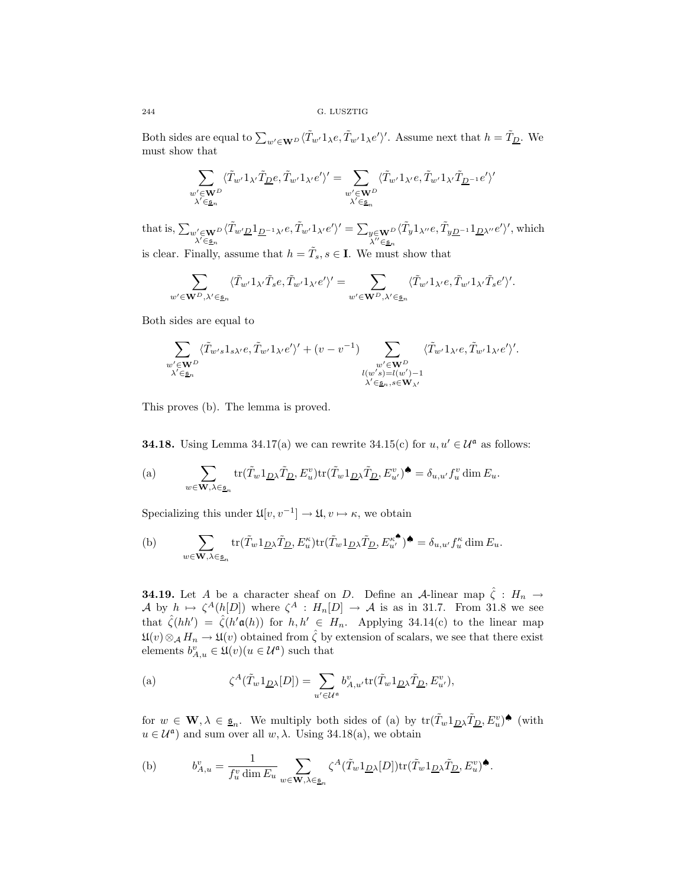Both sides are equal to $\sum_{w'\in\mathbf{W}^D}\langle\tilde{T}_{w'}1_\lambda e,\tilde{T}_{w'}1_\lambda e'\rangle'$. Assume next that $h=\tilde{T}_{\underline{D}}$. We must show that

$$\sum_{\substack{w'\in\mathbf{W}^D\\ \lambda'\in\underline{\mathfrak{s}}_n}}\langle\tilde{T}_{w'}1_{\lambda'}\tilde{T}_{\underline{D}}e,\tilde{T}_{w'}1_{\lambda'}e'\rangle'=\sum_{\substack{w'\in\mathbf{W}^D\\ \lambda'\in\underline{\mathfrak{s}}_n}}\langle\tilde{T}_{w'}1_{\lambda'}e,\tilde{T}_{w'}1_{\lambda'}\tilde{T}_{\underline{D}^{-1}}e'\rangle'$$

that is, $\sum_{\substack{w'\in\mathbf{W}^D\\ \lambda'\in\underline{\mathfrak{s}}_n}}\langle\tilde{T}_{w'\underline{D}}1_{\underline{D}^{-1}\lambda'}e,\tilde{T}_{w'}1_{\lambda'}e'\rangle'=\sum_{\substack{y\in\mathbf{W}^D\\ \lambda''\in\underline{\mathfrak{s}}_n}}\langle\tilde{T}_y1_{\lambda''}e,\tilde{T}_{y\underline{D}^{-1}}1_{\underline{D}\lambda''}e'\rangle'$, which is clear. Finally, assume that $h=\tilde{T}_s$, $s\in\mathbf{I}$. We must show that

$$\sum_{w'\in\mathbf{W}^D,\lambda'\in\underline{\mathfrak{s}}_n}\langle\tilde{T}_{w'}1_{\lambda'}\tilde{T}_se,\tilde{T}_{w'}1_{\lambda'}e'\rangle'=\sum_{w'\in\mathbf{W}^D,\lambda'\in\underline{\mathfrak{s}}_n}\langle\tilde{T}_{w'}1_{\lambda'}e,\tilde{T}_{w'}1_{\lambda'}\tilde{T}_se'\rangle'.$$

Both sides are equal to

$$\sum_{\substack{w'\in\mathbf{W}^D\\ \lambda'\in\underline{\mathfrak{s}}_n}}\langle\tilde{T}_{w's}1_{s\lambda'}e,\tilde{T}_{w'}1_{\lambda'}e'\rangle'+(v-v^{-1})\sum_{\substack{w'\in\mathbf{W}^D\\ l(w's)=l(w')-1\\ \lambda'\in\underline{\mathfrak{s}}_n,s\in\mathbf{W}_{\lambda'}}}\langle\tilde{T}_{w'}1_{\lambda'}e,\tilde{T}_{w'}1_{\lambda'}e'\rangle'.$$

This proves (b). The lemma is proved.

**34.18.** Using Lemma 34.17(a) we can rewrite 34.15(c) for $u,u'\in\mathcal{U}^{\mathfrak{a}}$ as follows:

(a) $$\sum_{w\in\mathbf{W},\lambda\in\underline{\mathfrak{s}}_n}\mathrm{tr}(\tilde{T}_w1_{\underline{D}\lambda}\tilde{T}_{\underline{D}},E^v_u)\mathrm{tr}(\tilde{T}_w1_{\underline{D}\lambda}\tilde{T}_{\underline{D}},E^v_{u'})^{\spadesuit}=\delta_{u,u'}f^v_u\dim E_u.$$

Specializing this under $\mathfrak{U}[v,v^{-1}]\to\mathfrak{U}$, $v\mapsto\kappa$, we obtain

(b) $$\sum_{w\in\mathbf{W},\lambda\in\underline{\mathfrak{s}}_n}\mathrm{tr}(\tilde{T}_w1_{\underline{D}\lambda}\tilde{T}_{\underline{D}},E^\kappa_u)\mathrm{tr}(\tilde{T}_w1_{\underline{D}\lambda}\tilde{T}_{\underline{D}},E^{\kappa^{\spadesuit}}_{u'})^{\spadesuit}=\delta_{u,u'}f^\kappa_u\dim E_u.$$

**34.19.** Let $A$ be a character sheaf on $D$. Define an $\mathcal{A}$-linear map $\hat{\zeta}:H_n\to\mathcal{A}$ by $h\mapsto\zeta^A(h[D])$ where $\zeta^A:H_n[D]\to\mathcal{A}$ is as in 31.7. From 31.8 we see that $\hat{\zeta}(hh')=\hat{\zeta}(h'\mathfrak{a}(h))$ for $h,h'\in H_n$. Applying 34.14(c) to the linear map $\mathfrak{U}(v)\otimes_{\mathcal{A}}H_n\to\mathfrak{U}(v)$ obtained from $\hat{\zeta}$ by extension of scalars, we see that there exist elements $b^v_{A,u}\in\mathfrak{U}(v)(u\in\mathcal{U}^{\mathfrak{a}})$ such that

(a) $$\zeta^A(\tilde{T}_w1_{\underline{D}\lambda}[D])=\sum_{u'\in\mathcal{U}^{\mathfrak{a}}}b^v_{A,u'}\mathrm{tr}(\tilde{T}_w1_{\underline{D}\lambda}\tilde{T}_{\underline{D}},E^v_{u'}),$$

for $w\in\mathbf{W},\lambda\in\underline{\mathfrak{s}}_n$. We multiply both sides of (a) by $\mathrm{tr}(\tilde{T}_w1_{\underline{D}\lambda}\tilde{T}_{\underline{D}},E^v_u)^{\spadesuit}$ (with $u\in\mathcal{U}^{\mathfrak{a}}$) and sum over all $w,\lambda$. Using 34.18(a), we obtain

(b) $$b^v_{A,u}=\frac{1}{f^v_u\dim E_u}\sum_{w\in\mathbf{W},\lambda\in\underline{\mathfrak{s}}_n}\zeta^A(\tilde{T}_w1_{\underline{D}\lambda}[D])\mathrm{tr}(\tilde{T}_w1_{\underline{D}\lambda}\tilde{T}_{\underline{D}},E^v_u)^{\spadesuit}.$$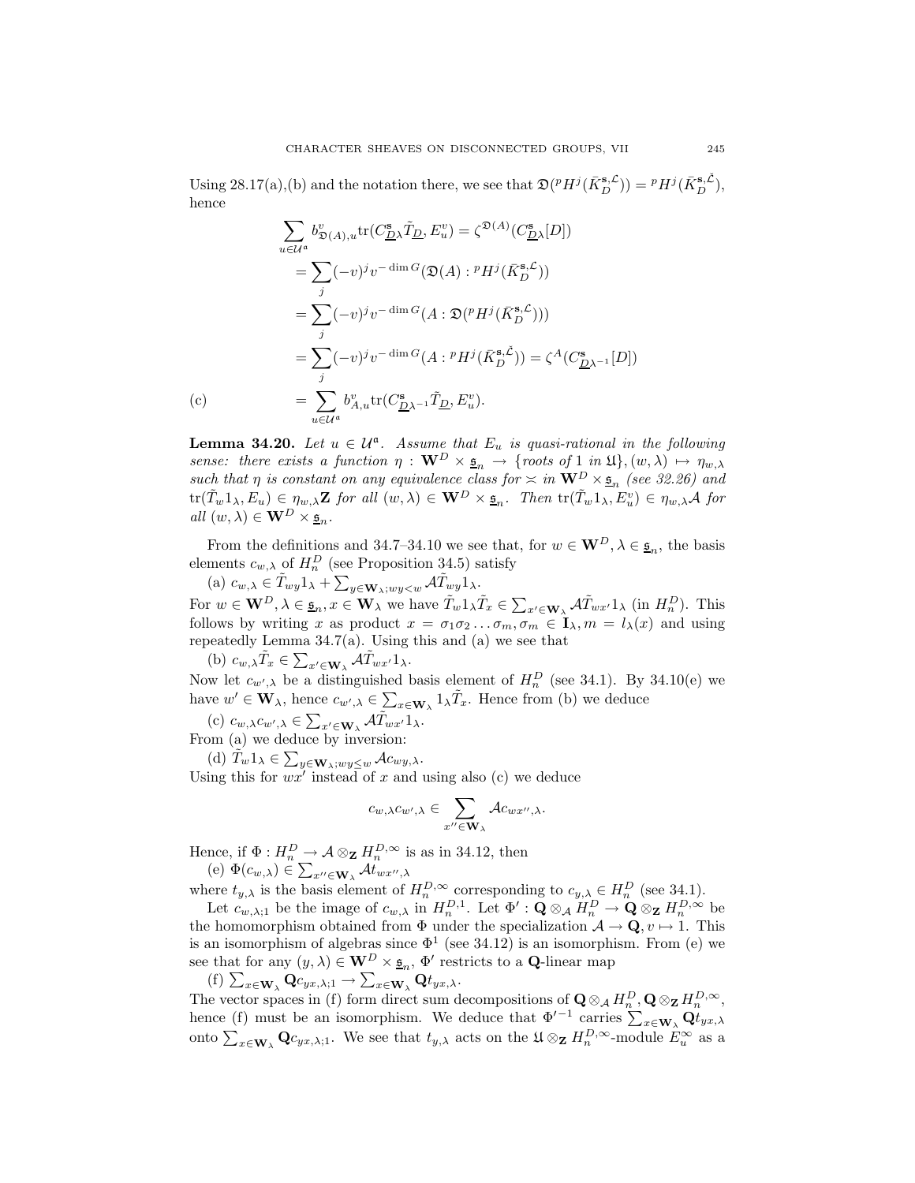Using 28.17(a),(b) and the notation there, we see that $\mathfrak{D}({}^pH^j(\bar{K}_D^{\mathbf{s},\mathcal{L}})) = {}^pH^j(\bar{K}_D^{\mathbf{s},\check{\mathcal{L}}})$, hence

$$
\begin{aligned}
\sum_{u\in\mathcal{U}^{\mathfrak{a}}} b^v_{\mathfrak{D}(A),u}\mathrm{tr}(C^{\mathbf{s}}_{\underline{D}}\lambda\tilde{T}_{\underline{D}}, E^v_u) &= \zeta^{\mathfrak{D}(A)}(C^{\mathbf{s}}_{\underline{D}}\lambda[D]) \\
&= \sum_j (-v)^j v^{-\dim G}(\mathfrak{D}(A) : {}^pH^j(\bar{K}_D^{\mathbf{s},\mathcal{L}})) \\
&= \sum_j (-v)^j v^{-\dim G}(A : \mathfrak{D}({}^pH^j(\bar{K}_D^{\mathbf{s},\mathcal{L}}))) \\
&= \sum_j (-v)^j v^{-\dim G}(A : {}^pH^j(\bar{K}_D^{\mathbf{s},\check{\mathcal{L}}})) = \zeta^A(C^{\mathbf{s}}_{\underline{D}\lambda^{-1}}[D]) \\
\text{(c)} \qquad &= \sum_{u\in\mathcal{U}^{\mathfrak{a}}} b^v_{A,u}\mathrm{tr}(C^{\mathbf{s}}_{\underline{D}\lambda^{-1}}\tilde{T}_{\underline{D}}, E^v_u).
\end{aligned}
$$

**Lemma 34.20.** *Let $u \in \mathcal{U}^{\mathfrak{a}}$. Assume that $E_u$ is quasi-rational in the following sense: there exists a function $\eta : \mathbf{W}^D \times \underline{\mathfrak{s}}_n \to \{\text{roots of } 1 \text{ in } \mathfrak{U}\}, (w,\lambda) \mapsto \eta_{w,\lambda}$ such that $\eta$ is constant on any equivalence class for $\asymp$ in $\mathbf{W}^D \times \underline{\mathfrak{s}}_n$ (see 32.26) and $\mathrm{tr}(\tilde{T}_w 1_\lambda, E_u) \in \eta_{w,\lambda}\mathbf{Z}$ for all $(w,\lambda) \in \mathbf{W}^D \times \underline{\mathfrak{s}}_n$. Then $\mathrm{tr}(\tilde{T}_w 1_\lambda, E^v_u) \in \eta_{w,\lambda}\mathcal{A}$ for all $(w,\lambda) \in \mathbf{W}^D \times \underline{\mathfrak{s}}_n$.*

From the definitions and 34.7–34.10 we see that, for $w \in \mathbf{W}^D, \lambda \in \underline{\mathfrak{s}}_n$, the basis elements $c_{w,\lambda}$ of $H^D_n$ (see Proposition 34.5) satisfy

(a) $c_{w,\lambda} \in \tilde{T}_{wy}1_\lambda + \sum_{y\in\mathbf{W}_\lambda; wy<w} \mathcal{A}\tilde{T}_{wy}1_\lambda$.

For $w \in \mathbf{W}^D, \lambda \in \underline{\mathfrak{s}}_n, x \in \mathbf{W}_\lambda$ we have $\tilde{T}_w 1_\lambda \tilde{T}_x \in \sum_{x'\in\mathbf{W}_\lambda} \mathcal{A}\tilde{T}_{wx'}1_\lambda$ (in $H^D_n$). This follows by writing $x$ as product $x = \sigma_1\sigma_2\dots\sigma_m, \sigma_m \in \mathbf{I}_\lambda, m = l_\lambda(x)$ and using repeatedly Lemma 34.7(a). Using this and (a) we see that

(b) $c_{w,\lambda}\tilde{T}_x \in \sum_{x'\in\mathbf{W}_\lambda} \mathcal{A}\tilde{T}_{wx'}1_\lambda$.

Now let $c_{w',\lambda}$ be a distinguished basis element of $H^D_n$ (see 34.1). By 34.10(e) we have $w' \in \mathbf{W}_\lambda$, hence $c_{w',\lambda} \in \sum_{x\in\mathbf{W}_\lambda} 1_\lambda\tilde{T}_x$. Hence from (b) we deduce

(c) $c_{w,\lambda}c_{w',\lambda} \in \sum_{x'\in\mathbf{W}_\lambda} \mathcal{A}\tilde{T}_{wx'}1_\lambda$.

From (a) we deduce by inversion:

(d) $\tilde{T}_w 1_\lambda \in \sum_{y\in\mathbf{W}_\lambda; wy\le w} \mathcal{A}c_{wy,\lambda}$.

Using this for $wx'$ instead of $x$ and using also (c) we deduce

$$c_{w,\lambda}c_{w',\lambda} \in \sum_{x''\in\mathbf{W}_\lambda} \mathcal{A}c_{wx'',\lambda}.$$

Hence, if $\Phi : H^D_n \to \mathcal{A}\otimes_{\mathbf{Z}} H^{D,\infty}_n$ is as in 34.12, then

(e) $\Phi(c_{w,\lambda}) \in \sum_{x''\in\mathbf{W}_\lambda} \mathcal{A}t_{wx'',\lambda}$

where $t_{y,\lambda}$ is the basis element of $H^{D,\infty}_n$ corresponding to $c_{y,\lambda} \in H^D_n$ (see 34.1).

Let $c_{w,\lambda;1}$ be the image of $c_{w,\lambda}$ in $H^{D,1}_n$. Let $\Phi' : \mathbf{Q}\otimes_{\mathcal{A}} H^D_n \to \mathbf{Q}\otimes_{\mathbf{Z}} H^{D,\infty}_n$ be the homomorphism obtained from $\Phi$ under the specialization $\mathcal{A} \to \mathbf{Q}, v \mapsto 1$. This is an isomorphism of algebras since $\Phi^1$ (see 34.12) is an isomorphism. From (e) we see that for any $(y,\lambda) \in \mathbf{W}^D \times \underline{\mathfrak{s}}_n$, $\Phi'$ restricts to a $\mathbf{Q}$-linear map

(f) $\sum_{x\in\mathbf{W}_\lambda} \mathbf{Q}c_{yx,\lambda;1} \to \sum_{x\in\mathbf{W}_\lambda} \mathbf{Q}t_{yx,\lambda}$.

The vector spaces in (f) form direct sum decompositions of $\mathbf{Q}\otimes_{\mathcal{A}} H^D_n, \mathbf{Q}\otimes_{\mathbf{Z}} H^{D,\infty}_n$, hence (f) must be an isomorphism. We deduce that $\Phi'^{-1}$ carries $\sum_{x\in\mathbf{W}_\lambda} \mathbf{Q}t_{yx,\lambda}$ onto $\sum_{x\in\mathbf{W}_\lambda} \mathbf{Q}c_{yx,\lambda;1}$. We see that $t_{y,\lambda}$ acts on the $\mathfrak{U}\otimes_{\mathbf{Z}} H^{D,\infty}_n$-module $E^\infty_u$ as a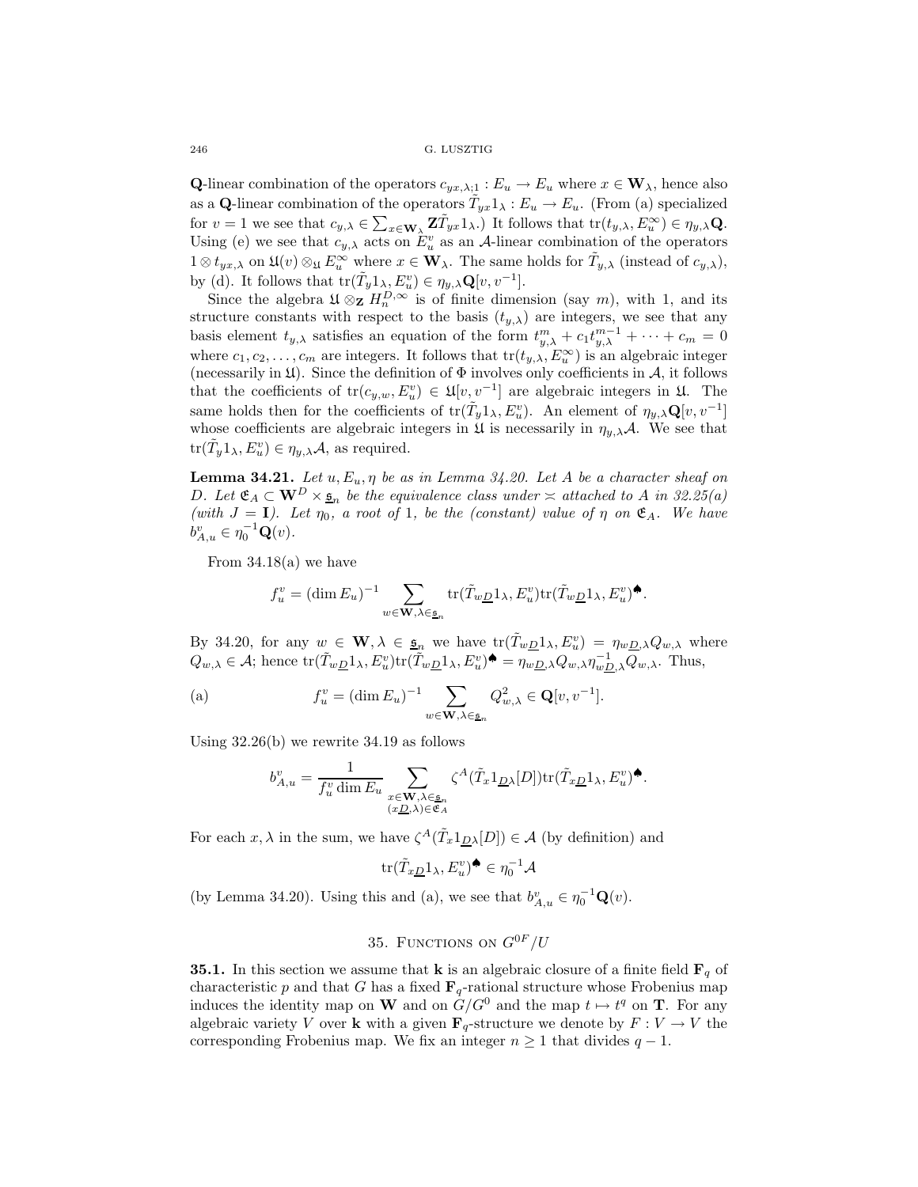$\mathbf{Q}$-linear combination of the operators $c_{yx,\lambda;1} : E_u \to E_u$ where $x \in \mathbf{W}_\lambda$, hence also as a $\mathbf{Q}$-linear combination of the operators $\tilde{T}_{yx}1_\lambda : E_u \to E_u$. (From (a) specialized for $v = 1$ we see that $c_{y,\lambda} \in \sum_{x \in \mathbf{W}_\lambda} \mathbf{Z}\tilde{T}_{yx}1_\lambda$.) It follows that $\text{tr}(t_{y,\lambda}, E_u^\infty) \in \eta_{y,\lambda}\mathbf{Q}$. Using (e) we see that $c_{y,\lambda}$ acts on $E_u^v$ as an $\mathcal{A}$-linear combination of the operators $1 \otimes t_{yx,\lambda}$ on $\mathfrak{U}(v) \otimes_{\mathfrak{U}} E_u^\infty$ where $x \in \mathbf{W}_\lambda$. The same holds for $\tilde{T}_{y,\lambda}$ (instead of $c_{y,\lambda}$), by (d). It follows that $\text{tr}(\tilde{T}_y 1_\lambda, E_u^v) \in \eta_{y,\lambda}\mathbf{Q}[v, v^{-1}]$.

Since the algebra $\mathfrak{U} \otimes_{\mathbf{Z}} H_n^{D,\infty}$ is of finite dimension (say $m$), with 1, and its structure constants with respect to the basis $(t_{y,\lambda})$ are integers, we see that any basis element $t_{y,\lambda}$ satisfies an equation of the form $t_{y,\lambda}^m + c_1 t_{y,\lambda}^{m-1} + \cdots + c_m = 0$ where $c_1, c_2, \ldots, c_m$ are integers. It follows that $\text{tr}(t_{y,\lambda}, E_u^\infty)$ is an algebraic integer (necessarily in $\mathfrak{U}$). Since the definition of $\Phi$ involves only coefficients in $\mathcal{A}$, it follows that the coefficients of $\text{tr}(c_{y,w}, E_u^v) \in \mathfrak{U}[v, v^{-1}]$ are algebraic integers in $\mathfrak{U}$. The same holds then for the coefficients of $\text{tr}(\tilde{T}_y 1_\lambda, E_u^v)$. An element of $\eta_{y,\lambda}\mathbf{Q}[v, v^{-1}]$ whose coefficients are algebraic integers in $\mathfrak{U}$ is necessarily in $\eta_{y,\lambda}\mathcal{A}$. We see that $\text{tr}(\tilde{T}_y 1_\lambda, E_u^v) \in \eta_{y,\lambda}\mathcal{A}$, as required.

**Lemma 34.21.** *Let $u, E_u, \eta$ be as in Lemma 34.20. Let $A$ be a character sheaf on $D$. Let $\mathfrak{E}_A \subset \mathbf{W}^D \times \underline{\mathfrak{s}}_n$ be the equivalence class under $\asymp$ attached to $A$ in 32.25(a) (with $J = \mathbf{I}$). Let $\eta_0$, a root of 1, be the (constant) value of $\eta$ on $\mathfrak{E}_A$. We have $b_{A,u}^v \in \eta_0^{-1}\mathbf{Q}(v)$.*

From 34.18(a) we have

$$f_u^v = (\dim E_u)^{-1} \sum_{w \in \mathbf{W}, \lambda \in \underline{\mathfrak{s}}_n} \text{tr}(\tilde{T}_{w\underline{D}} 1_\lambda, E_u^v)\text{tr}(\tilde{T}_{w\underline{D}} 1_\lambda, E_u^v)^{\spadesuit}.$$

By 34.20, for any $w \in \mathbf{W}, \lambda \in \underline{\mathfrak{s}}_n$ we have $\text{tr}(\tilde{T}_{w\underline{D}} 1_\lambda, E_u^v) = \eta_{w\underline{D},\lambda} Q_{w,\lambda}$ where $Q_{w,\lambda} \in \mathcal{A}$; hence $\text{tr}(\tilde{T}_{w\underline{D}} 1_\lambda, E_u^v)\text{tr}(\tilde{T}_{w\underline{D}} 1_\lambda, E_u^v)^{\spadesuit} = \eta_{w\underline{D},\lambda} Q_{w,\lambda} \eta_{w\underline{D},\lambda}^{-1} Q_{w,\lambda}$. Thus,

$$\text{(a)} \qquad f_u^v = (\dim E_u)^{-1} \sum_{w \in \mathbf{W}, \lambda \in \underline{\mathfrak{s}}_n} Q_{w,\lambda}^2 \in \mathbf{Q}[v, v^{-1}].$$

Using 32.26(b) we rewrite 34.19 as follows

$$b_{A,u}^v = \frac{1}{f_u^v \dim E_u} \sum_{\substack{x \in \mathbf{W}, \lambda \in \underline{\mathfrak{s}}_n \\ (x\underline{D}, \lambda) \in \mathfrak{E}_A}} \zeta^A(\tilde{T}_x 1_{\underline{D}\lambda}[D])\text{tr}(\tilde{T}_{x\underline{D}} 1_\lambda, E_u^v)^{\spadesuit}.$$

For each $x, \lambda$ in the sum, we have $\zeta^A(\tilde{T}_x 1_{\underline{D}\lambda}[D]) \in \mathcal{A}$ (by definition) and

$$\text{tr}(\tilde{T}_{x\underline{D}} 1_\lambda, E_u^v)^{\spadesuit} \in \eta_0^{-1}\mathcal{A}$$

(by Lemma 34.20). Using this and (a), we see that $b_{A,u}^v \in \eta_0^{-1}\mathbf{Q}(v)$.

## 35. Functions on $G^{0F}/U$

**35.1.** In this section we assume that $\mathbf{k}$ is an algebraic closure of a finite field $\mathbf{F}_q$ of characteristic $p$ and that $G$ has a fixed $\mathbf{F}_q$-rational structure whose Frobenius map induces the identity map on $\mathbf{W}$ and on $G/G^0$ and the map $t \mapsto t^q$ on $\mathbf{T}$. For any algebraic variety $V$ over $\mathbf{k}$ with a given $\mathbf{F}_q$-structure we denote by $F : V \to V$ the corresponding Frobenius map. We fix an integer $n \geq 1$ that divides $q - 1$.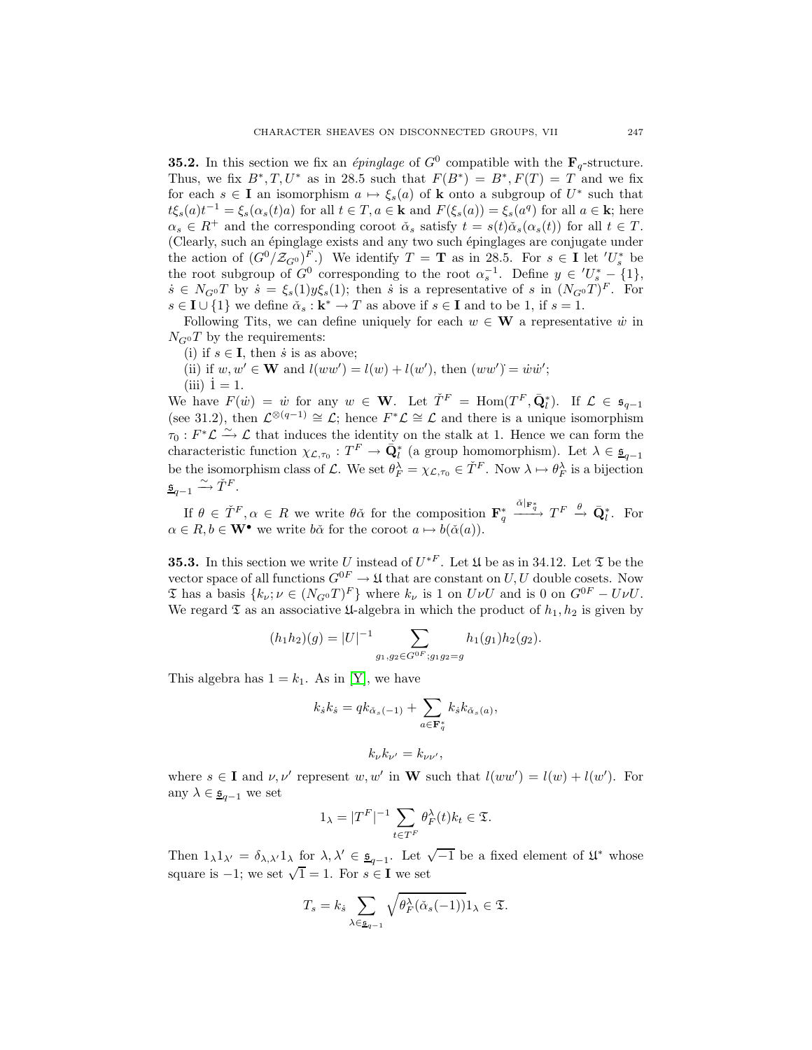**35.2.** In this section we fix an *épinglage* of $G^0$ compatible with the $\mathbf{F}_q$-structure. Thus, we fix $B^*, T, U^*$ as in 28.5 such that $F(B^*) = B^*, F(T) = T$ and we fix for each $s \in \mathbf{I}$ an isomorphism $a \mapsto \xi_s(a)$ of $\mathbf{k}$ onto a subgroup of $U^*$ such that $t\xi_s(a)t^{-1} = \xi_s(\alpha_s(t)a)$ for all $t \in T, a \in \mathbf{k}$ and $F(\xi_s(a)) = \xi_s(a^q)$ for all $a \in \mathbf{k}$; here $\alpha_s \in R^+$ and the corresponding coroot $\check{\alpha}_s$ satisfy $t = s(t)\check{\alpha}_s(\alpha_s(t))$ for all $t \in T$. (Clearly, such an épinglage exists and any two such épinglages are conjugate under the action of $(G^0/\mathcal{Z}_{G^0})^F$.) We identify $T = \mathbf{T}$ as in 28.5. For $s \in \mathbf{I}$ let $'U^*_s$ be the root subgroup of $G^0$ corresponding to the root $\alpha_s^{-1}$. Define $y \in {'U^*_s} - \{1\}$, $\dot{s} \in N_{G^0}T$ by $\dot{s} = \xi_s(1)y\xi_s(1)$; then $\dot{s}$ is a representative of $s$ in $(N_{G^0}T)^F$. For $s \in \mathbf{I} \cup \{1\}$ we define $\check{\alpha}_s : \mathbf{k}^* \to T$ as above if $s \in \mathbf{I}$ and to be 1, if $s = 1$.

Following Tits, we can define uniquely for each $w \in \mathbf{W}$ a representative $\dot{w}$ in $N_{G^0}T$ by the requirements:

(i) if $s \in \mathbf{I}$, then $\dot{s}$ is as above;

(ii) if $w, w' \in \mathbf{W}$ and $l(ww') = l(w) + l(w')$, then $(ww')\dot{} = \dot{w}\dot{w}'$;

(iii) $\dot{1} = 1$.

We have $F(\dot{w}) = \dot{w}$ for any $w \in \mathbf{W}$. Let $\check{T}^F = \mathrm{Hom}(T^F, \bar{\mathbf{Q}}_l^*)$. If $\mathcal{L} \in \mathfrak{s}_{q-1}$ (see 31.2), then $\mathcal{L}^{\otimes(q-1)} \cong \mathcal{L}$; hence $F^*\mathcal{L} \cong \mathcal{L}$ and there is a unique isomorphism $\tau_0 : F^*\mathcal{L} \xrightarrow{\sim} \mathcal{L}$ that induces the identity on the stalk at 1. Hence we can form the characteristic function $\chi_{\mathcal{L},\tau_0} : T^F \to \bar{\mathbf{Q}}_l^*$ (a group homomorphism). Let $\lambda \in \underline{\mathfrak{s}}_{q-1}$ be the isomorphism class of $\mathcal{L}$. We set $\theta_F^\lambda = \chi_{\mathcal{L},\tau_0} \in \check{T}^F$. Now $\lambda \mapsto \theta_F^\lambda$ is a bijection $\underline{\mathfrak{s}}_{q-1} \xrightarrow{\sim} \check{T}^F$.

If $\theta \in \check{T}^F, \alpha \in R$ we write $\theta\check{\alpha}$ for the composition $\mathbf{F}_q^* \xrightarrow{\check{\alpha}|_{\mathbf{F}_q^*}} T^F \xrightarrow{\theta} \bar{\mathbf{Q}}_l^*$. For $\alpha \in R, b \in \mathbf{W}^\bullet$ we write $b\check{\alpha}$ for the coroot $a \mapsto b(\check{\alpha}(a))$.

**35.3.** In this section we write $U$ instead of $U^{*F}$. Let $\mathfrak{U}$ be as in 34.12. Let $\mathfrak{T}$ be the vector space of all functions $G^{0F} \to \mathfrak{U}$ that are constant on $U, U$ double cosets. Now $\mathfrak{T}$ has a basis $\{k_\nu; \nu \in (N_{G^0}T)^F\}$ where $k_\nu$ is 1 on $U\nu U$ and is 0 on $G^{0F} - U\nu U$. We regard $\mathfrak{T}$ as an associative $\mathfrak{U}$-algebra in which the product of $h_1, h_2$ is given by

$$(h_1h_2)(g) = |U|^{-1} \sum_{g_1, g_2 \in G^{0F}; g_1g_2 = g} h_1(g_1)h_2(g_2).$$

This algebra has $1 = k_1$. As in [Y], we have

$$k_{\dot{s}}k_{\dot{s}} = qk_{\check{\alpha}_s(-1)} + \sum_{a \in \mathbf{F}_q^*} k_{\dot{s}}k_{\check{\alpha}_s(a)},$$

$$k_\nu k_{\nu'} = k_{\nu\nu'},$$

where $s \in \mathbf{I}$ and $\nu, \nu'$ represent $w, w'$ in $\mathbf{W}$ such that $l(ww') = l(w) + l(w')$. For any $\lambda \in \underline{\mathfrak{s}}_{q-1}$ we set

$$1_\lambda = |T^F|^{-1} \sum_{t \in T^F} \theta_F^\lambda(t)k_t \in \mathfrak{T}.$$

Then $1_\lambda 1_{\lambda'} = \delta_{\lambda,\lambda'}1_\lambda$ for $\lambda, \lambda' \in \underline{\mathfrak{s}}_{q-1}$. Let $\sqrt{-1}$ be a fixed element of $\mathfrak{U}^*$ whose square is $-1$; we set $\sqrt{1} = 1$. For $s \in \mathbf{I}$ we set

$$T_s = k_{\dot{s}} \sum_{\lambda \in \underline{\mathfrak{s}}_{q-1}} \sqrt{\theta_F^\lambda(\check{\alpha}_s(-1))}1_\lambda \in \mathfrak{T}.$$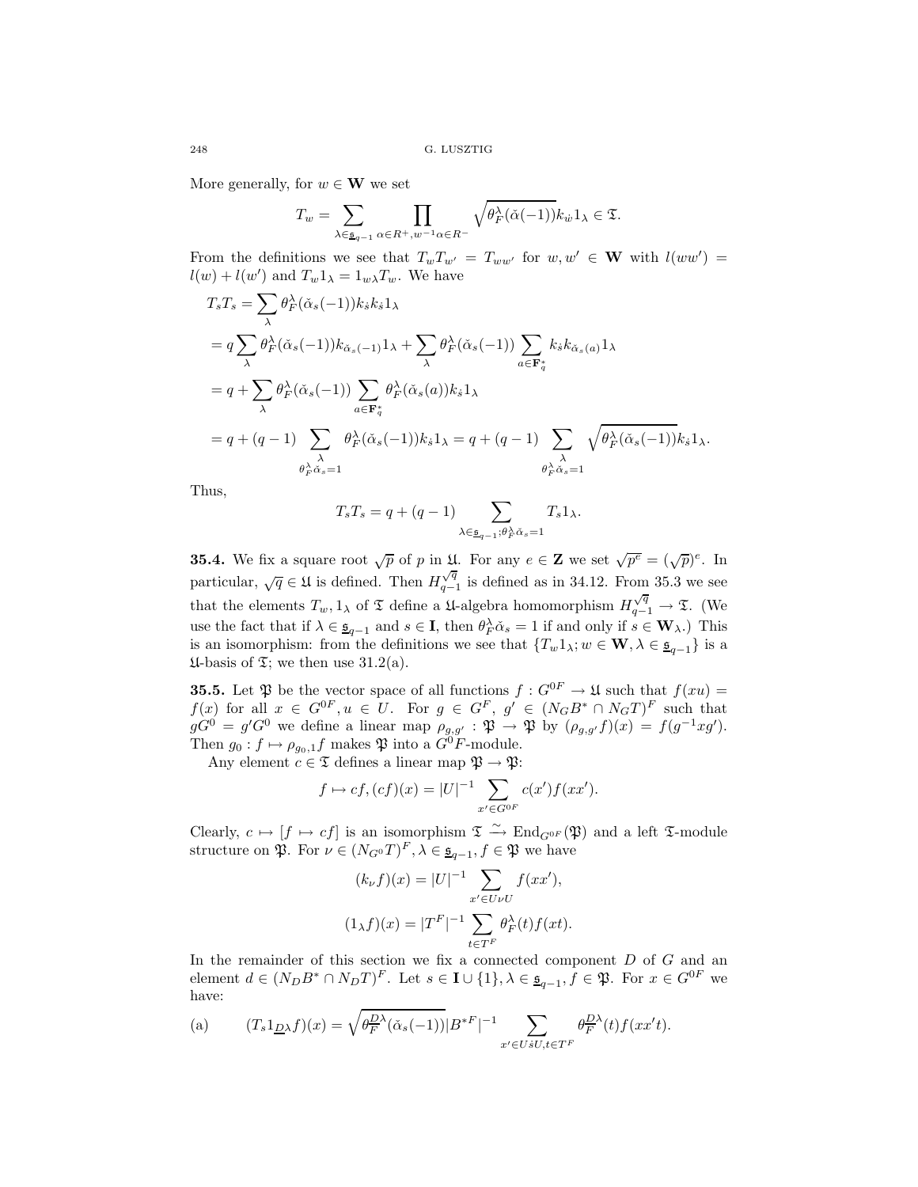More generally, for $w \in \mathbf{W}$ we set

$$T_w = \sum_{\lambda \in \underline{\mathfrak{s}}_{q-1}} \prod_{\alpha \in R^+, w^{-1}\alpha \in R^-} \sqrt{\theta_F^\lambda(\check{\alpha}(-1))} k_{\dot{w}} 1_\lambda \in \mathfrak{T}.$$

From the definitions we see that $T_w T_{w'} = T_{ww'}$ for $w, w' \in \mathbf{W}$ with $l(ww') = l(w) + l(w')$ and $T_w 1_\lambda = 1_{w\lambda} T_w$. We have

$$\begin{aligned}
T_s T_s &= \sum_\lambda \theta_F^\lambda(\check{\alpha}_s(-1)) k_{\dot{s}} k_{\dot{s}} 1_\lambda \\
&= q \sum_\lambda \theta_F^\lambda(\check{\alpha}_s(-1)) k_{\check{\alpha}_s(-1)} 1_\lambda + \sum_\lambda \theta_F^\lambda(\check{\alpha}_s(-1)) \sum_{a \in \mathbf{F}_q^*} k_{\dot{s}} k_{\check{\alpha}_s(a)} 1_\lambda \\
&= q + \sum_\lambda \theta_F^\lambda(\check{\alpha}_s(-1)) \sum_{a \in \mathbf{F}_q^*} \theta_F^\lambda(\check{\alpha}_s(a)) k_{\dot{s}} 1_\lambda \\
&= q + (q-1) \sum_{\substack{\lambda \\ \theta_F^\lambda \check{\alpha}_s = 1}} \theta_F^\lambda(\check{\alpha}_s(-1)) k_{\dot{s}} 1_\lambda = q + (q-1) \sum_{\substack{\lambda \\ \theta_F^\lambda \check{\alpha}_s = 1}} \sqrt{\theta_F^\lambda(\check{\alpha}_s(-1))} k_{\dot{s}} 1_\lambda.
\end{aligned}$$

Thus,

$$T_s T_s = q + (q-1) \sum_{\lambda \in \underline{\mathfrak{s}}_{q-1}; \theta_F^\lambda \check{\alpha}_s = 1} T_s 1_\lambda.$$

**35.4.** We fix a square root $\sqrt{p}$ of $p$ in $\mathfrak{U}$. For any $e \in \mathbf{Z}$ we set $\sqrt{p^e} = (\sqrt{p})^e$. In particular, $\sqrt{q} \in \mathfrak{U}$ is defined. Then $H_{q-1}^{\sqrt{q}}$ is defined as in 34.12. From 35.3 we see that the elements $T_w, 1_\lambda$ of $\mathfrak{T}$ define a $\mathfrak{U}$-algebra homomorphism $H_{q-1}^{\sqrt{q}} \to \mathfrak{T}$. (We use the fact that if $\lambda \in \underline{\mathfrak{s}}_{q-1}$ and $s \in \mathbf{I}$, then $\theta_F^\lambda \check{\alpha}_s = 1$ if and only if $s \in \mathbf{W}_\lambda$.) This is an isomorphism: from the definitions we see that $\{T_w 1_\lambda; w \in \mathbf{W}, \lambda \in \underline{\mathfrak{s}}_{q-1}\}$ is a $\mathfrak{U}$-basis of $\mathfrak{T}$; we then use 31.2(a).

**35.5.** Let $\mathfrak{P}$ be the vector space of all functions $f : G^{0F} \to \mathfrak{U}$ such that $f(xu) = f(x)$ for all $x \in G^{0F}, u \in U$. For $g \in G^F$, $g' \in (N_G B^* \cap N_G T)^F$ such that $gG^0 = g'G^0$ we define a linear map $\rho_{g,g'} : \mathfrak{P} \to \mathfrak{P}$ by $(\rho_{g,g'} f)(x) = f(g^{-1} x g')$. Then $g_0 : f \mapsto \rho_{g_0,1} f$ makes $\mathfrak{P}$ into a $G^0F$-module.

Any element $c \in \mathfrak{T}$ defines a linear map $\mathfrak{P} \to \mathfrak{P}$:

$$f \mapsto cf, (cf)(x) = |U|^{-1} \sum_{x' \in G^{0F}} c(x') f(xx').$$

Clearly, $c \mapsto [f \mapsto cf]$ is an isomorphism $\mathfrak{T} \xrightarrow{\sim} \mathrm{End}_{G^{0F}}(\mathfrak{P})$ and a left $\mathfrak{T}$-module structure on $\mathfrak{P}$. For $\nu \in (N_{G^0} T)^F, \lambda \in \underline{\mathfrak{s}}_{q-1}, f \in \mathfrak{P}$ we have

$$(k_\nu f)(x) = |U|^{-1} \sum_{x' \in U\nu U} f(xx'),$$

$$(1_\lambda f)(x) = |T^F|^{-1} \sum_{t \in T^F} \theta_F^\lambda(t) f(xt).$$

In the remainder of this section we fix a connected component $D$ of $G$ and an element $d \in (N_D B^* \cap N_D T)^F$. Let $s \in \mathbf{I} \cup \{1\}, \lambda \in \underline{\mathfrak{s}}_{q-1}, f \in \mathfrak{P}$. For $x \in G^{0F}$ we have:

(a) $$(T_s 1_{\underline{D}\lambda} f)(x) = \sqrt{\theta_F^{\underline{D}\lambda}(\check{\alpha}_s(-1))} |B^{*F}|^{-1} \sum_{x' \in U\dot{s}U, t \in T^F} \theta_F^{\underline{D}\lambda}(t) f(xx't).$$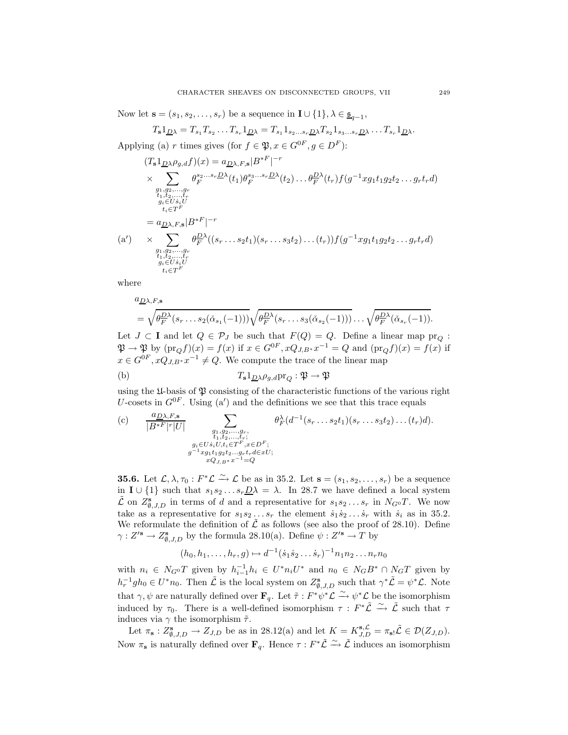Now let $\mathbf{s} = (s_1, s_2, \dots, s_r)$ be a sequence in $\mathbf{I} \cup \{1\}$, $\lambda \in \underline{\mathfrak{s}}_{q-1}$,

$$T_{\mathbf{s}} 1_{\underline{D}\lambda} = T_{s_1} T_{s_2} \dots T_{s_r} 1_{\underline{D}\lambda} = T_{s_1} 1_{s_2 \dots s_r \underline{D}\lambda} T_{s_2} 1_{s_3 \dots s_r \underline{D}\lambda} \dots T_{s_r} 1_{\underline{D}\lambda}.$$

Applying (a) $r$ times gives (for $f \in \mathfrak{P}, x \in G^{0F}, g \in D^F$):

$$
\begin{aligned}
&(T_{\mathbf{s}} 1_{\underline{D}\lambda} \rho_{g,d} f)(x) = a_{\underline{D}\lambda, F, \mathbf{s}} |B^{*F}|^{-r} \\
&\times \sum_{\substack{g_1, g_2, \dots, g_r \\ t_1, t_2, \dots, t_r \\ g_i \in U \dot{s}_i U \\ t_i \in T^F}} \theta_F^{s_2 \dots s_r \underline{D}\lambda}(t_1) \theta_F^{s_3 \dots s_r \underline{D}\lambda}(t_2) \dots \theta_F^{\underline{D}\lambda}(t_r) f(g^{-1} x g_1 t_1 g_2 t_2 \dots g_r t_r d) \\
&= a_{\underline{D}\lambda, F, \mathbf{s}} |B^{*F}|^{-r}
\end{aligned}
$$

$$
\text{(a}'\text{)} \quad \times \sum_{\substack{g_1, g_2, \dots, g_r \\ t_1, t_2, \dots, t_r \\ g_i \in U \dot{s}_i U \\ t_i \in T^F}} \theta_F^{\underline{D}\lambda}((s_r \dots s_2 t_1)(s_r \dots s_3 t_2) \dots (t_r)) f(g^{-1} x g_1 t_1 g_2 t_2 \dots g_r t_r d)
$$

where

$$
\begin{aligned}
&a_{\underline{D}\lambda, F, \mathbf{s}} \\
&= \sqrt{\theta_F^{\underline{D}\lambda}(s_r \dots s_2(\check{\alpha}_{s_1}(-1)))} \sqrt{\theta_F^{\underline{D}\lambda}(s_r \dots s_3(\check{\alpha}_{s_2}(-1)))} \dots \sqrt{\theta_F^{\underline{D}\lambda}(\check{\alpha}_{s_r}(-1))}.
\end{aligned}
$$

Let $J \subset \mathbf{I}$ and let $Q \in \mathcal{P}_J$ be such that $F(Q) = Q$. Define a linear map $\mathrm{pr}_Q : \mathfrak{P} \to \mathfrak{P}$ by $(\mathrm{pr}_Q f)(x) = f(x)$ if $x \in G^{0F}, x Q_{J,B^*} x^{-1} = Q$ and $(\mathrm{pr}_Q f)(x) = f(x)$ if $x \in G^{0F}, x Q_{J,B^*} x^{-1} \neq Q$. We compute the trace of the linear map

$$\text{(b)} \qquad T_{\mathbf{s}} 1_{\underline{D}\lambda} \rho_{g,d} \mathrm{pr}_Q : \mathfrak{P} \to \mathfrak{P}$$

using the $\mathfrak{U}$-basis of $\mathfrak{P}$ consisting of the characteristic functions of the various right $U$-cosets in $G^{0F}$. Using (a′) and the definitions we see that this trace equals

$$
\text{(c)} \qquad \frac{a_{\underline{D}\lambda, F, \mathbf{s}}}{|B^{*F}|^r |U|} \sum_{\substack{g_1, g_2, \dots, g_r, \\ t_1, t_2, \dots, t_r; \\ g_i \in U \dot{s}_i U, t_i \in T^F, x \in D^F; \\ g^{-1} x g_1 t_1 g_2 t_2 \dots g_r t_r d \in xU; \\ x Q_{J,B^*} x^{-1} = Q}} \theta_F^{\lambda}(d^{-1}(s_r \dots s_2 t_1)(s_r \dots s_3 t_2) \dots (t_r) d).
$$

**35.6.** Let $\mathcal{L}, \lambda, \tau_0 : F^*\mathcal{L} \xrightarrow{\sim} \mathcal{L}$ be as in 35.2. Let $\mathbf{s} = (s_1, s_2, \dots, s_r)$ be a sequence in $\mathbf{I} \cup \{1\}$ such that $s_1 s_2 \dots s_r \underline{D}\lambda = \lambda$. In 28.7 we have defined a local system $\tilde{\mathcal{L}}$ on $Z^{\mathbf{s}}_{\emptyset, J, D}$ in terms of $d$ and a representative for $s_1 s_2 \dots s_r$ in $N_{G^0} T$. We now take as a representative for $s_1 s_2 \dots s_r$ the element $\dot{s}_1 \dot{s}_2 \dots \dot{s}_r$ with $\dot{s}_i$ as in 35.2. We reformulate the definition of $\tilde{\mathcal{L}}$ as follows (see also the proof of 28.10). Define $\gamma : Z'^{\mathbf{s}} \to Z^{\mathbf{s}}_{\emptyset, J, D}$ by the formula 28.10(a). Define $\psi : Z'^{\mathbf{s}} \to T$ by

$$(h_0, h_1, \dots, h_r, g) \mapsto d^{-1} (\dot{s}_1 \dot{s}_2 \dots \dot{s}_r)^{-1} n_1 n_2 \dots n_r n_0$$

with $n_i \in N_{G^0} T$ given by $h_{i-1}^{-1} h_i \in U^* n_i U^*$ and $n_0 \in N_G B^* \cap N_G T$ given by $h_r^{-1} g h_0 \in U^* n_0$. Then $\tilde{\mathcal{L}}$ is the local system on $Z^{\mathbf{s}}_{\emptyset, J, D}$ such that $\gamma^* \tilde{\mathcal{L}} = \psi^* \mathcal{L}$. Note that $\gamma, \psi$ are naturally defined over $\mathbf{F}_q$. Let $\tilde{\tau} : F^* \psi^* \mathcal{L} \xrightarrow{\sim} \psi^* \mathcal{L}$ be the isomorphism induced by $\tau_0$. There is a well-defined isomorphism $\tau : F^* \tilde{\mathcal{L}} \xrightarrow{\sim} \tilde{\mathcal{L}}$ such that $\tau$ induces via $\gamma$ the isomorphism $\tilde{\tau}$.

Let $\pi_{\mathbf{s}} : Z^{\mathbf{s}}_{\emptyset, J, D} \to Z_{J,D}$ be as in 28.12(a) and let $K = K^{\mathbf{s}, \mathcal{L}}_{J,D} = \pi_{\mathbf{s}!} \tilde{\mathcal{L}} \in \mathcal{D}(Z_{J,D})$. Now $\pi_{\mathbf{s}}$ is naturally defined over $\mathbf{F}_q$. Hence $\tau : F^* \tilde{\mathcal{L}} \xrightarrow{\sim} \tilde{\mathcal{L}}$ induces an isomorphism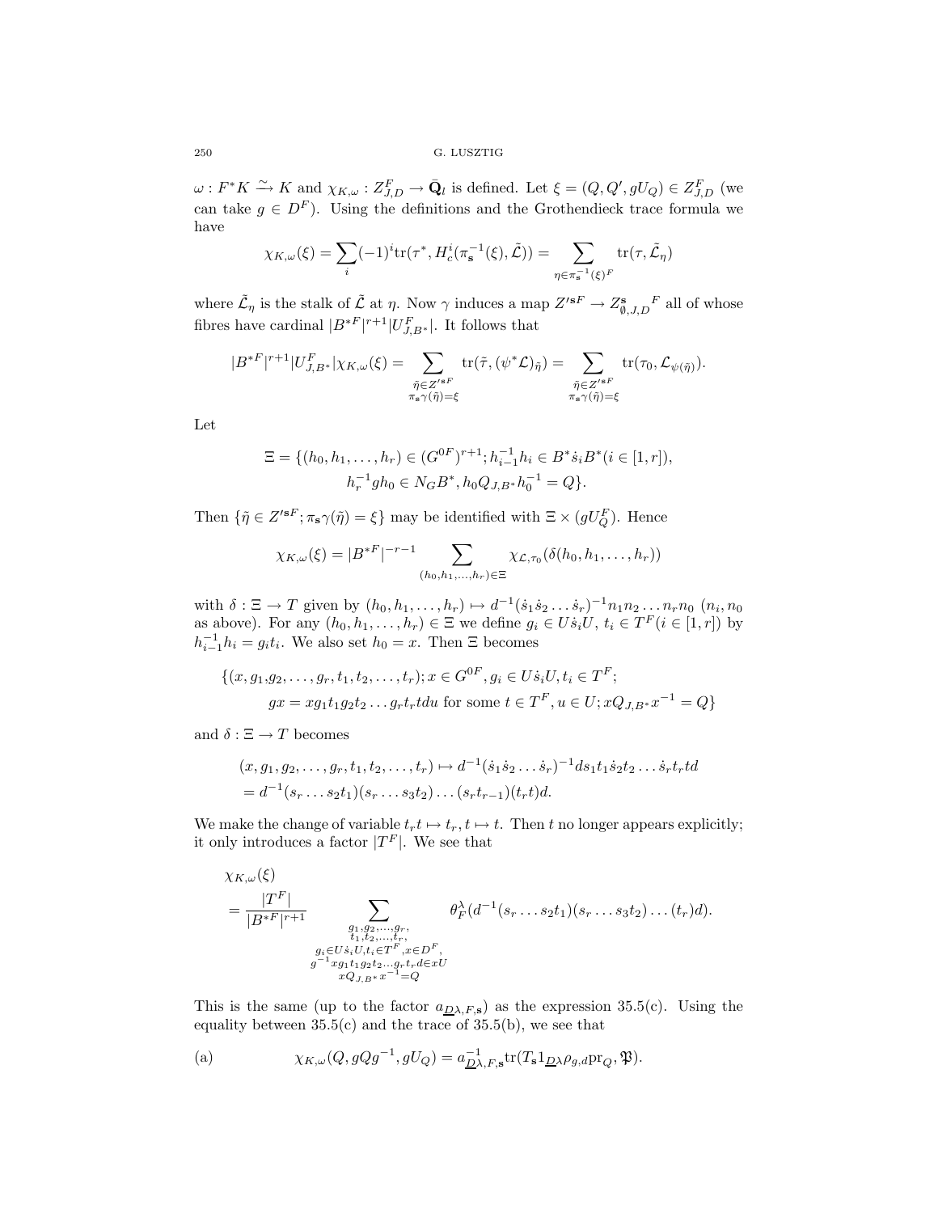$\omega : F^*K \xrightarrow{\sim} K$ and $\chi_{K,\omega} : Z_{J,D}^F \to \bar{\mathbf{Q}}_l$ is defined. Let $\xi = (Q, Q', gU_Q) \in Z_{J,D}^F$ (we can take $g \in D^F$). Using the definitions and the Grothendieck trace formula we have

$$\chi_{K,\omega}(\xi) = \sum_i (-1)^i \mathrm{tr}(\tau^*, H_c^i(\pi_{\mathbf{s}}^{-1}(\xi), \tilde{\mathcal{L}})) = \sum_{\eta \in \pi_{\mathbf{s}}^{-1}(\xi)^F} \mathrm{tr}(\tau, \tilde{\mathcal{L}}_\eta)$$

where $\tilde{\mathcal{L}}_\eta$ is the stalk of $\tilde{\mathcal{L}}$ at $\eta$. Now $\gamma$ induces a map $Z'^{\mathbf{s}F} \to Z_{\emptyset,J,D}^{\mathbf{s}}{}^F$ all of whose fibres have cardinal $|B^{*F}|^{r+1}|U_{J,B^*}^F|$. It follows that

$$|B^{*F}|^{r+1}|U_{J,B^*}^F|\chi_{K,\omega}(\xi) = \sum_{\substack{\tilde{\eta} \in Z'^{\mathbf{s}F} \\ \pi_{\mathbf{s}}\gamma(\tilde{\eta}) = \xi}} \mathrm{tr}(\tilde{\tau}, (\psi^*\mathcal{L})_{\tilde{\eta}}) = \sum_{\substack{\tilde{\eta} \in Z'^{\mathbf{s}F} \\ \pi_{\mathbf{s}}\gamma(\tilde{\eta}) = \xi}} \mathrm{tr}(\tau_0, \mathcal{L}_{\psi(\tilde{\eta})}).$$

Let

$$\Xi = \{(h_0, h_1, \dots, h_r) \in (G^{0F})^{r+1}; h_{i-1}^{-1}h_i \in B^*\dot{s}_i B^* (i \in [1,r]),$$
$$h_r^{-1}gh_0 \in N_G B^*, h_0 Q_{J,B^*} h_0^{-1} = Q\}.$$

Then $\{\tilde{\eta} \in Z'^{\mathbf{s}F}; \pi_{\mathbf{s}}\gamma(\tilde{\eta}) = \xi\}$ may be identified with $\Xi \times (gU_Q^F)$. Hence

$$\chi_{K,\omega}(\xi) = |B^{*F}|^{-r-1} \sum_{(h_0,h_1,\dots,h_r)\in\Xi} \chi_{\mathcal{L},\tau_0}(\delta(h_0, h_1, \dots, h_r))$$

with $\delta : \Xi \to T$ given by $(h_0, h_1, \dots, h_r) \mapsto d^{-1}(\dot{s}_1\dot{s}_2 \dots \dot{s}_r)^{-1} n_1 n_2 \dots n_r n_0$ ($n_i, n_0$ as above). For any $(h_0, h_1, \dots, h_r) \in \Xi$ we define $g_i \in U\dot{s}_i U$, $t_i \in T^F (i \in [1,r])$ by $h_{i-1}^{-1}h_i = g_i t_i$. We also set $h_0 = x$. Then $\Xi$ becomes

$$\{(x, g_1, g_2, \dots, g_r, t_1, t_2, \dots, t_r); x \in G^{0F}, g_i \in U\dot{s}_i U, t_i \in T^F;$$
$$gx = xg_1t_1g_2t_2 \dots g_rt_r tdu \text{ for some } t \in T^F, u \in U; xQ_{J,B^*}x^{-1} = Q\}$$

and $\delta : \Xi \to T$ becomes

$$(x, g_1, g_2, \dots, g_r, t_1, t_2, \dots, t_r) \mapsto d^{-1}(\dot{s}_1\dot{s}_2 \dots \dot{s}_r)^{-1} d s_1 t_1 \dot{s}_2 t_2 \dots \dot{s}_r t_r t d$$
$$= d^{-1}(s_r \dots s_2 t_1)(s_r \dots s_3 t_2) \dots (s_r t_{r-1})(t_r t)d.$$

We make the change of variable $t_r t \mapsto t_r$, $t \mapsto t$. Then $t$ no longer appears explicitly; it only introduces a factor $|T^F|$. We see that

$$\chi_{K,\omega}(\xi)$$
$$= \frac{|T^F|}{|B^{*F}|^{r+1}} \sum_{\substack{g_1,g_2,\dots,g_r, \\ t_1,t_2,\dots,t_r, \\ g_i \in U\dot{s}_i U, t_i \in T^F, x \in D^F, \\ g^{-1}xg_1t_1g_2t_2\dots g_rt_rd \in xU \\ xQ_{J,B^*}x^{-1} = Q}} \theta_F^\lambda(d^{-1}(s_r \dots s_2 t_1)(s_r \dots s_3 t_2) \dots (t_r)d).$$

This is the same (up to the factor $a_{\underline{D}\lambda,F,\mathbf{s}}$) as the expression 35.5(c). Using the equality between 35.5(c) and the trace of 35.5(b), we see that

(a) $$\chi_{K,\omega}(Q, gQg^{-1}, gU_Q) = a_{\underline{D}\lambda,F,\mathbf{s}}^{-1} \mathrm{tr}(T_{\mathbf{s}} 1_{\underline{D}\lambda} \rho_{g,d} \mathrm{pr}_Q, \mathfrak{P}).$$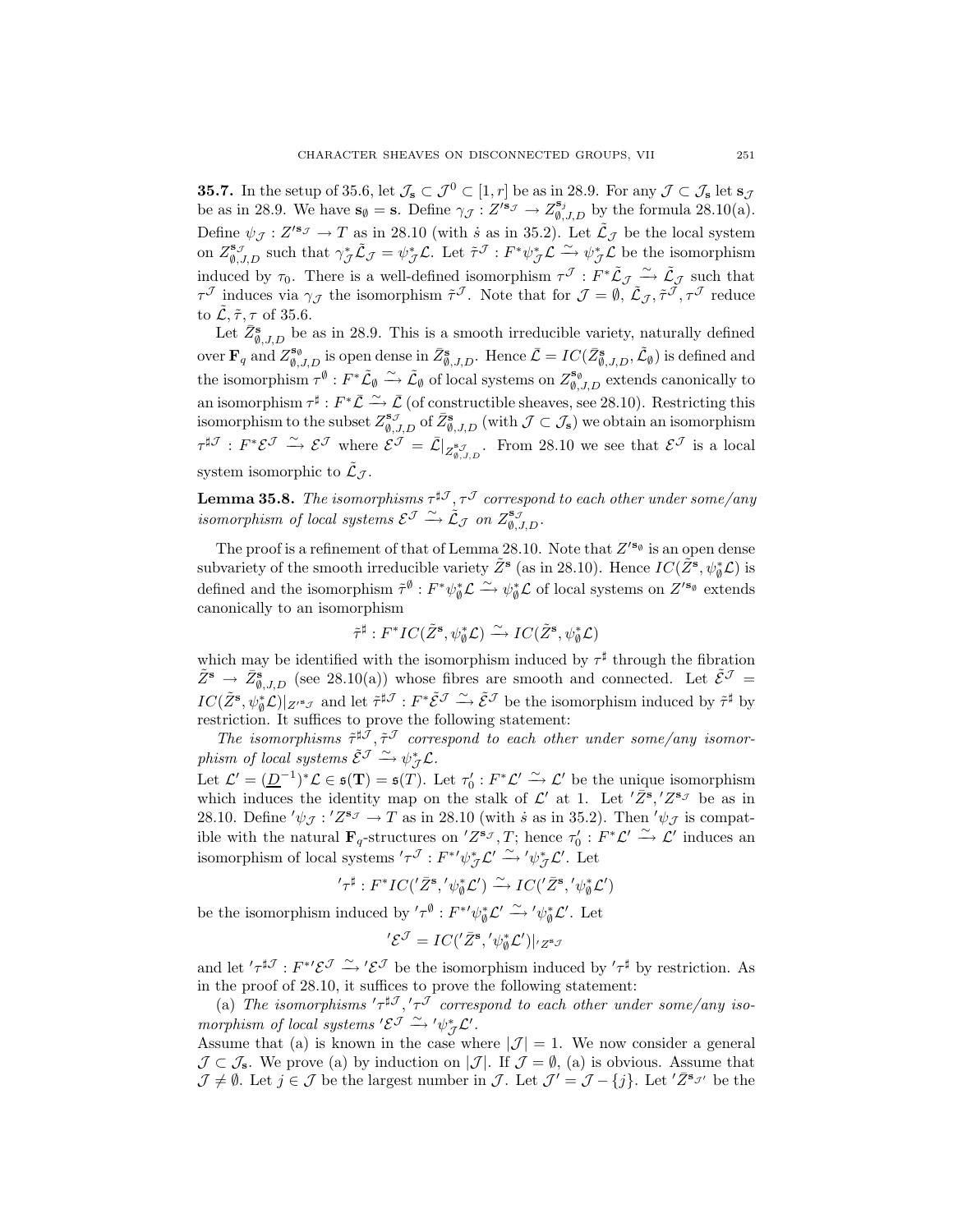**35.7.** In the setup of 35.6, let $\mathcal{J}_{\mathbf{s}} \subset \mathcal{J}^0 \subset [1,r]$ be as in 28.9. For any $\mathcal{J} \subset \mathcal{J}_{\mathbf{s}}$ let $\mathbf{s}_{\mathcal{J}}$ be as in 28.9. We have $\mathbf{s}_\emptyset = \mathbf{s}$. Define $\gamma_{\mathcal{J}} : Z'^{\mathbf{s}_{\mathcal{J}}} \to Z^{\mathbf{s}_j}_{\emptyset,J,D}$ by the formula 28.10(a). Define $\psi_{\mathcal{J}} : Z'^{\mathbf{s}_{\mathcal{J}}} \to T$ as in 28.10 (with $\dot{s}$ as in 35.2). Let $\tilde{\mathcal{L}}_{\mathcal{J}}$ be the local system on $Z^{\mathbf{s}_{\mathcal{J}}}_{\emptyset,J,D}$ such that $\gamma^*_{\mathcal{J}}\tilde{\mathcal{L}}_{\mathcal{J}} = \psi^*_{\mathcal{J}}\mathcal{L}$. Let $\tilde{\tau}^{\mathcal{J}} : F^*\psi^*_{\mathcal{J}}\mathcal{L} \xrightarrow{\sim} \psi^*_{\mathcal{J}}\mathcal{L}$ be the isomorphism induced by $\tau_0$. There is a well-defined isomorphism $\tau^{\mathcal{J}} : F^*\tilde{\mathcal{L}}_{\mathcal{J}} \xrightarrow{\sim} \tilde{\mathcal{L}}_{\mathcal{J}}$ such that $\tau^{\mathcal{J}}$ induces via $\gamma_{\mathcal{J}}$ the isomorphism $\tilde{\tau}^{\mathcal{J}}$. Note that for $\mathcal{J} = \emptyset$, $\tilde{\mathcal{L}}_{\mathcal{J}}, \tilde{\tau}^{\mathcal{J}}, \tau^{\mathcal{J}}$ reduce to $\tilde{\mathcal{L}}, \tilde{\tau}, \tau$ of 35.6.

Let $\bar{Z}^{\mathbf{s}}_{\emptyset,J,D}$ be as in 28.9. This is a smooth irreducible variety, naturally defined over $\mathbf{F}_q$ and $Z^{\mathbf{s}_\emptyset}_{\emptyset,J,D}$ is open dense in $\bar{Z}^{\mathbf{s}}_{\emptyset,J,D}$. Hence $\bar{\mathcal{L}} = IC(\bar{Z}^{\mathbf{s}}_{\emptyset,J,D}, \tilde{\mathcal{L}}_\emptyset)$ is defined and the isomorphism $\tau^\emptyset : F^*\tilde{\mathcal{L}}_\emptyset \xrightarrow{\sim} \tilde{\mathcal{L}}_\emptyset$ of local systems on $Z^{\mathbf{s}_\emptyset}_{\emptyset,J,D}$ extends canonically to an isomorphism $\tau^\sharp : F^*\bar{\mathcal{L}} \xrightarrow{\sim} \bar{\mathcal{L}}$ (of constructible sheaves, see 28.10). Restricting this isomorphism to the subset $Z^{\mathbf{s}_{\mathcal{J}}}_{\emptyset,J,D}$ of $\bar{Z}^{\mathbf{s}}_{\emptyset,J,D}$ (with $\mathcal{J} \subset \mathcal{J}_{\mathbf{s}}$) we obtain an isomorphism $\tau^{\sharp\mathcal{J}} : F^*\mathcal{E}^{\mathcal{J}} \xrightarrow{\sim} \mathcal{E}^{\mathcal{J}}$ where $\mathcal{E}^{\mathcal{J}} = \bar{\mathcal{L}}|_{Z^{\mathbf{s}_{\mathcal{J}}}_{\emptyset,J,D}}$. From 28.10 we see that $\mathcal{E}^{\mathcal{J}}$ is a local system isomorphic to $\tilde{\mathcal{L}}_{\mathcal{J}}$.

**Lemma 35.8.** *The isomorphisms $\tau^{\sharp\mathcal{J}}, \tau^{\mathcal{J}}$ correspond to each other under some/any isomorphism of local systems $\mathcal{E}^{\mathcal{J}} \xrightarrow{\sim} \tilde{\mathcal{L}}_{\mathcal{J}}$ on $Z^{\mathbf{s}_{\mathcal{J}}}_{\emptyset,J,D}$.*

The proof is a refinement of that of Lemma 28.10. Note that $Z'^{\mathbf{s}_\emptyset}$ is an open dense subvariety of the smooth irreducible variety $\tilde{Z}^{\mathbf{s}}$ (as in 28.10). Hence $IC(\tilde{Z}^{\mathbf{s}}, \psi^*_\emptyset\mathcal{L})$ is defined and the isomorphism $\tilde{\tau}^\emptyset : F^*\psi^*_\emptyset\mathcal{L} \xrightarrow{\sim} \psi^*_\emptyset\mathcal{L}$ of local systems on $Z'^{\mathbf{s}_\emptyset}$ extends canonically to an isomorphism

$$\tilde{\tau}^\sharp : F^*IC(\tilde{Z}^{\mathbf{s}}, \psi^*_\emptyset\mathcal{L}) \xrightarrow{\sim} IC(\tilde{Z}^{\mathbf{s}}, \psi^*_\emptyset\mathcal{L})$$

which may be identified with the isomorphism induced by $\tau^\sharp$ through the fibration $\tilde{Z}^{\mathbf{s}} \to \bar{Z}^{\mathbf{s}}_{\emptyset,J,D}$ (see 28.10(a)) whose fibres are smooth and connected. Let $\tilde{\mathcal{E}}^{\mathcal{J}} = IC(\tilde{Z}^{\mathbf{s}}, \psi^*_\emptyset\mathcal{L})|_{Z'^{\mathbf{s}_{\mathcal{J}}}}$ and let $\tilde{\tau}^{\sharp\mathcal{J}} : F^*\tilde{\mathcal{E}}^{\mathcal{J}} \xrightarrow{\sim} \tilde{\mathcal{E}}^{\mathcal{J}}$ be the isomorphism induced by $\tilde{\tau}^\sharp$ by restriction. It suffices to prove the following statement:

*The isomorphisms $\tilde{\tau}^{\sharp\mathcal{J}}, \tilde{\tau}^{\mathcal{J}}$ correspond to each other under some/any isomorphism of local systems $\tilde{\mathcal{E}}^{\mathcal{J}} \xrightarrow{\sim} \psi^*_{\mathcal{J}}\mathcal{L}$.*

Let $\mathcal{L}' = (\underline{D}^{-1})^*\mathcal{L} \in \mathfrak{s}(\mathbf{T}) = \mathfrak{s}(T)$. Let $\tau'_0 : F^*\mathcal{L}' \xrightarrow{\sim} \mathcal{L}'$ be the unique isomorphism which induces the identity map on the stalk of $\mathcal{L}'$ at 1. Let $'\bar{Z}^{\mathbf{s}}, 'Z^{\mathbf{s}_{\mathcal{J}}}$ be as in 28.10. Define $'\psi_{\mathcal{J}} : 'Z^{\mathbf{s}_{\mathcal{J}}} \to T$ as in 28.10 (with $\dot{s}$ as in 35.2). Then $'\psi_{\mathcal{J}}$ is compatible with the natural $\mathbf{F}_q$-structures on $'Z^{\mathbf{s}_{\mathcal{J}}}, T$; hence $\tau'_0 : F^*\mathcal{L}' \xrightarrow{\sim} \mathcal{L}'$ induces an isomorphism of local systems $'\tau^{\mathcal{J}} : F^*{'\psi^*_{\mathcal{J}}}\mathcal{L}' \xrightarrow{\sim} {'\psi^*_{\mathcal{J}}}\mathcal{L}'$. Let

$$'\tau^\sharp : F^*IC('\bar{Z}^{\mathbf{s}}, {'\psi^*_\emptyset}\mathcal{L}') \xrightarrow{\sim} IC('\bar{Z}^{\mathbf{s}}, {'\psi^*_\emptyset}\mathcal{L}')$$

be the isomorphism induced by $'\tau^\emptyset : F^*{'\psi^*_\emptyset}\mathcal{L}' \xrightarrow{\sim} {'\psi^*_\emptyset}\mathcal{L}'$. Let

$$'\mathcal{E}^{\mathcal{J}} = IC('\bar{Z}^{\mathbf{s}}, {'\psi^*_\emptyset}\mathcal{L}')|_{'Z^{\mathbf{s}_{\mathcal{J}}}}$$

and let $'\tau^{\sharp\mathcal{J}} : F^*{'\mathcal{E}^{\mathcal{J}}} \xrightarrow{\sim} {'\mathcal{E}^{\mathcal{J}}}$ be the isomorphism induced by $'\tau^\sharp$ by restriction. As in the proof of 28.10, it suffices to prove the following statement:

(a) *The isomorphisms $'\tau^{\sharp\mathcal{J}}, {'\tau^{\mathcal{J}}}$ correspond to each other under some/any isomorphism of local systems $'\mathcal{E}^{\mathcal{J}} \xrightarrow{\sim} {'\psi^*_{\mathcal{J}}}\mathcal{L}'$.*

Assume that (a) is known in the case where $|\mathcal{J}| = 1$. We now consider a general $\mathcal{J} \subset \mathcal{J}_{\mathbf{s}}$. We prove (a) by induction on $|\mathcal{J}|$. If $\mathcal{J} = \emptyset$, (a) is obvious. Assume that $\mathcal{J} \neq \emptyset$. Let $j \in \mathcal{J}$ be the largest number in $\mathcal{J}$. Let $\mathcal{J}' = \mathcal{J} - \{j\}$. Let $'\bar{Z}^{\mathbf{s}_{\mathcal{J}'}}$ be the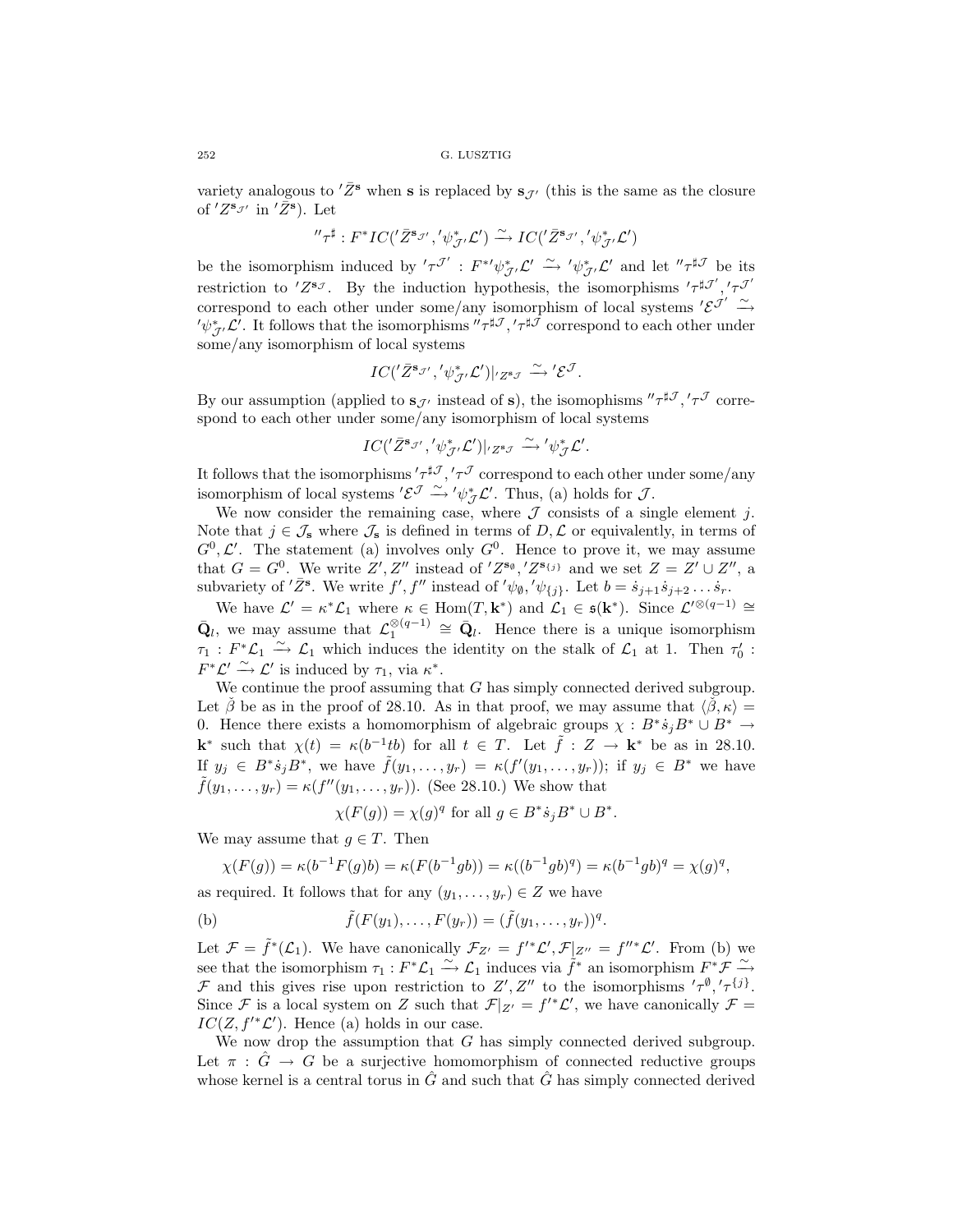variety analogous to ${}'\bar{Z}^{\mathbf{s}}$ when $\mathbf{s}$ is replaced by $\mathbf{s}_{\mathcal{J}'}$ (this is the same as the closure of ${}'Z^{\mathbf{s}_{\mathcal{J}'}}$ in ${}'\bar{Z}^{\mathbf{s}}$). Let

$$''\tau^{\sharp} : F^* IC({}'\bar{Z}^{\mathbf{s}_{\mathcal{J}'}}, {}'\psi^*_{\mathcal{J}'}\mathcal{L}') \xrightarrow{\sim} IC({}'\bar{Z}^{\mathbf{s}_{\mathcal{J}'}}, {}'\psi^*_{\mathcal{J}'}\mathcal{L}')$$

be the isomorphism induced by ${}'\tau^{\mathcal{J}'} : F^*{}'\psi^*_{\mathcal{J}'}\mathcal{L}' \xrightarrow{\sim} {}'\psi^*_{\mathcal{J}'}\mathcal{L}'$ and let $''\tau^{\sharp\mathcal{J}}$ be its restriction to ${}'Z^{\mathbf{s}_{\mathcal{J}}}$. By the induction hypothesis, the isomorphisms ${}'\tau^{\sharp\mathcal{J}'}, {}'\tau^{\mathcal{J}'}$ correspond to each other under some/any isomorphism of local systems ${}'\mathcal{E}^{\mathcal{J}'} \xrightarrow{\sim} {}'\psi^*_{\mathcal{J}'}\mathcal{L}'$. It follows that the isomorphisms $''\tau^{\sharp\mathcal{J}}, {}'\tau^{\sharp\mathcal{J}}$ correspond to each other under some/any isomorphism of local systems

$$IC({}'\bar{Z}^{\mathbf{s}_{\mathcal{J}'}}, {}'\psi^*_{\mathcal{J}'}\mathcal{L}')|_{{}'Z^{\mathbf{s}_{\mathcal{J}}}} \xrightarrow{\sim} {}'\mathcal{E}^{\mathcal{J}}.$$

By our assumption (applied to $\mathbf{s}_{\mathcal{J}'}$ instead of $\mathbf{s}$), the isomophisms $''\tau^{\sharp\mathcal{J}}, {}'\tau^{\mathcal{J}}$ correspond to each other under some/any isomorphism of local systems

$$IC({}'\bar{Z}^{\mathbf{s}_{\mathcal{J}'}}, {}'\psi^*_{\mathcal{J}'}\mathcal{L}')|_{{}'Z^{\mathbf{s}_{\mathcal{J}}}} \xrightarrow{\sim} {}'\psi^*_{\mathcal{J}}\mathcal{L}'.$$

It follows that the isomorphisms ${}'\tau^{\sharp\mathcal{J}}, {}'\tau^{\mathcal{J}}$ correspond to each other under some/any isomorphism of local systems ${}'\mathcal{E}^{\mathcal{J}} \xrightarrow{\sim} {}'\psi^*_{\mathcal{J}}\mathcal{L}'$. Thus, (a) holds for $\mathcal{J}$.

We now consider the remaining case, where $\mathcal{J}$ consists of a single element $j$. Note that $j \in \mathcal{J}_{\mathbf{s}}$ where $\mathcal{J}_{\mathbf{s}}$ is defined in terms of $D, \mathcal{L}$ or equivalently, in terms of $G^0, \mathcal{L}'$. The statement (a) involves only $G^0$. Hence to prove it, we may assume that $G = G^0$. We write $Z', Z''$ instead of ${}'Z^{\mathbf{s}_{\emptyset}}, {}'Z^{\mathbf{s}_{\{j\}}}$ and we set $Z = Z' \cup Z''$, a subvariety of ${}'\bar{Z}^{\mathbf{s}}$. We write $f', f''$ instead of ${}'\psi_{\emptyset}, {}'\psi_{\{j\}}$. Let $b = \dot{s}_{j+1}\dot{s}_{j+2}\dots\dot{s}_r$.

We have $\mathcal{L}' = \kappa^*\mathcal{L}_1$ where $\kappa \in \text{Hom}(T, \mathbf{k}^*)$ and $\mathcal{L}_1 \in \mathfrak{s}(\mathbf{k}^*)$. Since $\mathcal{L}'^{\otimes(q-1)} \cong \bar{\mathbf{Q}}_l$, we may assume that $\mathcal{L}_1^{\otimes(q-1)} \cong \bar{\mathbf{Q}}_l$. Hence there is a unique isomorphism $\tau_1 : F^*\mathcal{L}_1 \xrightarrow{\sim} \mathcal{L}_1$ which induces the identity on the stalk of $\mathcal{L}_1$ at 1. Then $\tau'_0 : F^*\mathcal{L}' \xrightarrow{\sim} \mathcal{L}'$ is induced by $\tau_1$, via $\kappa^*$.

We continue the proof assuming that $G$ has simply connected derived subgroup. Let $\check{\beta}$ be as in the proof of 28.10. As in that proof, we may assume that $\langle\check{\beta}, \kappa\rangle = 0$. Hence there exists a homomorphism of algebraic groups $\chi : B^*\dot{s}_jB^* \cup B^* \to \mathbf{k}^*$ such that $\chi(t) = \kappa(b^{-1}tb)$ for all $t \in T$. Let $\tilde{f} : Z \to \mathbf{k}^*$ be as in 28.10. If $y_j \in B^*\dot{s}_jB^*$, we have $\tilde{f}(y_1, \dots, y_r) = \kappa(f'(y_1, \dots, y_r))$; if $y_j \in B^*$ we have $\tilde{f}(y_1, \dots, y_r) = \kappa(f''(y_1, \dots, y_r))$. (See 28.10.) We show that

$$\chi(F(g)) = \chi(g)^q \text{ for all } g \in B^*\dot{s}_jB^* \cup B^*.$$

We may assume that $g \in T$. Then

$$\chi(F(g)) = \kappa(b^{-1}F(g)b) = \kappa(F(b^{-1}gb)) = \kappa((b^{-1}gb)^q) = \kappa(b^{-1}gb)^q = \chi(g)^q,$$

as required. It follows that for any $(y_1, \dots, y_r) \in Z$ we have

$$\text{(b)} \qquad \tilde{f}(F(y_1), \dots, F(y_r)) = (\tilde{f}(y_1, \dots, y_r))^q.$$

Let $\mathcal{F} = \tilde{f}^*(\mathcal{L}_1)$. We have canonically $\mathcal{F}_{Z'} = f'^*\mathcal{L}', \mathcal{F}|_{Z''} = f''^*\mathcal{L}'$. From (b) we see that the isomorphism $\tau_1 : F^*\mathcal{L}_1 \xrightarrow{\sim} \mathcal{L}_1$ induces via $\tilde{f}^*$ an isomorphism $F^*\mathcal{F} \xrightarrow{\sim} \mathcal{F}$ and this gives rise upon restriction to $Z', Z''$ to the isomorphisms ${}'\tau^{\emptyset}, {}'\tau^{\{j\}}$. Since $\mathcal{F}$ is a local system on $Z$ such that $\mathcal{F}|_{Z'} = f'^*\mathcal{L}'$, we have canonically $\mathcal{F} = IC(Z, f'^*\mathcal{L}')$. Hence (a) holds in our case.

We now drop the assumption that $G$ has simply connected derived subgroup. Let $\pi : \hat{G} \to G$ be a surjective homomorphism of connected reductive groups whose kernel is a central torus in $\hat{G}$ and such that $\hat{G}$ has simply connected derived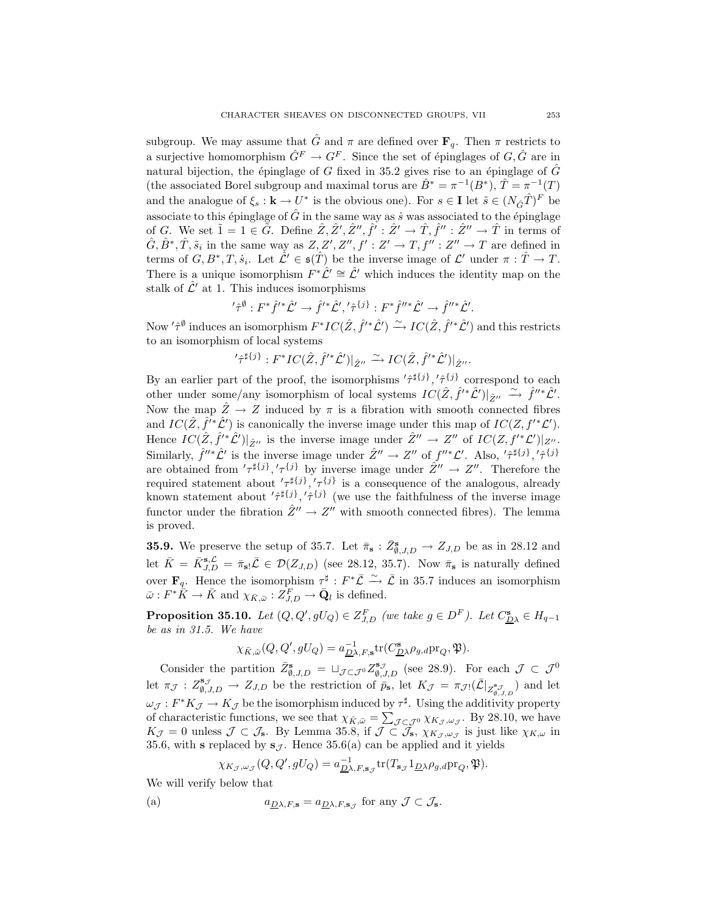subgroup. We may assume that $\hat{G}$ and $\pi$ are defined over $\mathbf{F}_q$. Then $\pi$ restricts to a surjective homomorphism $\hat{G}^F \to G^F$. Since the set of épinglages of $G, \hat{G}$ are in natural bijection, the épinglage of $G$ fixed in 35.2 gives rise to an épinglage of $\hat{G}$ (the associated Borel subgroup and maximal torus are $\hat{B}^* = \pi^{-1}(B^*)$, $\hat{T} = \pi^{-1}(T)$ and the analogue of $\xi_s : \mathbf{k} \to U^*$ is the obvious one). For $s \in \mathbf{I}$ let $\tilde{s} \in (N_{\hat{G}}\hat{T})^F$ be associate to this épinglage of $\hat{G}$ in the same way as $\dot{s}$ was associated to the épinglage of $G$. We set $\tilde{1} = 1 \in \hat{G}$. Define $\hat{Z}, \hat{Z}', \hat{Z}'', \hat{f}' : \hat{Z}' \to \hat{T}, \hat{f}'' : \hat{Z}'' \to \hat{T}$ in terms of $\hat{G}, \hat{B}^*, \hat{T}, \tilde{s}_i$ in the same way as $Z, Z', Z'', f' : Z' \to T, f'' : Z'' \to T$ are defined in terms of $G, B^*, T, \dot{s}_i$. Let $\hat{\mathcal{L}}' \in \mathfrak{s}(\hat{T})$ be the inverse image of $\mathcal{L}'$ under $\pi : \hat{T} \to T$. There is a unique isomorphism $F^*\hat{\mathcal{L}}' \cong \hat{\mathcal{L}}'$ which induces the identity map on the stalk of $\hat{\mathcal{L}}'$ at 1. This induces isomorphisms

$$'\hat{\tau}^{\emptyset} : F^*\hat{f}'^*\hat{\mathcal{L}}' \to \hat{f}'^*\hat{\mathcal{L}}', {}'\hat{\tau}^{\{j\}} : F^*\hat{f}''^*\hat{\mathcal{L}}' \to \hat{f}''^*\hat{\mathcal{L}}'.$$

Now $'\hat{\tau}^{\emptyset}$ induces an isomorphism $F^*IC(\hat{Z}, \hat{f}'^*\hat{\mathcal{L}}') \xrightarrow{\sim} IC(\hat{Z}, \hat{f}'^*\hat{\mathcal{L}}')$ and this restricts to an isomorphism of local systems

$$'\hat{\tau}^{\sharp\{j\}} : F^*IC(\hat{Z}, \hat{f}'^*\hat{\mathcal{L}}')|_{\hat{Z}''} \xrightarrow{\sim} IC(\hat{Z}, \hat{f}'^*\hat{\mathcal{L}}')|_{\hat{Z}''}.$$

By an earlier part of the proof, the isomorphisms $'\hat{\tau}^{\sharp\{j\}}, {}'\hat{\tau}^{\{j\}}$ correspond to each other under some/any isomorphism of local systems $IC(\hat{Z}, \hat{f}'^*\hat{\mathcal{L}}')|_{\hat{Z}''} \xrightarrow{\sim} \hat{f}''^*\hat{\mathcal{L}}'$. Now the map $\hat{Z} \to Z$ induced by $\pi$ is a fibration with smooth connected fibres and $IC(\hat{Z}, \hat{f}'^*\hat{\mathcal{L}}')$ is canonically the inverse image under this map of $IC(Z, f'^*\mathcal{L}')$. Hence $IC(\hat{Z}, \hat{f}'^*\hat{\mathcal{L}}')|_{\hat{Z}''}$ is the inverse image under $\hat{Z}'' \to Z''$ of $IC(Z, f'^*\mathcal{L}')|_{Z''}$. Similarly, $\hat{f}''^*\hat{\mathcal{L}}'$ is the inverse image under $\hat{Z}'' \to Z''$ of $f''^*\mathcal{L}'$. Also, $'\hat{\tau}^{\sharp\{j\}}, {}'\hat{\tau}^{\{j\}}$ are obtained from $'\tau^{\sharp\{j\}}, {}'\tau^{\{j\}}$ by inverse image under $\hat{Z}'' \to Z''$. Therefore the required statement about $'\tau^{\sharp\{j\}}, {}'\tau^{\{j\}}$ is a consequence of the analogous, already known statement about $'\hat{\tau}^{\sharp\{j\}}, {}'\hat{\tau}^{\{j\}}$ (we use the faithfulness of the inverse image functor under the fibration $\hat{Z}'' \to Z''$ with smooth connected fibres). The lemma is proved.

**35.9.** We preserve the setup of 35.7. Let $\bar{\pi}_{\mathbf{s}} : \bar{Z}^{\mathbf{s}}_{\emptyset,J,D} \to Z_{J,D}$ be as in 28.12 and let $\bar{K} = \bar{K}^{\mathbf{s},\mathcal{L}}_{J,D} = \bar{\pi}_{\mathbf{s}!}\bar{\mathcal{L}} \in \mathcal{D}(Z_{J,D})$ (see 28.12, 35.7). Now $\bar{\pi}_{\mathbf{s}}$ is naturally defined over $\mathbf{F}_q$. Hence the isomorphism $\tau^\sharp : F^*\bar{\mathcal{L}} \xrightarrow{\sim} \bar{\mathcal{L}}$ in 35.7 induces an isomorphism $\bar{\omega} : F^*\bar{K} \to \bar{K}$ and $\chi_{\bar{K},\bar{\omega}} : Z^F_{J,D} \to \bar{\mathbf{Q}}_l$ is defined.

**Proposition 35.10.** *Let $(Q, Q', gU_Q) \in Z^F_{J,D}$ (we take $g \in D^F$). Let $C^{\mathbf{s}}_{\underline{D}\lambda} \in H_{q-1}$ be as in 31.5. We have*

$$\chi_{\bar{K},\bar{\omega}}(Q, Q', gU_Q) = a^{-1}_{\underline{D}\lambda,F,\mathbf{s}}\mathrm{tr}(C^{\mathbf{s}}_{\underline{D}\lambda}\rho_{g,d}\mathrm{pr}_Q, \mathfrak{P}).$$

Consider the partition $\bar{Z}^{\mathbf{s}}_{\emptyset,J,D} = \sqcup_{\mathcal{J}\subset\mathcal{J}^0} Z^{\mathbf{s}_{\mathcal{J}}}_{\emptyset,J,D}$ (see 28.9). For each $\mathcal{J} \subset \mathcal{J}^0$ let $\pi_{\mathcal{J}} : Z^{\mathbf{s}_{\mathcal{J}}}_{\emptyset,J,D} \to Z_{J,D}$ be the restriction of $\bar{p}_{\mathbf{s}}$, let $K_{\mathcal{J}} = \pi_{\mathcal{J}!}(\bar{\mathcal{L}}|_{Z^{\mathbf{s}_{\mathcal{J}}}_{\emptyset,J,D}})$ and let $\omega_{\mathcal{J}} : F^*K_{\mathcal{J}} \to K_{\mathcal{J}}$ be the isomorphism induced by $\tau^\sharp$. Using the additivity property of characteristic functions, we see that $\chi_{\bar{K},\bar{\omega}} = \sum_{\mathcal{J}\subset\mathcal{J}^0} \chi_{K_{\mathcal{J}},\omega_{\mathcal{J}}}$. By 28.10, we have $K_{\mathcal{J}} = 0$ unless $\mathcal{J} \subset \mathcal{J}_{\mathbf{s}}$. By Lemma 35.8, if $\mathcal{J} \subset \mathcal{J}_{\mathbf{s}}$, $\chi_{K_{\mathcal{J}},\omega_{\mathcal{J}}}$ is just like $\chi_{K,\omega}$ in 35.6, with $\mathbf{s}$ replaced by $\mathbf{s}_{\mathcal{J}}$. Hence 35.6(a) can be applied and it yields

$$\chi_{K_{\mathcal{J}},\omega_{\mathcal{J}}}(Q, Q', gU_Q) = a^{-1}_{\underline{D}\lambda,F,\mathbf{s}_{\mathcal{J}}}\mathrm{tr}(T_{\mathbf{s}_{\mathcal{J}}}1_{\underline{D}\lambda}\rho_{g,d}\mathrm{pr}_Q, \mathfrak{P}).$$

We will verify below that

(a) $$a_{\underline{D}\lambda,F,\mathbf{s}} = a_{\underline{D}\lambda,F,\mathbf{s}_{\mathcal{J}}} \text{ for any } \mathcal{J} \subset \mathcal{J}_{\mathbf{s}}.$$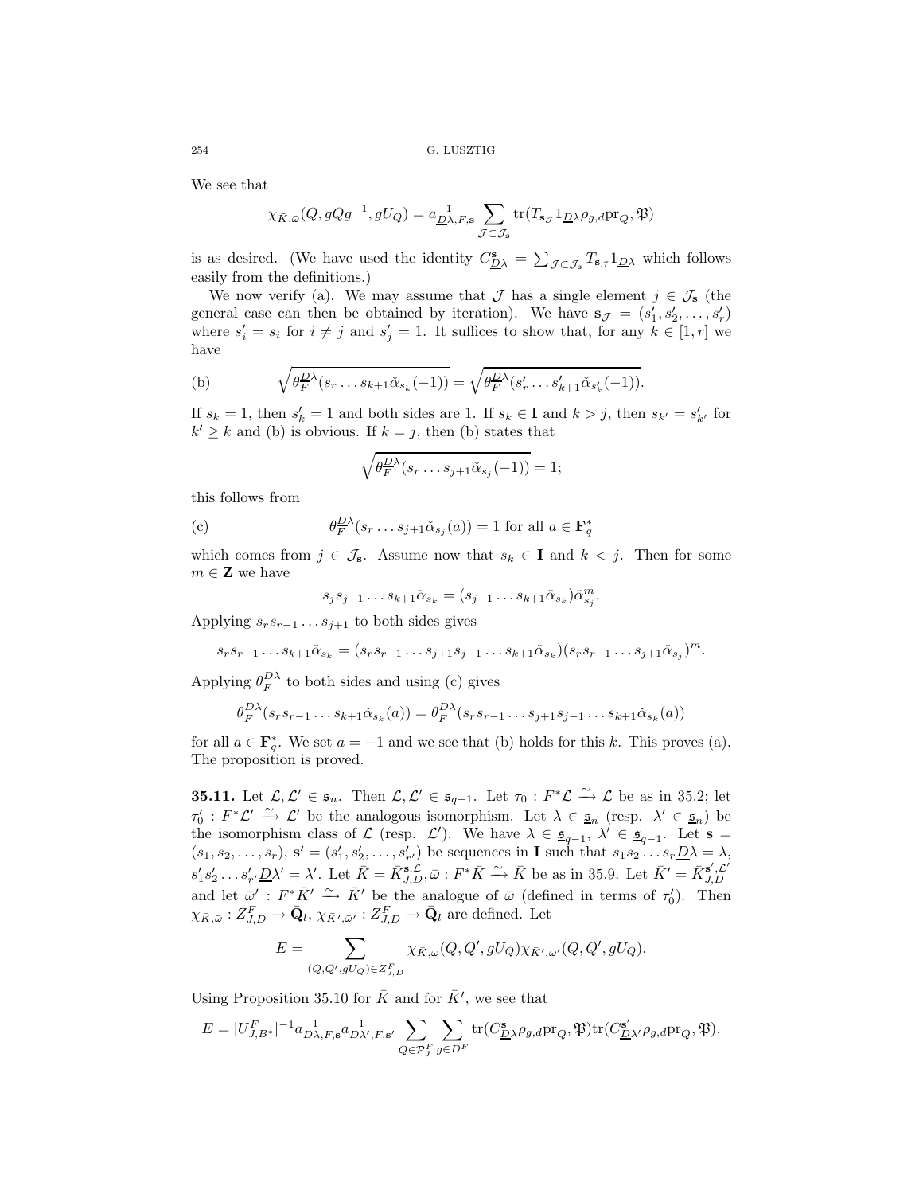We see that

$$\chi_{\bar{K},\bar{\omega}}(Q, gQg^{-1}, gU_Q) = a^{-1}_{\underline{D}\lambda,F,\mathbf{s}} \sum_{\mathcal{J}\subset\mathcal{J}_\mathbf{s}} \mathrm{tr}(T_{\mathbf{s}_\mathcal{J}} 1_{\underline{D}\lambda}\rho_{g,d}\mathrm{pr}_Q, \mathfrak{P})$$

is as desired. (We have used the identity $C^{\mathbf{s}}_{\underline{D}\lambda} = \sum_{\mathcal{J}\subset\mathcal{J}_\mathbf{s}} T_{\mathbf{s}_\mathcal{J}} 1_{\underline{D}\lambda}$ which follows easily from the definitions.)

We now verify (a). We may assume that $\mathcal{J}$ has a single element $j \in \mathcal{J}_\mathbf{s}$ (the general case can then be obtained by iteration). We have $\mathbf{s}_\mathcal{J} = (s'_1, s'_2, \dots, s'_r)$ where $s'_i = s_i$ for $i \neq j$ and $s'_j = 1$. It suffices to show that, for any $k \in [1, r]$ we have

$$\text{(b)} \qquad \sqrt{\theta^{\underline{D}\lambda}_F(s_r \dots s_{k+1}\check{\alpha}_{s_k}(-1))} = \sqrt{\theta^{\underline{D}\lambda}_F(s'_r \dots s'_{k+1}\check{\alpha}_{s'_k}(-1))}.$$

If $s_k = 1$, then $s'_k = 1$ and both sides are 1. If $s_k \in \mathbf{I}$ and $k > j$, then $s_{k'} = s'_{k'}$ for $k' \geq k$ and (b) is obvious. If $k = j$, then (b) states that

$$\sqrt{\theta^{\underline{D}\lambda}_F(s_r \dots s_{j+1}\check{\alpha}_{s_j}(-1))} = 1;$$

this follows from

$$\text{(c)} \qquad \theta^{\underline{D}\lambda}_F(s_r \dots s_{j+1}\check{\alpha}_{s_j}(a)) = 1 \text{ for all } a \in \mathbf{F}^*_q$$

which comes from $j \in \mathcal{J}_\mathbf{s}$. Assume now that $s_k \in \mathbf{I}$ and $k < j$. Then for some $m \in \mathbf{Z}$ we have

$$s_j s_{j-1} \dots s_{k+1}\check{\alpha}_{s_k} = (s_{j-1} \dots s_{k+1}\check{\alpha}_{s_k})\check{\alpha}^m_{s_j}.$$

Applying $s_r s_{r-1} \dots s_{j+1}$ to both sides gives

$$s_r s_{r-1} \dots s_{k+1}\check{\alpha}_{s_k} = (s_r s_{r-1} \dots s_{j+1} s_{j-1} \dots s_{k+1}\check{\alpha}_{s_k})(s_r s_{r-1} \dots s_{j+1}\check{\alpha}_{s_j})^m.$$

Applying $\theta^{\underline{D}\lambda}_F$ to both sides and using (c) gives

$$\theta^{\underline{D}\lambda}_F(s_r s_{r-1} \dots s_{k+1}\check{\alpha}_{s_k}(a)) = \theta^{\underline{D}\lambda}_F(s_r s_{r-1} \dots s_{j+1} s_{j-1} \dots s_{k+1}\check{\alpha}_{s_k}(a))$$

for all $a \in \mathbf{F}^*_q$. We set $a = -1$ and we see that (b) holds for this $k$. This proves (a). The proposition is proved.

**35.11.** Let $\mathcal{L}, \mathcal{L}' \in \mathfrak{s}_n$. Then $\mathcal{L}, \mathcal{L}' \in \mathfrak{s}_{q-1}$. Let $\tau_0 : F^*\mathcal{L} \xrightarrow{\sim} \mathcal{L}$ be as in 35.2; let $\tau'_0 : F^*\mathcal{L}' \xrightarrow{\sim} \mathcal{L}'$ be the analogous isomorphism. Let $\lambda \in \underline{\mathfrak{s}}_n$ (resp. $\lambda' \in \underline{\mathfrak{s}}_n$) be the isomorphism class of $\mathcal{L}$ (resp. $\mathcal{L}'$). We have $\lambda \in \underline{\mathfrak{s}}_{q-1}$, $\lambda' \in \underline{\mathfrak{s}}_{q-1}$. Let $\mathbf{s} = (s_1, s_2, \dots, s_r)$, $\mathbf{s}' = (s'_1, s'_2, \dots, s'_{r'})$ be sequences in $\mathbf{I}$ such that $s_1 s_2 \dots s_r \underline{D}\lambda = \lambda$, $s'_1 s'_2 \dots s'_{r'} \underline{D}\lambda' = \lambda'$. Let $\bar{K} = \bar{K}^{\mathbf{s},\mathcal{L}}_{J,D}$, $\bar{\omega} : F^*\bar{K} \xrightarrow{\sim} \bar{K}$ be as in 35.9. Let $\bar{K}' = \bar{K}^{\mathbf{s}',\mathcal{L}'}_{J,D}$ and let $\bar{\omega}' : F^*\bar{K}' \xrightarrow{\sim} \bar{K}'$ be the analogue of $\bar{\omega}$ (defined in terms of $\tau'_0$). Then $\chi_{\bar{K},\bar{\omega}} : Z^F_{J,D} \to \bar{\mathbf{Q}}_l$, $\chi_{\bar{K}',\bar{\omega}'} : Z^F_{J,D} \to \bar{\mathbf{Q}}_l$ are defined. Let

$$E = \sum_{(Q,Q',gU_Q)\in Z^F_{J,D}} \chi_{\bar{K},\bar{\omega}}(Q, Q', gU_Q)\chi_{\bar{K}',\bar{\omega}'}(Q, Q', gU_Q).$$

Using Proposition 35.10 for $\bar{K}$ and for $\bar{K}'$, we see that

$$E = |U^F_{J,B^*}|^{-1} a^{-1}_{\underline{D}\lambda,F,\mathbf{s}} a^{-1}_{\underline{D}\lambda',F,\mathbf{s}'} \sum_{Q\in\mathcal{P}^F_J} \sum_{g\in D^F} \mathrm{tr}(C^{\mathbf{s}}_{\underline{D}\lambda}\rho_{g,d}\mathrm{pr}_Q, \mathfrak{P})\mathrm{tr}(C^{\mathbf{s}'}_{\underline{D}\lambda'}\rho_{g,d}\mathrm{pr}_Q, \mathfrak{P}).$$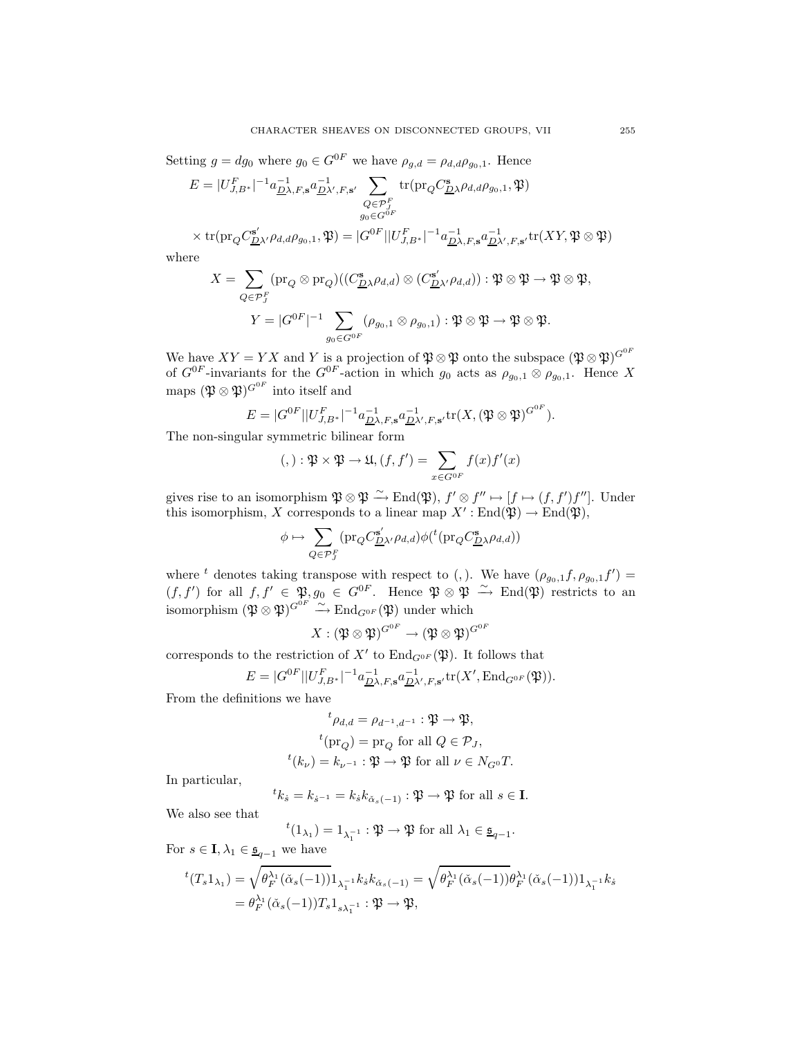Setting $g = dg_0$ where $g_0 \in G^{0F}$ we have $\rho_{g,d} = \rho_{d,d}\rho_{g_0,1}$. Hence

$$E = |U^F_{J,B^*}|^{-1} a^{-1}_{\underline{D}\lambda,F,\mathbf{s}} a^{-1}_{\underline{D}\lambda',F,\mathbf{s}'} \sum_{\substack{Q\in\mathcal{P}^F_J\\ g_0\in G^{0F}}} \mathrm{tr}(\mathrm{pr}_Q C^{\mathbf{s}}_{\underline{D}\lambda}\rho_{d,d}\rho_{g_0,1},\mathfrak{P})$$

$$\times\, \mathrm{tr}(\mathrm{pr}_Q C^{\mathbf{s}'}_{\underline{D}\lambda'}\rho_{d,d}\rho_{g_0,1},\mathfrak{P}) = |G^{0F}||U^F_{J,B^*}|^{-1} a^{-1}_{\underline{D}\lambda,F,\mathbf{s}} a^{-1}_{\underline{D}\lambda',F,\mathbf{s}'} \mathrm{tr}(XY,\mathfrak{P}\otimes\mathfrak{P})$$

where

$$X = \sum_{Q\in\mathcal{P}^F_J} (\mathrm{pr}_Q\otimes\mathrm{pr}_Q)((C^{\mathbf{s}}_{\underline{D}\lambda}\rho_{d,d})\otimes(C^{\mathbf{s}'}_{\underline{D}\lambda'}\rho_{d,d})) : \mathfrak{P}\otimes\mathfrak{P}\to\mathfrak{P}\otimes\mathfrak{P},$$

$$Y = |G^{0F}|^{-1}\sum_{g_0\in G^{0F}} (\rho_{g_0,1}\otimes\rho_{g_0,1}) : \mathfrak{P}\otimes\mathfrak{P}\to\mathfrak{P}\otimes\mathfrak{P}.$$

We have $XY = YX$ and $Y$ is a projection of $\mathfrak{P}\otimes\mathfrak{P}$ onto the subspace $(\mathfrak{P}\otimes\mathfrak{P})^{G^{0F}}$ of $G^{0F}$-invariants for the $G^{0F}$-action in which $g_0$ acts as $\rho_{g_0,1}\otimes\rho_{g_0,1}$. Hence $X$ maps $(\mathfrak{P}\otimes\mathfrak{P})^{G^{0F}}$ into itself and

$$E = |G^{0F}||U^F_{J,B^*}|^{-1} a^{-1}_{\underline{D}\lambda,F,\mathbf{s}} a^{-1}_{\underline{D}\lambda',F,\mathbf{s}'} \mathrm{tr}(X,(\mathfrak{P}\otimes\mathfrak{P})^{G^{0F}}).$$

The non-singular symmetric bilinear form

$$(,) : \mathfrak{P}\times\mathfrak{P}\to\mathfrak{U}, (f,f') = \sum_{x\in G^{0F}} f(x)f'(x)$$

gives rise to an isomorphism $\mathfrak{P}\otimes\mathfrak{P}\xrightarrow{\sim}\mathrm{End}(\mathfrak{P})$, $f'\otimes f''\mapsto[f\mapsto(f,f')f'']$. Under this isomorphism, $X$ corresponds to a linear map $X' : \mathrm{End}(\mathfrak{P})\to\mathrm{End}(\mathfrak{P})$,

$$\phi\mapsto\sum_{Q\in\mathcal{P}^F_J}(\mathrm{pr}_Q C^{\mathbf{s}'}_{\underline{D}\lambda'}\rho_{d,d})\phi({}^t(\mathrm{pr}_Q C^{\mathbf{s}}_{\underline{D}\lambda}\rho_{d,d}))$$

where ${}^t$ denotes taking transpose with respect to $(,)$. We have $(\rho_{g_0,1}f,\rho_{g_0,1}f') = (f,f')$ for all $f,f'\in\mathfrak{P}, g_0\in G^{0F}$. Hence $\mathfrak{P}\otimes\mathfrak{P}\xrightarrow{\sim}\mathrm{End}(\mathfrak{P})$ restricts to an isomorphism $(\mathfrak{P}\otimes\mathfrak{P})^{G^{0F}}\xrightarrow{\sim}\mathrm{End}_{G^{0F}}(\mathfrak{P})$ under which

$$X : (\mathfrak{P}\otimes\mathfrak{P})^{G^{0F}}\to(\mathfrak{P}\otimes\mathfrak{P})^{G^{0F}}$$

corresponds to the restriction of $X'$ to $\mathrm{End}_{G^{0F}}(\mathfrak{P})$. It follows that

$$E = |G^{0F}||U^F_{J,B^*}|^{-1} a^{-1}_{\underline{D}\lambda,F,\mathbf{s}} a^{-1}_{\underline{D}\lambda',F,\mathbf{s}'} \mathrm{tr}(X',\mathrm{End}_{G^{0F}}(\mathfrak{P})).$$

From the definitions we have

$${}^t\rho_{d,d} = \rho_{d^{-1},d^{-1}} : \mathfrak{P}\to\mathfrak{P},$$

$${}^t(\mathrm{pr}_Q) = \mathrm{pr}_Q \text{ for all } Q\in\mathcal{P}_J,$$

$${}^t(k_\nu) = k_{\nu^{-1}} : \mathfrak{P}\to\mathfrak{P} \text{ for all } \nu\in N_{G^0}T.$$

In particular,

$${}^tk_{\dot{s}} = k_{\dot{s}^{-1}} = k_{\dot{s}}k_{\check{\alpha}_s(-1)} : \mathfrak{P}\to\mathfrak{P} \text{ for all } s\in\mathbf{I}.$$

We also see that

$${}^t(1_{\lambda_1}) = 1_{\lambda_1^{-1}} : \mathfrak{P}\to\mathfrak{P} \text{ for all } \lambda_1\in\underline{\mathfrak{s}}_{q-1}.$$

For $s\in\mathbf{I}, \lambda_1\in\underline{\mathfrak{s}}_{q-1}$ we have

$${}^t(T_s1_{\lambda_1}) = \sqrt{\theta^{\lambda_1}_F(\check{\alpha}_s(-1))}1_{\lambda_1^{-1}}k_{\dot{s}}k_{\check{\alpha}_s(-1)} = \sqrt{\theta^{\lambda_1}_F(\check{\alpha}_s(-1))}\theta^{\lambda_1}_F(\check{\alpha}_s(-1))1_{\lambda_1^{-1}}k_{\dot{s}}$$
$$= \theta^{\lambda_1}_F(\check{\alpha}_s(-1))T_s1_{s\lambda_1^{-1}} : \mathfrak{P}\to\mathfrak{P},$$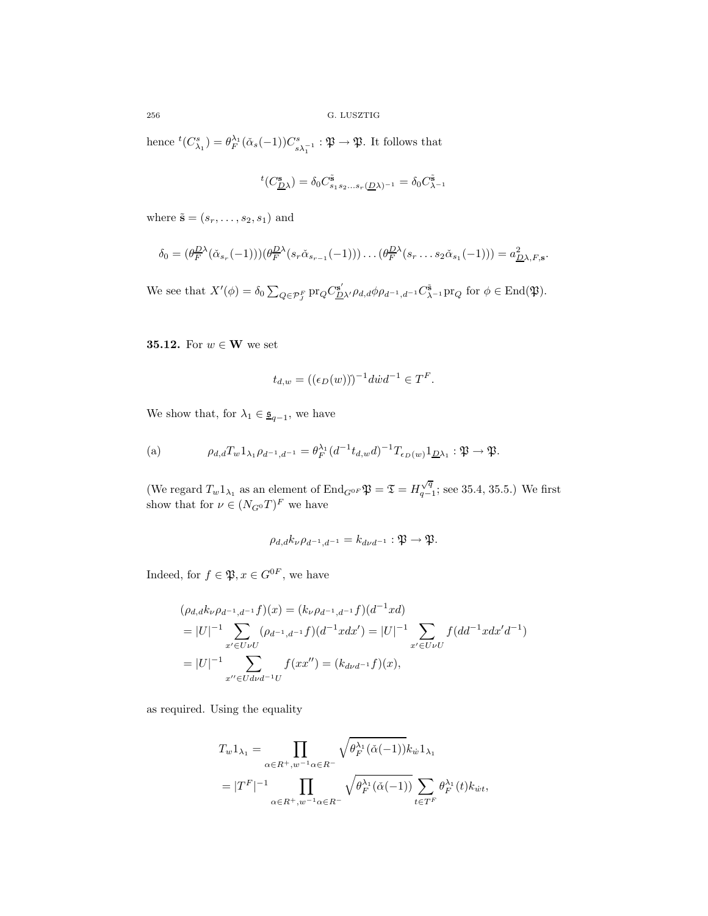hence ${}^t(C^s_{\lambda_1}) = \theta_F^{\lambda_1}(\check\alpha_s(-1))C^s_{s\lambda_1^{-1}} : \mathfrak{P} \to \mathfrak{P}$. It follows that

$$ {}^t(C^{\mathbf{s}}_{\underline{D}\lambda}) = \delta_0 C^{\tilde{\mathbf{s}}}_{s_1 s_2 \dots s_r(\underline{D}\lambda)^{-1}} = \delta_0 C^{\tilde{\mathbf{s}}}_{\lambda^{-1}} $$

where $\tilde{\mathbf{s}} = (s_r, \dots, s_2, s_1)$ and

$$ \delta_0 = (\theta_F^{\underline{D}\lambda}(\check\alpha_{s_r}(-1)))(\theta_F^{\underline{D}\lambda}(s_r\check\alpha_{s_{r-1}}(-1)))\dots(\theta_F^{\underline{D}\lambda}(s_r\dots s_2\check\alpha_{s_1}(-1))) = a^2_{\underline{D}\lambda,F,\mathbf{s}}. $$

We see that $X'(\phi) = \delta_0 \sum_{Q\in\mathcal{P}_J^F} \mathrm{pr}_Q C^{\mathbf{s}'}_{\underline{D}\lambda'}\rho_{d,d}\phi\rho_{d^{-1},d^{-1}}C^{\tilde{\mathbf{s}}}_{\lambda^{-1}}\mathrm{pr}_Q$ for $\phi \in \mathrm{End}(\mathfrak{P})$.

**35.12.** For $w \in \mathbf{W}$ we set

$$ t_{d,w} = ((\epsilon_D(w))\dot{})^{-1} d\dot{w} d^{-1} \in T^F. $$

We show that, for $\lambda_1 \in \underline{\mathfrak{s}}_{q-1}$, we have

$$ \text{(a)} \qquad \rho_{d,d}T_w 1_{\lambda_1}\rho_{d^{-1},d^{-1}} = \theta_F^{\lambda_1}(d^{-1}t_{d,w}d)^{-1}T_{\epsilon_D(w)}1_{\underline{D}\lambda_1} : \mathfrak{P} \to \mathfrak{P}. $$

(We regard $T_w 1_{\lambda_1}$ as an element of $\mathrm{End}_{G^{0F}}\mathfrak{P} = \mathfrak{T} = H^{\sqrt{q}}_{q-1}$; see 35.4, 35.5.) We first show that for $\nu \in (N_{G^0}T)^F$ we have

$$ \rho_{d,d}k_\nu\rho_{d^{-1},d^{-1}} = k_{d\nu d^{-1}} : \mathfrak{P} \to \mathfrak{P}. $$

Indeed, for $f \in \mathfrak{P}, x \in G^{0F}$, we have

$$
\begin{aligned}
&(\rho_{d,d}k_\nu\rho_{d^{-1},d^{-1}}f)(x) = (k_\nu\rho_{d^{-1},d^{-1}}f)(d^{-1}xd) \\
&= |U|^{-1}\sum_{x'\in U\nu U}(\rho_{d^{-1},d^{-1}}f)(d^{-1}xdx') = |U|^{-1}\sum_{x'\in U\nu U} f(dd^{-1}xdx'd^{-1}) \\
&= |U|^{-1}\sum_{x''\in Ud\nu d^{-1}U} f(xx'') = (k_{d\nu d^{-1}}f)(x),
\end{aligned}
$$

as required. Using the equality

$$
\begin{aligned}
T_w 1_{\lambda_1} &= \prod_{\alpha\in R^+, w^{-1}\alpha\in R^-} \sqrt{\theta_F^{\lambda_1}(\check\alpha(-1))}\, k_{\dot w}1_{\lambda_1} \\
&= |T^F|^{-1}\prod_{\alpha\in R^+, w^{-1}\alpha\in R^-} \sqrt{\theta_F^{\lambda_1}(\check\alpha(-1))}\sum_{t\in T^F}\theta_F^{\lambda_1}(t)k_{\dot w t},
\end{aligned}
$$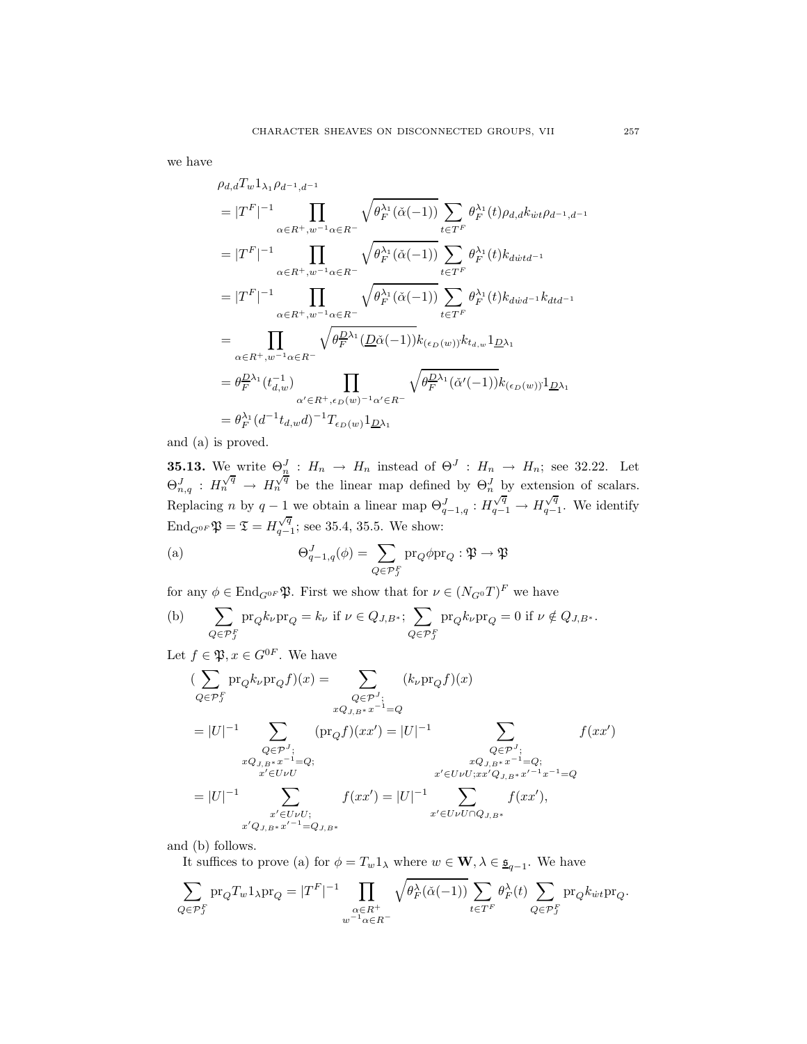we have

$$
\begin{aligned}
&\rho_{d,d}T_w 1_{\lambda_1}\rho_{d^{-1},d^{-1}}\\
&=|T^F|^{-1}\prod_{\alpha\in R^+,w^{-1}\alpha\in R^-}\sqrt{\theta_F^{\lambda_1}(\check\alpha(-1))}\sum_{t\in T^F}\theta_F^{\lambda_1}(t)\rho_{d,d}k_{\dot w t}\rho_{d^{-1},d^{-1}}\\
&=|T^F|^{-1}\prod_{\alpha\in R^+,w^{-1}\alpha\in R^-}\sqrt{\theta_F^{\lambda_1}(\check\alpha(-1))}\sum_{t\in T^F}\theta_F^{\lambda_1}(t)k_{d\dot w t d^{-1}}\\
&=|T^F|^{-1}\prod_{\alpha\in R^+,w^{-1}\alpha\in R^-}\sqrt{\theta_F^{\lambda_1}(\check\alpha(-1))}\sum_{t\in T^F}\theta_F^{\lambda_1}(t)k_{d\dot w d^{-1}}k_{dtd^{-1}}\\
&=\prod_{\alpha\in R^+,w^{-1}\alpha\in R^-}\sqrt{\theta_F^{\underline{D}\lambda_1}(\underline{D}\check\alpha(-1))}k_{(\epsilon_D(w))}k_{t_{d,w}}1_{\underline{D}\lambda_1}\\
&=\theta_F^{\underline{D}\lambda_1}(t_{d,w}^{-1})\prod_{\alpha'\in R^+,\epsilon_D(w)^{-1}\alpha'\in R^-}\sqrt{\theta_F^{\underline{D}\lambda_1}(\check\alpha'(-1))}k_{(\epsilon_D(w))}1_{\underline{D}\lambda_1}\\
&=\theta_F^{\lambda_1}(d^{-1}t_{d,w}d)^{-1}T_{\epsilon_D(w)}1_{\underline{D}\lambda_1}
\end{aligned}
$$

and (a) is proved.

**35.13.** We write $\Theta^J_{\underline{n}}:H_n\to H_n$ instead of $\Theta^J:H_n\to H_n$; see 32.22. Let $\Theta^J_{n,q}:H_n^{\sqrt{q}}\to H_n^{\sqrt{q}}$ be the linear map defined by $\Theta^J_{\underline{n}}$ by extension of scalars. Replacing $n$ by $q-1$ we obtain a linear map $\Theta^J_{q-1,q}:H_{q-1}^{\sqrt{q}}\to H_{q-1}^{\sqrt{q}}$. We identify $\mathrm{End}_{G^{0F}}\mathfrak{P}=\mathfrak{T}=H_{q-1}^{\sqrt{q}}$; see 35.4, 35.5. We show:

(a)
$$\Theta^J_{q-1,q}(\phi)=\sum_{Q\in\mathcal{P}_J^F}\mathrm{pr}_Q\phi\mathrm{pr}_Q:\mathfrak{P}\to\mathfrak{P}$$

for any $\phi\in\mathrm{End}_{G^{0F}}\mathfrak{P}$. First we show that for $\nu\in(N_{G^0}T)^F$ we have

(b)
$$\sum_{Q\in\mathcal{P}_J^F}\mathrm{pr}_Q k_\nu\mathrm{pr}_Q=k_\nu\text{ if }\nu\in Q_{J,B^*};\ \sum_{Q\in\mathcal{P}_J^F}\mathrm{pr}_Q k_\nu\mathrm{pr}_Q=0\text{ if }\nu\notin Q_{J,B^*}.$$

Let $f\in\mathfrak{P},x\in G^{0F}$. We have

$$
\begin{aligned}
&\Big(\sum_{Q\in\mathcal{P}_J^F}\mathrm{pr}_Q k_\nu\mathrm{pr}_Q f\Big)(x)=\sum_{\substack{Q\in\mathcal{P}^J;\\ xQ_{J,B^*}x^{-1}=Q}}(k_\nu\mathrm{pr}_Q f)(x)\\
&=|U|^{-1}\sum_{\substack{Q\in\mathcal{P}^J;\\ xQ_{J,B^*}x^{-1}=Q;\\ x'\in U\nu U}}(\mathrm{pr}_Q f)(xx')=|U|^{-1}\sum_{\substack{Q\in\mathcal{P}^J;\\ xQ_{J,B^*}x^{-1}=Q;\\ x'\in U\nu U;xx'Q_{J,B^*}x'^{-1}x^{-1}=Q}}f(xx')\\
&=|U|^{-1}\sum_{\substack{x'\in U\nu U;\\ x'Q_{J,B^*}x'^{-1}=Q_{J,B^*}}}f(xx')=|U|^{-1}\sum_{x'\in U\nu U\cap Q_{J,B^*}}f(xx'),
\end{aligned}
$$

and (b) follows.

It suffices to prove (a) for $\phi=T_w1_\lambda$ where $w\in\mathbf{W},\lambda\in\underline{\mathfrak{s}}_{q-1}$. We have

$$\sum_{Q\in\mathcal{P}_J^F}\mathrm{pr}_Q T_w1_\lambda\mathrm{pr}_Q=|T^F|^{-1}\prod_{\substack{\alpha\in R^+\\ w^{-1}\alpha\in R^-}}\sqrt{\theta_F^\lambda(\check\alpha(-1))}\sum_{t\in T^F}\theta_F^\lambda(t)\sum_{Q\in\mathcal{P}_J^F}\mathrm{pr}_Q k_{\dot w t}\mathrm{pr}_Q.$$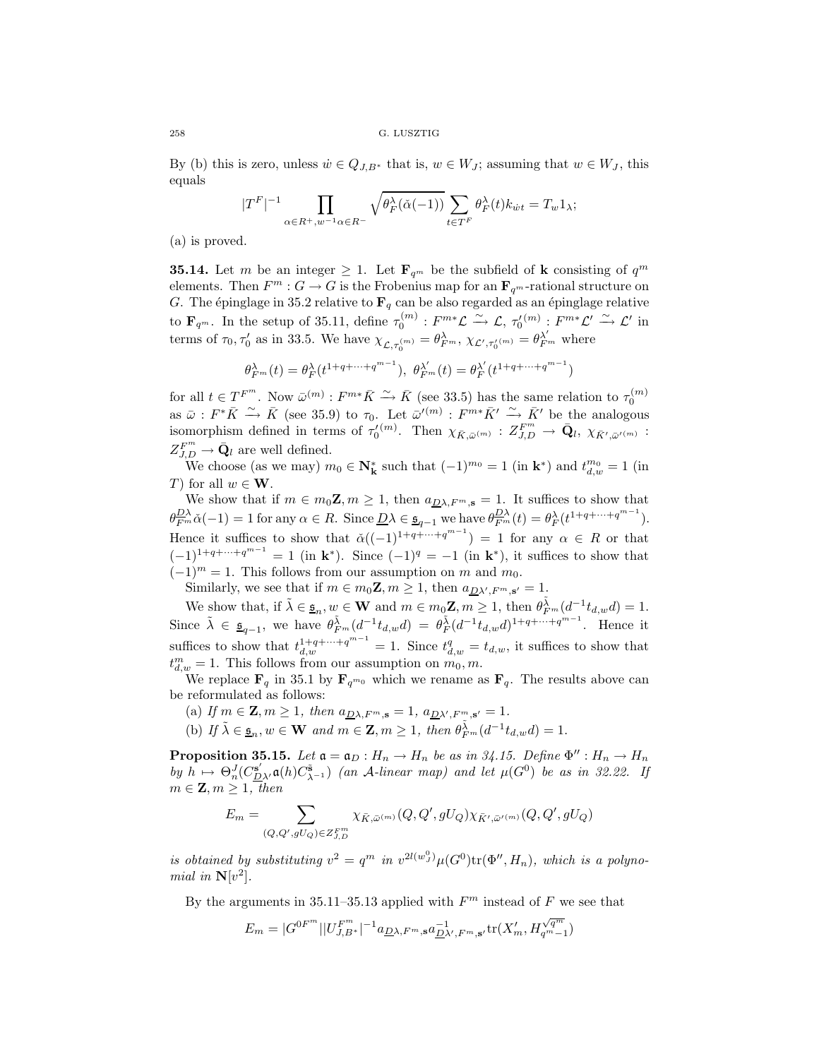By (b) this is zero, unless $\dot{w} \in Q_{J,B^*}$ that is, $w \in W_J$; assuming that $w \in W_J$, this equals

$$|T^F|^{-1} \prod_{\alpha \in R^+, w^{-1}\alpha \in R^-} \sqrt{\theta_F^\lambda(\check{\alpha}(-1))} \sum_{t \in T^F} \theta_F^\lambda(t) k_{\dot{w}t} = T_w 1_\lambda;$$

(a) is proved.

**35.14.** Let $m$ be an integer $\geq 1$. Let $\mathbf{F}_{q^m}$ be the subfield of $\mathbf{k}$ consisting of $q^m$ elements. Then $F^m : G \to G$ is the Frobenius map for an $\mathbf{F}_{q^m}$-rational structure on $G$. The épinglage in 35.2 relative to $\mathbf{F}_q$ can be also regarded as an épinglage relative to $\mathbf{F}_{q^m}$. In the setup of 35.11, define $\tau_0^{(m)} : F^{m*}\mathcal{L} \xrightarrow{\sim} \mathcal{L}$, $\tau_0'^{(m)} : F^{m*}\mathcal{L}' \xrightarrow{\sim} \mathcal{L}'$ in terms of $\tau_0, \tau_0'$ as in 33.5. We have $\chi_{\mathcal{L},\tau_0^{(m)}} = \theta_{F^m}^\lambda$, $\chi_{\mathcal{L}',\tau_0'^{(m)}} = \theta_{F^m}^{\lambda'}$ where

$$\theta_{F^m}^\lambda(t) = \theta_F^\lambda(t^{1+q+\dots+q^{m-1}}),\ \theta_{F^m}^{\lambda'}(t) = \theta_F^{\lambda'}(t^{1+q+\dots+q^{m-1}})$$

for all $t \in T^{F^m}$. Now $\bar{\omega}^{(m)} : F^{m*}\bar{K} \xrightarrow{\sim} \bar{K}$ (see 33.5) has the same relation to $\tau_0^{(m)}$ as $\bar{\omega} : F^*\bar{K} \xrightarrow{\sim} \bar{K}$ (see 35.9) to $\tau_0$. Let $\bar{\omega}'^{(m)} : F^{m*}\bar{K}' \xrightarrow{\sim} \bar{K}'$ be the analogous isomorphism defined in terms of $\tau_0'^{(m)}$. Then $\chi_{\bar{K},\bar{\omega}^{(m)}} : Z_{J,D}^{F^m} \to \bar{\mathbf{Q}}_l$, $\chi_{\bar{K}',\bar{\omega}'^{(m)}} : Z_{J,D}^{F^m} \to \bar{\mathbf{Q}}_l$ are well defined.

We choose (as we may) $m_0 \in \mathbf{N}_\mathbf{k}^*$ such that $(-1)^{m_0} = 1$ (in $\mathbf{k}^*$) and $t_{d,w}^{m_0} = 1$ (in $T$) for all $w \in \mathbf{W}$.

We show that if $m \in m_0\mathbf{Z}, m \geq 1$, then $a_{\underline{D}\lambda,F^m,\mathbf{s}} = 1$. It suffices to show that $\theta_{F^m}^{\underline{D}\lambda}\check{\alpha}(-1) = 1$ for any $\alpha \in R$. Since $\underline{D}\lambda \in \underline{\mathfrak{s}}_{q-1}$ we have $\theta_{F^m}^{\underline{D}\lambda}(t) = \theta_F^\lambda(t^{1+q+\dots+q^{m-1}})$. Hence it suffices to show that $\check{\alpha}((-1)^{1+q+\dots+q^{m-1}}) = 1$ for any $\alpha \in R$ or that $(-1)^{1+q+\dots+q^{m-1}} = 1$ (in $\mathbf{k}^*$). Since $(-1)^q = -1$ (in $\mathbf{k}^*$), it suffices to show that $(-1)^m = 1$. This follows from our assumption on $m$ and $m_0$.

Similarly, we see that if $m \in m_0\mathbf{Z}, m \geq 1$, then $a_{\underline{D}\lambda',F^m,\mathbf{s}'} = 1$.

We show that, if $\tilde{\lambda} \in \underline{\mathfrak{s}}_n, w \in \mathbf{W}$ and $m \in m_0\mathbf{Z}, m \geq 1$, then $\theta_{F^m}^{\tilde{\lambda}}(d^{-1}t_{d,w}d) = 1$. Since $\tilde{\lambda} \in \underline{\mathfrak{s}}_{q-1}$, we have $\theta_{F^m}^{\tilde{\lambda}}(d^{-1}t_{d,w}d) = \theta_F^{\tilde{\lambda}}(d^{-1}t_{d,w}d)^{1+q+\dots+q^{m-1}}$. Hence it suffices to show that $t_{d,w}^{1+q+\dots+q^{m-1}} = 1$. Since $t_{d,w}^q = t_{d,w}$, it suffices to show that $t_{d,w}^m = 1$. This follows from our assumption on $m_0, m$.

We replace $\mathbf{F}_q$ in 35.1 by $\mathbf{F}_{q^{m_0}}$ which we rename as $\mathbf{F}_q$. The results above can be reformulated as follows:

(a) *If $m \in \mathbf{Z}, m \geq 1$, then $a_{\underline{D}\lambda,F^m,\mathbf{s}} = 1$, $a_{\underline{D}\lambda',F^m,\mathbf{s}'} = 1$.*

(b) *If $\tilde{\lambda} \in \underline{\mathfrak{s}}_n, w \in \mathbf{W}$ and $m \in \mathbf{Z}, m \geq 1$, then $\theta_{F^m}^{\tilde{\lambda}}(d^{-1}t_{d,w}d) = 1$.*

**Proposition 35.15.** *Let $\mathfrak{a} = \mathfrak{a}_D : H_n \to H_n$ be as in 34.15. Define $\Phi'' : H_n \to H_n$ by $h \mapsto \Theta_n^J(C_{\underline{D}\lambda'}^{\mathbf{s}'}\mathfrak{a}(h)C_{\tilde{\lambda}^{-1}}^{\tilde{\mathbf{s}}})$ (an $\mathcal{A}$-linear map) and let $\mu(G^0)$ be as in 32.22. If $m \in \mathbf{Z}, m \geq 1$, then*

$$E_m = \sum_{(Q,Q',gU_Q) \in Z_{J,D}^{F^m}} \chi_{\bar{K},\bar{\omega}^{(m)}}(Q,Q',gU_Q)\chi_{\bar{K}',\bar{\omega}'^{(m)}}(Q,Q',gU_Q)$$

*is obtained by substituting $v^2 = q^m$ in $v^{2l(w_J^0)}\mu(G^0)\mathrm{tr}(\Phi'', H_n)$, which is a polynomial in $\mathbf{N}[v^2]$.*

By the arguments in 35.11–35.13 applied with $F^m$ instead of $F$ we see that

$$E_m = |G^{0F^m}||U_{J,B^*}^{F^m}|^{-1} a_{\underline{D}\lambda,F^m,\mathbf{s}} a_{\underline{D}\lambda',F^m,\mathbf{s}'}^{-1} \mathrm{tr}(X_m', H_{q^m-1}^{\sqrt{q^m}})$$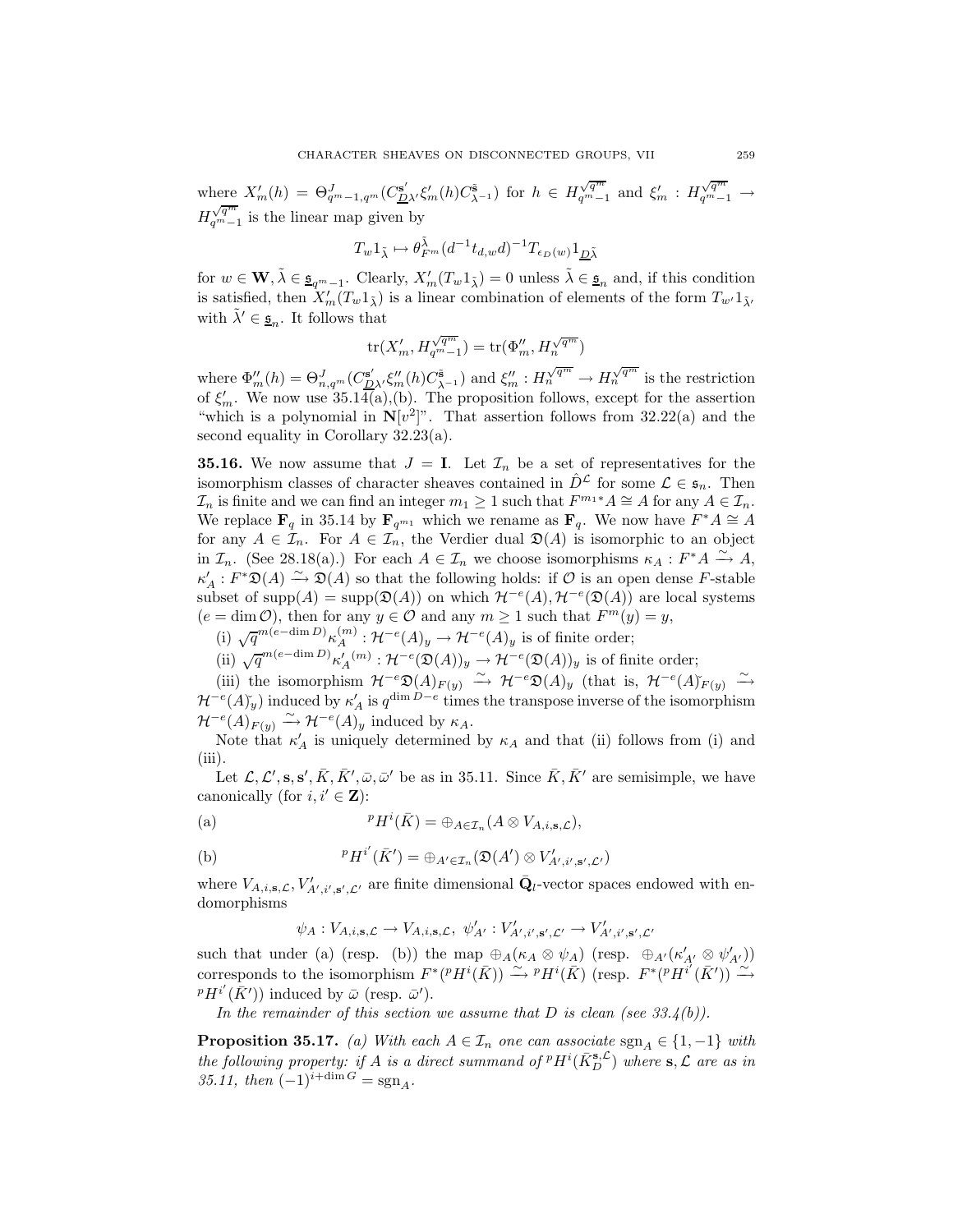where $X'_m(h) = \Theta^J_{q^m-1,q^m}(C^{\mathbf{s}'}_{\underline{D}\lambda'}\xi'_m(h)C^{\tilde{\mathbf{s}}}_{\lambda^{-1}})$ for $h \in H^{\sqrt{q^m}}_{q^m-1}$ and $\xi'_m : H^{\sqrt{q^m}}_{q^m-1} \to H^{\sqrt{q^m}}_{q^m-1}$ is the linear map given by

$$T_w 1_{\tilde{\lambda}} \mapsto \theta^{\tilde{\lambda}}_{F^m}(d^{-1}t_{d,w}d)^{-1}T_{\epsilon_D(w)}1_{\underline{D}\tilde{\lambda}}$$

for $w \in \mathbf{W}, \tilde{\lambda} \in \underline{\mathfrak{s}}_{q^m-1}$. Clearly, $X'_m(T_w 1_{\tilde{\lambda}}) = 0$ unless $\tilde{\lambda} \in \underline{\mathfrak{s}}_n$ and, if this condition is satisfied, then $X'_m(T_w 1_{\tilde{\lambda}})$ is a linear combination of elements of the form $T_{w'}1_{\tilde{\lambda}'}$ with $\tilde{\lambda}' \in \underline{\mathfrak{s}}_n$. It follows that

$$\mathrm{tr}(X'_m, H^{\sqrt{q^m}}_{q^m-1}) = \mathrm{tr}(\Phi''_m, H^{\sqrt{q^m}}_n)$$

where $\Phi''_m(h) = \Theta^J_{n,q^m}(C^{\mathbf{s}'}_{\underline{D}\lambda'}\xi''_m(h)C^{\tilde{\mathbf{s}}}_{\lambda^{-1}})$ and $\xi''_m : H^{\sqrt{q^m}}_n \to H^{\sqrt{q^m}}_n$ is the restriction of $\xi'_m$. We now use 35.14(a),(b). The proposition follows, except for the assertion "which is a polynomial in $\mathbf{N}[v^2]$". That assertion follows from 32.22(a) and the second equality in Corollary 32.23(a).

**35.16.** We now assume that $J = \mathbf{I}$. Let $\mathcal{I}_n$ be a set of representatives for the isomorphism classes of character sheaves contained in $\hat{D}^{\mathcal{L}}$ for some $\mathcal{L} \in \mathfrak{s}_n$. Then $\mathcal{I}_n$ is finite and we can find an integer $m_1 \geq 1$ such that $F^{m_1 *}A \cong A$ for any $A \in \mathcal{I}_n$. We replace $\mathbf{F}_q$ in 35.14 by $\mathbf{F}_{q^{m_1}}$ which we rename as $\mathbf{F}_q$. We now have $F^*A \cong A$ for any $A \in \mathcal{I}_n$. For $A \in \mathcal{I}_n$, the Verdier dual $\mathfrak{D}(A)$ is isomorphic to an object in $\mathcal{I}_n$. (See 28.18(a).) For each $A \in \mathcal{I}_n$ we choose isomorphisms $\kappa_A : F^*A \xrightarrow{\sim} A$, $\kappa'_A : F^*\mathfrak{D}(A) \xrightarrow{\sim} \mathfrak{D}(A)$ so that the following holds: if $\mathcal{O}$ is an open dense $F$-stable subset of $\mathrm{supp}(A) = \mathrm{supp}(\mathfrak{D}(A))$ on which $\mathcal{H}^{-e}(A), \mathcal{H}^{-e}(\mathfrak{D}(A))$ are local systems ($e = \dim \mathcal{O}$), then for any $y \in \mathcal{O}$ and any $m \geq 1$ such that $F^m(y) = y$,

(i) $\sqrt{q}^{m(e-\dim D)}\kappa_A^{(m)} : \mathcal{H}^{-e}(A)_y \to \mathcal{H}^{-e}(A)_y$ is of finite order;

(ii) $\sqrt{q}^{m(e-\dim D)}\kappa'^{(m)}_A : \mathcal{H}^{-e}(\mathfrak{D}(A))_y \to \mathcal{H}^{-e}(\mathfrak{D}(A))_y$ is of finite order;

(iii) the isomorphism $\mathcal{H}^{-e}\mathfrak{D}(A)_{F(y)} \xrightarrow{\sim} \mathcal{H}^{-e}\mathfrak{D}(A)_y$ (that is, $\mathcal{H}^{-e}(A)\check{}_{F(y)} \xrightarrow{\sim} \mathcal{H}^{-e}(A)\check{}_y$) induced by $\kappa'_A$ is $q^{\dim D - e}$ times the transpose inverse of the isomorphism $\mathcal{H}^{-e}(A)_{F(y)} \xrightarrow{\sim} \mathcal{H}^{-e}(A)_y$ induced by $\kappa_A$.

Note that $\kappa'_A$ is uniquely determined by $\kappa_A$ and that (ii) follows from (i) and (iii).

Let $\mathcal{L}, \mathcal{L}', \mathbf{s}, \mathbf{s}', \bar{K}, \bar{K}', \bar{\omega}, \bar{\omega}'$ be as in 35.11. Since $\bar{K}, \bar{K}'$ are semisimple, we have canonically (for $i, i' \in \mathbf{Z}$):

(a) $$^pH^i(\bar{K}) = \oplus_{A \in \mathcal{I}_n}(A \otimes V_{A,i,\mathbf{s},\mathcal{L}}),$$

(b) $$^pH^{i'}(\bar{K}') = \oplus_{A' \in \mathcal{I}_n}(\mathfrak{D}(A') \otimes V'_{A',i',\mathbf{s}',\mathcal{L}'})$$

where $V_{A,i,\mathbf{s},\mathcal{L}}, V'_{A',i',\mathbf{s}',\mathcal{L}'}$ are finite dimensional $\bar{\mathbf{Q}}_l$-vector spaces endowed with endomorphisms

$$\psi_A : V_{A,i,\mathbf{s},\mathcal{L}} \to V_{A,i,\mathbf{s},\mathcal{L}},\ \psi'_{A'} : V'_{A',i',\mathbf{s}',\mathcal{L}'} \to V'_{A',i',\mathbf{s}',\mathcal{L}'}$$

such that under (a) (resp. (b)) the map $\oplus_A(\kappa_A \otimes \psi_A)$ (resp. $\oplus_{A'}(\kappa'_{A'} \otimes \psi'_{A'})$) corresponds to the isomorphism $F^*(^pH^i(\bar{K})) \xrightarrow{\sim} {}^pH^i(\bar{K})$ (resp. $F^*(^pH^{i'}(\bar{K}')) \xrightarrow{\sim} {}^pH^{i'}(\bar{K}')$) induced by $\bar{\omega}$ (resp. $\bar{\omega}'$).

*In the remainder of this section we assume that $D$ is clean (see 33.4(b)).*

**Proposition 35.17.** *(a) With each $A \in \mathcal{I}_n$ one can associate $\mathrm{sgn}_A \in \{1, -1\}$ with the following property: if $A$ is a direct summand of $^pH^i(\bar{K}^{\mathbf{s},\mathcal{L}}_D)$ where $\mathbf{s}, \mathcal{L}$ are as in 35.11, then $(-1)^{i+\dim G} = \mathrm{sgn}_A$.*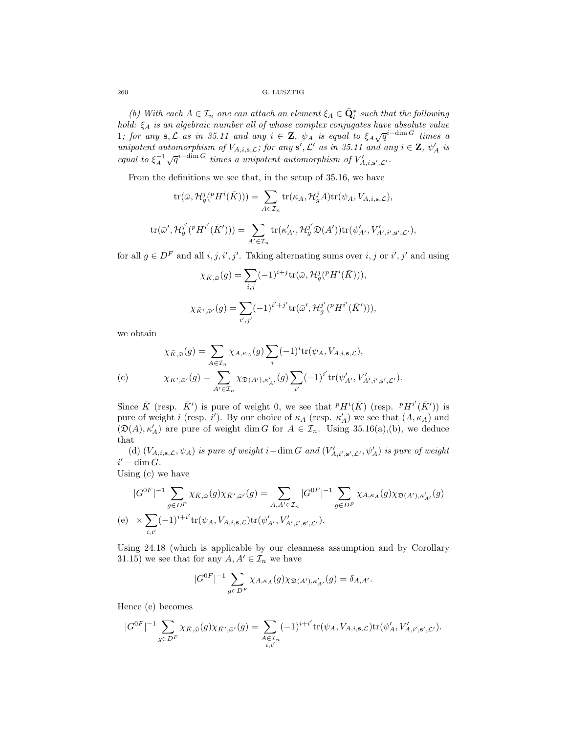*(b) With each $A \in \mathcal{I}_n$ one can attach an element $\xi_A \in \bar{\mathbf{Q}}_l^*$ such that the following hold: $\xi_A$ is an algebraic number all of whose complex conjugates have absolute value 1; for any $\mathbf{s}, \mathcal{L}$ as in 35.11 and any $i \in \mathbf{Z}$, $\psi_A$ is equal to $\xi_A \sqrt{q}^{i-\dim G}$ times a unipotent automorphism of $V_{A,i,\mathbf{s},\mathcal{L}}$; for any $\mathbf{s}', \mathcal{L}'$ as in 35.11 and any $i \in \mathbf{Z}$, $\psi'_A$ is equal to $\xi_A^{-1} \sqrt{q}^{i-\dim G}$ times a unipotent automorphism of $V'_{A,i,\mathbf{s}',\mathcal{L}'}$.*

From the definitions we see that, in the setup of 35.16, we have

$$\mathrm{tr}(\bar{\omega}, \mathcal{H}_g^j({}^pH^i(\bar{K}))) = \sum_{A \in \mathcal{I}_n} \mathrm{tr}(\kappa_A, \mathcal{H}_g^j A) \mathrm{tr}(\psi_A, V_{A,i,\mathbf{s},\mathcal{L}}),$$

$$\mathrm{tr}(\bar{\omega}', \mathcal{H}_g^{j'}({}^pH^{i'}(\bar{K}'))) = \sum_{A' \in \mathcal{I}_n} \mathrm{tr}(\kappa'_{A'}, \mathcal{H}_g^{j'} \mathfrak{D}(A')) \mathrm{tr}(\psi'_{A'}, V'_{A',i',\mathbf{s}',\mathcal{L}'}),$$

for all $g \in D^F$ and all $i, j, i', j'$. Taking alternating sums over $i, j$ or $i', j'$ and using

$$\chi_{\bar{K},\bar{\omega}}(g) = \sum_{i,j} (-1)^{i+j} \mathrm{tr}(\bar{\omega}, \mathcal{H}_g^j({}^pH^i(\bar{K}))),$$

$$\chi_{\bar{K}',\bar{\omega}'}(g) = \sum_{i',j'} (-1)^{i'+j'} \mathrm{tr}(\bar{\omega}', \mathcal{H}_g^{j'}({}^pH^{i'}(\bar{K}'))),$$

we obtain

$$\begin{aligned} &\chi_{\bar{K},\bar{\omega}}(g) = \sum_{A \in \mathcal{I}_n} \chi_{A,\kappa_A}(g) \sum_i (-1)^i \mathrm{tr}(\psi_A, V_{A,i,\mathbf{s},\mathcal{L}}), \\ \text{(c)} \qquad &\chi_{\bar{K}',\bar{\omega}'}(g) = \sum_{A' \in \mathcal{I}_n} \chi_{\mathfrak{D}(A'),\kappa'_{A'}}(g) \sum_{i'} (-1)^{i'} \mathrm{tr}(\psi'_{A'}, V'_{A',i',\mathbf{s}',\mathcal{L}'}). \end{aligned}$$

Since $\bar{K}$ (resp. $\bar{K}'$) is pure of weight 0, we see that ${}^pH^i(\bar{K})$ (resp. ${}^pH^{i'}(\bar{K}')$) is pure of weight $i$ (resp. $i'$). By our choice of $\kappa_A$ (resp. $\kappa'_A$) we see that $(A, \kappa_A)$ and $(\mathfrak{D}(A), \kappa'_A)$ are pure of weight $\dim G$ for $A \in \mathcal{I}_n$. Using 35.16(a),(b), we deduce that

(d) *$(V_{A,i,\mathbf{s},\mathcal{L}}, \psi_A)$ is pure of weight $i - \dim G$ and $(V'_{A,i',\mathbf{s}',\mathcal{L}'}, \psi'_A)$ is pure of weight $i' - \dim G$.*

Using (c) we have

$$\begin{aligned} &|G^{0F}|^{-1} \sum_{g \in D^F} \chi_{\bar{K},\bar{\omega}}(g) \chi_{\bar{K}',\bar{\omega}'}(g) = \sum_{A,A' \in \mathcal{I}_n} |G^{0F}|^{-1} \sum_{g \in D^F} \chi_{A,\kappa_A}(g) \chi_{\mathfrak{D}(A'),\kappa'_{A'}}(g) \\ \text{(e)} \quad &\times \sum_{i,i'} (-1)^{i+i'} \mathrm{tr}(\psi_A, V_{A,i,\mathbf{s},\mathcal{L}}) \mathrm{tr}(\psi'_{A'}, V'_{A',i',\mathbf{s}',\mathcal{L}'}). \end{aligned}$$

Using 24.18 (which is applicable by our cleanness assumption and by Corollary 31.15) we see that for any $A, A' \in \mathcal{I}_n$ we have

$$|G^{0F}|^{-1} \sum_{g \in D^F} \chi_{A,\kappa_A}(g) \chi_{\mathfrak{D}(A'),\kappa'_{A'}}(g) = \delta_{A,A'}.$$

Hence (e) becomes

$$|G^{0F}|^{-1} \sum_{g \in D^F} \chi_{\bar{K},\bar{\omega}}(g) \chi_{\bar{K}',\bar{\omega}'}(g) = \sum_{\substack{A \in \mathcal{I}_n \\ i,i'}} (-1)^{i+i'} \mathrm{tr}(\psi_A, V_{A,i,\mathbf{s},\mathcal{L}}) \mathrm{tr}(\psi'_A, V'_{A,i',\mathbf{s}',\mathcal{L}'}).$$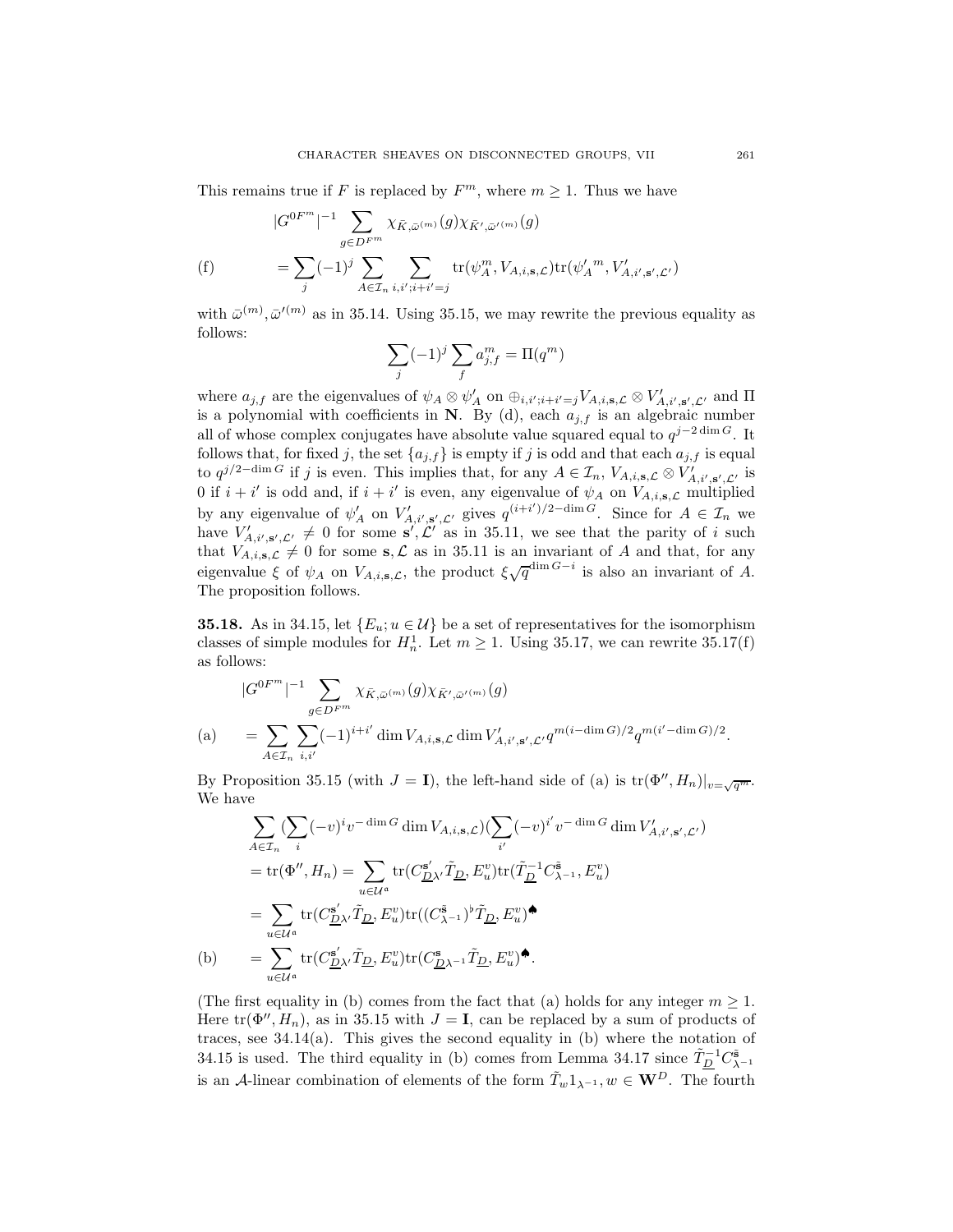This remains true if $F$ is replaced by $F^m$, where $m \geq 1$. Thus we have

$$
\begin{aligned}
&|G^{0F^m}|^{-1} \sum_{g \in D^{F^m}} \chi_{\bar{K}, \bar{\omega}^{(m)}}(g) \chi_{\bar{K}', \bar{\omega}'^{(m)}}(g) \\
\text{(f)} \qquad &= \sum_j (-1)^j \sum_{A \in \mathcal{I}_n} \sum_{i,i'; i+i'=j} \text{tr}(\psi_A^m, V_{A,i,\mathbf{s},\mathcal{L}}) \text{tr}({\psi'_A}^m, V'_{A,i',\mathbf{s}',\mathcal{L}'})
\end{aligned}
$$

with $\bar{\omega}^{(m)}, \bar{\omega}'^{(m)}$ as in 35.14. Using 35.15, we may rewrite the previous equality as follows:

$$\sum_j (-1)^j \sum_f a_{j,f}^m = \Pi(q^m)$$

where $a_{j,f}$ are the eigenvalues of $\psi_A \otimes \psi'_A$ on $\oplus_{i,i'; i+i'=j} V_{A,i,\mathbf{s},\mathcal{L}} \otimes V'_{A,i',\mathbf{s}',\mathcal{L}'}$ and $\Pi$ is a polynomial with coefficients in $\mathbf{N}$. By (d), each $a_{j,f}$ is an algebraic number all of whose complex conjugates have absolute value squared equal to $q^{j-2\dim G}$. It follows that, for fixed $j$, the set $\{a_{j,f}\}$ is empty if $j$ is odd and that each $a_{j,f}$ is equal to $q^{j/2-\dim G}$ if $j$ is even. This implies that, for any $A \in \mathcal{I}_n$, $V_{A,i,\mathbf{s},\mathcal{L}} \otimes V'_{A,i',\mathbf{s}',\mathcal{L}'}$ is 0 if $i+i'$ is odd and, if $i+i'$ is even, any eigenvalue of $\psi_A$ on $V_{A,i,\mathbf{s},\mathcal{L}}$ multiplied by any eigenvalue of $\psi'_A$ on $V'_{A,i',\mathbf{s}',\mathcal{L}'}$ gives $q^{(i+i')/2-\dim G}$. Since for $A \in \mathcal{I}_n$ we have $V'_{A,i',\mathbf{s}',\mathcal{L}'} \neq 0$ for some $\mathbf{s}', \mathcal{L}'$ as in 35.11, we see that the parity of $i$ such that $V_{A,i,\mathbf{s},\mathcal{L}} \neq 0$ for some $\mathbf{s}, \mathcal{L}$ as in 35.11 is an invariant of $A$ and that, for any eigenvalue $\xi$ of $\psi_A$ on $V_{A,i,\mathbf{s},\mathcal{L}}$, the product $\xi\sqrt{q}^{\dim G - i}$ is also an invariant of $A$. The proposition follows.

**35.18.** As in 34.15, let $\{E_u; u \in \mathcal{U}\}$ be a set of representatives for the isomorphism classes of simple modules for $H_n^1$. Let $m \geq 1$. Using 35.17, we can rewrite 35.17(f) as follows:

$$
\begin{aligned}
&|G^{0F^m}|^{-1} \sum_{g \in D^{F^m}} \chi_{\bar{K}, \bar{\omega}^{(m)}}(g) \chi_{\bar{K}', \bar{\omega}'^{(m)}}(g) \\
\text{(a)} \qquad &= \sum_{A \in \mathcal{I}_n} \sum_{i,i'} (-1)^{i+i'} \dim V_{A,i,\mathbf{s},\mathcal{L}} \dim V'_{A,i',\mathbf{s}',\mathcal{L}'} q^{m(i-\dim G)/2} q^{m(i'-\dim G)/2}.
\end{aligned}
$$

By Proposition 35.15 (with $J = \mathbf{I}$), the left-hand side of (a) is $\text{tr}(\Phi'', H_n)|_{v=\sqrt{q^m}}$. We have

$$
\begin{aligned}
&\sum_{A \in \mathcal{I}_n} (\sum_i (-v)^i v^{-\dim G} \dim V_{A,i,\mathbf{s},\mathcal{L}})(\sum_{i'} (-v)^{i'} v^{-\dim G} \dim V'_{A,i',\mathbf{s}',\mathcal{L}'}) \\
&= \text{tr}(\Phi'', H_n) = \sum_{u \in \mathcal{U}^{\mathfrak{a}}} \text{tr}(C^{\mathbf{s}'}_{\underline{D}\lambda'} \tilde{T}_{\underline{D}}, E_u^v) \text{tr}(\tilde{T}_{\underline{D}}^{-1} C^{\tilde{\mathbf{s}}}_{\lambda^{-1}}, E_u^v) \\
&= \sum_{u \in \mathcal{U}^{\mathfrak{a}}} \text{tr}(C^{\mathbf{s}'}_{\underline{D}\lambda'} \tilde{T}_{\underline{D}}, E_u^v) \text{tr}((C^{\tilde{\mathbf{s}}}_{\lambda^{-1}})^\flat \tilde{T}_{\underline{D}}, E_u^v)^\spadesuit \\
\text{(b)} \qquad &= \sum_{u \in \mathcal{U}^{\mathfrak{a}}} \text{tr}(C^{\mathbf{s}'}_{\underline{D}\lambda'} \tilde{T}_{\underline{D}}, E_u^v) \text{tr}(C^{\mathbf{s}}_{\underline{D}\lambda^{-1}} \tilde{T}_{\underline{D}}, E_u^v)^\spadesuit.
\end{aligned}
$$

(The first equality in (b) comes from the fact that (a) holds for any integer $m \geq 1$. Here $\text{tr}(\Phi'', H_n)$, as in 35.15 with $J = \mathbf{I}$, can be replaced by a sum of products of traces, see 34.14(a). This gives the second equality in (b) where the notation of 34.15 is used. The third equality in (b) comes from Lemma 34.17 since $\tilde{T}_{\underline{D}}^{-1} C^{\tilde{\mathbf{s}}}_{\lambda^{-1}}$ is an $\mathcal{A}$-linear combination of elements of the form $\tilde{T}_w 1_{\lambda^{-1}}, w \in \mathbf{W}^D$. The fourth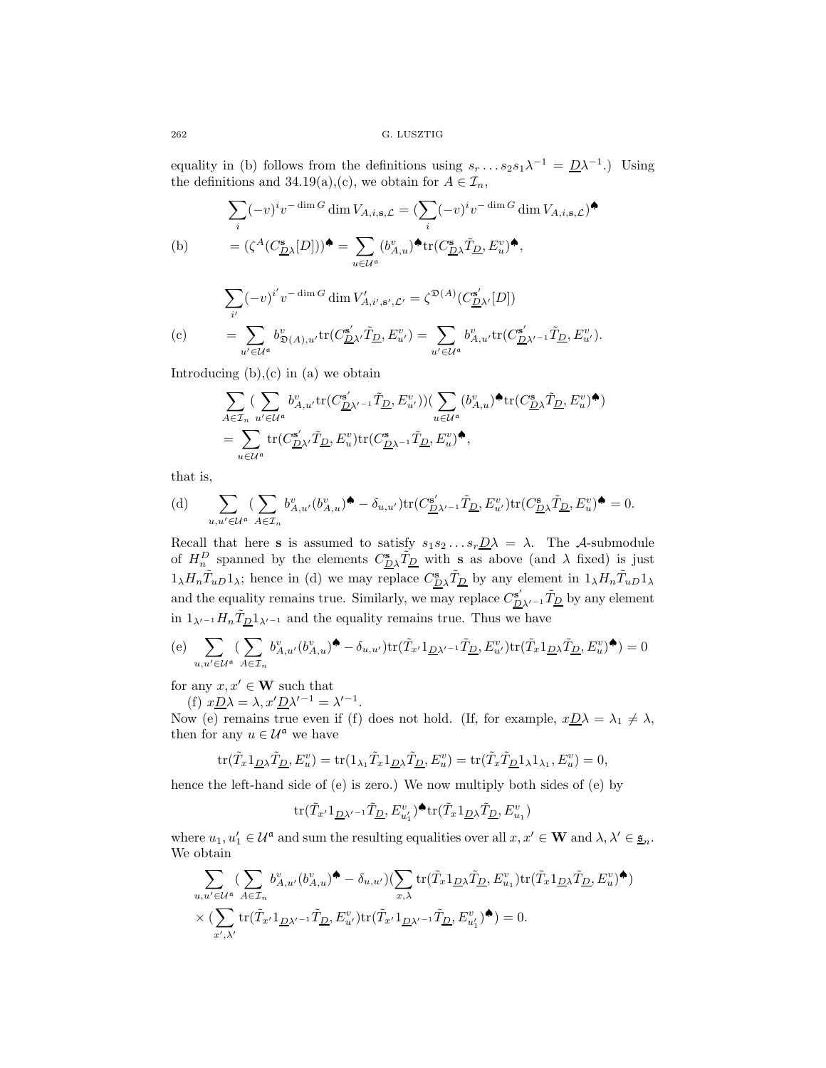equality in (b) follows from the definitions using $s_r \dots s_2 s_1 \lambda^{-1} = \underline{D}\lambda^{-1}$.) Using the definitions and 34.19(a),(c), we obtain for $A \in \mathcal{I}_n$,

$$\sum_i (-v)^i v^{-\dim G} \dim V_{A,i,\mathbf{s},\mathcal{L}} = (\sum_i (-v)^i v^{-\dim G} \dim V_{A,i,\mathbf{s},\mathcal{L}})^{\spadesuit}$$

$$\text{(b)} \qquad = (\zeta^A(C^{\mathbf{s}}_{\underline{D}\lambda}[D]))^{\spadesuit} = \sum_{u \in \mathcal{U}^{\mathfrak{a}}} (b^v_{A,u})^{\spadesuit} \mathrm{tr}(C^{\mathbf{s}}_{\underline{D}\lambda}\tilde{T}_{\underline{D}}, E^v_u)^{\spadesuit},$$

$$\sum_{i'} (-v)^{i'} v^{-\dim G} \dim V'_{A,i',\mathbf{s}',\mathcal{L}'} = \zeta^{\mathfrak{D}(A)}(C^{\mathbf{s}'}_{\underline{D}\lambda'}[D])$$

$$\text{(c)} \qquad = \sum_{u' \in \mathcal{U}^{\mathfrak{a}}} b^v_{\mathfrak{D}(A),u'} \mathrm{tr}(C^{\mathbf{s}'}_{\underline{D}\lambda'}\tilde{T}_{\underline{D}}, E^v_{u'}) = \sum_{u' \in \mathcal{U}^{\mathfrak{a}}} b^v_{A,u'} \mathrm{tr}(C^{\mathbf{s}'}_{\underline{D}\lambda'^{-1}}\tilde{T}_{\underline{D}}, E^v_{u'}).$$

Introducing (b),(c) in (a) we obtain

$$\sum_{A \in \mathcal{I}_n} (\sum_{u' \in \mathcal{U}^{\mathfrak{a}}} b^v_{A,u'} \mathrm{tr}(C^{\mathbf{s}'}_{\underline{D}\lambda'^{-1}}\tilde{T}_{\underline{D}}, E^v_{u'}))(\sum_{u \in \mathcal{U}^{\mathfrak{a}}} (b^v_{A,u})^{\spadesuit} \mathrm{tr}(C^{\mathbf{s}}_{\underline{D}\lambda}\tilde{T}_{\underline{D}}, E^v_u)^{\spadesuit})$$
$$= \sum_{u \in \mathcal{U}^{\mathfrak{a}}} \mathrm{tr}(C^{\mathbf{s}'}_{\underline{D}\lambda'}\tilde{T}_{\underline{D}}, E^v_u) \mathrm{tr}(C^{\mathbf{s}}_{\underline{D}\lambda^{-1}}\tilde{T}_{\underline{D}}, E^v_u)^{\spadesuit},$$

that is,

$$\text{(d)} \qquad \sum_{u,u' \in \mathcal{U}^{\mathfrak{a}}} (\sum_{A \in \mathcal{I}_n} b^v_{A,u'}(b^v_{A,u})^{\spadesuit} - \delta_{u,u'}) \mathrm{tr}(C^{\mathbf{s}'}_{\underline{D}\lambda'^{-1}}\tilde{T}_{\underline{D}}, E^v_{u'}) \mathrm{tr}(C^{\mathbf{s}}_{\underline{D}\lambda}\tilde{T}_{\underline{D}}, E^v_u)^{\spadesuit} = 0.$$

Recall that here $\mathbf{s}$ is assumed to satisfy $s_1 s_2 \dots s_r \underline{D}\lambda = \lambda$. The $\mathcal{A}$-submodule of $H^D_n$ spanned by the elements $C^{\mathbf{s}}_{\underline{D}\lambda}\tilde{T}_{\underline{D}}$ with $\mathbf{s}$ as above (and $\lambda$ fixed) is just $1_\lambda H_n \tilde{T}_{uD} 1_\lambda$; hence in (d) we may replace $C^{\mathbf{s}}_{\underline{D}\lambda}\tilde{T}_{\underline{D}}$ by any element in $1_\lambda H_n \tilde{T}_{uD} 1_\lambda$ and the equality remains true. Similarly, we may replace $C^{\mathbf{s}'}_{\underline{D}\lambda'^{-1}}\tilde{T}_{\underline{D}}$ by any element in $1_{\lambda'^{-1}} H_n \tilde{T}_{\underline{D}} 1_{\lambda'^{-1}}$ and the equality remains true. Thus we have

$$\text{(e)} \sum_{u,u' \in \mathcal{U}^{\mathfrak{a}}} (\sum_{A \in \mathcal{I}_n} b^v_{A,u'}(b^v_{A,u})^{\spadesuit} - \delta_{u,u'}) \mathrm{tr}(\tilde{T}_{x'} 1_{\underline{D}\lambda'^{-1}} \tilde{T}_{\underline{D}}, E^v_{u'}) \mathrm{tr}(\tilde{T}_x 1_{\underline{D}\lambda} \tilde{T}_{\underline{D}}, E^v_u)^{\spadesuit}) = 0$$

for any $x, x' \in \mathbf{W}$ such that

(f) $x\underline{D}\lambda = \lambda, x'\underline{D}\lambda'^{-1} = \lambda'^{-1}$.

Now (e) remains true even if (f) does not hold. (If, for example, $x\underline{D}\lambda = \lambda_1 \neq \lambda$, then for any $u \in \mathcal{U}^{\mathfrak{a}}$ we have

$$\mathrm{tr}(\tilde{T}_x 1_{\underline{D}\lambda} \tilde{T}_{\underline{D}}, E^v_u) = \mathrm{tr}(1_{\lambda_1} \tilde{T}_x 1_{\underline{D}\lambda} \tilde{T}_{\underline{D}}, E^v_u) = \mathrm{tr}(\tilde{T}_x \tilde{T}_{\underline{D}} 1_\lambda 1_{\lambda_1}, E^v_u) = 0,$$

hence the left-hand side of (e) is zero.) We now multiply both sides of (e) by

$$\mathrm{tr}(\tilde{T}_{x'} 1_{\underline{D}\lambda'^{-1}} \tilde{T}_{\underline{D}}, E^v_{u'_1})^{\spadesuit} \mathrm{tr}(\tilde{T}_x 1_{\underline{D}\lambda} \tilde{T}_{\underline{D}}, E^v_{u_1})$$

where $u_1, u'_1 \in \mathcal{U}^{\mathfrak{a}}$ and sum the resulting equalities over all $x, x' \in \mathbf{W}$ and $\lambda, \lambda' \in \underline{\mathfrak{s}}_n$. We obtain

$$\sum_{u,u' \in \mathcal{U}^{\mathfrak{a}}} (\sum_{A \in \mathcal{I}_n} b^v_{A,u'}(b^v_{A,u})^{\spadesuit} - \delta_{u,u'}) (\sum_{x,\lambda} \mathrm{tr}(\tilde{T}_x 1_{\underline{D}\lambda} \tilde{T}_{\underline{D}}, E^v_{u_1}) \mathrm{tr}(\tilde{T}_x 1_{\underline{D}\lambda} \tilde{T}_{\underline{D}}, E^v_u)^{\spadesuit})$$
$$\times (\sum_{x',\lambda'} \mathrm{tr}(\tilde{T}_{x'} 1_{\underline{D}\lambda'^{-1}} \tilde{T}_{\underline{D}}, E^v_{u'}) \mathrm{tr}(\tilde{T}_{x'} 1_{\underline{D}\lambda'^{-1}} \tilde{T}_{\underline{D}}, E^v_{u'_1})^{\spadesuit}) = 0.$$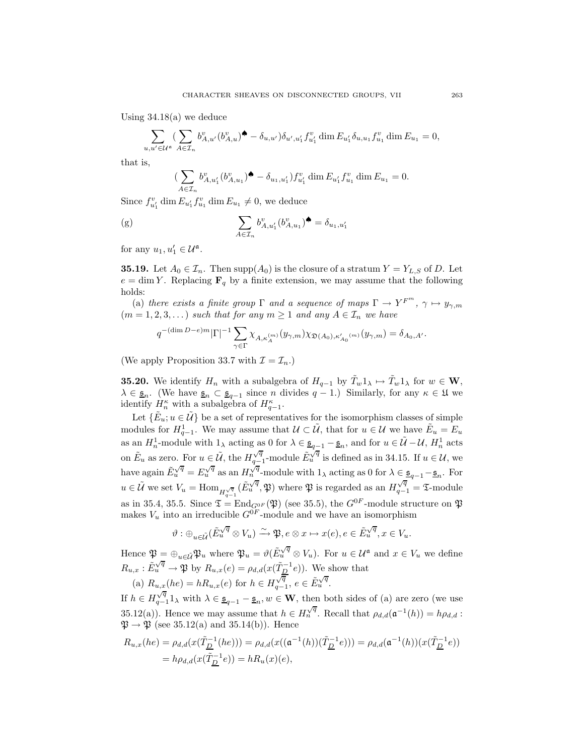Using 34.18(a) we deduce

$$\sum_{u,u'\in\mathcal{U}^{\mathfrak{a}}}(\sum_{A\in\mathcal{I}_n} b^v_{A,u'}(b^v_{A,u})^{\spadesuit}-\delta_{u,u'})\delta_{u',u'_1}f^v_{u'_1}\dim E_{u'_1}\delta_{u,u_1}f^v_{u_1}\dim E_{u_1}=0,$$

that is,

$$(\sum_{A\in\mathcal{I}_n} b^v_{A,u'_1}(b^v_{A,u_1})^{\spadesuit}-\delta_{u_1,u'_1})f^v_{u'_1}\dim E_{u'_1}f^v_{u_1}\dim E_{u_1}=0.$$

Since $f^v_{u'_1}\dim E_{u'_1}f^v_{u_1}\dim E_{u_1}\neq 0$, we deduce

(g)
$$\sum_{A\in\mathcal{I}_n} b^v_{A,u'_1}(b^v_{A,u_1})^{\spadesuit}=\delta_{u_1,u'_1}$$

for any $u_1,u'_1\in\mathcal{U}^{\mathfrak{a}}$.

**35.19.** Let $A_0\in\mathcal{I}_n$. Then $\operatorname{supp}(A_0)$ is the closure of a stratum $Y=Y_{L,S}$ of $D$. Let $e=\dim Y$. Replacing $\mathbf{F}_q$ by a finite extension, we may assume that the following holds:

(a) *there exists a finite group $\Gamma$ and a sequence of maps $\Gamma\to Y^{F^m}$, $\gamma\mapsto y_{\gamma,m}$ $(m=1,2,3,\dots)$ such that for any $m\geq 1$ and any $A\in\mathcal{I}_n$ we have*

$$q^{-(\dim D-e)m}|\Gamma|^{-1}\sum_{\gamma\in\Gamma}\chi_{A,\kappa_A^{(m)}}(y_{\gamma,m})\chi_{\mathfrak{D}(A_0),\kappa'_{A_0}{}^{(m)}}(y_{\gamma,m})=\delta_{A_0,A'}.$$

(We apply Proposition 33.7 with $\mathcal{I}=\mathcal{I}_n$.)

**35.20.** We identify $H_n$ with a subalgebra of $H_{q-1}$ by $\tilde{T}_w1_\lambda\mapsto\tilde{T}_w1_\lambda$ for $w\in\mathbf{W}$, $\lambda\in\underline{\mathfrak{s}}_n$. (We have $\underline{\mathfrak{s}}_n\subset\underline{\mathfrak{s}}_{q-1}$ since $n$ divides $q-1$.) Similarly, for any $\kappa\in\mathfrak{U}$ we identify $H_n^\kappa$ with a subalgebra of $H_{q-1}^\kappa$.

Let $\{\tilde{E}_u;u\in\tilde{\mathcal{U}}\}$ be a set of representatives for the isomorphism classes of simple modules for $H^1_{q-1}$. We may assume that $\mathcal{U}\subset\tilde{\mathcal{U}}$, that for $u\in\mathcal{U}$ we have $\tilde{E}_u=E_u$ as an $H^1_n$-module with $1_\lambda$ acting as 0 for $\lambda\in\underline{\mathfrak{s}}_{q-1}-\underline{\mathfrak{s}}_n$, and for $u\in\tilde{\mathcal{U}}-\mathcal{U}$, $H^1_n$ acts on $\tilde{E}_u$ as zero. For $u\in\tilde{\mathcal{U}}$, the $H^{\sqrt{q}}_{q-1}$-module $\tilde{E}^{\sqrt{q}}_u$ is defined as in 34.15. If $u\in\mathcal{U}$, we have again $\tilde{E}^{\sqrt{q}}_u=E^{\sqrt{q}}_u$ as an $H^{\sqrt{q}}_n$-module with $1_\lambda$ acting as 0 for $\lambda\in\underline{\mathfrak{s}}_{q-1}-\underline{\mathfrak{s}}_n$. For $u\in\tilde{\mathcal{U}}$ we set $V_u=\operatorname{Hom}_{H^{\sqrt{q}}_{q-1}}(\tilde{E}^{\sqrt{q}}_u,\mathfrak{P})$ where $\mathfrak{P}$ is regarded as an $H^{\sqrt{q}}_{q-1}=\mathfrak{T}$-module as in 35.4, 35.5. Since $\mathfrak{T}=\operatorname{End}_{G^{0F}}(\mathfrak{P})$ (see 35.5), the $G^{0F}$-module structure on $\mathfrak{P}$ makes $V_u$ into an irreducible $G^{0F}$-module and we have an isomorphism

$$\vartheta:\oplus_{u\in\tilde{\mathcal{U}}}(\tilde{E}^{\sqrt{q}}_u\otimes V_u)\xrightarrow{\sim}\mathfrak{P},e\otimes x\mapsto x(e),e\in\tilde{E}^{\sqrt{q}}_u,x\in V_u.$$

Hence $\mathfrak{P}=\oplus_{u\in\tilde{\mathcal{U}}}\mathfrak{P}_u$ where $\mathfrak{P}_u=\vartheta(\tilde{E}^{\sqrt{q}}_u\otimes V_u)$. For $u\in\mathcal{U}^{\mathfrak{a}}$ and $x\in V_u$ we define $R_{u,x}:\tilde{E}^{\sqrt{q}}_u\to\mathfrak{P}$ by $R_{u,x}(e)=\rho_{d,d}(x(\tilde{T}^{-1}_{\underline{D}}e))$. We show that

(a) $R_{u,x}(he)=hR_{u,x}(e)$ for $h\in H^{\sqrt{q}}_{q-1}$, $e\in\tilde{E}^{\sqrt{q}}_u$.

If $h\in H^{\sqrt{q}}_{q-1}1_\lambda$ with $\lambda\in\underline{\mathfrak{s}}_{q-1}-\underline{\mathfrak{s}}_n,w\in\mathbf{W}$, then both sides of (a) are zero (we use 35.12(a)). Hence we may assume that $h\in H^{\sqrt{q}}_n$. Recall that $\rho_{d,d}(\mathfrak{a}^{-1}(h))=h\rho_{d,d}:\mathfrak{P}\to\mathfrak{P}$ (see 35.12(a) and 35.14(b)). Hence

$$\begin{aligned}R_{u,x}(he)&=\rho_{d,d}(x(\tilde{T}^{-1}_{\underline{D}}(he)))=\rho_{d,d}(x((\mathfrak{a}^{-1}(h))(\tilde{T}^{-1}_{\underline{D}}e)))=\rho_{d,d}(\mathfrak{a}^{-1}(h))(x(\tilde{T}^{-1}_{\underline{D}}e))\\&=h\rho_{d,d}(x(\tilde{T}^{-1}_{\underline{D}}e))=hR_u(x)(e),\end{aligned}$$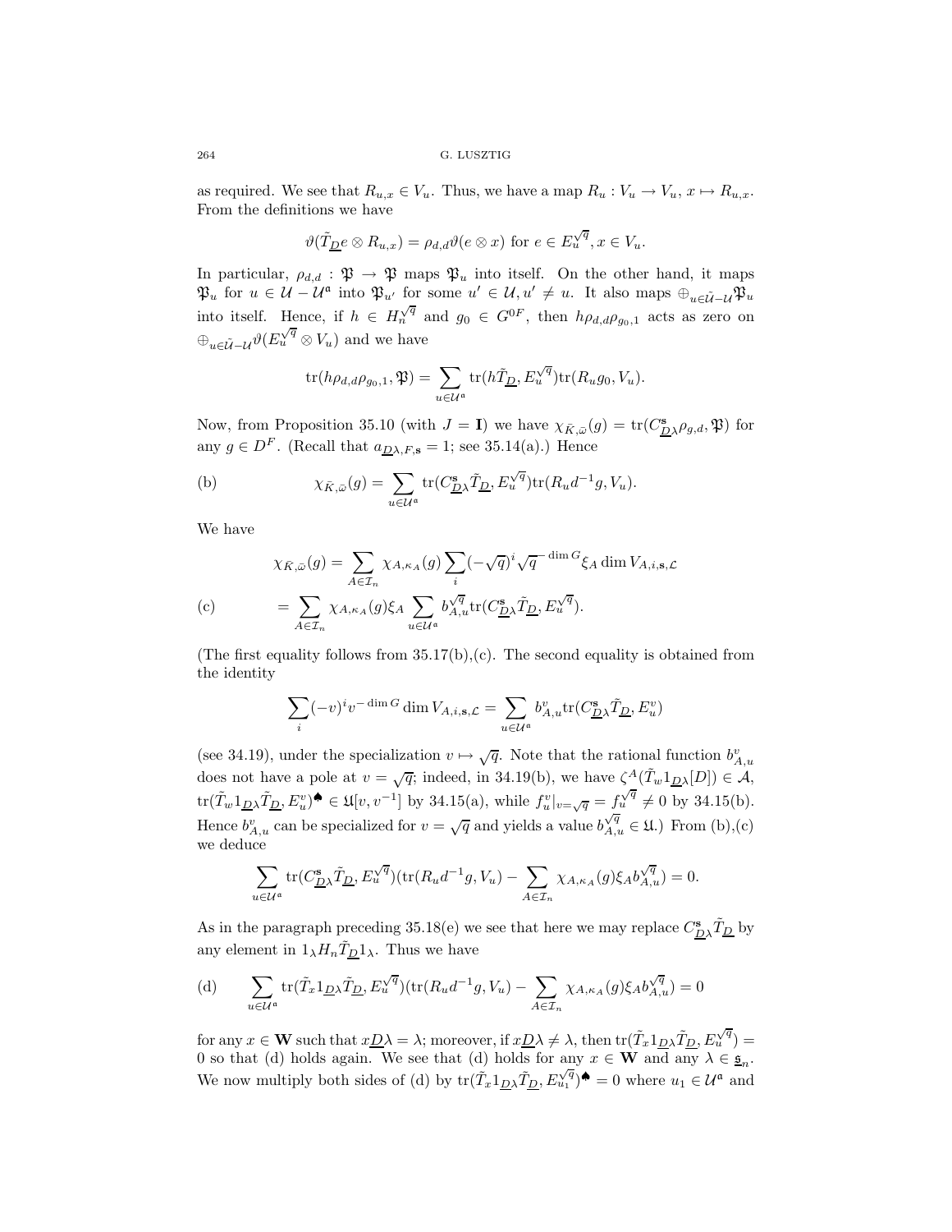as required. We see that $R_{u,x} \in V_u$. Thus, we have a map $R_u : V_u \to V_u$, $x \mapsto R_{u,x}$. From the definitions we have

$$\vartheta(\tilde{T}_{\underline{D}} e \otimes R_{u,x}) = \rho_{d,d}\vartheta(e \otimes x) \text{ for } e \in E_u^{\sqrt{q}}, x \in V_u.$$

In particular, $\rho_{d,d} : \mathfrak{P} \to \mathfrak{P}$ maps $\mathfrak{P}_u$ into itself. On the other hand, it maps $\mathfrak{P}_u$ for $u \in \mathcal{U} - \mathcal{U}^{\mathfrak{a}}$ into $\mathfrak{P}_{u'}$ for some $u' \in \mathcal{U}, u' \neq u$. It also maps $\oplus_{u \in \tilde{\mathcal{U}} - \mathcal{U}} \mathfrak{P}_u$ into itself. Hence, if $h \in H_n^{\sqrt{q}}$ and $g_0 \in G^{0F}$, then $h\rho_{d,d}\rho_{g_0,1}$ acts as zero on $\oplus_{u \in \tilde{\mathcal{U}} - \mathcal{U}} \vartheta(E_u^{\sqrt{q}} \otimes V_u)$ and we have

$$\mathrm{tr}(h\rho_{d,d}\rho_{g_0,1}, \mathfrak{P}) = \sum_{u \in \mathcal{U}^{\mathfrak{a}}} \mathrm{tr}(h\tilde{T}_{\underline{D}}, E_u^{\sqrt{q}})\mathrm{tr}(R_u g_0, V_u).$$

Now, from Proposition 35.10 (with $J = \mathbf{I}$) we have $\chi_{\bar{K},\bar{\omega}}(g) = \mathrm{tr}(C^{\mathbf{s}}_{\underline{D}\lambda}\rho_{g,d}, \mathfrak{P})$ for any $g \in D^F$. (Recall that $a_{\underline{D}\lambda,F,\mathbf{s}} = 1$; see 35.14(a).) Hence

$$\text{(b)} \qquad \chi_{\bar{K},\bar{\omega}}(g) = \sum_{u \in \mathcal{U}^{\mathfrak{a}}} \mathrm{tr}(C^{\mathbf{s}}_{\underline{D}\lambda}\tilde{T}_{\underline{D}}, E_u^{\sqrt{q}})\mathrm{tr}(R_u d^{-1} g, V_u).$$

We have

$$\chi_{\bar{K},\bar{\omega}}(g) = \sum_{A \in \mathcal{I}_n} \chi_{A,\kappa_A}(g) \sum_i (-\sqrt{q})^i \sqrt{q}^{-\dim G} \xi_A \dim V_{A,i,\mathbf{s},\mathcal{L}}$$

$$\text{(c)} \qquad = \sum_{A \in \mathcal{I}_n} \chi_{A,\kappa_A}(g)\xi_A \sum_{u \in \mathcal{U}^{\mathfrak{a}}} b^{\sqrt{q}}_{A,u} \mathrm{tr}(C^{\mathbf{s}}_{\underline{D}\lambda}\tilde{T}_{\underline{D}}, E_u^{\sqrt{q}}).$$

(The first equality follows from 35.17(b),(c). The second equality is obtained from the identity

$$\sum_i (-v)^i v^{-\dim G} \dim V_{A,i,\mathbf{s},\mathcal{L}} = \sum_{u \in \mathcal{U}^{\mathfrak{a}}} b^v_{A,u} \mathrm{tr}(C^{\mathbf{s}}_{\underline{D}\lambda}\tilde{T}_{\underline{D}}, E_u^v)$$

(see 34.19), under the specialization $v \mapsto \sqrt{q}$. Note that the rational function $b^v_{A,u}$ does not have a pole at $v = \sqrt{q}$; indeed, in 34.19(b), we have $\zeta^A(\tilde{T}_w 1_{\underline{D}\lambda}[D]) \in \mathcal{A}$, $\mathrm{tr}(\tilde{T}_w 1_{\underline{D}\lambda}\tilde{T}_{\underline{D}}, E_u^v)^\spadesuit \in \mathfrak{U}[v, v^{-1}]$ by 34.15(a), while $f_u^v|_{v=\sqrt{q}} = f_u^{\sqrt{q}} \neq 0$ by 34.15(b). Hence $b^v_{A,u}$ can be specialized for $v = \sqrt{q}$ and yields a value $b^{\sqrt{q}}_{A,u} \in \mathfrak{U}$.) From (b),(c) we deduce

$$\sum_{u \in \mathcal{U}^{\mathfrak{a}}} \mathrm{tr}(C^{\mathbf{s}}_{\underline{D}\lambda}\tilde{T}_{\underline{D}}, E_u^{\sqrt{q}})(\mathrm{tr}(R_u d^{-1} g, V_u) - \sum_{A \in \mathcal{I}_n} \chi_{A,\kappa_A}(g)\xi_A b^{\sqrt{q}}_{A,u}) = 0.$$

As in the paragraph preceding 35.18(e) we see that here we may replace $C^{\mathbf{s}}_{\underline{D}\lambda}\tilde{T}_{\underline{D}}$ by any element in $1_\lambda H_n \tilde{T}_{\underline{D}} 1_\lambda$. Thus we have

$$\text{(d)} \qquad \sum_{u \in \mathcal{U}^{\mathfrak{a}}} \mathrm{tr}(\tilde{T}_x 1_{\underline{D}\lambda}\tilde{T}_{\underline{D}}, E_u^{\sqrt{q}})(\mathrm{tr}(R_u d^{-1} g, V_u) - \sum_{A \in \mathcal{I}_n} \chi_{A,\kappa_A}(g)\xi_A b^{\sqrt{q}}_{A,u}) = 0$$

for any $x \in \mathbf{W}$ such that $x\underline{D}\lambda = \lambda$; moreover, if $x\underline{D}\lambda \neq \lambda$, then $\mathrm{tr}(\tilde{T}_x 1_{\underline{D}\lambda}\tilde{T}_{\underline{D}}, E_u^{\sqrt{q}}) = 0$ so that (d) holds again. We see that (d) holds for any $x \in \mathbf{W}$ and any $\lambda \in \underline{\mathfrak{s}}_n$. We now multiply both sides of (d) by $\mathrm{tr}(\tilde{T}_x 1_{\underline{D}\lambda}\tilde{T}_{\underline{D}}, E_{u_1}^{\sqrt{q}})^\spadesuit = 0$ where $u_1 \in \mathcal{U}^{\mathfrak{a}}$ and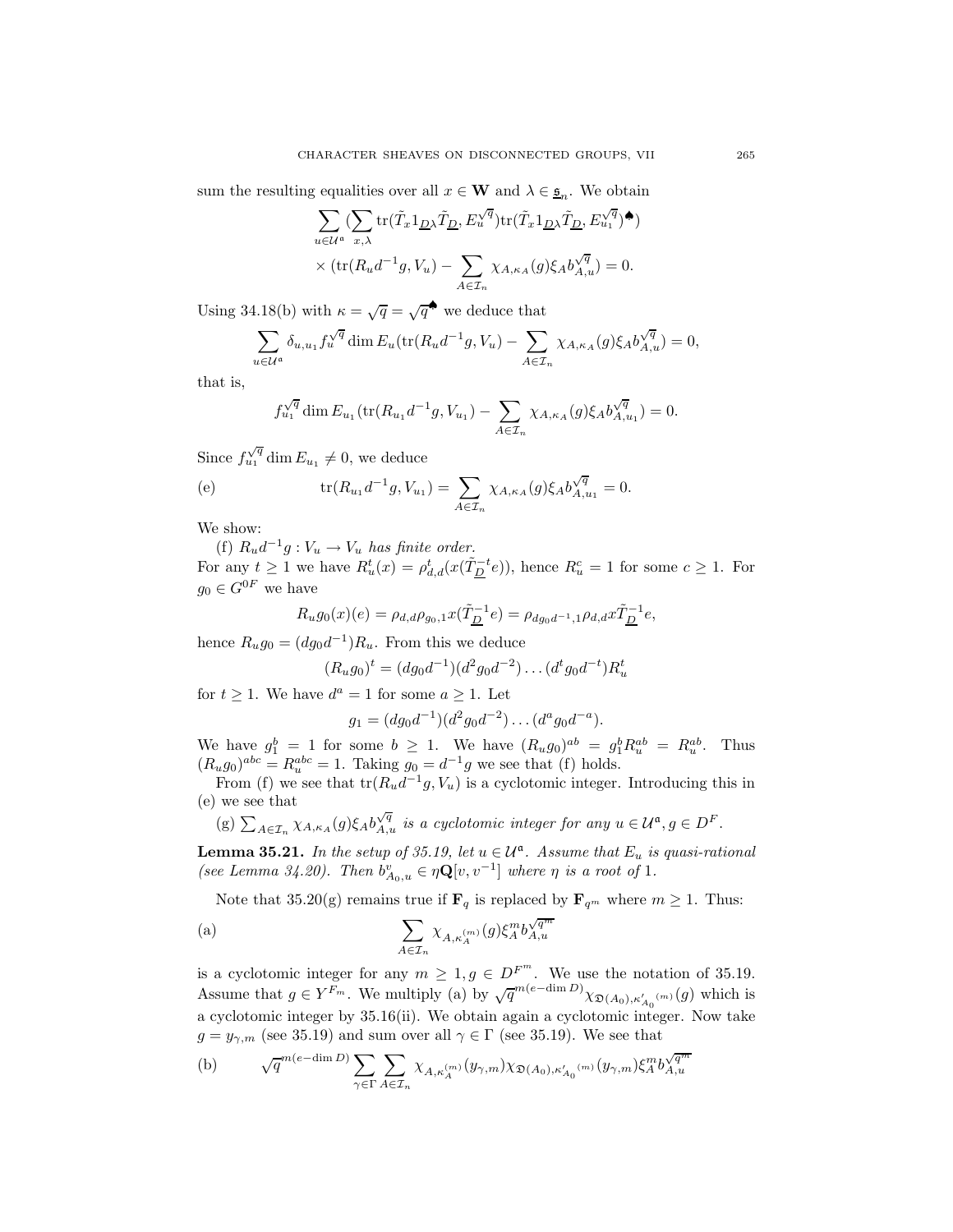sum the resulting equalities over all $x \in \mathbf{W}$ and $\lambda \in \underline{\mathfrak{s}}_n$. We obtain

$$\sum_{u \in \mathcal{U}^{\mathfrak{a}}} (\sum_{x,\lambda} \operatorname{tr}(\tilde{T}_x 1_{\underline{D}\lambda} \tilde{T}_{\underline{D}}, E_u^{\sqrt{q}}) \operatorname{tr}(\tilde{T}_x 1_{\underline{D}\lambda} \tilde{T}_{\underline{D}}, E_{u_1}^{\sqrt{q}})^{\spadesuit})$$
$$\times (\operatorname{tr}(R_u d^{-1} g, V_u) - \sum_{A \in \mathcal{I}_n} \chi_{A,\kappa_A}(g) \xi_A b_{A,u}^{\sqrt{q}}) = 0.$$

Using 34.18(b) with $\kappa = \sqrt{q} = \sqrt{q}^{\spadesuit}$ we deduce that

$$\sum_{u \in \mathcal{U}^{\mathfrak{a}}} \delta_{u,u_1} f_u^{\sqrt{q}} \dim E_u (\operatorname{tr}(R_u d^{-1} g, V_u) - \sum_{A \in \mathcal{I}_n} \chi_{A,\kappa_A}(g) \xi_A b_{A,u}^{\sqrt{q}}) = 0,$$

that is,

$$f_{u_1}^{\sqrt{q}} \dim E_{u_1} (\operatorname{tr}(R_{u_1} d^{-1} g, V_{u_1}) - \sum_{A \in \mathcal{I}_n} \chi_{A,\kappa_A}(g) \xi_A b_{A,u_1}^{\sqrt{q}}) = 0.$$

Since $f_{u_1}^{\sqrt{q}} \dim E_{u_1} \neq 0$, we deduce

$$\text{(e)} \qquad \operatorname{tr}(R_{u_1} d^{-1} g, V_{u_1}) = \sum_{A \in \mathcal{I}_n} \chi_{A,\kappa_A}(g) \xi_A b_{A,u_1}^{\sqrt{q}} = 0.$$

We show:

(f) *$R_u d^{-1} g : V_u \to V_u$ has finite order.*

For any $t \geq 1$ we have $R_u^t(x) = \rho_{d,d}^t(x(\tilde{T}_{\underline{D}}^{-t} e))$, hence $R_u^c = 1$ for some $c \geq 1$. For $g_0 \in G^{0F}$ we have

$$R_u g_0(x)(e) = \rho_{d,d} \rho_{g_0,1} x(\tilde{T}_{\underline{D}}^{-1} e) = \rho_{d g_0 d^{-1},1} \rho_{d,d} x \tilde{T}_{\underline{D}}^{-1} e,$$

hence $R_u g_0 = (d g_0 d^{-1}) R_u$. From this we deduce

$$(R_u g_0)^t = (d g_0 d^{-1})(d^2 g_0 d^{-2}) \dots (d^t g_0 d^{-t}) R_u^t$$

for $t \geq 1$. We have $d^a = 1$ for some $a \geq 1$. Let

$$g_1 = (d g_0 d^{-1})(d^2 g_0 d^{-2}) \dots (d^a g_0 d^{-a}).$$

We have $g_1^b = 1$ for some $b \geq 1$. We have $(R_u g_0)^{ab} = g_1^b R_u^{ab} = R_u^{ab}$. Thus $(R_u g_0)^{abc} = R_u^{abc} = 1$. Taking $g_0 = d^{-1} g$ we see that (f) holds.

From (f) we see that $\operatorname{tr}(R_u d^{-1} g, V_u)$ is a cyclotomic integer. Introducing this in (e) we see that

(g) $\sum_{A \in \mathcal{I}_n} \chi_{A,\kappa_A}(g) \xi_A b_{A,u}^{\sqrt{q}}$ *is a cyclotomic integer for any $u \in \mathcal{U}^{\mathfrak{a}}, g \in D^F$.*

**Lemma 35.21.** *In the setup of 35.19, let $u \in \mathcal{U}^{\mathfrak{a}}$. Assume that $E_u$ is quasi-rational (see Lemma 34.20). Then $b_{A_0,u}^v \in \eta \mathbf{Q}[v, v^{-1}]$ where $\eta$ is a root of 1.*

Note that 35.20(g) remains true if $\mathbf{F}_q$ is replaced by $\mathbf{F}_{q^m}$ where $m \geq 1$. Thus:

$$\text{(a)} \qquad \sum_{A \in \mathcal{I}_n} \chi_{A,\kappa_A^{(m)}}(g) \xi_A^m b_{A,u}^{\sqrt{q^m}}$$

is a cyclotomic integer for any $m \geq 1, g \in D^{F^m}$. We use the notation of 35.19. Assume that $g \in Y^{F_m}$. We multiply (a) by $\sqrt{q}^{m(e - \dim D)} \chi_{\mathfrak{D}(A_0),\kappa'_{A_0}{}^{(m)}}(g)$ which is a cyclotomic integer by 35.16(ii). We obtain again a cyclotomic integer. Now take $g = y_{\gamma,m}$ (see 35.19) and sum over all $\gamma \in \Gamma$ (see 35.19). We see that

$$\text{(b)} \qquad \sqrt{q}^{m(e - \dim D)} \sum_{\gamma \in \Gamma} \sum_{A \in \mathcal{I}_n} \chi_{A,\kappa_A^{(m)}}(y_{\gamma,m}) \chi_{\mathfrak{D}(A_0),\kappa'_{A_0}{}^{(m)}}(y_{\gamma,m}) \xi_A^m b_{A,u}^{\sqrt{q^m}}$$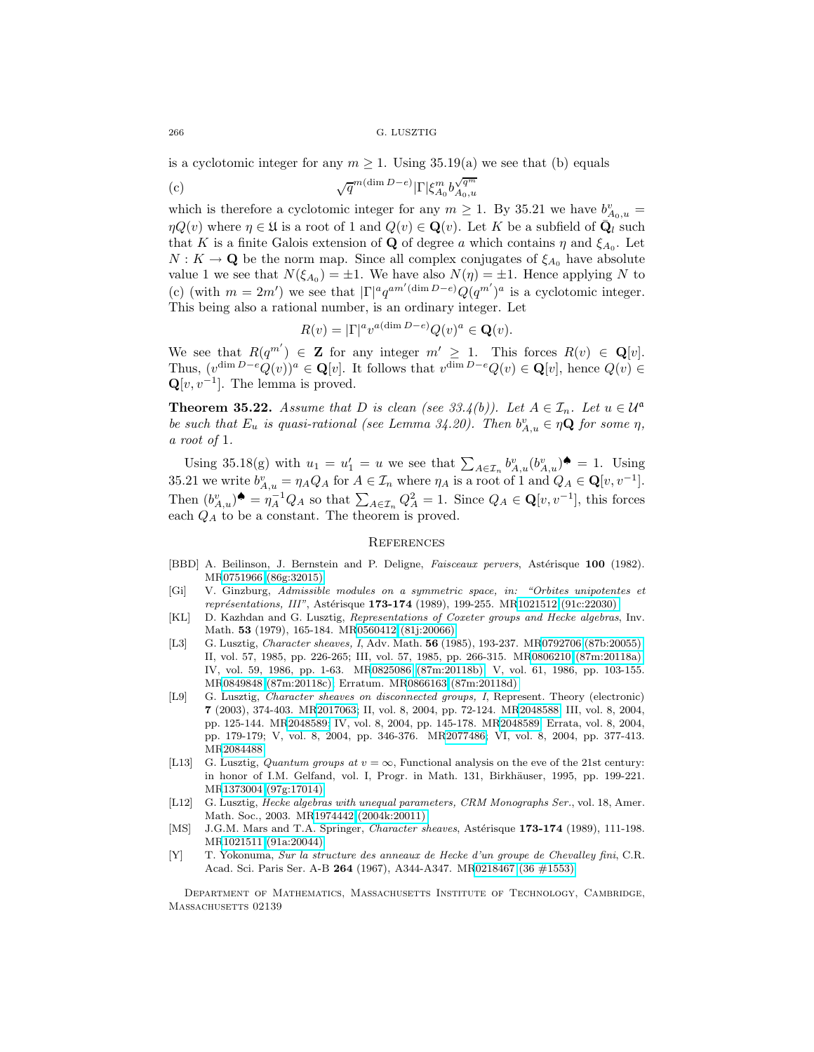is a cyclotomic integer for any $m \geq 1$. Using 35.19(a) we see that (b) equals

$$\text{(c)} \qquad \sqrt{q}^{m(\dim D - e)} |\Gamma| \xi_{A_0}^m b_{A_0,u}^{\sqrt{q^m}}$$

which is therefore a cyclotomic integer for any $m \geq 1$. By 35.21 we have $b^v_{A_0,u} = \eta Q(v)$ where $\eta \in \mathfrak{U}$ is a root of 1 and $Q(v) \in \mathbf{Q}(v)$. Let $K$ be a subfield of $\bar{\mathbf{Q}}_l$ such that $K$ is a finite Galois extension of $\mathbf{Q}$ of degree $a$ which contains $\eta$ and $\xi_{A_0}$. Let $N : K \to \mathbf{Q}$ be the norm map. Since all complex conjugates of $\xi_{A_0}$ have absolute value 1 we see that $N(\xi_{A_0}) = \pm 1$. We have also $N(\eta) = \pm 1$. Hence applying $N$ to (c) (with $m = 2m'$) we see that $|\Gamma|^a q^{am'(\dim D - e)} Q(q^{m'})^a$ is a cyclotomic integer. This being also a rational number, is an ordinary integer. Let

$$R(v) = |\Gamma|^a v^{a(\dim D - e)} Q(v)^a \in \mathbf{Q}(v).$$

We see that $R(q^{m'}) \in \mathbf{Z}$ for any integer $m' \geq 1$. This forces $R(v) \in \mathbf{Q}[v]$. Thus, $(v^{\dim D - e} Q(v))^a \in \mathbf{Q}[v]$. It follows that $v^{\dim D - e} Q(v) \in \mathbf{Q}[v]$, hence $Q(v) \in \mathbf{Q}[v, v^{-1}]$. The lemma is proved.

**Theorem 35.22.** *Assume that $D$ is clean (see 33.4(b)). Let $A \in \mathcal{I}_n$. Let $u \in \mathcal{U}^{\mathfrak{a}}$ be such that $E_u$ is quasi-rational (see Lemma 34.20). Then $b^v_{A,u} \in \eta\mathbf{Q}$ for some $\eta$, a root of 1.*

Using 35.18(g) with $u_1 = u'_1 = u$ we see that $\sum_{A \in \mathcal{I}_n} b^v_{A,u} (b^v_{A,u})^{\spadesuit} = 1$. Using 35.21 we write $b^v_{A,u} = \eta_A Q_A$ for $A \in \mathcal{I}_n$ where $\eta_A$ is a root of 1 and $Q_A \in \mathbf{Q}[v, v^{-1}]$. Then $(b^v_{A,u})^{\spadesuit} = \eta_A^{-1} Q_A$ so that $\sum_{A \in \mathcal{I}_n} Q_A^2 = 1$. Since $Q_A \in \mathbf{Q}[v, v^{-1}]$, this forces each $Q_A$ to be a constant. The theorem is proved.

## References

[BBD] A. Beilinson, J. Bernstein and P. Deligne, *Faisceaux pervers*, Astérisque **100** (1982). MR0751966 (86g:32015)

[Gi] V. Ginzburg, *Admissible modules on a symmetric space, in: "Orbites unipotentes et représentations, III"*, Astérisque **173-174** (1989), 199-255. MR1021512 (91c:22030)

[KL] D. Kazhdan and G. Lusztig, *Representations of Coxeter groups and Hecke algebras*, Inv. Math. **53** (1979), 165-184. MR0560412 (81j:20066)

[L3] G. Lusztig, *Character sheaves, I*, Adv. Math. **56** (1985), 193-237. MR0792706 (87b:20055) II, vol. 57, 1985, pp. 226-265; III, vol. 57, 1985, pp. 266-315. MR0806210 (87m:20118a) IV, vol. 59, 1986, pp. 1-63. MR0825086 (87m:20118b) V, vol. 61, 1986, pp. 103-155. MR0849848 (87m:20118c) Erratum. MR0866163 (87m:20118d)

[L9] G. Lusztig, *Character sheaves on disconnected groups, I*, Represent. Theory (electronic) **7** (2003), 374-403. MR2017063; II, vol. 8, 2004, pp. 72-124. MR2048588; III, vol. 8, 2004, pp. 125-144. MR2048589; IV, vol. 8, 2004, pp. 145-178. MR2048589; Errata, vol. 8, 2004, pp. 179-179; V, vol. 8, 2004, pp. 346-376. MR2077486; VI, vol. 8, 2004, pp. 377-413. MR2084488

[L13] G. Lusztig, *Quantum groups at $v = \infty$*, Functional analysis on the eve of the 21st century: in honor of I.M. Gelfand, vol. I, Progr. in Math. 131, Birkhäuser, 1995, pp. 199-221. MR1373004 (97g:17014)

[L12] G. Lusztig, *Hecke algebras with unequal parameters, CRM Monographs Ser.*, vol. 18, Amer. Math. Soc., 2003. MR1974442 (2004k:20011)

[MS] J.G.M. Mars and T.A. Springer, *Character sheaves*, Astérisque **173-174** (1989), 111-198. MR1021511 (91a:20044)

[Y] T. Yokonuma, *Sur la structure des anneaux de Hecke d'un groupe de Chevalley fini*, C.R. Acad. Sci. Paris Ser. A-B **264** (1967), A344-A347. MR0218467 (36 #1553)

Department of Mathematics, Massachusetts Institute of Technology, Cambridge, Massachusetts 02139